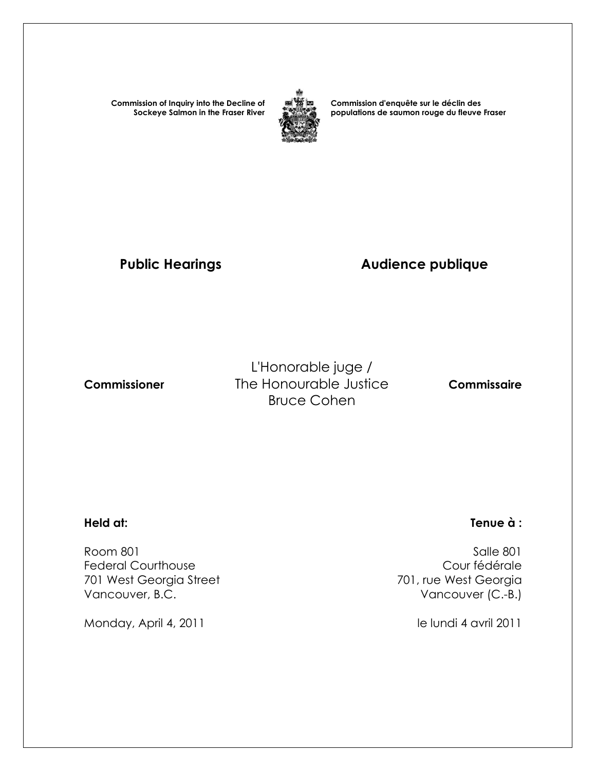**Commission of Inquiry into the Decline of Sockeye Salmon in the Fraser River**

**Commission d'enquête sur le déclin des populations de saumon rouge du fleuve Fraser**

## Public Hearings

## Audience publique

**Commissioner**

L'Honorable juge /
The Honourable Justice
Bruce Cohen

**Commissaire**

**Held at:**

Room 801
Federal Courthouse
701 West Georgia Street
Vancouver, B.C.

Monday, April 4, 2011

**Tenue à :**

Salle 801
Cour fédérale
701, rue West Georgia
Vancouver (C.-B.)

le lundi 4 avril 2011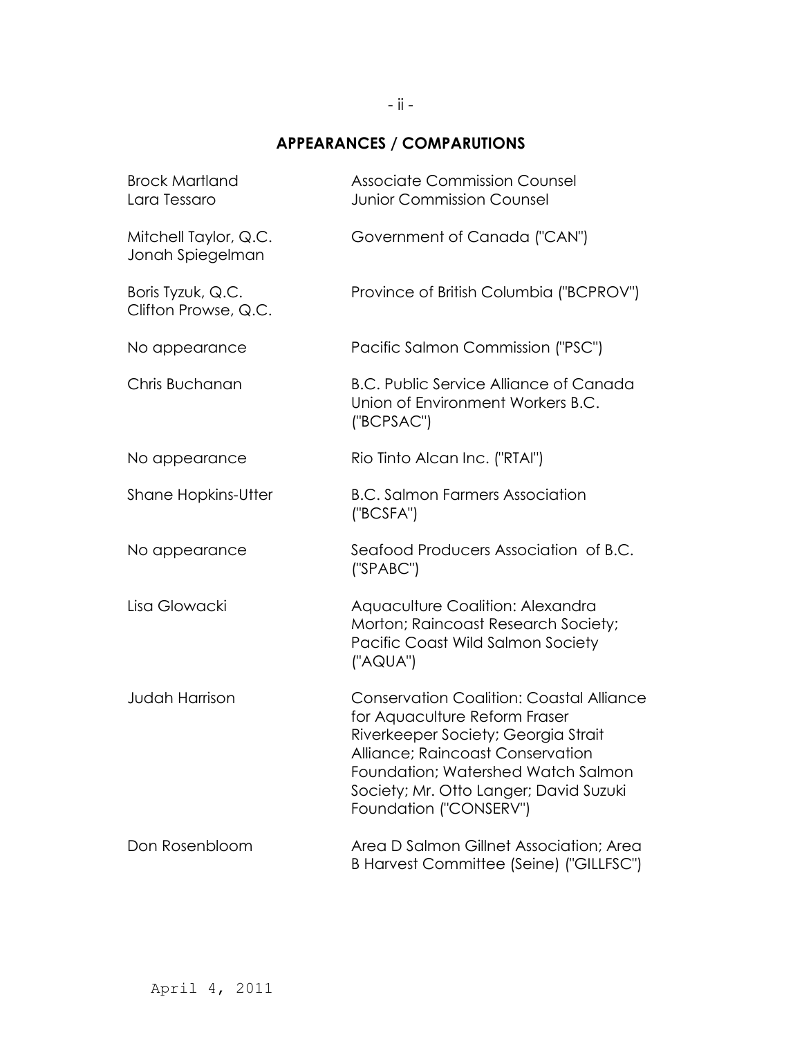## APPEARANCES / COMPARUTIONS

| | |
|---|---|
| Brock Martland<br>Lara Tessaro | Associate Commission Counsel<br>Junior Commission Counsel |
| Mitchell Taylor, Q.C.<br>Jonah Spiegelman | Government of Canada ("CAN") |
| Boris Tyzuk, Q.C.<br>Clifton Prowse, Q.C. | Province of British Columbia ("BCPROV") |
| No appearance | Pacific Salmon Commission ("PSC") |
| Chris Buchanan | B.C. Public Service Alliance of Canada Union of Environment Workers B.C. ("BCPSAC") |
| No appearance | Rio Tinto Alcan Inc. ("RTAI") |
| Shane Hopkins-Utter | B.C. Salmon Farmers Association ("BCSFA") |
| No appearance | Seafood Producers Association of B.C. ("SPABC") |
| Lisa Glowacki | Aquaculture Coalition: Alexandra Morton; Raincoast Research Society; Pacific Coast Wild Salmon Society ("AQUA") |
| Judah Harrison | Conservation Coalition: Coastal Alliance for Aquaculture Reform Fraser Riverkeeper Society; Georgia Strait Alliance; Raincoast Conservation Foundation; Watershed Watch Salmon Society; Mr. Otto Langer; David Suzuki Foundation ("CONSERV") |
| Don Rosenbloom | Area D Salmon Gillnet Association; Area B Harvest Committee (Seine) ("GILLFSC") |

April 4, 2011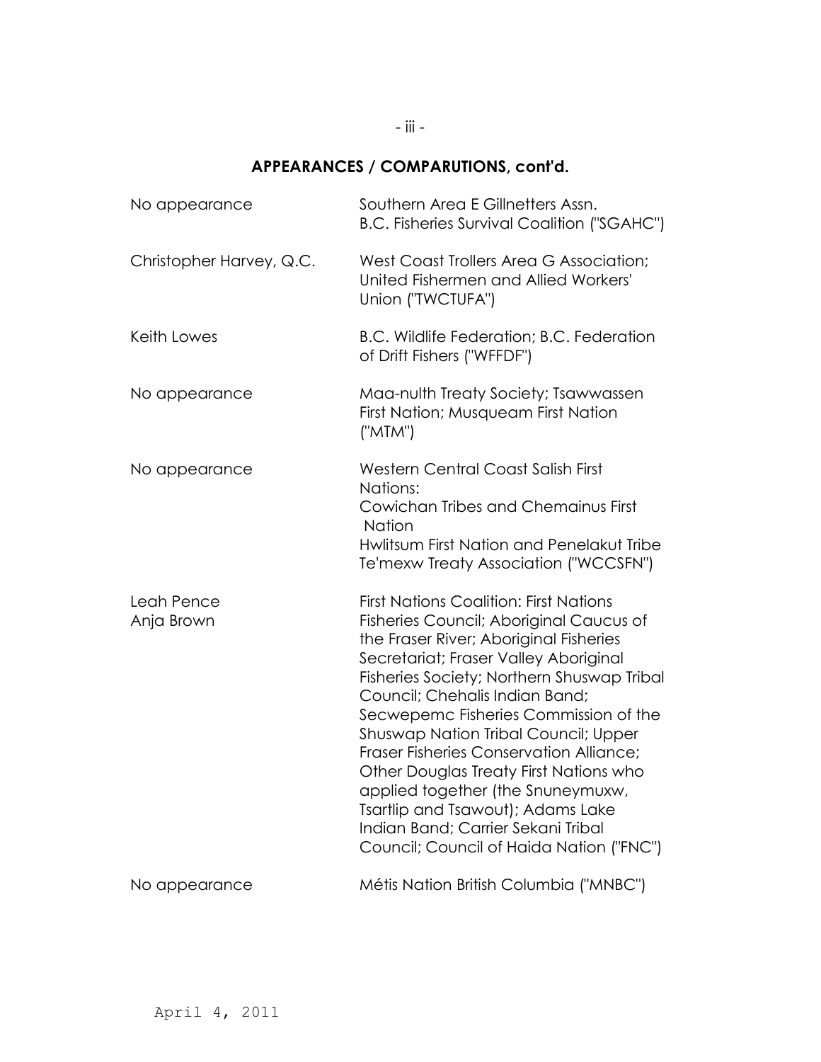## APPEARANCES / COMPARUTIONS, cont'd.

| | |
|---|---|
| No appearance | Southern Area E Gillnetters Assn. B.C. Fisheries Survival Coalition ("SGAHC") |
| Christopher Harvey, Q.C. | West Coast Trollers Area G Association; United Fishermen and Allied Workers' Union ("TWCTUFA") |
| Keith Lowes | B.C. Wildlife Federation; B.C. Federation of Drift Fishers ("WFFDF") |
| No appearance | Maa-nulth Treaty Society; Tsawwassen First Nation; Musqueam First Nation ("MTM") |
| No appearance | Western Central Coast Salish First Nations: Cowichan Tribes and Chemainus First Nation Hwlitsum First Nation and Penelakut Tribe Te'mexw Treaty Association ("WCCSFN") |
| Leah Pence Anja Brown | First Nations Coalition: First Nations Fisheries Council; Aboriginal Caucus of the Fraser River; Aboriginal Fisheries Secretariat; Fraser Valley Aboriginal Fisheries Society; Northern Shuswap Tribal Council; Chehalis Indian Band; Secwepemc Fisheries Commission of the Shuswap Nation Tribal Council; Upper Fraser Fisheries Conservation Alliance; Other Douglas Treaty First Nations who applied together (the Snuneymuxw, Tsartlip and Tsawout); Adams Lake Indian Band; Carrier Sekani Tribal Council; Council of Haida Nation ("FNC") |
| No appearance | Métis Nation British Columbia ("MNBC") |

April 4, 2011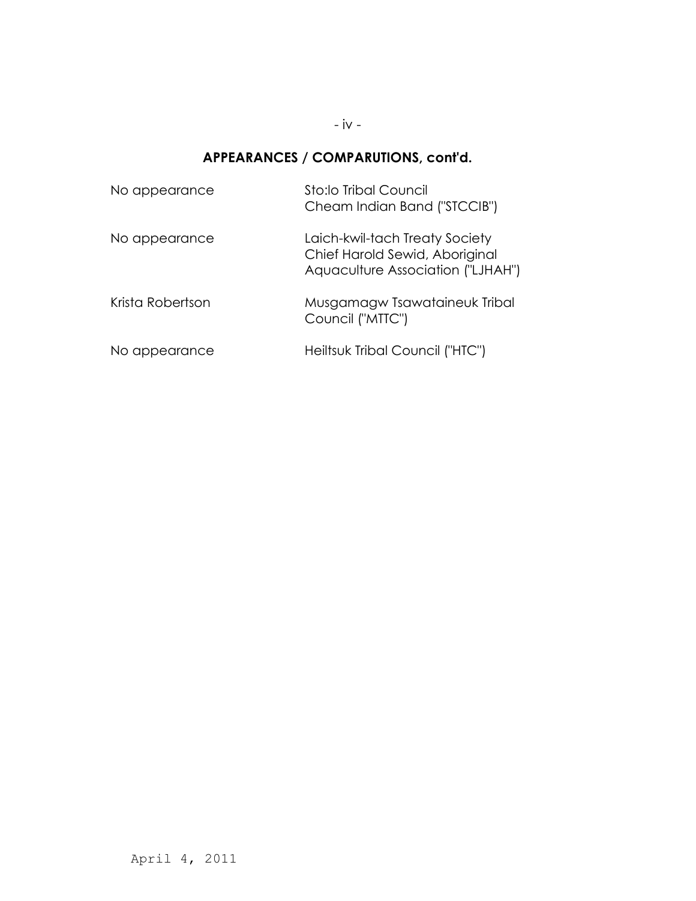## APPEARANCES / COMPARUTIONS, cont'd.

| | |
|---|---|
| No appearance | Sto:lo Tribal Council<br>Cheam Indian Band ("STCCIB") |
| No appearance | Laich-kwil-tach Treaty Society<br>Chief Harold Sewid, Aboriginal<br>Aquaculture Association ("LJHAH") |
| Krista Robertson | Musgamagw Tsawataineuk Tribal<br>Council ("MTTC") |
| No appearance | Heiltsuk Tribal Council ("HTC") |

April 4, 2011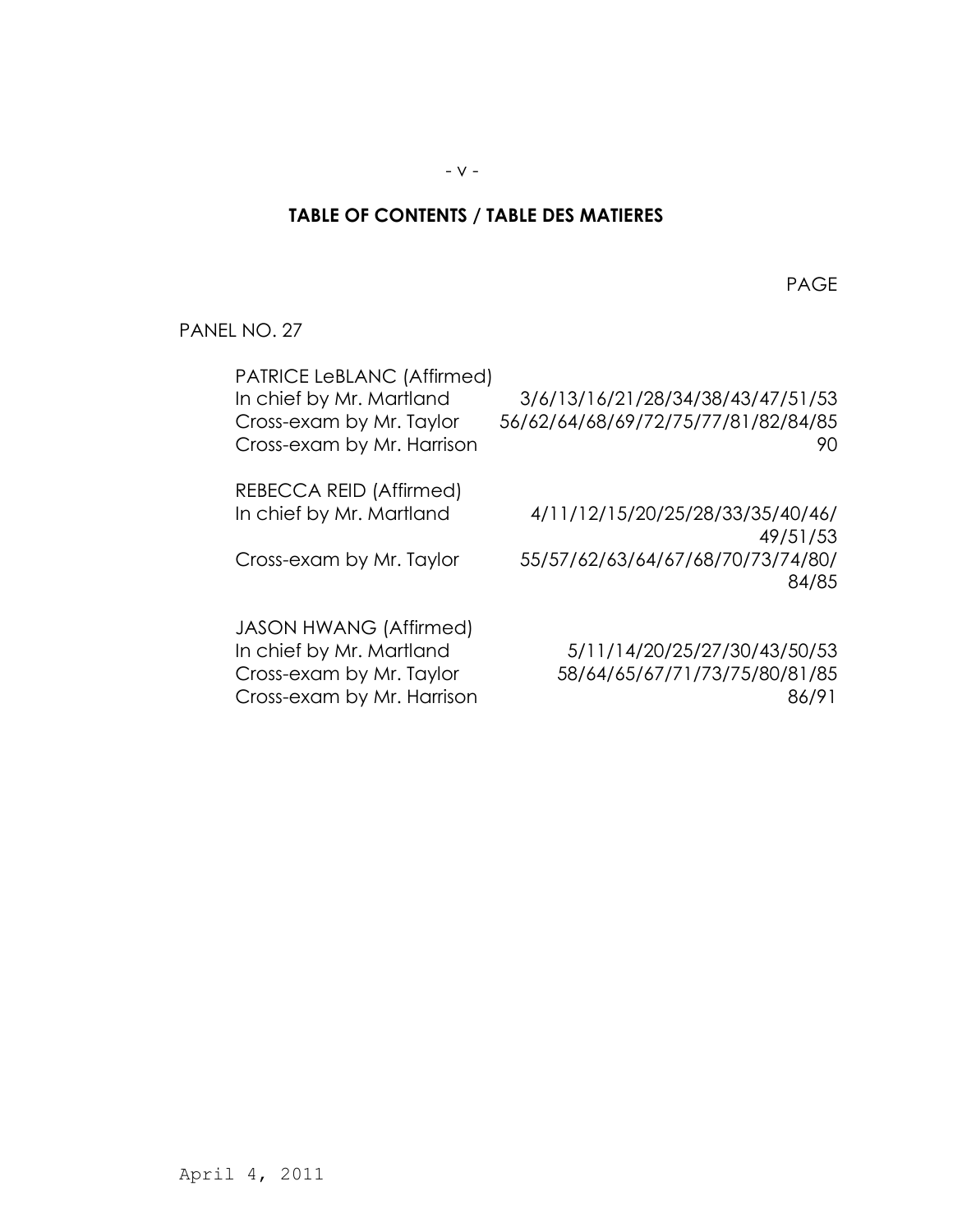## TABLE OF CONTENTS / TABLE DES MATIERES

| | PAGE |
|---|---|
| PANEL NO. 27 | |
| PATRICE LeBLANC (Affirmed) | |
| In chief by Mr. Martland | 3/6/13/16/21/28/34/38/43/47/51/53 |
| Cross-exam by Mr. Taylor | 56/62/64/68/69/72/75/77/81/82/84/85 |
| Cross-exam by Mr. Harrison | 90 |
| REBECCA REID (Affirmed) | |
| In chief by Mr. Martland | 4/11/12/15/20/25/28/33/35/40/46/49/51/53 |
| Cross-exam by Mr. Taylor | 55/57/62/63/64/67/68/70/73/74/80/84/85 |
| JASON HWANG (Affirmed) | |
| In chief by Mr. Martland | 5/11/14/20/25/27/30/43/50/53 |
| Cross-exam by Mr. Taylor | 58/64/65/67/71/73/75/80/81/85 |
| Cross-exam by Mr. Harrison | 86/91 |

April 4, 2011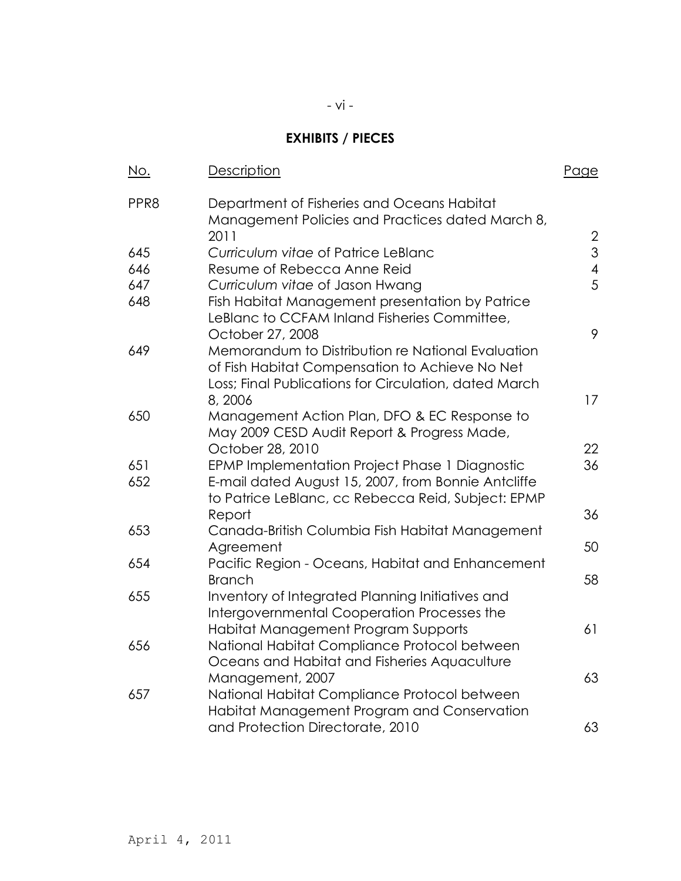## EXHIBITS / PIECES

| No. | Description | Page |
|---|---|---|
| PPR8 | Department of Fisheries and Oceans Habitat Management Policies and Practices dated March 8, 2011 | 2 |
| 645 | *Curriculum vitae* of Patrice LeBlanc | 3 |
| 646 | Resume of Rebecca Anne Reid | 4 |
| 647 | *Curriculum vitae* of Jason Hwang | 5 |
| 648 | Fish Habitat Management presentation by Patrice LeBlanc to CCFAM Inland Fisheries Committee, October 27, 2008 | 9 |
| 649 | Memorandum to Distribution re National Evaluation of Fish Habitat Compensation to Achieve No Net Loss; Final Publications for Circulation, dated March 8, 2006 | 17 |
| 650 | Management Action Plan, DFO & EC Response to May 2009 CESD Audit Report & Progress Made, October 28, 2010 | 22 |
| 651 | EPMP Implementation Project Phase 1 Diagnostic | 36 |
| 652 | E-mail dated August 15, 2007, from Bonnie Antcliffe to Patrice LeBlanc, cc Rebecca Reid, Subject: EPMP Report | 36 |
| 653 | Canada-British Columbia Fish Habitat Management Agreement | 50 |
| 654 | Pacific Region - Oceans, Habitat and Enhancement Branch | 58 |
| 655 | Inventory of Integrated Planning Initiatives and Intergovernmental Cooperation Processes the Habitat Management Program Supports | 61 |
| 656 | National Habitat Compliance Protocol between Oceans and Habitat and Fisheries Aquaculture Management, 2007 | 63 |
| 657 | National Habitat Compliance Protocol between Habitat Management Program and Conservation and Protection Directorate, 2010 | 63 |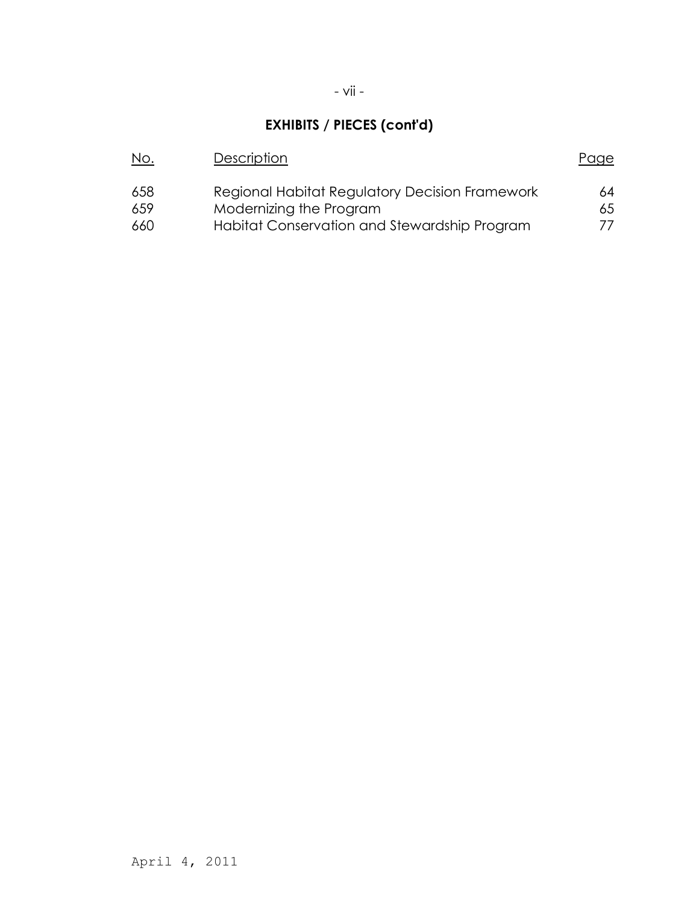## EXHIBITS / PIECES (cont'd)

| No. | Description | Page |
| --- | --- | --- |
| 658 | Regional Habitat Regulatory Decision Framework | 64 |
| 659 | Modernizing the Program | 65 |
| 660 | Habitat Conservation and Stewardship Program | 77 |

April 4, 2011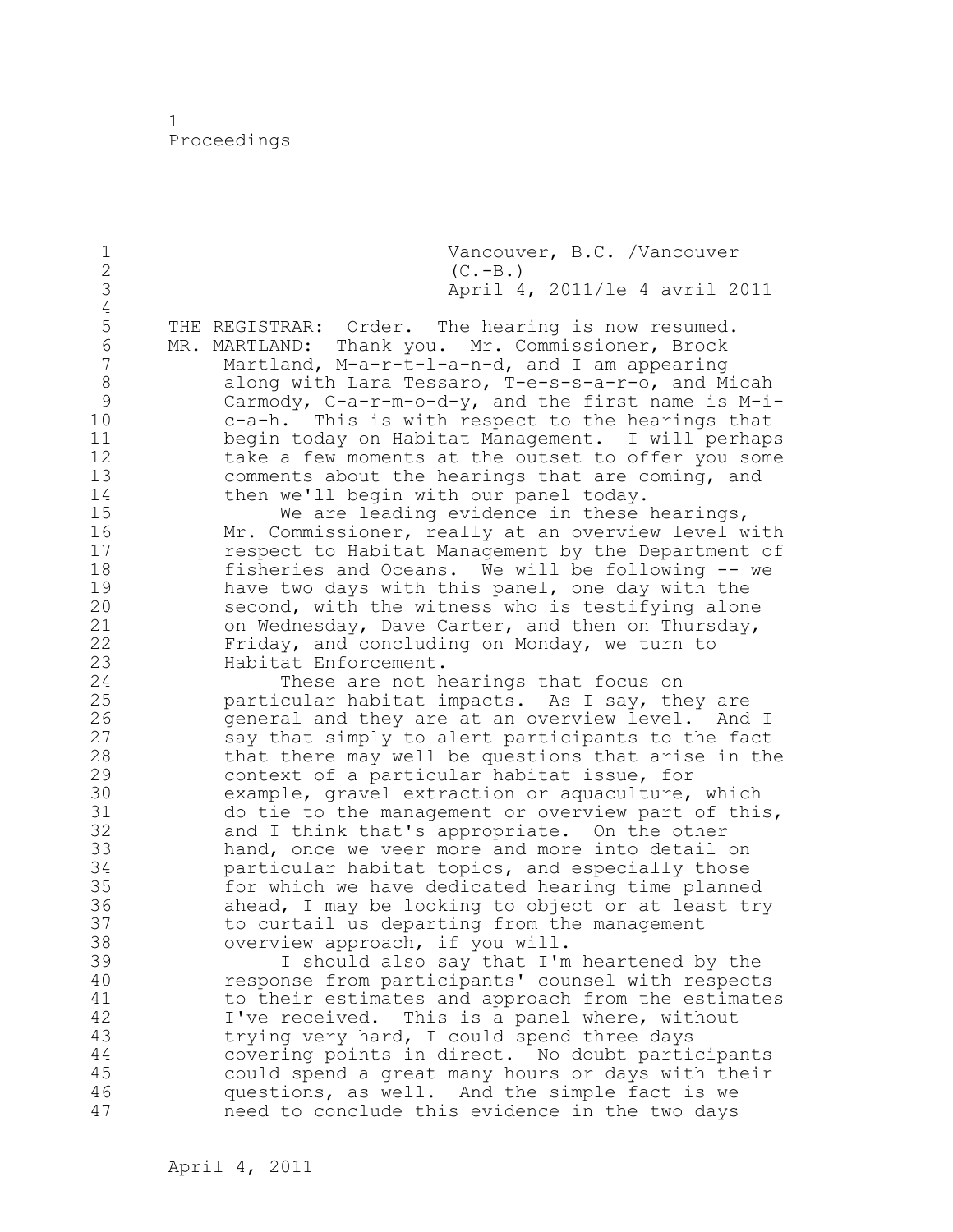Vancouver, B.C. /Vancouver (C.-B.)
April 4, 2011/le 4 avril 2011

THE REGISTRAR: Order. The hearing is now resumed.

MR. MARTLAND: Thank you. Mr. Commissioner, Brock Martland, M-a-r-t-l-a-n-d, and I am appearing along with Lara Tessaro, T-e-s-s-a-r-o, and Micah Carmody, C-a-r-m-o-d-y, and the first name is M-i-c-a-h. This is with respect to the hearings that begin today on Habitat Management. I will perhaps take a few moments at the outset to offer you some comments about the hearings that are coming, and then we'll begin with our panel today.

We are leading evidence in these hearings, Mr. Commissioner, really at an overview level with respect to Habitat Management by the Department of fisheries and Oceans. We will be following -- we have two days with this panel, one day with the second, with the witness who is testifying alone on Wednesday, Dave Carter, and then on Thursday, Friday, and concluding on Monday, we turn to Habitat Enforcement.

These are not hearings that focus on particular habitat impacts. As I say, they are general and they are at an overview level. And I say that simply to alert participants to the fact that there may well be questions that arise in the context of a particular habitat issue, for example, gravel extraction or aquaculture, which do tie to the management or overview part of this, and I think that's appropriate. On the other hand, once we veer more and more into detail on particular habitat topics, and especially those for which we have dedicated hearing time planned ahead, I may be looking to object or at least try to curtail us departing from the management overview approach, if you will.

I should also say that I'm heartened by the response from participants' counsel with respects to their estimates and approach from the estimates I've received. This is a panel where, without trying very hard, I could spend three days covering points in direct. No doubt participants could spend a great many hours or days with their questions, as well. And the simple fact is we need to conclude this evidence in the two days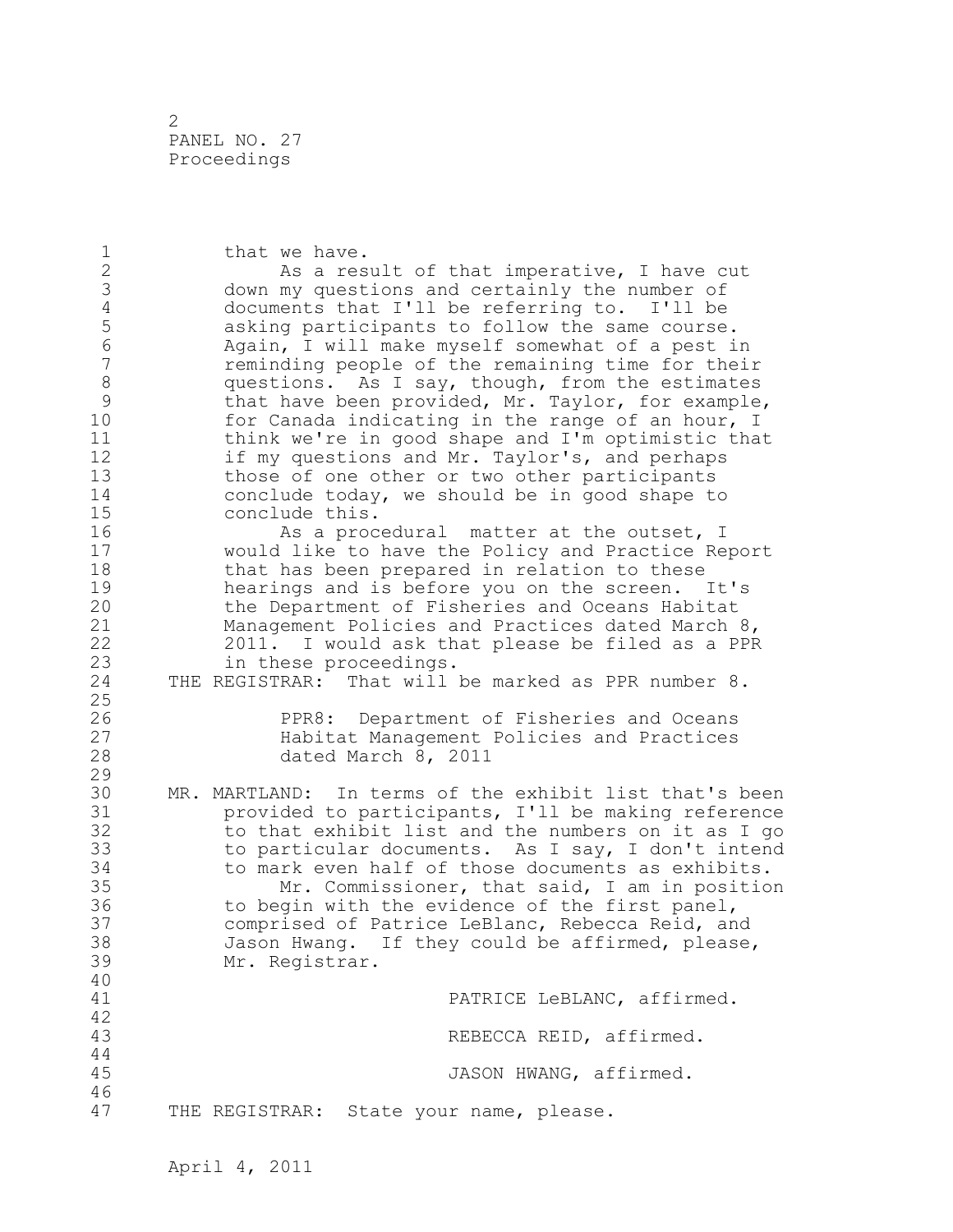that we have.

As a result of that imperative, I have cut down my questions and certainly the number of documents that I'll be referring to. I'll be asking participants to follow the same course. Again, I will make myself somewhat of a pest in reminding people of the remaining time for their questions. As I say, though, from the estimates that have been provided, Mr. Taylor, for example, for Canada indicating in the range of an hour, I think we're in good shape and I'm optimistic that if my questions and Mr. Taylor's, and perhaps those of one other or two other participants conclude today, we should be in good shape to conclude this.

As a procedural matter at the outset, I would like to have the Policy and Practice Report that has been prepared in relation to these hearings and is before you on the screen. It's the Department of Fisheries and Oceans Habitat Management Policies and Practices dated March 8, 2011. I would ask that please be filed as a PPR in these proceedings.

THE REGISTRAR: That will be marked as PPR number 8.

> PPR8: Department of Fisheries and Oceans Habitat Management Policies and Practices dated March 8, 2011

MR. MARTLAND: In terms of the exhibit list that's been provided to participants, I'll be making reference to that exhibit list and the numbers on it as I go to particular documents. As I say, I don't intend to mark even half of those documents as exhibits.

Mr. Commissioner, that said, I am in position to begin with the evidence of the first panel, comprised of Patrice LeBlanc, Rebecca Reid, and Jason Hwang. If they could be affirmed, please, Mr. Registrar.

PATRICE LeBLANC, affirmed.

REBECCA REID, affirmed.

JASON HWANG, affirmed.

THE REGISTRAR: State your name, please.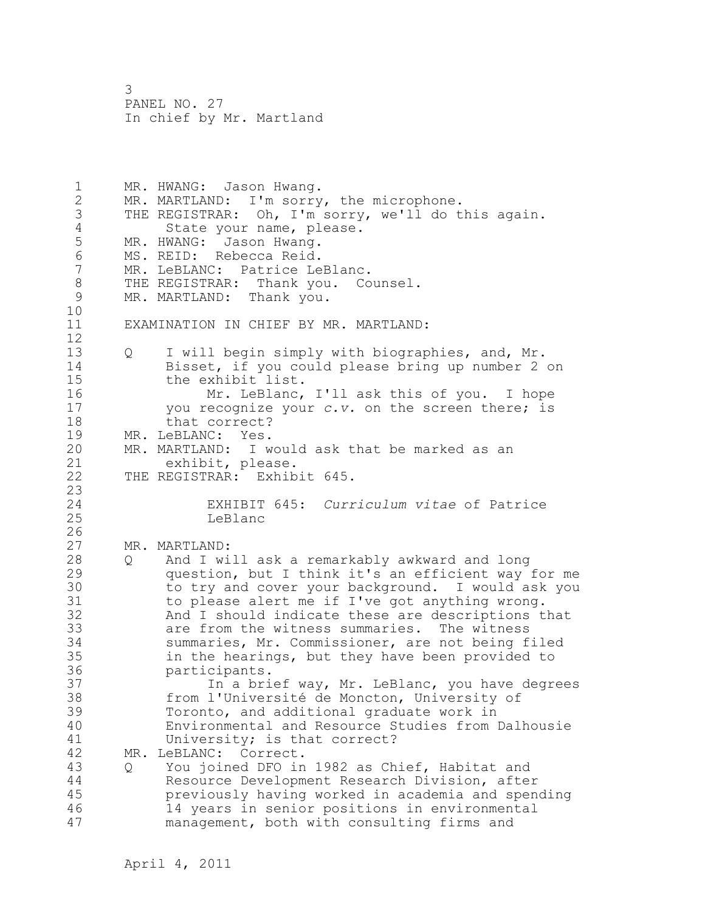MR. HWANG: Jason Hwang.
MR. MARTLAND: I'm sorry, the microphone.
THE REGISTRAR: Oh, I'm sorry, we'll do this again. State your name, please.
MR. HWANG: Jason Hwang.
MS. REID: Rebecca Reid.
MR. LeBLANC: Patrice LeBlanc.
THE REGISTRAR: Thank you. Counsel.
MR. MARTLAND: Thank you.

EXAMINATION IN CHIEF BY MR. MARTLAND:

Q I will begin simply with biographies, and, Mr. Bisset, if you could please bring up number 2 on the exhibit list.
Mr. LeBlanc, I'll ask this of you. I hope you recognize your *c.v.* on the screen there; is that correct?
MR. LeBLANC: Yes.
MR. MARTLAND: I would ask that be marked as an exhibit, please.
THE REGISTRAR: Exhibit 645.

EXHIBIT 645: *Curriculum vitae* of Patrice LeBlanc

MR. MARTLAND:
Q And I will ask a remarkably awkward and long question, but I think it's an efficient way for me to try and cover your background. I would ask you to please alert me if I've got anything wrong. And I should indicate these are descriptions that are from the witness summaries. The witness summaries, Mr. Commissioner, are not being filed in the hearings, but they have been provided to participants.
In a brief way, Mr. LeBlanc, you have degrees from l'Université de Moncton, University of Toronto, and additional graduate work in Environmental and Resource Studies from Dalhousie University; is that correct?
MR. LeBLANC: Correct.
Q You joined DFO in 1982 as Chief, Habitat and Resource Development Research Division, after previously having worked in academia and spending 14 years in senior positions in environmental management, both with consulting firms and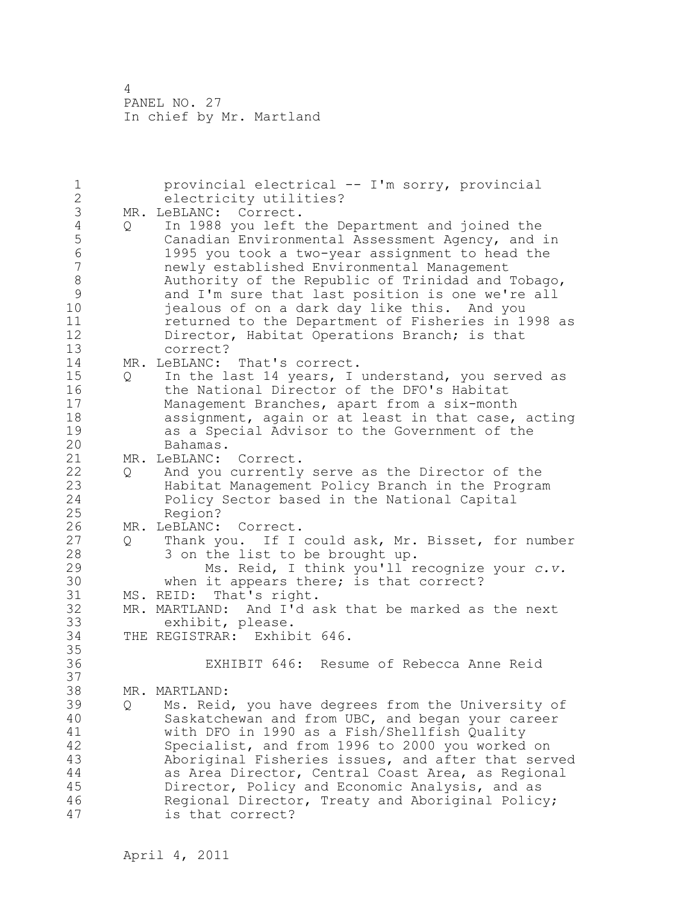provincial electrical -- I'm sorry, provincial electricity utilities?

MR. LeBLANC: Correct.

Q In 1988 you left the Department and joined the Canadian Environmental Assessment Agency, and in 1995 you took a two-year assignment to head the newly established Environmental Management Authority of the Republic of Trinidad and Tobago, and I'm sure that last position is one we're all jealous of on a dark day like this. And you returned to the Department of Fisheries in 1998 as Director, Habitat Operations Branch; is that correct?

MR. LeBLANC: That's correct.

Q In the last 14 years, I understand, you served as the National Director of the DFO's Habitat Management Branches, apart from a six-month assignment, again or at least in that case, acting as a Special Advisor to the Government of the Bahamas.

MR. LeBLANC: Correct.

Q And you currently serve as the Director of the Habitat Management Policy Branch in the Program Policy Sector based in the National Capital Region?

MR. LeBLANC: Correct.

Q Thank you. If I could ask, Mr. Bisset, for number 3 on the list to be brought up.

Ms. Reid, I think you'll recognize your *c.v.* when it appears there; is that correct?

MS. REID: That's right.

MR. MARTLAND: And I'd ask that be marked as the next exhibit, please.

THE REGISTRAR: Exhibit 646.

EXHIBIT 646: Resume of Rebecca Anne Reid

MR. MARTLAND:

Q Ms. Reid, you have degrees from the University of Saskatchewan and from UBC, and began your career with DFO in 1990 as a Fish/Shellfish Quality Specialist, and from 1996 to 2000 you worked on Aboriginal Fisheries issues, and after that served as Area Director, Central Coast Area, as Regional Director, Policy and Economic Analysis, and as Regional Director, Treaty and Aboriginal Policy; is that correct?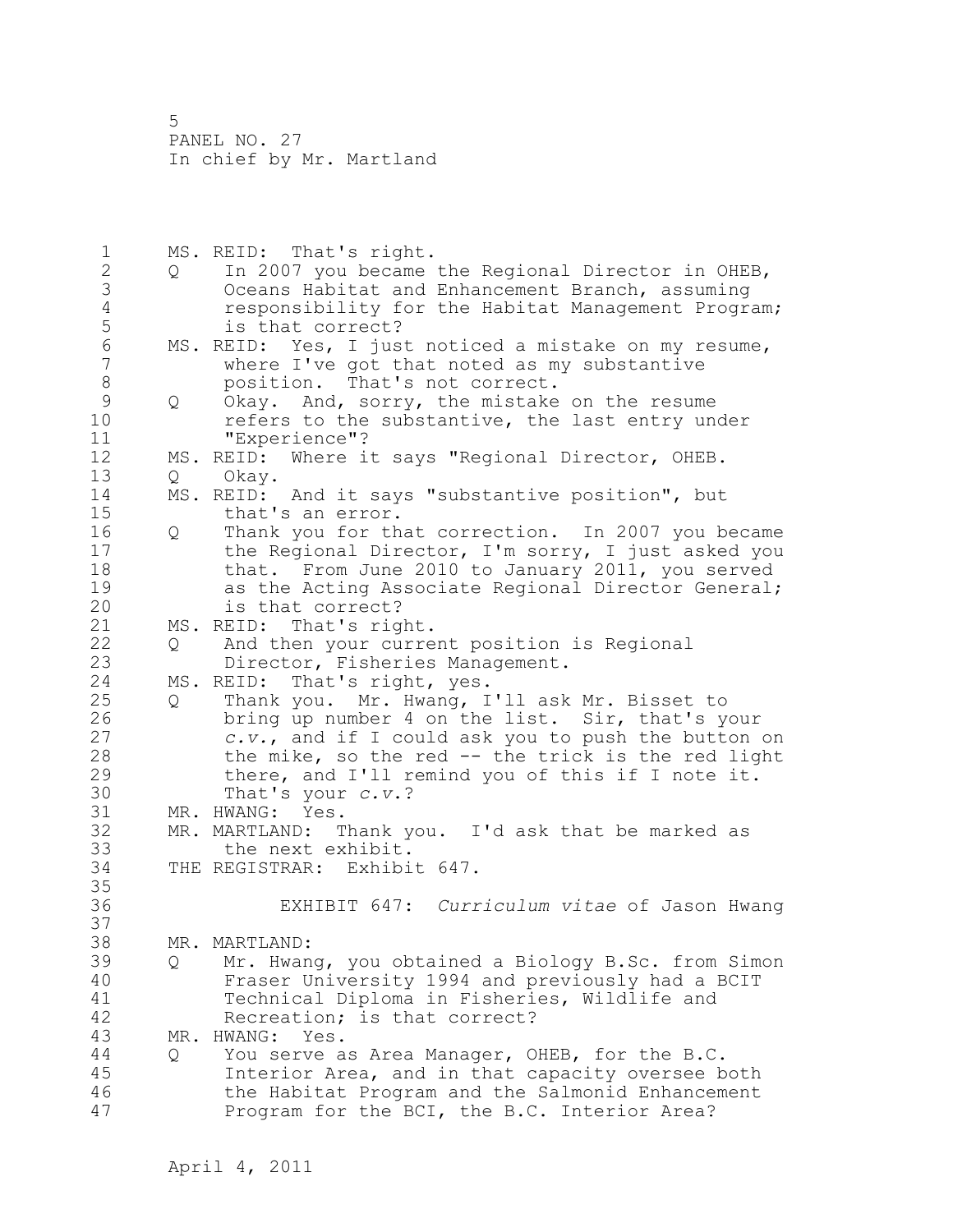MS. REID: That's right.

Q In 2007 you became the Regional Director in OHEB, Oceans Habitat and Enhancement Branch, assuming responsibility for the Habitat Management Program; is that correct?

MS. REID: Yes, I just noticed a mistake on my resume, where I've got that noted as my substantive position. That's not correct.

Q Okay. And, sorry, the mistake on the resume refers to the substantive, the last entry under "Experience"?

MS. REID: Where it says "Regional Director, OHEB.

Q Okay.

MS. REID: And it says "substantive position", but that's an error.

Q Thank you for that correction. In 2007 you became the Regional Director, I'm sorry, I just asked you that. From June 2010 to January 2011, you served as the Acting Associate Regional Director General; is that correct?

MS. REID: That's right.

Q And then your current position is Regional Director, Fisheries Management.

MS. REID: That's right, yes.

Q Thank you. Mr. Hwang, I'll ask Mr. Bisset to bring up number 4 on the list. Sir, that's your *c.v.*, and if I could ask you to push the button on the mike, so the red -- the trick is the red light there, and I'll remind you of this if I note it. That's your *c.v.*?

MR. HWANG: Yes.

MR. MARTLAND: Thank you. I'd ask that be marked as the next exhibit.

THE REGISTRAR: Exhibit 647.

EXHIBIT 647: *Curriculum vitae* of Jason Hwang

MR. MARTLAND:

Q Mr. Hwang, you obtained a Biology B.Sc. from Simon Fraser University 1994 and previously had a BCIT Technical Diploma in Fisheries, Wildlife and Recreation; is that correct?

MR. HWANG: Yes.

Q You serve as Area Manager, OHEB, for the B.C. Interior Area, and in that capacity oversee both the Habitat Program and the Salmonid Enhancement Program for the BCI, the B.C. Interior Area?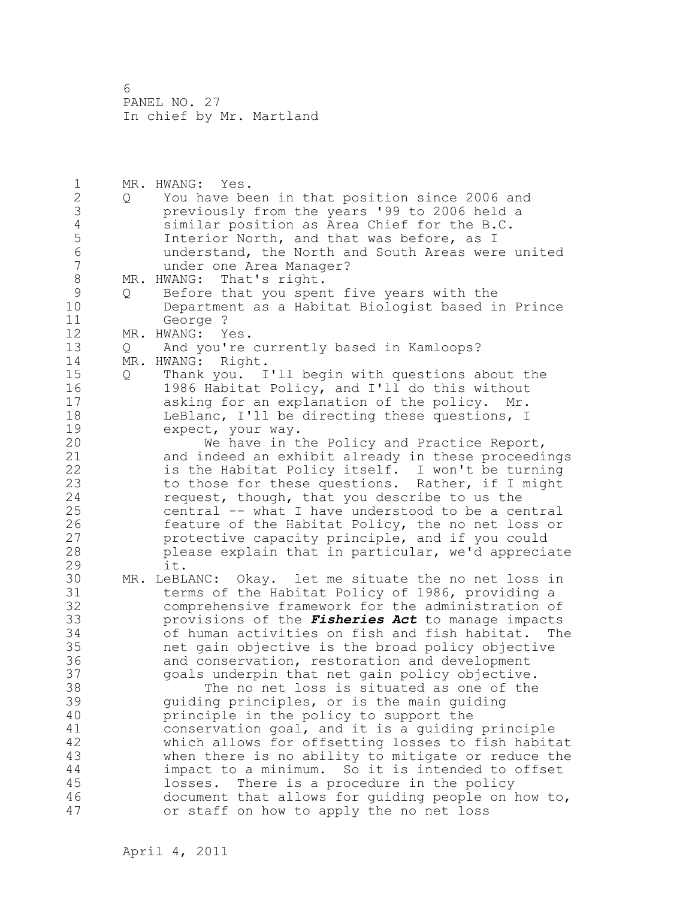MR. HWANG: Yes.

Q You have been in that position since 2006 and previously from the years '99 to 2006 held a similar position as Area Chief for the B.C. Interior North, and that was before, as I understand, the North and South Areas were united under one Area Manager?

MR. HWANG: That's right.

Q Before that you spent five years with the Department as a Habitat Biologist based in Prince George ?

MR. HWANG: Yes.

Q And you're currently based in Kamloops?

MR. HWANG: Right.

Q Thank you. I'll begin with questions about the 1986 Habitat Policy, and I'll do this without asking for an explanation of the policy. Mr. LeBlanc, I'll be directing these questions, I expect, your way.

We have in the Policy and Practice Report, and indeed an exhibit already in these proceedings is the Habitat Policy itself. I won't be turning to those for these questions. Rather, if I might request, though, that you describe to us the central -- what I have understood to be a central feature of the Habitat Policy, the no net loss or protective capacity principle, and if you could please explain that in particular, we'd appreciate it.

MR. LeBLANC: Okay. let me situate the no net loss in terms of the Habitat Policy of 1986, providing a comprehensive framework for the administration of provisions of the ***Fisheries Act*** to manage impacts of human activities on fish and fish habitat. The net gain objective is the broad policy objective and conservation, restoration and development goals underpin that net gain policy objective.

The no net loss is situated as one of the guiding principles, or is the main guiding principle in the policy to support the conservation goal, and it is a guiding principle which allows for offsetting losses to fish habitat when there is no ability to mitigate or reduce the impact to a minimum. So it is intended to offset losses. There is a procedure in the policy document that allows for guiding people on how to, or staff on how to apply the no net loss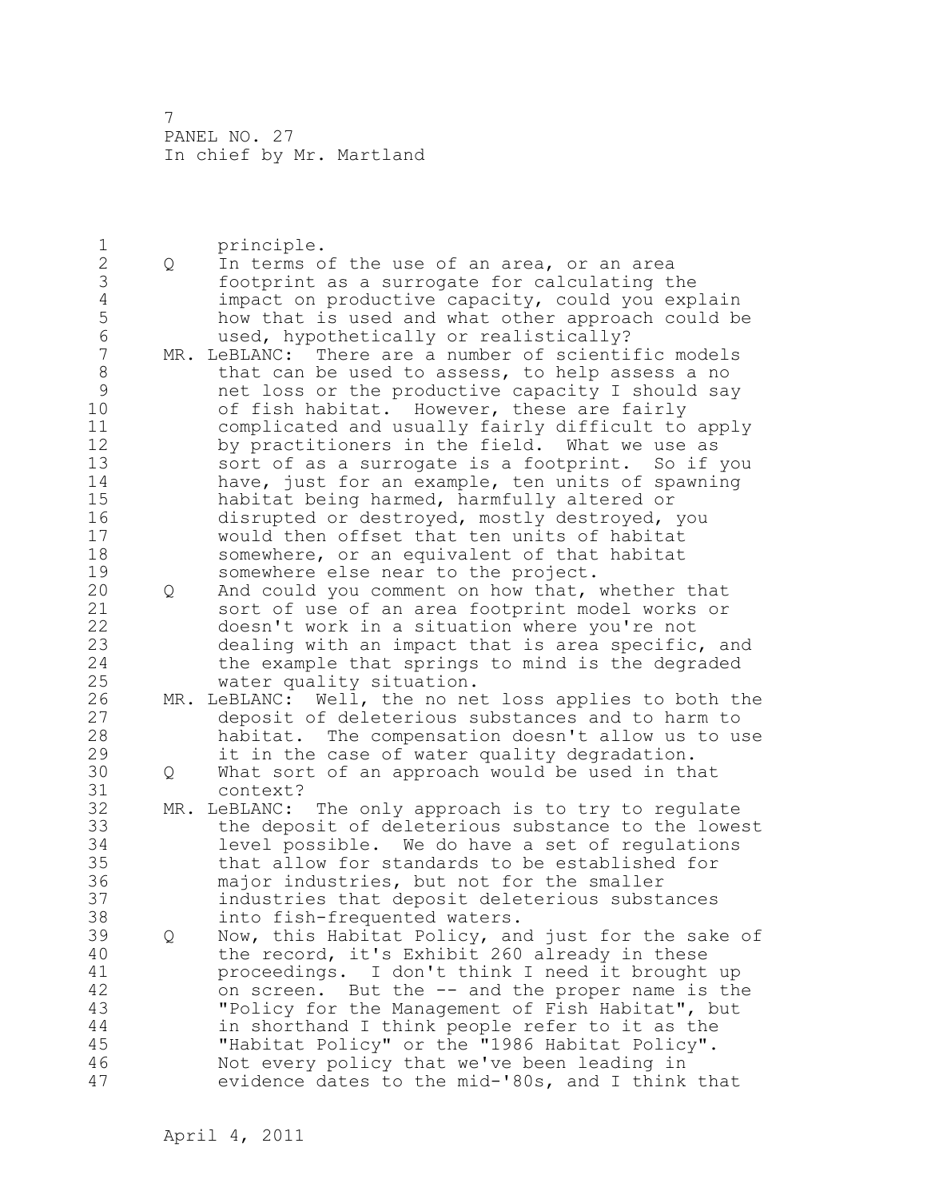principle.

Q In terms of the use of an area, or an area footprint as a surrogate for calculating the impact on productive capacity, could you explain how that is used and what other approach could be used, hypothetically or realistically?

MR. LeBLANC: There are a number of scientific models that can be used to assess, to help assess a no net loss or the productive capacity I should say of fish habitat. However, these are fairly complicated and usually fairly difficult to apply by practitioners in the field. What we use as sort of as a surrogate is a footprint. So if you have, just for an example, ten units of spawning habitat being harmed, harmfully altered or disrupted or destroyed, mostly destroyed, you would then offset that ten units of habitat somewhere, or an equivalent of that habitat somewhere else near to the project.

Q And could you comment on how that, whether that sort of use of an area footprint model works or doesn't work in a situation where you're not dealing with an impact that is area specific, and the example that springs to mind is the degraded water quality situation.

MR. LeBLANC: Well, the no net loss applies to both the deposit of deleterious substances and to harm to habitat. The compensation doesn't allow us to use it in the case of water quality degradation.

Q What sort of an approach would be used in that context?

MR. LeBLANC: The only approach is to try to regulate the deposit of deleterious substance to the lowest level possible. We do have a set of regulations that allow for standards to be established for major industries, but not for the smaller industries that deposit deleterious substances into fish-frequented waters.

Q Now, this Habitat Policy, and just for the sake of the record, it's Exhibit 260 already in these proceedings. I don't think I need it brought up on screen. But the -- and the proper name is the "Policy for the Management of Fish Habitat", but in shorthand I think people refer to it as the "Habitat Policy" or the "1986 Habitat Policy". Not every policy that we've been leading in evidence dates to the mid-'80s, and I think that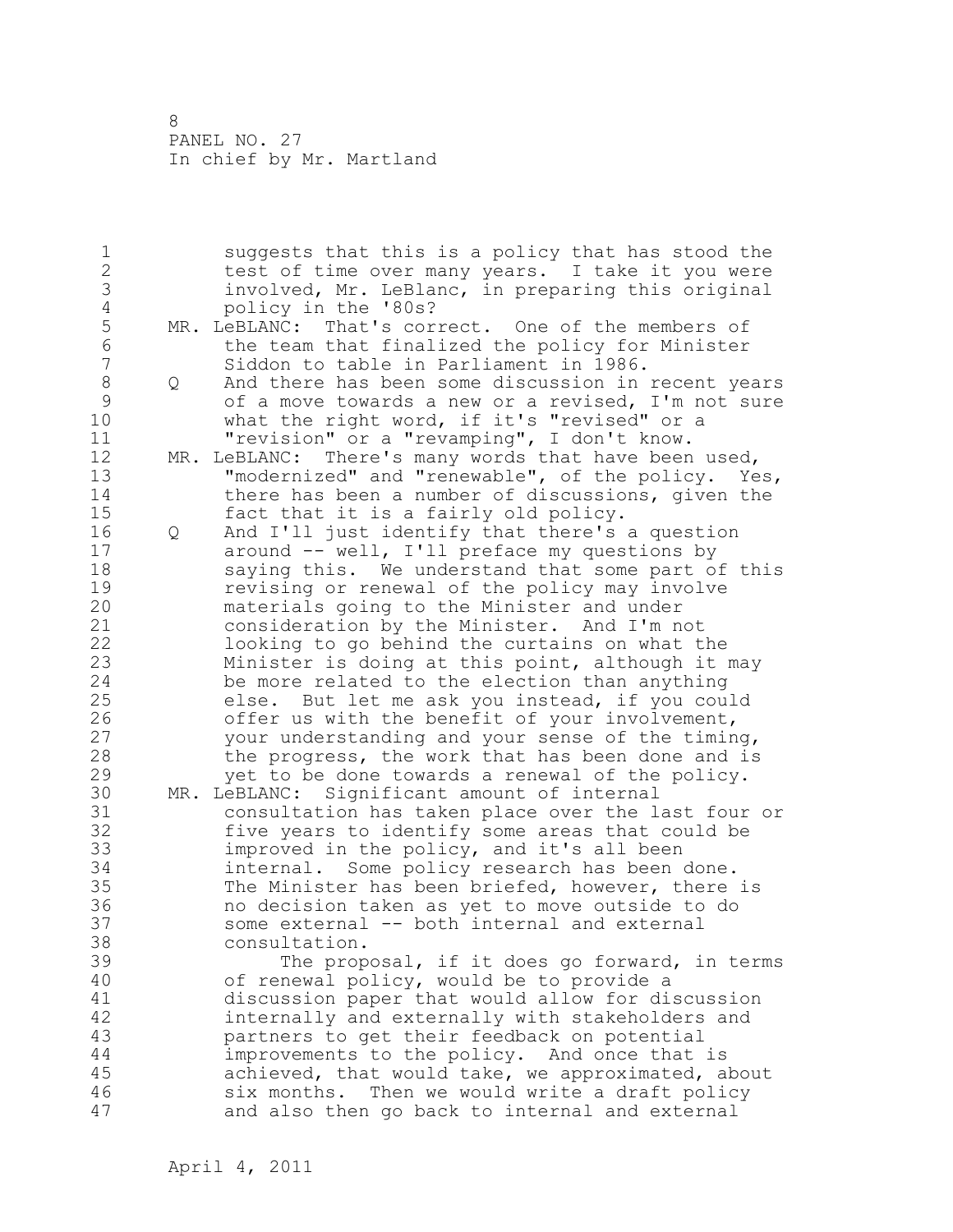suggests that this is a policy that has stood the test of time over many years. I take it you were involved, Mr. LeBlanc, in preparing this original policy in the '80s?

MR. LeBLANC: That's correct. One of the members of the team that finalized the policy for Minister Siddon to table in Parliament in 1986.

Q And there has been some discussion in recent years of a move towards a new or a revised, I'm not sure what the right word, if it's "revised" or a "revision" or a "revamping", I don't know.

MR. LeBLANC: There's many words that have been used, "modernized" and "renewable", of the policy. Yes, there has been a number of discussions, given the fact that it is a fairly old policy.

Q And I'll just identify that there's a question around -- well, I'll preface my questions by saying this. We understand that some part of this revising or renewal of the policy may involve materials going to the Minister and under consideration by the Minister. And I'm not looking to go behind the curtains on what the Minister is doing at this point, although it may be more related to the election than anything else. But let me ask you instead, if you could offer us with the benefit of your involvement, your understanding and your sense of the timing, the progress, the work that has been done and is yet to be done towards a renewal of the policy.

MR. LeBLANC: Significant amount of internal consultation has taken place over the last four or five years to identify some areas that could be improved in the policy, and it's all been internal. Some policy research has been done. The Minister has been briefed, however, there is no decision taken as yet to move outside to do some external -- both internal and external consultation.

The proposal, if it does go forward, in terms of renewal policy, would be to provide a discussion paper that would allow for discussion internally and externally with stakeholders and partners to get their feedback on potential improvements to the policy. And once that is achieved, that would take, we approximated, about six months. Then we would write a draft policy and also then go back to internal and external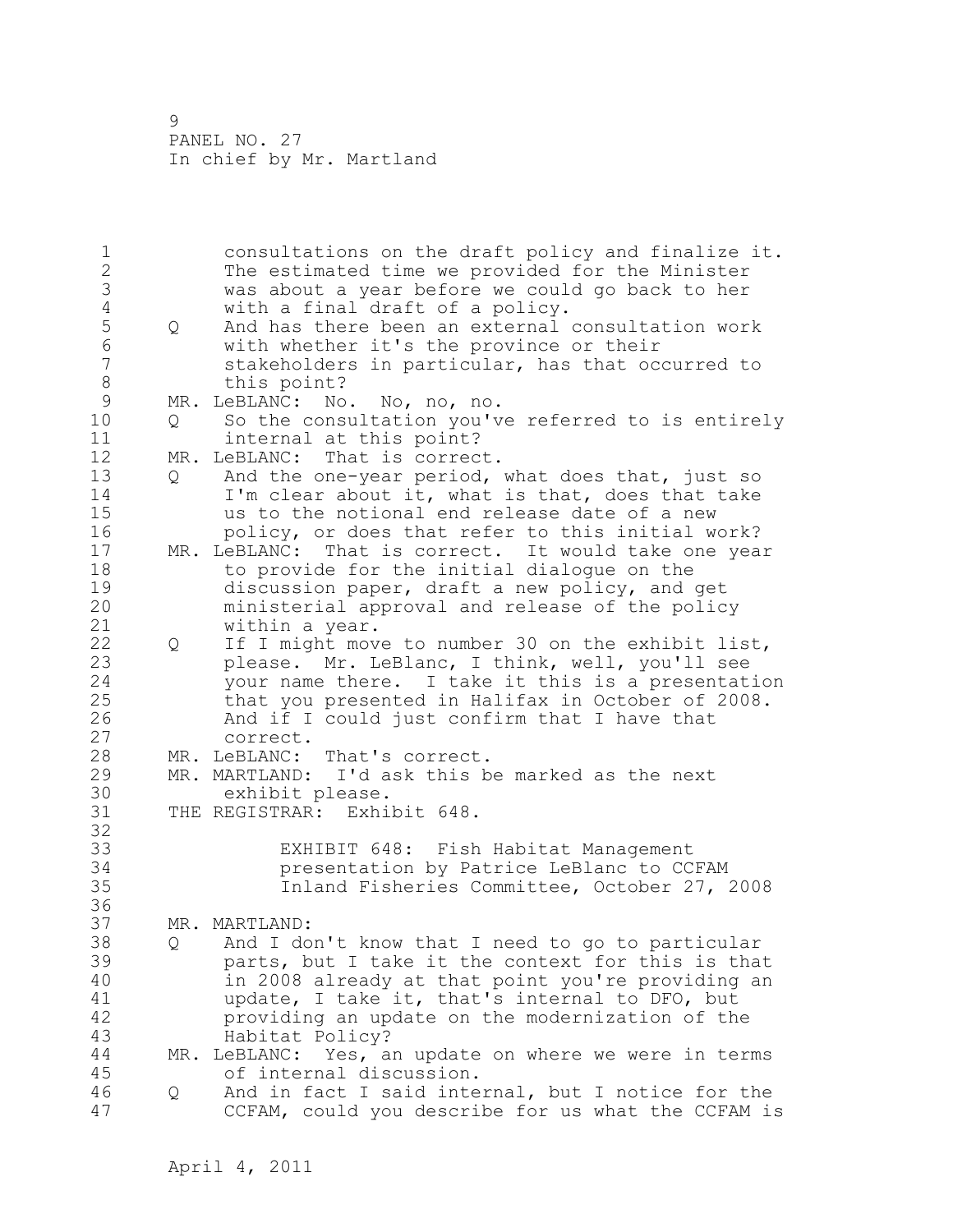consultations on the draft policy and finalize it. The estimated time we provided for the Minister was about a year before we could go back to her with a final draft of a policy.

Q And has there been an external consultation work with whether it's the province or their stakeholders in particular, has that occurred to this point?

MR. LeBLANC: No. No, no, no.

Q So the consultation you've referred to is entirely internal at this point?

MR. LeBLANC: That is correct.

Q And the one-year period, what does that, just so I'm clear about it, what is that, does that take us to the notional end release date of a new policy, or does that refer to this initial work?

MR. LeBLANC: That is correct. It would take one year to provide for the initial dialogue on the discussion paper, draft a new policy, and get ministerial approval and release of the policy within a year.

Q If I might move to number 30 on the exhibit list, please. Mr. LeBlanc, I think, well, you'll see your name there. I take it this is a presentation that you presented in Halifax in October of 2008. And if I could just confirm that I have that correct.

MR. LeBLANC: That's correct.

MR. MARTLAND: I'd ask this be marked as the next exhibit please.

THE REGISTRAR: Exhibit 648.

EXHIBIT 648: Fish Habitat Management presentation by Patrice LeBlanc to CCFAM Inland Fisheries Committee, October 27, 2008

MR. MARTLAND:

Q And I don't know that I need to go to particular parts, but I take it the context for this is that in 2008 already at that point you're providing an update, I take it, that's internal to DFO, but providing an update on the modernization of the Habitat Policy?

MR. LeBLANC: Yes, an update on where we were in terms of internal discussion.

Q And in fact I said internal, but I notice for the CCFAM, could you describe for us what the CCFAM is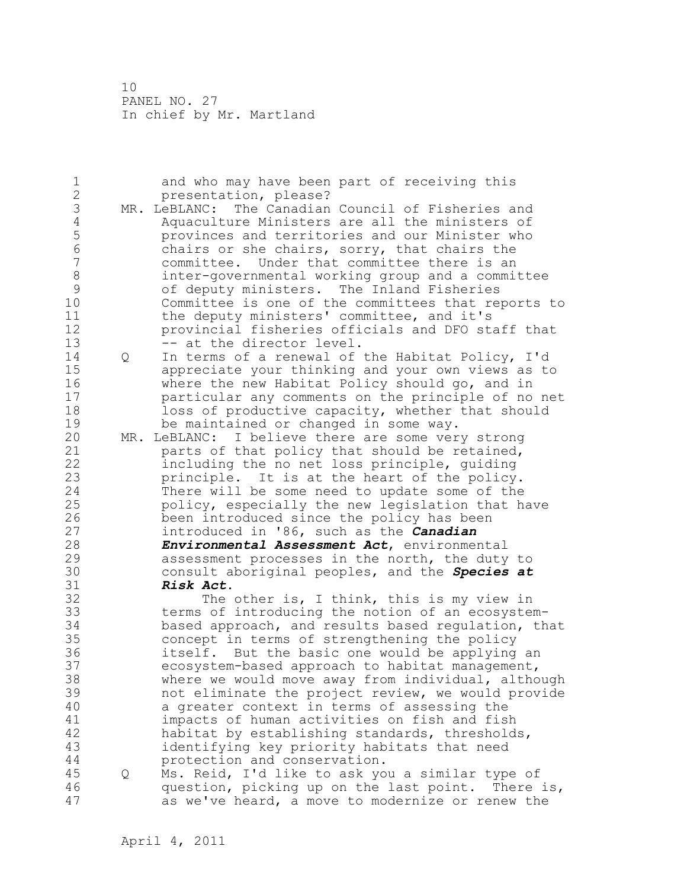and who may have been part of receiving this presentation, please?

MR. LeBLANC: The Canadian Council of Fisheries and Aquaculture Ministers are all the ministers of provinces and territories and our Minister who chairs or she chairs, sorry, that chairs the committee. Under that committee there is an inter-governmental working group and a committee of deputy ministers. The Inland Fisheries Committee is one of the committees that reports to the deputy ministers' committee, and it's provincial fisheries officials and DFO staff that -- at the director level.

Q In terms of a renewal of the Habitat Policy, I'd appreciate your thinking and your own views as to where the new Habitat Policy should go, and in particular any comments on the principle of no net loss of productive capacity, whether that should be maintained or changed in some way.

MR. LeBLANC: I believe there are some very strong parts of that policy that should be retained, including the no net loss principle, guiding principle. It is at the heart of the policy. There will be some need to update some of the policy, especially the new legislation that have been introduced since the policy has been introduced in '86, such as the ***Canadian Environmental Assessment Act***, environmental assessment processes in the north, the duty to consult aboriginal peoples, and the ***Species at Risk Act***.

The other is, I think, this is my view in terms of introducing the notion of an ecosystem-based approach, and results based regulation, that concept in terms of strengthening the policy itself. But the basic one would be applying an ecosystem-based approach to habitat management, where we would move away from individual, although not eliminate the project review, we would provide a greater context in terms of assessing the impacts of human activities on fish and fish habitat by establishing standards, thresholds, identifying key priority habitats that need protection and conservation.

Q Ms. Reid, I'd like to ask you a similar type of question, picking up on the last point. There is, as we've heard, a move to modernize or renew the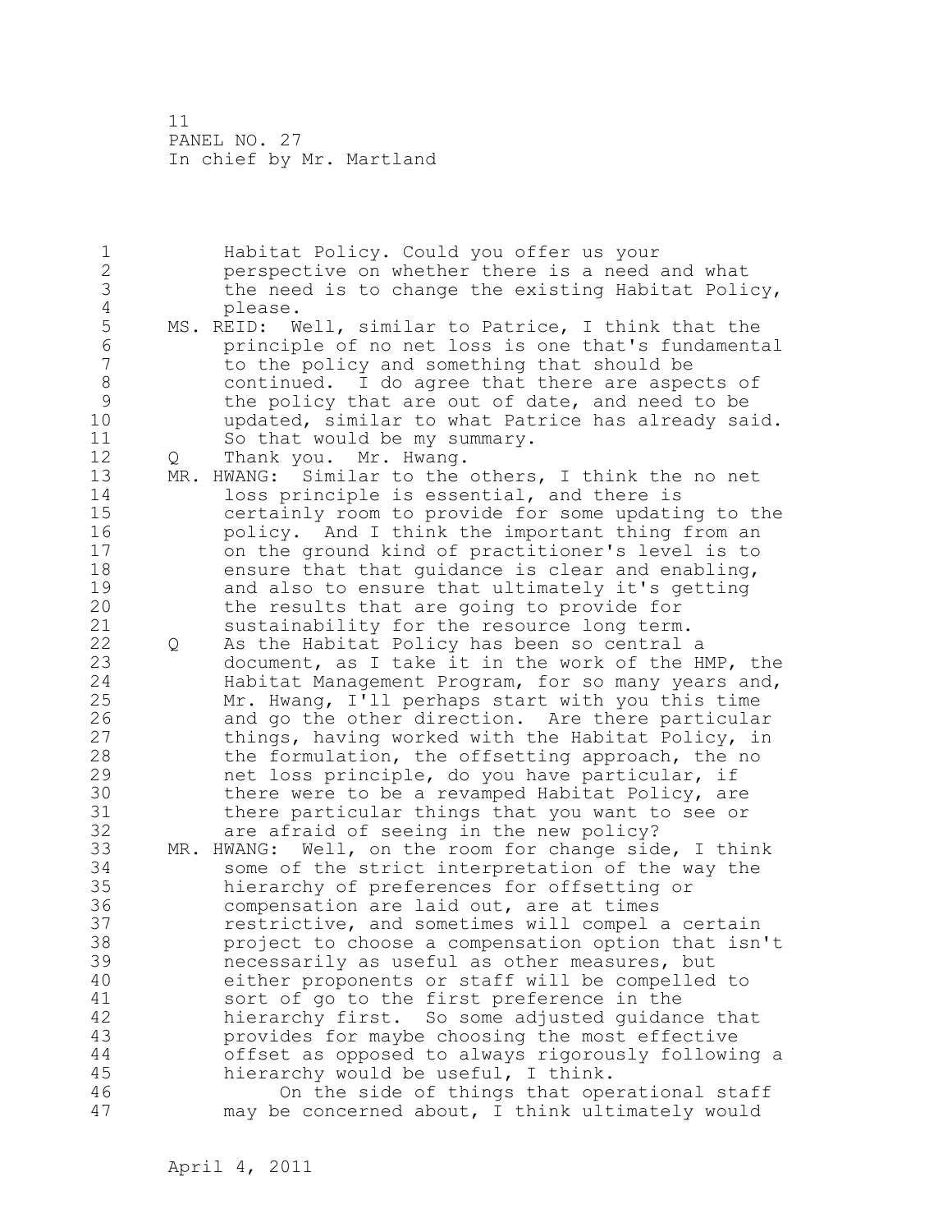Habitat Policy. Could you offer us your perspective on whether there is a need and what the need is to change the existing Habitat Policy, please.

MS. REID: Well, similar to Patrice, I think that the principle of no net loss is one that's fundamental to the policy and something that should be continued. I do agree that there are aspects of the policy that are out of date, and need to be updated, similar to what Patrice has already said. So that would be my summary.

Q Thank you. Mr. Hwang.

MR. HWANG: Similar to the others, I think the no net loss principle is essential, and there is certainly room to provide for some updating to the policy. And I think the important thing from an on the ground kind of practitioner's level is to ensure that that guidance is clear and enabling, and also to ensure that ultimately it's getting the results that are going to provide for sustainability for the resource long term.

Q As the Habitat Policy has been so central a document, as I take it in the work of the HMP, the Habitat Management Program, for so many years and, Mr. Hwang, I'll perhaps start with you this time and go the other direction. Are there particular things, having worked with the Habitat Policy, in the formulation, the offsetting approach, the no net loss principle, do you have particular, if there were to be a revamped Habitat Policy, are there particular things that you want to see or are afraid of seeing in the new policy?

MR. HWANG: Well, on the room for change side, I think some of the strict interpretation of the way the hierarchy of preferences for offsetting or compensation are laid out, are at times restrictive, and sometimes will compel a certain project to choose a compensation option that isn't necessarily as useful as other measures, but either proponents or staff will be compelled to sort of go to the first preference in the hierarchy first. So some adjusted guidance that provides for maybe choosing the most effective offset as opposed to always rigorously following a hierarchy would be useful, I think.

On the side of things that operational staff may be concerned about, I think ultimately would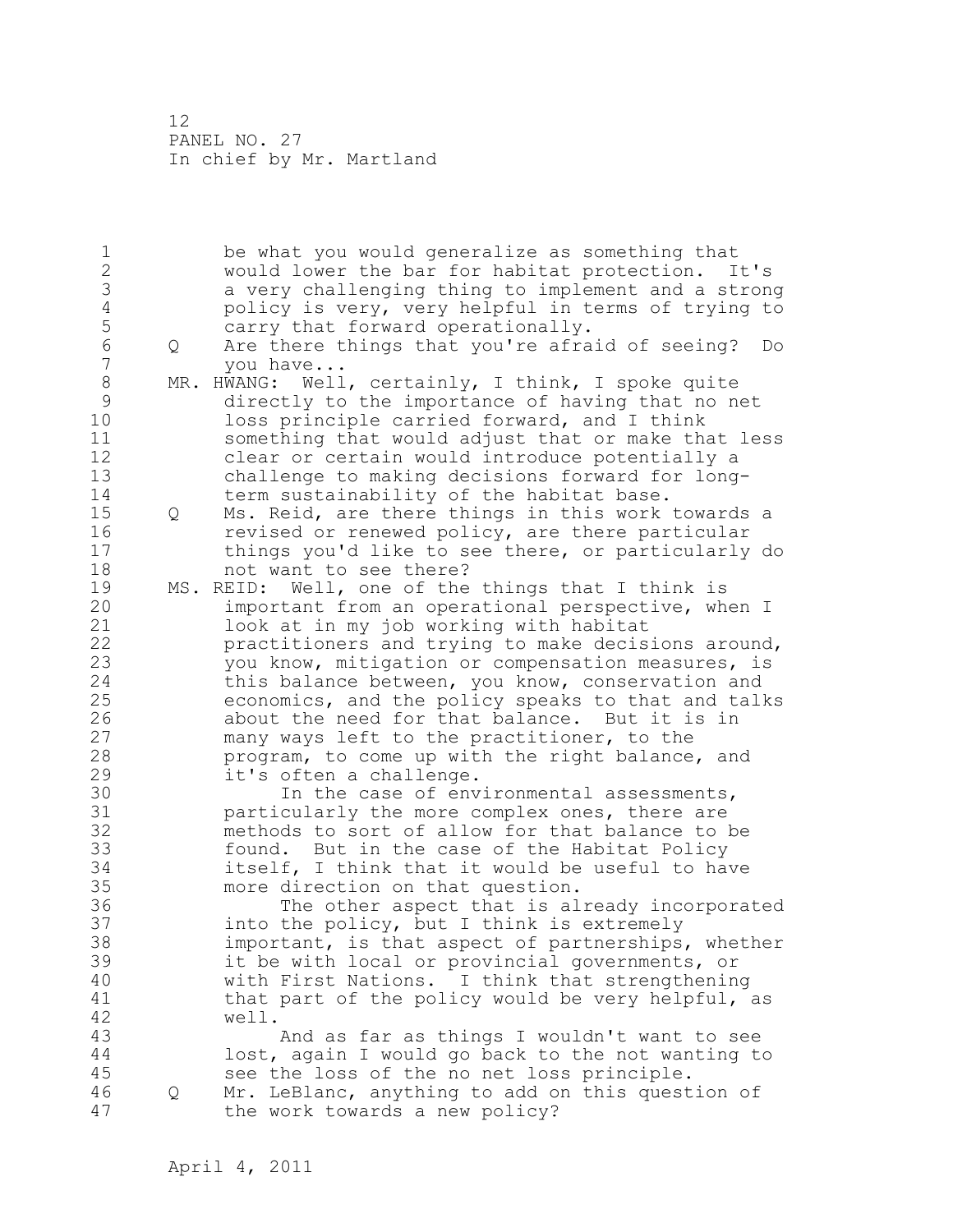be what you would generalize as something that would lower the bar for habitat protection. It's a very challenging thing to implement and a strong policy is very, very helpful in terms of trying to carry that forward operationally.

Q Are there things that you're afraid of seeing? Do you have...

MR. HWANG: Well, certainly, I think, I spoke quite directly to the importance of having that no net loss principle carried forward, and I think something that would adjust that or make that less clear or certain would introduce potentially a challenge to making decisions forward for long-term sustainability of the habitat base.

Q Ms. Reid, are there things in this work towards a revised or renewed policy, are there particular things you'd like to see there, or particularly do not want to see there?

MS. REID: Well, one of the things that I think is important from an operational perspective, when I look at in my job working with habitat practitioners and trying to make decisions around, you know, mitigation or compensation measures, is this balance between, you know, conservation and economics, and the policy speaks to that and talks about the need for that balance. But it is in many ways left to the practitioner, to the program, to come up with the right balance, and it's often a challenge.

In the case of environmental assessments, particularly the more complex ones, there are methods to sort of allow for that balance to be found. But in the case of the Habitat Policy itself, I think that it would be useful to have more direction on that question.

The other aspect that is already incorporated into the policy, but I think is extremely important, is that aspect of partnerships, whether it be with local or provincial governments, or with First Nations. I think that strengthening that part of the policy would be very helpful, as well.

And as far as things I wouldn't want to see lost, again I would go back to the not wanting to see the loss of the no net loss principle.

Q Mr. LeBlanc, anything to add on this question of the work towards a new policy?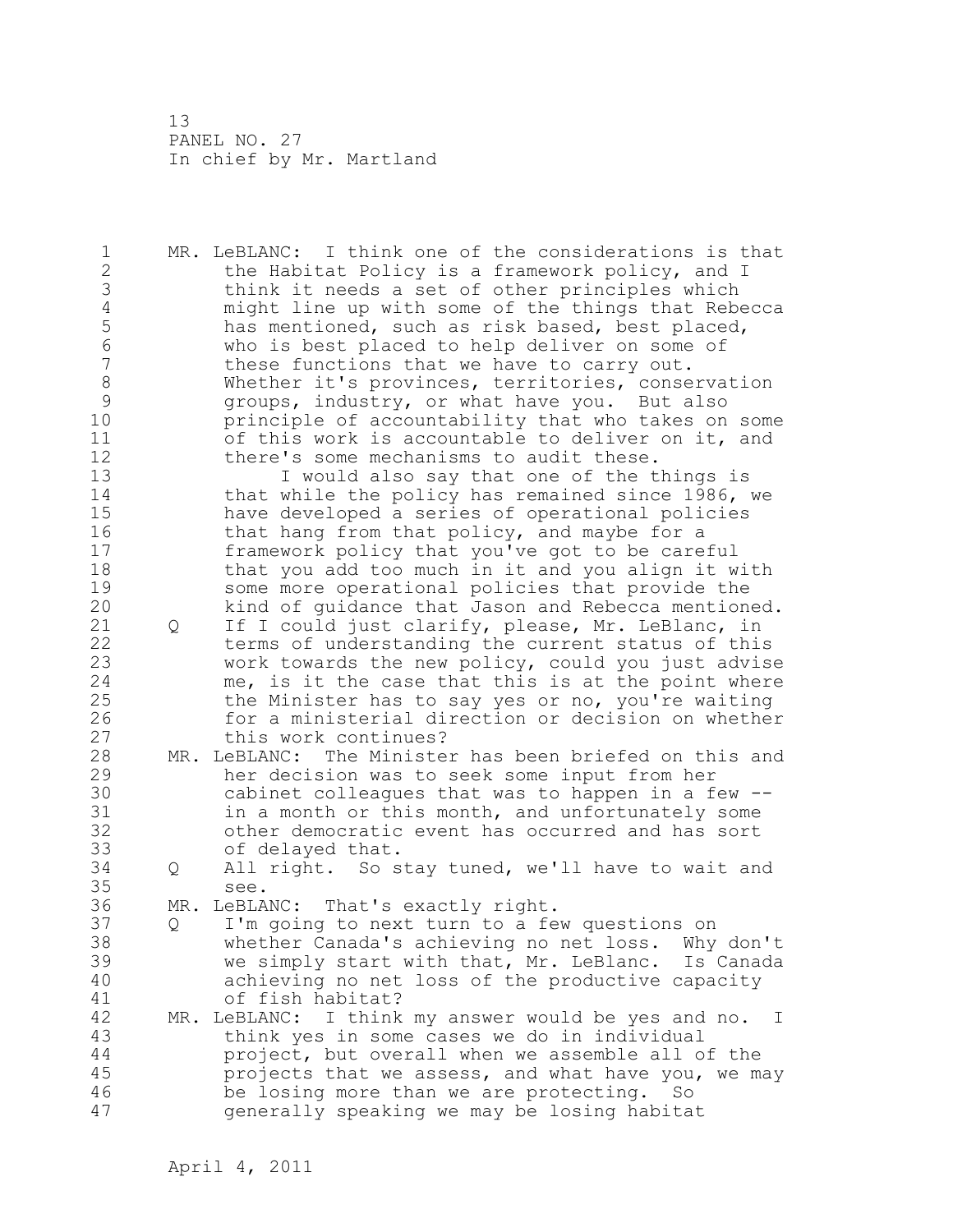MR. LeBLANC: I think one of the considerations is that the Habitat Policy is a framework policy, and I think it needs a set of other principles which might line up with some of the things that Rebecca has mentioned, such as risk based, best placed, who is best placed to help deliver on some of these functions that we have to carry out. Whether it's provinces, territories, conservation groups, industry, or what have you. But also principle of accountability that who takes on some of this work is accountable to deliver on it, and there's some mechanisms to audit these.

I would also say that one of the things is that while the policy has remained since 1986, we have developed a series of operational policies that hang from that policy, and maybe for a framework policy that you've got to be careful that you add too much in it and you align it with some more operational policies that provide the kind of guidance that Jason and Rebecca mentioned.

Q If I could just clarify, please, Mr. LeBlanc, in terms of understanding the current status of this work towards the new policy, could you just advise me, is it the case that this is at the point where the Minister has to say yes or no, you're waiting for a ministerial direction or decision on whether this work continues?

MR. LeBLANC: The Minister has been briefed on this and her decision was to seek some input from her cabinet colleagues that was to happen in a few -- in a month or this month, and unfortunately some other democratic event has occurred and has sort of delayed that.

Q All right. So stay tuned, we'll have to wait and see.

MR. LeBLANC: That's exactly right.

Q I'm going to next turn to a few questions on whether Canada's achieving no net loss. Why don't we simply start with that, Mr. LeBlanc. Is Canada achieving no net loss of the productive capacity of fish habitat?

MR. LeBLANC: I think my answer would be yes and no. I think yes in some cases we do in individual project, but overall when we assemble all of the projects that we assess, and what have you, we may be losing more than we are protecting. So generally speaking we may be losing habitat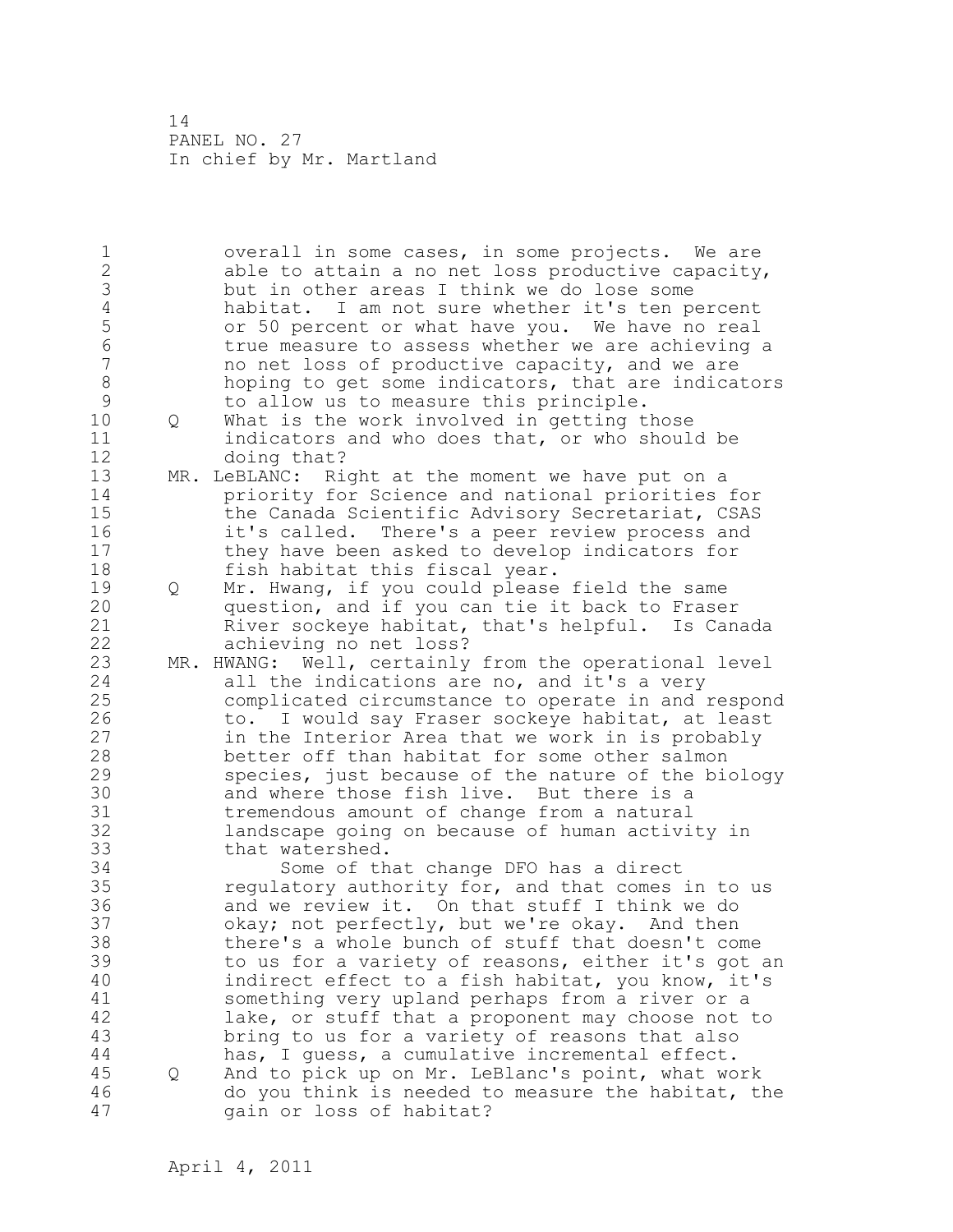overall in some cases, in some projects. We are able to attain a no net loss productive capacity, but in other areas I think we do lose some habitat. I am not sure whether it's ten percent or 50 percent or what have you. We have no real true measure to assess whether we are achieving a no net loss of productive capacity, and we are hoping to get some indicators, that are indicators to allow us to measure this principle.

Q What is the work involved in getting those indicators and who does that, or who should be doing that?

MR. LeBLANC: Right at the moment we have put on a priority for Science and national priorities for the Canada Scientific Advisory Secretariat, CSAS it's called. There's a peer review process and they have been asked to develop indicators for fish habitat this fiscal year.

Q Mr. Hwang, if you could please field the same question, and if you can tie it back to Fraser River sockeye habitat, that's helpful. Is Canada achieving no net loss?

MR. HWANG: Well, certainly from the operational level all the indications are no, and it's a very complicated circumstance to operate in and respond to. I would say Fraser sockeye habitat, at least in the Interior Area that we work in is probably better off than habitat for some other salmon species, just because of the nature of the biology and where those fish live. But there is a tremendous amount of change from a natural landscape going on because of human activity in that watershed.

Some of that change DFO has a direct regulatory authority for, and that comes in to us and we review it. On that stuff I think we do okay; not perfectly, but we're okay. And then there's a whole bunch of stuff that doesn't come to us for a variety of reasons, either it's got an indirect effect to a fish habitat, you know, it's something very upland perhaps from a river or a lake, or stuff that a proponent may choose not to bring to us for a variety of reasons that also has, I guess, a cumulative incremental effect.

Q And to pick up on Mr. LeBlanc's point, what work do you think is needed to measure the habitat, the gain or loss of habitat?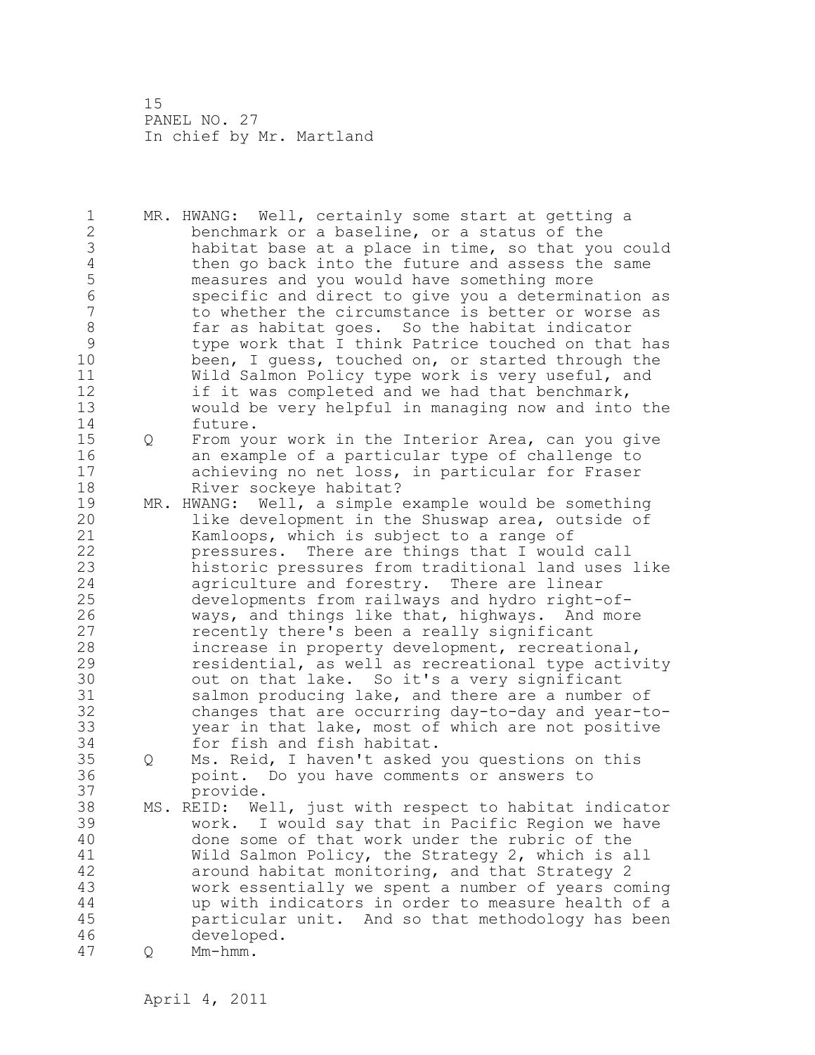MR. HWANG: Well, certainly some start at getting a benchmark or a baseline, or a status of the habitat base at a place in time, so that you could then go back into the future and assess the same measures and you would have something more specific and direct to give you a determination as to whether the circumstance is better or worse as far as habitat goes. So the habitat indicator type work that I think Patrice touched on that has been, I guess, touched on, or started through the Wild Salmon Policy type work is very useful, and if it was completed and we had that benchmark, would be very helpful in managing now and into the future.

Q From your work in the Interior Area, can you give an example of a particular type of challenge to achieving no net loss, in particular for Fraser River sockeye habitat?

MR. HWANG: Well, a simple example would be something like development in the Shuswap area, outside of Kamloops, which is subject to a range of pressures. There are things that I would call historic pressures from traditional land uses like agriculture and forestry. There are linear developments from railways and hydro right-of-ways, and things like that, highways. And more recently there's been a really significant increase in property development, recreational, residential, as well as recreational type activity out on that lake. So it's a very significant salmon producing lake, and there are a number of changes that are occurring day-to-day and year-to-year in that lake, most of which are not positive for fish and fish habitat.

Q Ms. Reid, I haven't asked you questions on this point. Do you have comments or answers to provide.

MS. REID: Well, just with respect to habitat indicator work. I would say that in Pacific Region we have done some of that work under the rubric of the Wild Salmon Policy, the Strategy 2, which is all around habitat monitoring, and that Strategy 2 work essentially we spent a number of years coming up with indicators in order to measure health of a particular unit. And so that methodology has been developed.

Q Mm-hmm.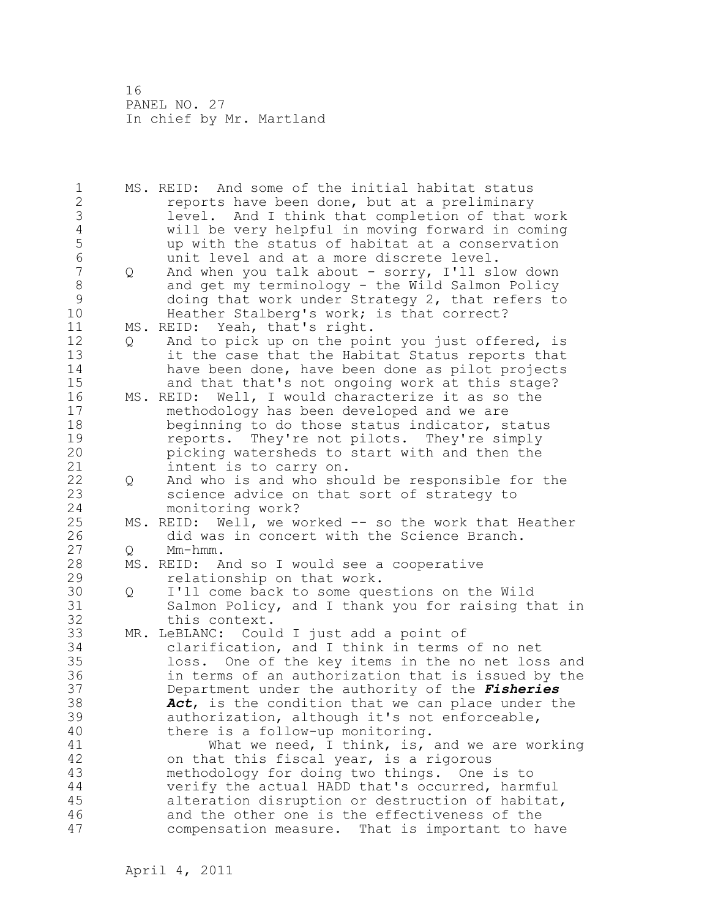MS. REID: And some of the initial habitat status reports have been done, but at a preliminary level. And I think that completion of that work will be very helpful in moving forward in coming up with the status of habitat at a conservation unit level and at a more discrete level.

Q And when you talk about - sorry, I'll slow down and get my terminology - the Wild Salmon Policy doing that work under Strategy 2, that refers to Heather Stalberg's work; is that correct?

MS. REID: Yeah, that's right.

Q And to pick up on the point you just offered, is it the case that the Habitat Status reports that have been done, have been done as pilot projects and that that's not ongoing work at this stage?

MS. REID: Well, I would characterize it as so the methodology has been developed and we are beginning to do those status indicator, status reports. They're not pilots. They're simply picking watersheds to start with and then the intent is to carry on.

Q And who is and who should be responsible for the science advice on that sort of strategy to monitoring work?

MS. REID: Well, we worked -- so the work that Heather did was in concert with the Science Branch.

Q Mm-hmm.

MS. REID: And so I would see a cooperative relationship on that work.

Q I'll come back to some questions on the Wild Salmon Policy, and I thank you for raising that in this context.

MR. LeBLANC: Could I just add a point of clarification, and I think in terms of no net loss. One of the key items in the no net loss and in terms of an authorization that is issued by the Department under the authority of the ***Fisheries Act***, is the condition that we can place under the authorization, although it's not enforceable, there is a follow-up monitoring.

What we need, I think, is, and we are working on that this fiscal year, is a rigorous methodology for doing two things. One is to verify the actual HADD that's occurred, harmful alteration disruption or destruction of habitat, and the other one is the effectiveness of the compensation measure. That is important to have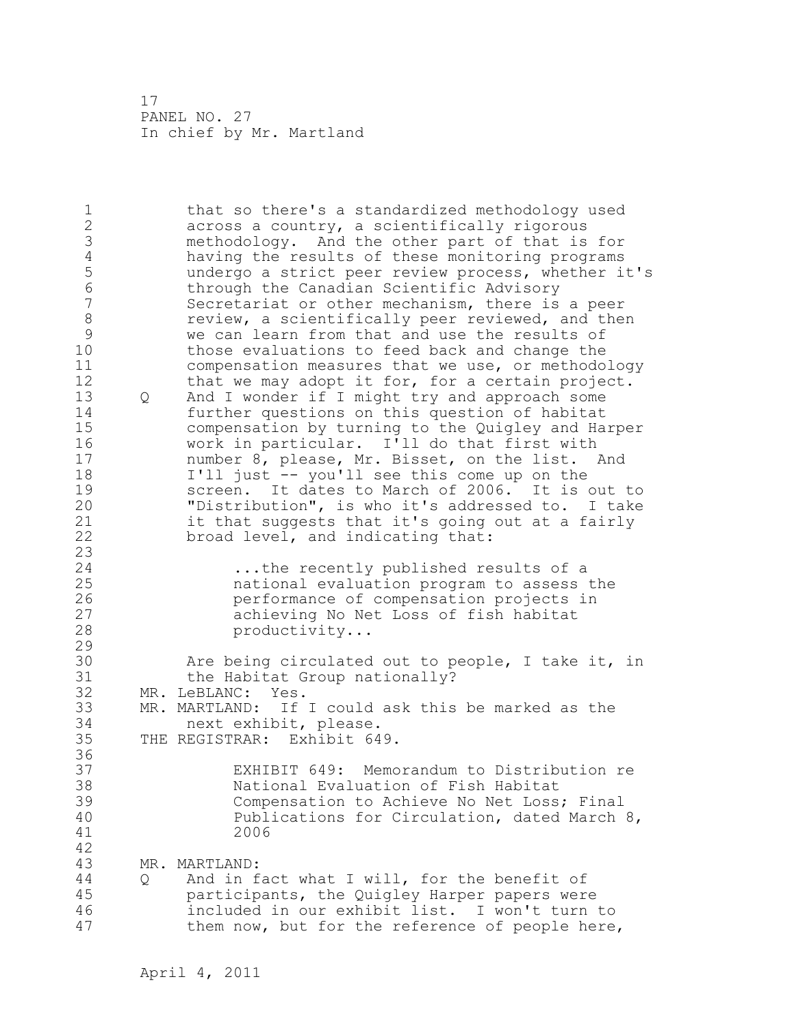that so there's a standardized methodology used across a country, a scientifically rigorous methodology. And the other part of that is for having the results of these monitoring programs undergo a strict peer review process, whether it's through the Canadian Scientific Advisory Secretariat or other mechanism, there is a peer review, a scientifically peer reviewed, and then we can learn from that and use the results of those evaluations to feed back and change the compensation measures that we use, or methodology that we may adopt it for, for a certain project.

Q And I wonder if I might try and approach some further questions on this question of habitat compensation by turning to the Quigley and Harper work in particular. I'll do that first with number 8, please, Mr. Bisset, on the list. And I'll just -- you'll see this come up on the screen. It dates to March of 2006. It is out to "Distribution", is who it's addressed to. I take it that suggests that it's going out at a fairly broad level, and indicating that:

> ...the recently published results of a national evaluation program to assess the performance of compensation projects in achieving No Net Loss of fish habitat productivity...

Are being circulated out to people, I take it, in the Habitat Group nationally?

MR. LeBLANC: Yes.

MR. MARTLAND: If I could ask this be marked as the next exhibit, please.

THE REGISTRAR: Exhibit 649.

> EXHIBIT 649: Memorandum to Distribution re National Evaluation of Fish Habitat Compensation to Achieve No Net Loss; Final Publications for Circulation, dated March 8, 2006

MR. MARTLAND:

Q And in fact what I will, for the benefit of participants, the Quigley Harper papers were included in our exhibit list. I won't turn to them now, but for the reference of people here,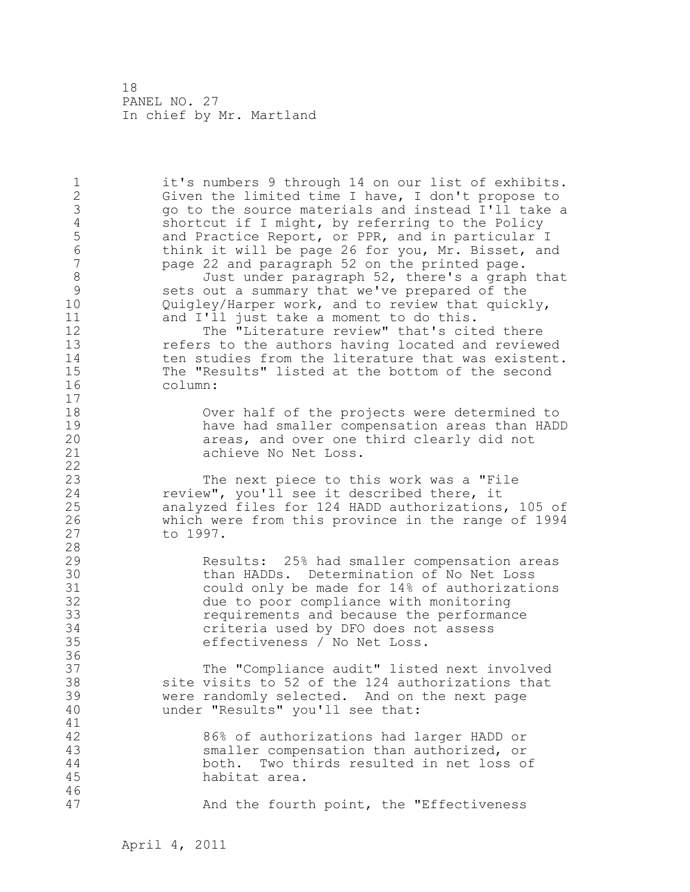it's numbers 9 through 14 on our list of exhibits. Given the limited time I have, I don't propose to go to the source materials and instead I'll take a shortcut if I might, by referring to the Policy and Practice Report, or PPR, and in particular I think it will be page 26 for you, Mr. Bisset, and page 22 and paragraph 52 on the printed page.

Just under paragraph 52, there's a graph that sets out a summary that we've prepared of the Quigley/Harper work, and to review that quickly, and I'll just take a moment to do this.

The "Literature review" that's cited there refers to the authors having located and reviewed ten studies from the literature that was existent. The "Results" listed at the bottom of the second column:

> Over half of the projects were determined to have had smaller compensation areas than HADD areas, and over one third clearly did not achieve No Net Loss.

The next piece to this work was a "File review", you'll see it described there, it analyzed files for 124 HADD authorizations, 105 of which were from this province in the range of 1994 to 1997.

> Results: 25% had smaller compensation areas than HADDs. Determination of No Net Loss could only be made for 14% of authorizations due to poor compliance with monitoring requirements and because the performance criteria used by DFO does not assess effectiveness / No Net Loss.

The "Compliance audit" listed next involved site visits to 52 of the 124 authorizations that were randomly selected. And on the next page under "Results" you'll see that:

> 86% of authorizations had larger HADD or smaller compensation than authorized, or both. Two thirds resulted in net loss of habitat area.

And the fourth point, the "Effectiveness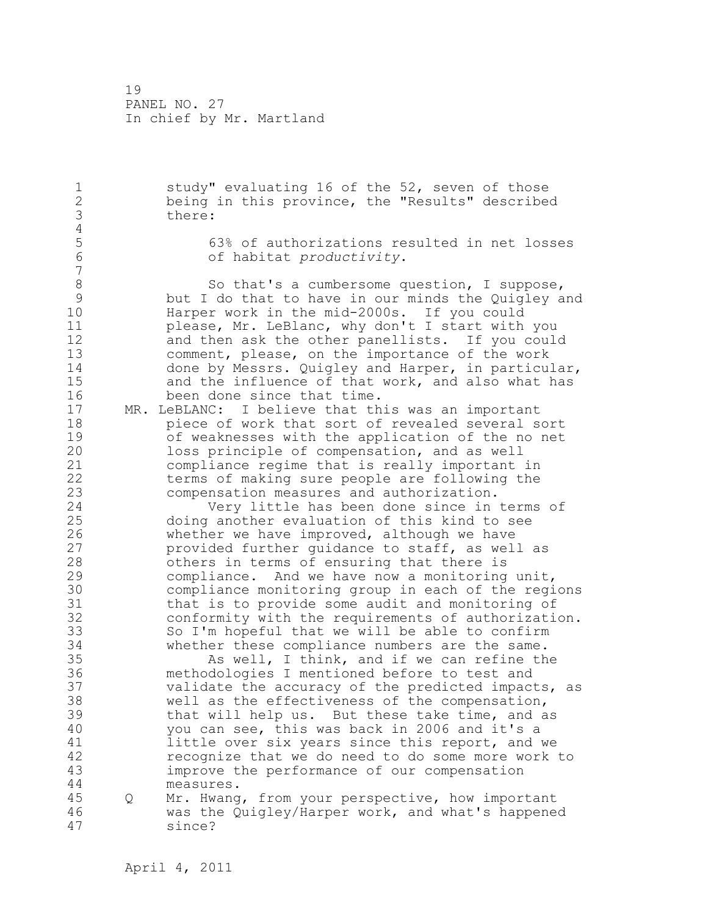study" evaluating 16 of the 52, seven of those being in this province, the "Results" described there:

> 63% of authorizations resulted in net losses of habitat *productivity*.

So that's a cumbersome question, I suppose, but I do that to have in our minds the Quigley and Harper work in the mid-2000s. If you could please, Mr. LeBlanc, why don't I start with you and then ask the other panellists. If you could comment, please, on the importance of the work done by Messrs. Quigley and Harper, in particular, and the influence of that work, and also what has been done since that time.

MR. LeBLANC: I believe that this was an important piece of work that sort of revealed several sort of weaknesses with the application of the no net loss principle of compensation, and as well compliance regime that is really important in terms of making sure people are following the compensation measures and authorization.

Very little has been done since in terms of doing another evaluation of this kind to see whether we have improved, although we have provided further guidance to staff, as well as others in terms of ensuring that there is compliance. And we have now a monitoring unit, compliance monitoring group in each of the regions that is to provide some audit and monitoring of conformity with the requirements of authorization. So I'm hopeful that we will be able to confirm whether these compliance numbers are the same.

As well, I think, and if we can refine the methodologies I mentioned before to test and validate the accuracy of the predicted impacts, as well as the effectiveness of the compensation, that will help us. But these take time, and as you can see, this was back in 2006 and it's a little over six years since this report, and we recognize that we do need to do some more work to improve the performance of our compensation measures.

Q Mr. Hwang, from your perspective, how important was the Quigley/Harper work, and what's happened since?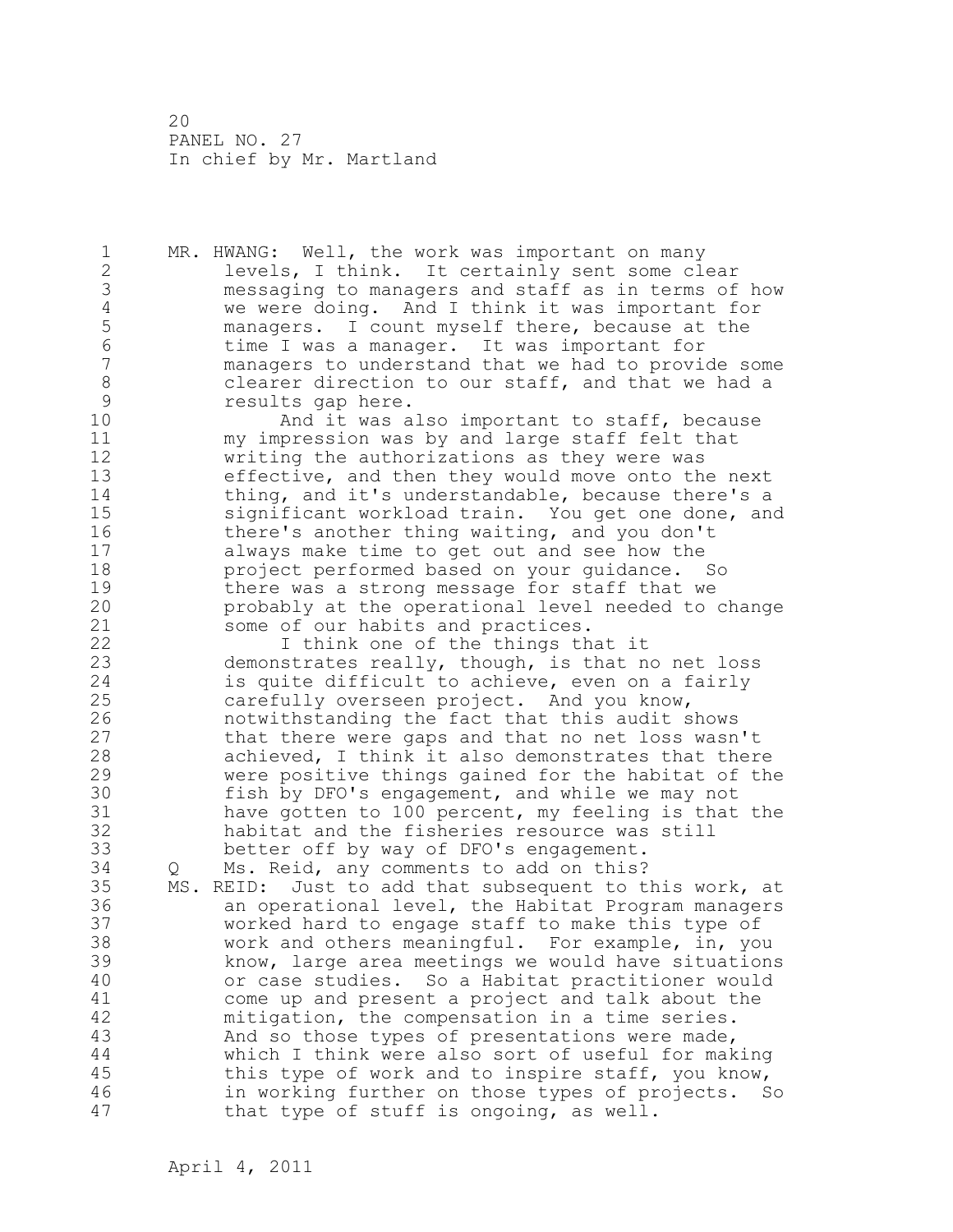MR. HWANG: Well, the work was important on many levels, I think. It certainly sent some clear messaging to managers and staff as in terms of how we were doing. And I think it was important for managers. I count myself there, because at the time I was a manager. It was important for managers to understand that we had to provide some clearer direction to our staff, and that we had a results gap here.

And it was also important to staff, because my impression was by and large staff felt that writing the authorizations as they were was effective, and then they would move onto the next thing, and it's understandable, because there's a significant workload train. You get one done, and there's another thing waiting, and you don't always make time to get out and see how the project performed based on your guidance. So there was a strong message for staff that we probably at the operational level needed to change some of our habits and practices.

I think one of the things that it demonstrates really, though, is that no net loss is quite difficult to achieve, even on a fairly carefully overseen project. And you know, notwithstanding the fact that this audit shows that there were gaps and that no net loss wasn't achieved, I think it also demonstrates that there were positive things gained for the habitat of the fish by DFO's engagement, and while we may not have gotten to 100 percent, my feeling is that the habitat and the fisheries resource was still better off by way of DFO's engagement.

Q Ms. Reid, any comments to add on this?

MS. REID: Just to add that subsequent to this work, at an operational level, the Habitat Program managers worked hard to engage staff to make this type of work and others meaningful. For example, in, you know, large area meetings we would have situations or case studies. So a Habitat practitioner would come up and present a project and talk about the mitigation, the compensation in a time series. And so those types of presentations were made, which I think were also sort of useful for making this type of work and to inspire staff, you know, in working further on those types of projects. So that type of stuff is ongoing, as well.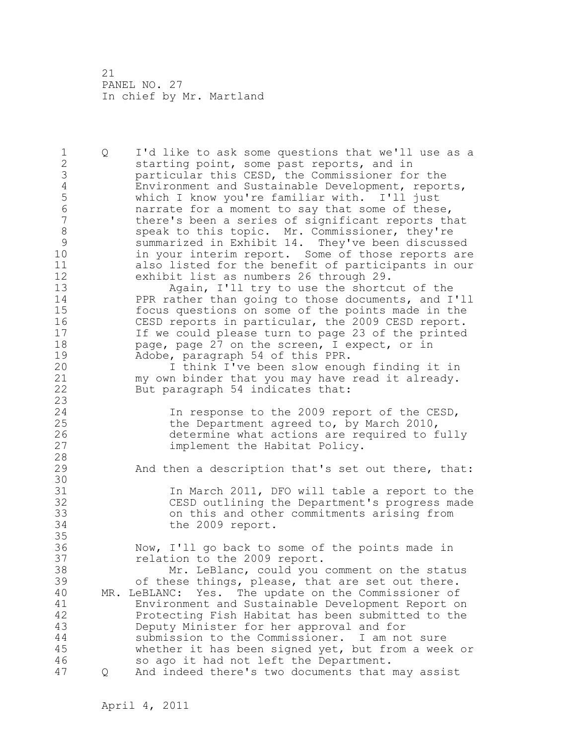Q I'd like to ask some questions that we'll use as a starting point, some past reports, and in particular this CESD, the Commissioner for the Environment and Sustainable Development, reports, which I know you're familiar with. I'll just narrate for a moment to say that some of these, there's been a series of significant reports that speak to this topic. Mr. Commissioner, they're summarized in Exhibit 14. They've been discussed in your interim report. Some of those reports are also listed for the benefit of participants in our exhibit list as numbers 26 through 29.

Again, I'll try to use the shortcut of the PPR rather than going to those documents, and I'll focus questions on some of the points made in the CESD reports in particular, the 2009 CESD report. If we could please turn to page 23 of the printed page, page 27 on the screen, I expect, or in Adobe, paragraph 54 of this PPR.

I think I've been slow enough finding it in my own binder that you may have read it already. But paragraph 54 indicates that:

> In response to the 2009 report of the CESD, the Department agreed to, by March 2010, determine what actions are required to fully implement the Habitat Policy.

And then a description that's set out there, that:

> In March 2011, DFO will table a report to the CESD outlining the Department's progress made on this and other commitments arising from the 2009 report.

Now, I'll go back to some of the points made in relation to the 2009 report.

Mr. LeBlanc, could you comment on the status of these things, please, that are set out there.

MR. LeBLANC: Yes. The update on the Commissioner of Environment and Sustainable Development Report on Protecting Fish Habitat has been submitted to the Deputy Minister for her approval and for submission to the Commissioner. I am not sure whether it has been signed yet, but from a week or so ago it had not left the Department.

Q And indeed there's two documents that may assist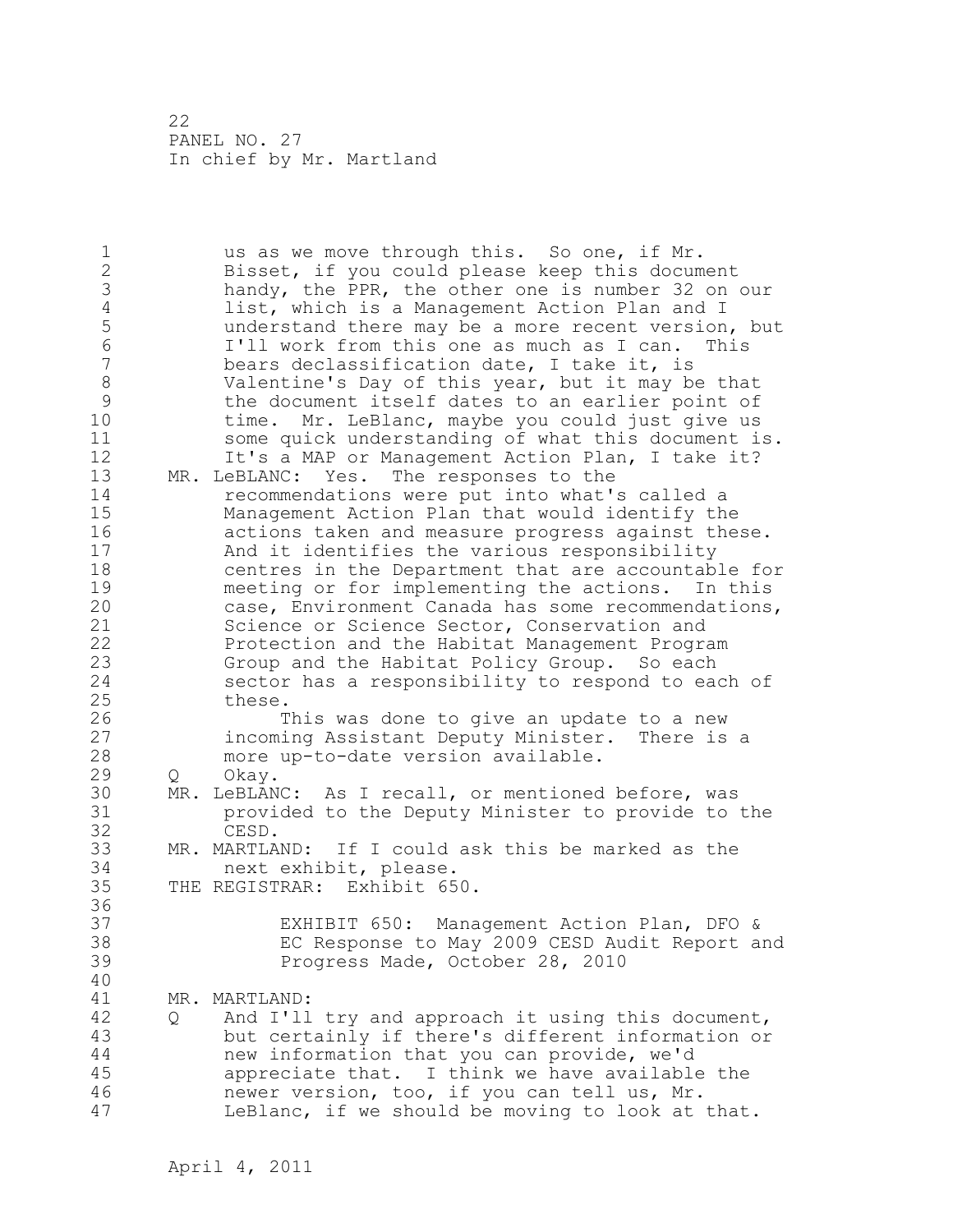us as we move through this. So one, if Mr. Bisset, if you could please keep this document handy, the PPR, the other one is number 32 on our list, which is a Management Action Plan and I understand there may be a more recent version, but I'll work from this one as much as I can. This bears declassification date, I take it, is Valentine's Day of this year, but it may be that the document itself dates to an earlier point of time. Mr. LeBlanc, maybe you could just give us some quick understanding of what this document is. It's a MAP or Management Action Plan, I take it?

MR. LeBLANC: Yes. The responses to the recommendations were put into what's called a Management Action Plan that would identify the actions taken and measure progress against these. And it identifies the various responsibility centres in the Department that are accountable for meeting or for implementing the actions. In this case, Environment Canada has some recommendations, Science or Science Sector, Conservation and Protection and the Habitat Management Program Group and the Habitat Policy Group. So each sector has a responsibility to respond to each of these.

This was done to give an update to a new incoming Assistant Deputy Minister. There is a more up-to-date version available.

Q Okay.

MR. LeBLANC: As I recall, or mentioned before, was provided to the Deputy Minister to provide to the CESD.

MR. MARTLAND: If I could ask this be marked as the next exhibit, please.

THE REGISTRAR: Exhibit 650.

EXHIBIT 650: Management Action Plan, DFO & EC Response to May 2009 CESD Audit Report and Progress Made, October 28, 2010

MR. MARTLAND:

Q And I'll try and approach it using this document, but certainly if there's different information or new information that you can provide, we'd appreciate that. I think we have available the newer version, too, if you can tell us, Mr. LeBlanc, if we should be moving to look at that.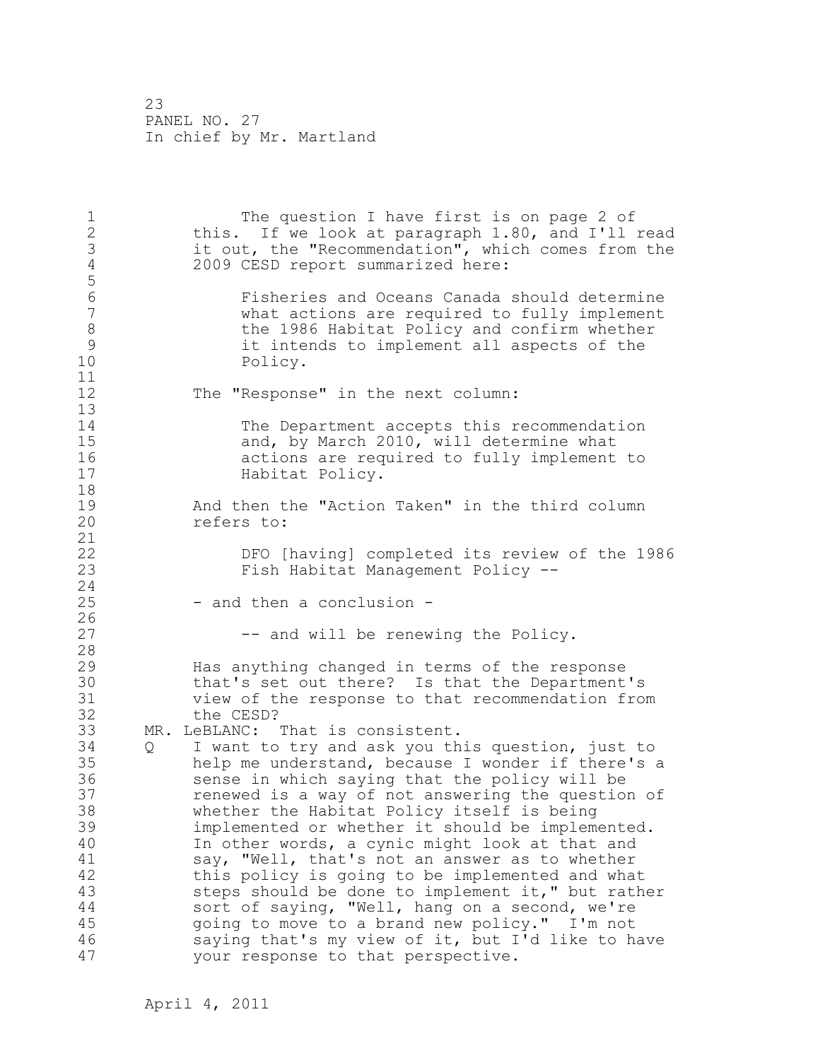The question I have first is on page 2 of this. If we look at paragraph 1.80, and I'll read it out, the "Recommendation", which comes from the 2009 CESD report summarized here:

> Fisheries and Oceans Canada should determine what actions are required to fully implement the 1986 Habitat Policy and confirm whether it intends to implement all aspects of the Policy.

The "Response" in the next column:

> The Department accepts this recommendation and, by March 2010, will determine what actions are required to fully implement to Habitat Policy.

And then the "Action Taken" in the third column refers to:

> DFO [having] completed its review of the 1986 Fish Habitat Management Policy --

- and then a conclusion -

> -- and will be renewing the Policy.

Has anything changed in terms of the response that's set out there? Is that the Department's view of the response to that recommendation from the CESD?

MR. LeBLANC: That is consistent.

Q I want to try and ask you this question, just to help me understand, because I wonder if there's a sense in which saying that the policy will be renewed is a way of not answering the question of whether the Habitat Policy itself is being implemented or whether it should be implemented. In other words, a cynic might look at that and say, "Well, that's not an answer as to whether this policy is going to be implemented and what steps should be done to implement it," but rather sort of saying, "Well, hang on a second, we're going to move to a brand new policy." I'm not saying that's my view of it, but I'd like to have your response to that perspective.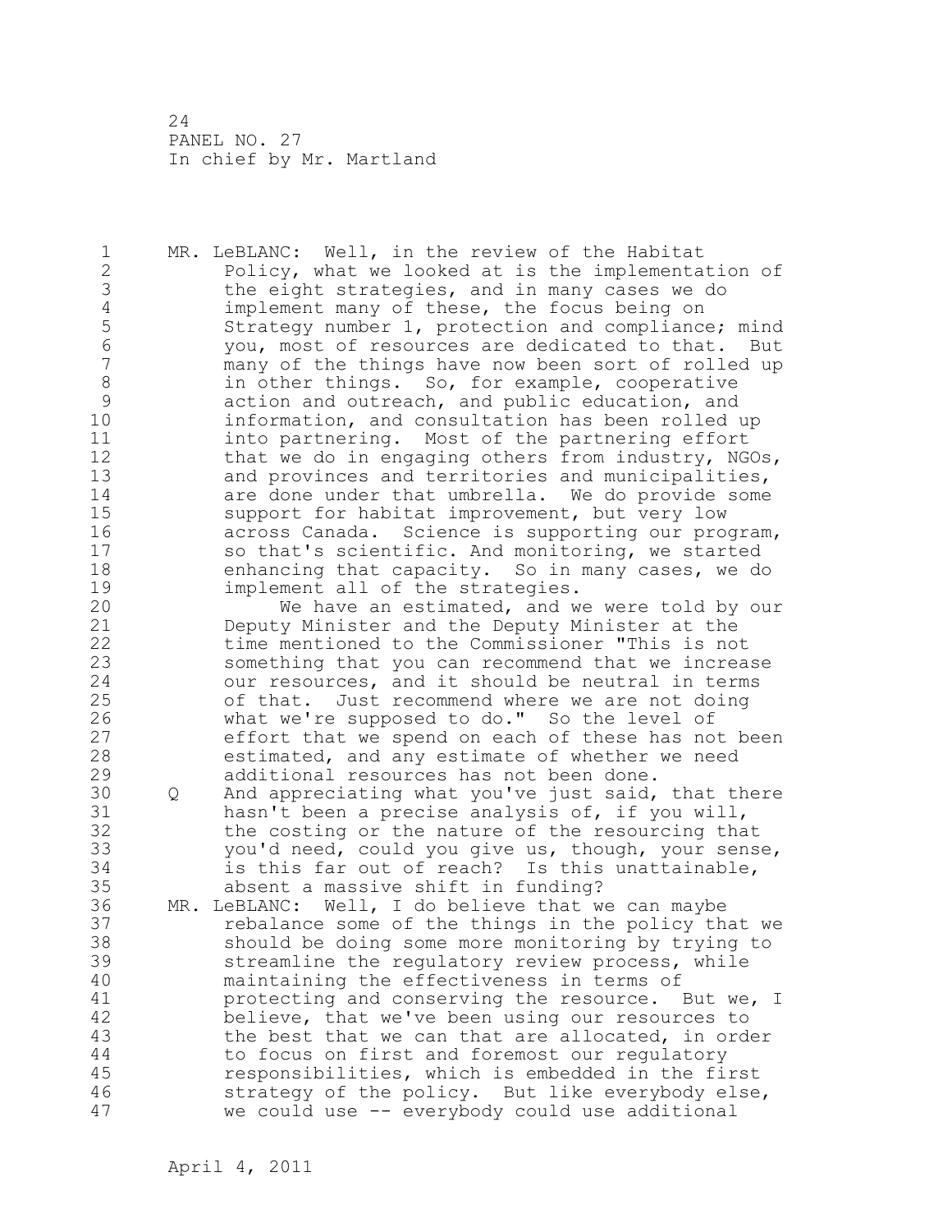MR. LeBLANC: Well, in the review of the Habitat Policy, what we looked at is the implementation of the eight strategies, and in many cases we do implement many of these, the focus being on Strategy number 1, protection and compliance; mind you, most of resources are dedicated to that. But many of the things have now been sort of rolled up in other things. So, for example, cooperative action and outreach, and public education, and information, and consultation has been rolled up into partnering. Most of the partnering effort that we do in engaging others from industry, NGOs, and provinces and territories and municipalities, are done under that umbrella. We do provide some support for habitat improvement, but very low across Canada. Science is supporting our program, so that's scientific. And monitoring, we started enhancing that capacity. So in many cases, we do implement all of the strategies.

We have an estimated, and we were told by our Deputy Minister and the Deputy Minister at the time mentioned to the Commissioner "This is not something that you can recommend that we increase our resources, and it should be neutral in terms of that. Just recommend where we are not doing what we're supposed to do." So the level of effort that we spend on each of these has not been estimated, and any estimate of whether we need additional resources has not been done.

Q And appreciating what you've just said, that there hasn't been a precise analysis of, if you will, the costing or the nature of the resourcing that you'd need, could you give us, though, your sense, is this far out of reach? Is this unattainable, absent a massive shift in funding?

MR. LeBLANC: Well, I do believe that we can maybe rebalance some of the things in the policy that we should be doing some more monitoring by trying to streamline the regulatory review process, while maintaining the effectiveness in terms of protecting and conserving the resource. But we, I believe, that we've been using our resources to the best that we can that are allocated, in order to focus on first and foremost our regulatory responsibilities, which is embedded in the first strategy of the policy. But like everybody else, we could use -- everybody could use additional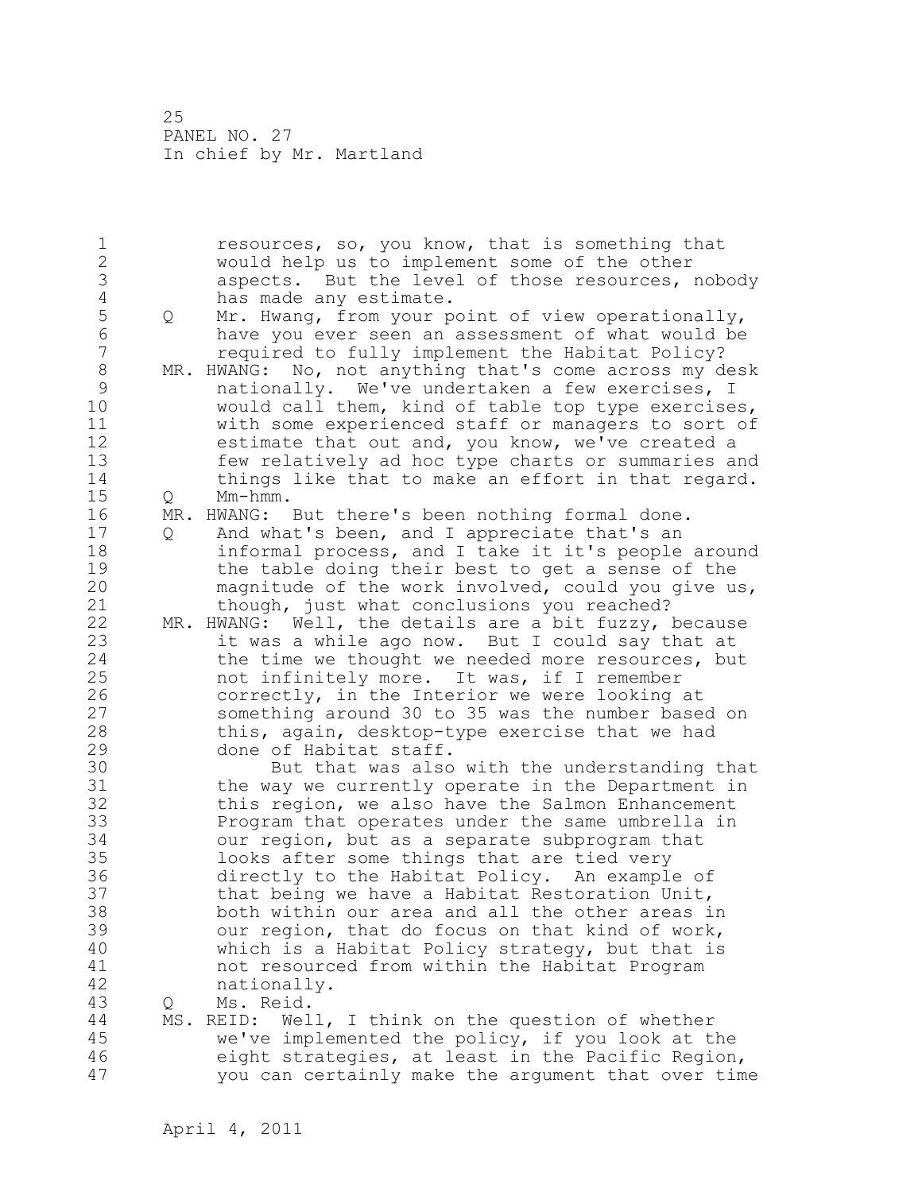resources, so, you know, that is something that would help us to implement some of the other aspects. But the level of those resources, nobody has made any estimate.

Q Mr. Hwang, from your point of view operationally, have you ever seen an assessment of what would be required to fully implement the Habitat Policy?

MR. HWANG: No, not anything that's come across my desk nationally. We've undertaken a few exercises, I would call them, kind of table top type exercises, with some experienced staff or managers to sort of estimate that out and, you know, we've created a few relatively ad hoc type charts or summaries and things like that to make an effort in that regard.

Q Mm-hmm.

MR. HWANG: But there's been nothing formal done.

Q And what's been, and I appreciate that's an informal process, and I take it it's people around the table doing their best to get a sense of the magnitude of the work involved, could you give us, though, just what conclusions you reached?

MR. HWANG: Well, the details are a bit fuzzy, because it was a while ago now. But I could say that at the time we thought we needed more resources, but not infinitely more. It was, if I remember correctly, in the Interior we were looking at something around 30 to 35 was the number based on this, again, desktop-type exercise that we had done of Habitat staff.

But that was also with the understanding that the way we currently operate in the Department in this region, we also have the Salmon Enhancement Program that operates under the same umbrella in our region, but as a separate subprogram that looks after some things that are tied very directly to the Habitat Policy. An example of that being we have a Habitat Restoration Unit, both within our area and all the other areas in our region, that do focus on that kind of work, which is a Habitat Policy strategy, but that is not resourced from within the Habitat Program nationally.

Q Ms. Reid.

MS. REID: Well, I think on the question of whether we've implemented the policy, if you look at the eight strategies, at least in the Pacific Region, you can certainly make the argument that over time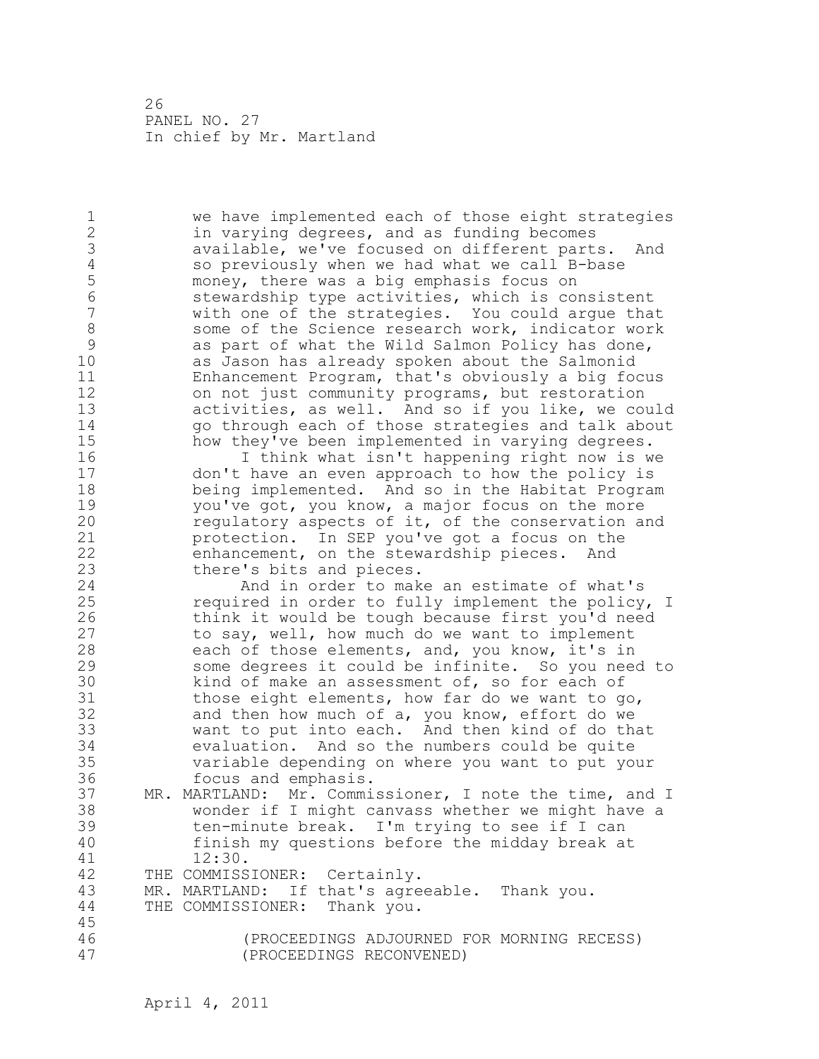we have implemented each of those eight strategies in varying degrees, and as funding becomes available, we've focused on different parts. And so previously when we had what we call B-base money, there was a big emphasis focus on stewardship type activities, which is consistent with one of the strategies. You could argue that some of the Science research work, indicator work as part of what the Wild Salmon Policy has done, as Jason has already spoken about the Salmonid Enhancement Program, that's obviously a big focus on not just community programs, but restoration activities, as well. And so if you like, we could go through each of those strategies and talk about how they've been implemented in varying degrees.

I think what isn't happening right now is we don't have an even approach to how the policy is being implemented. And so in the Habitat Program you've got, you know, a major focus on the more regulatory aspects of it, of the conservation and protection. In SEP you've got a focus on the enhancement, on the stewardship pieces. And there's bits and pieces.

And in order to make an estimate of what's required in order to fully implement the policy, I think it would be tough because first you'd need to say, well, how much do we want to implement each of those elements, and, you know, it's in some degrees it could be infinite. So you need to kind of make an assessment of, so for each of those eight elements, how far do we want to go, and then how much of a, you know, effort do we want to put into each. And then kind of do that evaluation. And so the numbers could be quite variable depending on where you want to put your focus and emphasis.

MR. MARTLAND: Mr. Commissioner, I note the time, and I wonder if I might canvass whether we might have a ten-minute break. I'm trying to see if I can finish my questions before the midday break at 12:30.

THE COMMISSIONER: Certainly.

MR. MARTLAND: If that's agreeable. Thank you.

THE COMMISSIONER: Thank you.

(PROCEEDINGS ADJOURNED FOR MORNING RECESS)
(PROCEEDINGS RECONVENED)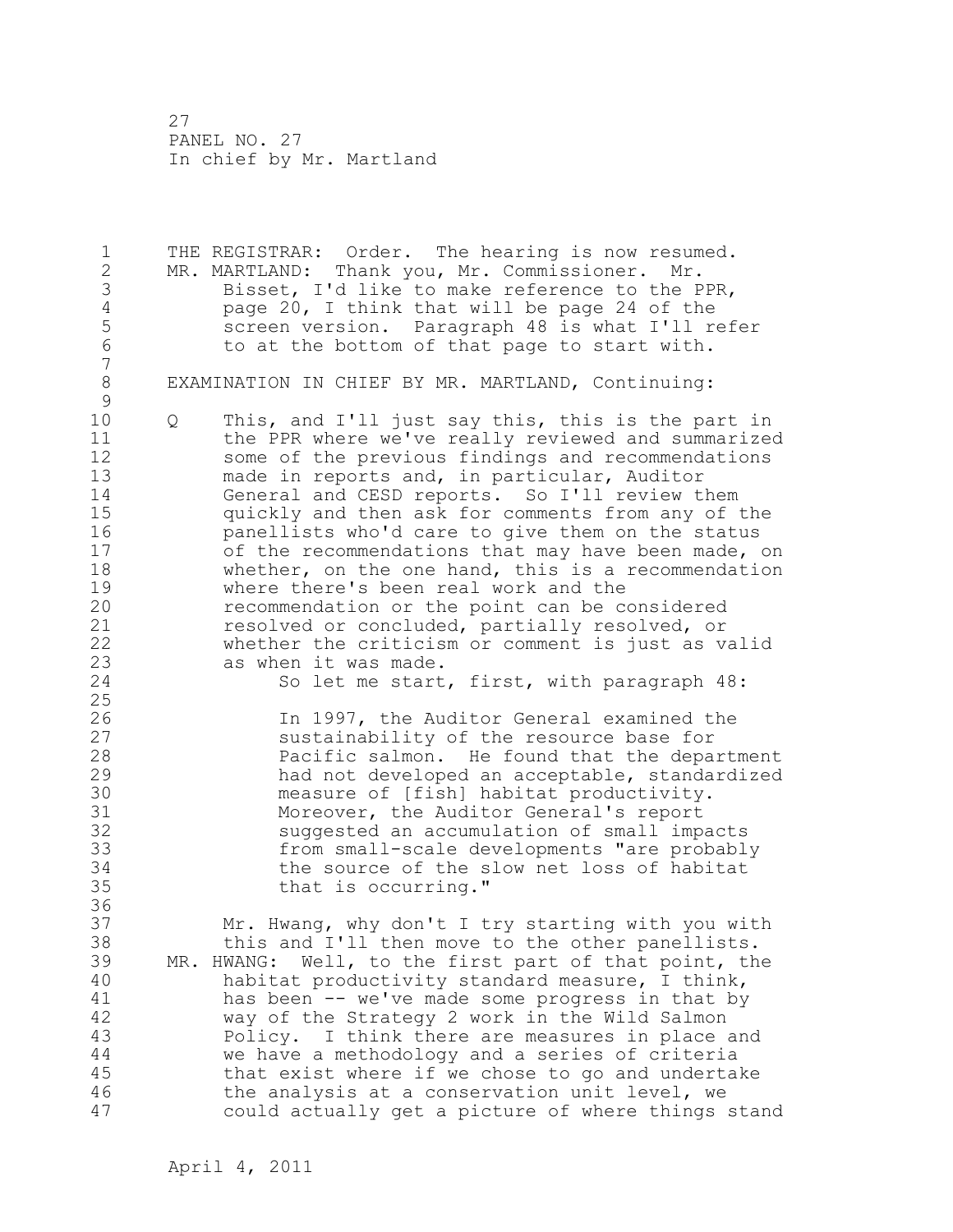THE REGISTRAR: Order. The hearing is now resumed.

MR. MARTLAND: Thank you, Mr. Commissioner. Mr. Bisset, I'd like to make reference to the PPR, page 20, I think that will be page 24 of the screen version. Paragraph 48 is what I'll refer to at the bottom of that page to start with.

EXAMINATION IN CHIEF BY MR. MARTLAND, Continuing:

Q This, and I'll just say this, this is the part in the PPR where we've really reviewed and summarized some of the previous findings and recommendations made in reports and, in particular, Auditor General and CESD reports. So I'll review them quickly and then ask for comments from any of the panellists who'd care to give them on the status of the recommendations that may have been made, on whether, on the one hand, this is a recommendation where there's been real work and the recommendation or the point can be considered resolved or concluded, partially resolved, or whether the criticism or comment is just as valid as when it was made.

So let me start, first, with paragraph 48:

> In 1997, the Auditor General examined the sustainability of the resource base for Pacific salmon. He found that the department had not developed an acceptable, standardized measure of [fish] habitat productivity. Moreover, the Auditor General's report suggested an accumulation of small impacts from small-scale developments "are probably the source of the slow net loss of habitat that is occurring."

Mr. Hwang, why don't I try starting with you with this and I'll then move to the other panellists.

MR. HWANG: Well, to the first part of that point, the habitat productivity standard measure, I think, has been -- we've made some progress in that by way of the Strategy 2 work in the Wild Salmon Policy. I think there are measures in place and we have a methodology and a series of criteria that exist where if we chose to go and undertake the analysis at a conservation unit level, we could actually get a picture of where things stand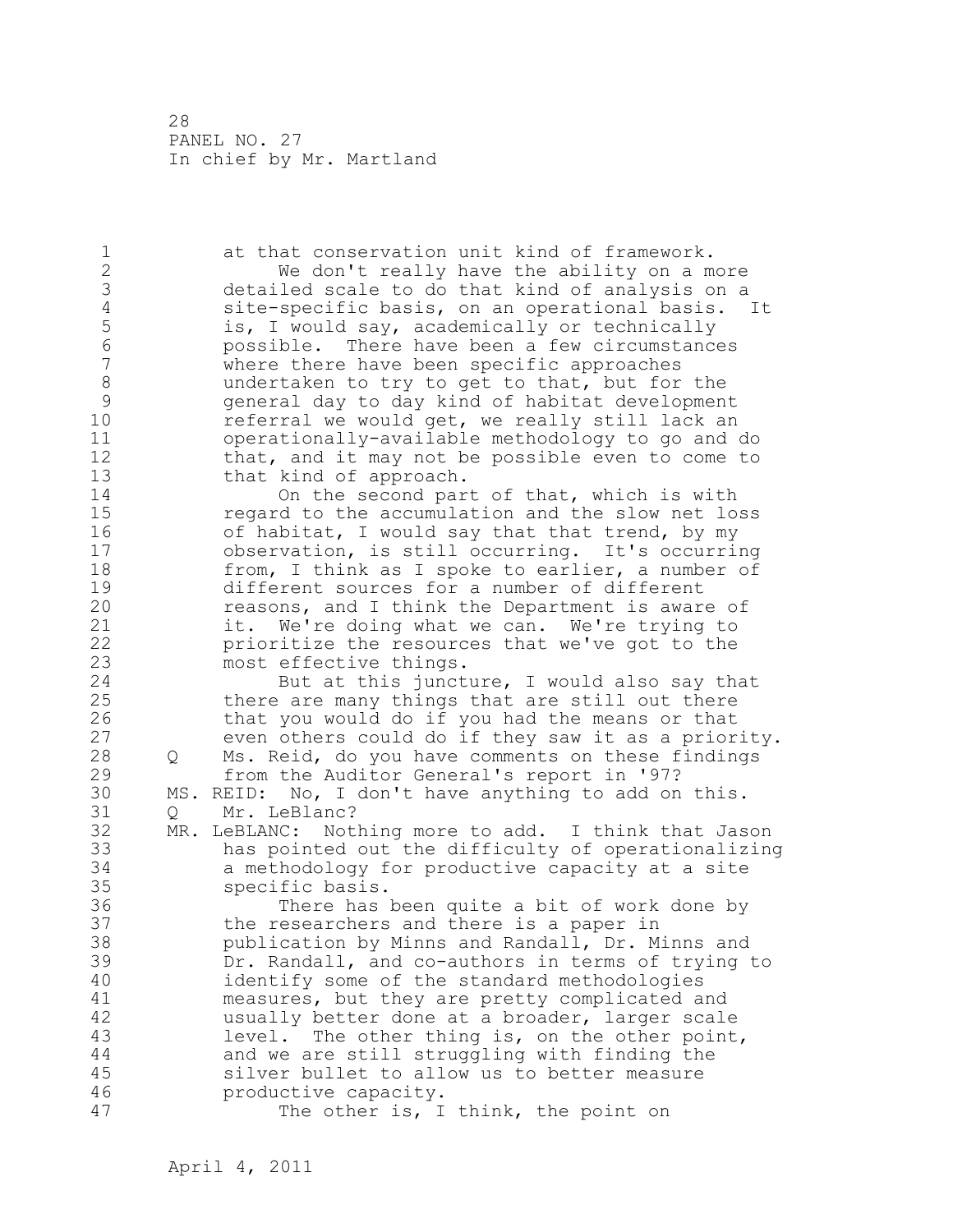at that conservation unit kind of framework.

We don't really have the ability on a more detailed scale to do that kind of analysis on a site-specific basis, on an operational basis. It is, I would say, academically or technically possible. There have been a few circumstances where there have been specific approaches undertaken to try to get to that, but for the general day to day kind of habitat development referral we would get, we really still lack an operationally-available methodology to go and do that, and it may not be possible even to come to that kind of approach.

On the second part of that, which is with regard to the accumulation and the slow net loss of habitat, I would say that that trend, by my observation, is still occurring. It's occurring from, I think as I spoke to earlier, a number of different sources for a number of different reasons, and I think the Department is aware of it. We're doing what we can. We're trying to prioritize the resources that we've got to the most effective things.

But at this juncture, I would also say that there are many things that are still out there that you would do if you had the means or that even others could do if they saw it as a priority.

Q Ms. Reid, do you have comments on these findings from the Auditor General's report in '97?

MS. REID: No, I don't have anything to add on this.

Q Mr. LeBlanc?

MR. LeBLANC: Nothing more to add. I think that Jason has pointed out the difficulty of operationalizing a methodology for productive capacity at a site specific basis.

There has been quite a bit of work done by the researchers and there is a paper in publication by Minns and Randall, Dr. Minns and Dr. Randall, and co-authors in terms of trying to identify some of the standard methodologies measures, but they are pretty complicated and usually better done at a broader, larger scale level. The other thing is, on the other point, and we are still struggling with finding the silver bullet to allow us to better measure productive capacity.

The other is, I think, the point on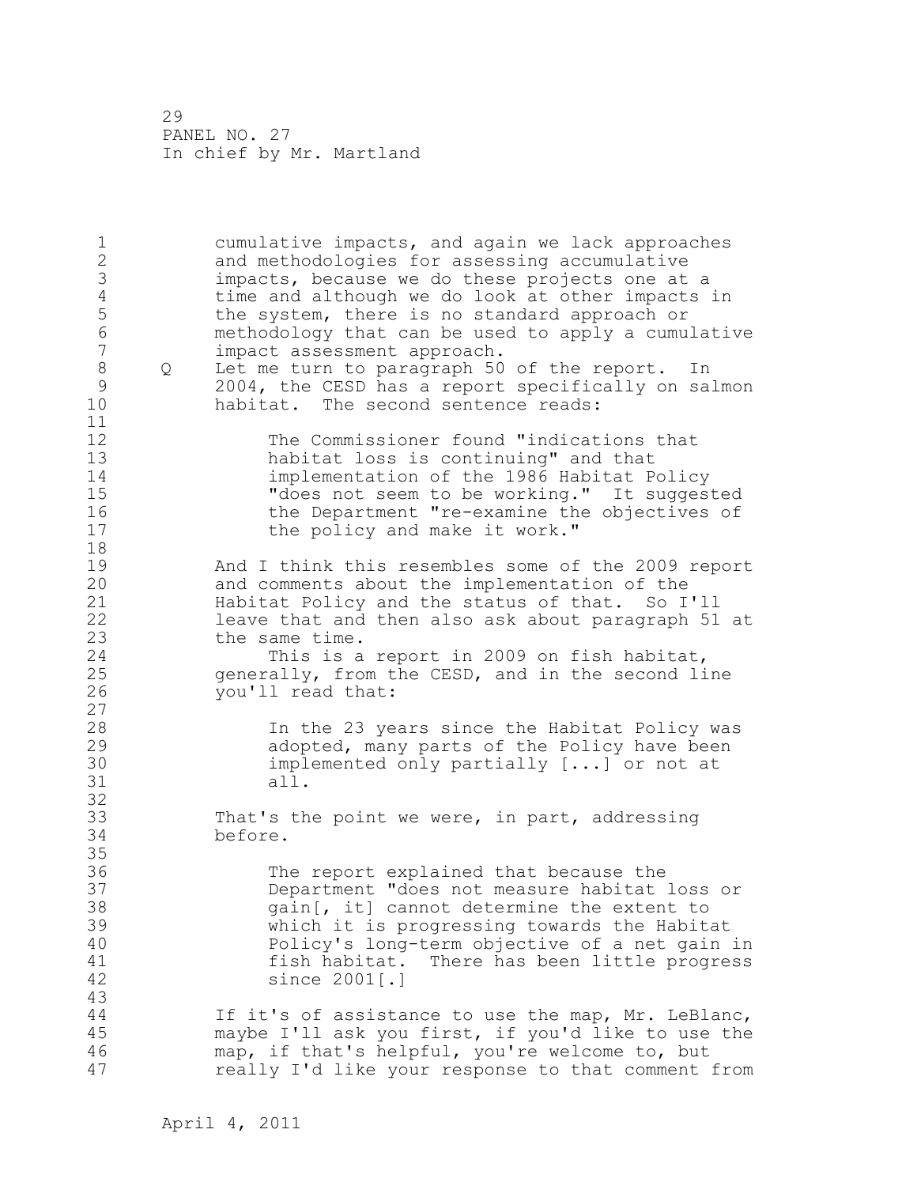cumulative impacts, and again we lack approaches and methodologies for assessing accumulative impacts, because we do these projects one at a time and although we do look at other impacts in the system, there is no standard approach or methodology that can be used to apply a cumulative impact assessment approach.

Q Let me turn to paragraph 50 of the report. In 2004, the CESD has a report specifically on salmon habitat. The second sentence reads:

> The Commissioner found "indications that habitat loss is continuing" and that implementation of the 1986 Habitat Policy "does not seem to be working." It suggested the Department "re-examine the objectives of the policy and make it work."

And I think this resembles some of the 2009 report and comments about the implementation of the Habitat Policy and the status of that. So I'll leave that and then also ask about paragraph 51 at the same time.

This is a report in 2009 on fish habitat, generally, from the CESD, and in the second line you'll read that:

> In the 23 years since the Habitat Policy was adopted, many parts of the Policy have been implemented only partially [...] or not at all.

That's the point we were, in part, addressing before.

> The report explained that because the Department "does not measure habitat loss or gain[, it] cannot determine the extent to which it is progressing towards the Habitat Policy's long-term objective of a net gain in fish habitat. There has been little progress since 2001[.]

If it's of assistance to use the map, Mr. LeBlanc, maybe I'll ask you first, if you'd like to use the map, if that's helpful, you're welcome to, but really I'd like your response to that comment from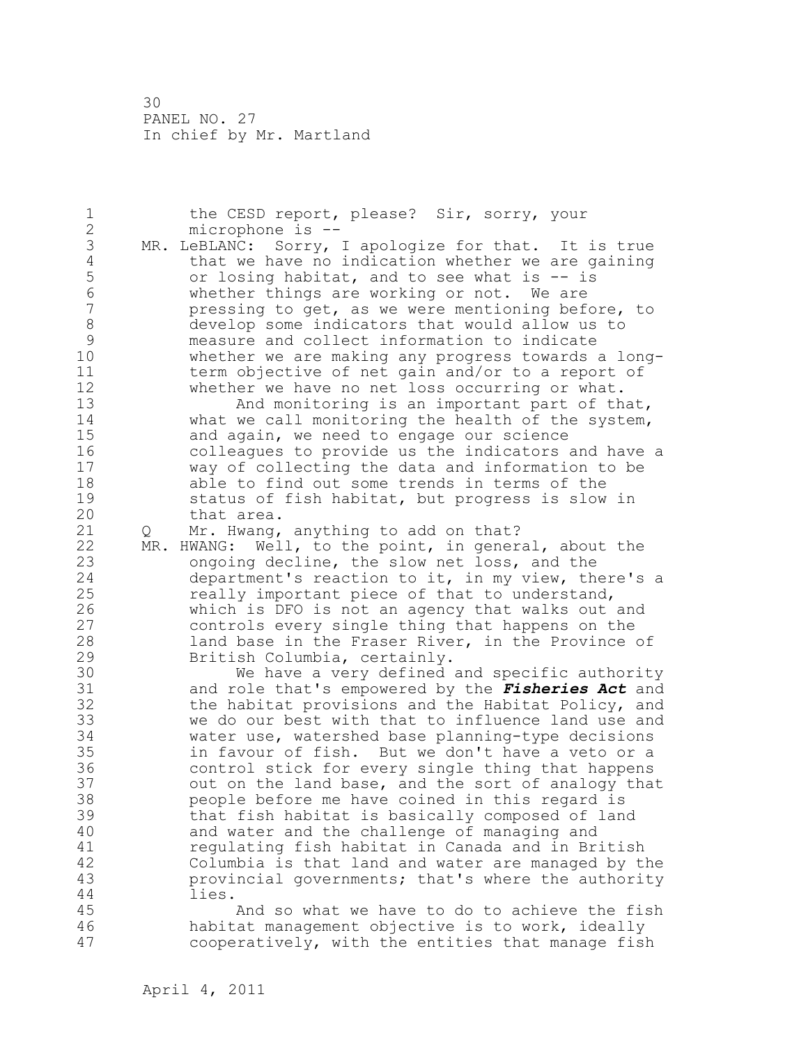the CESD report, please? Sir, sorry, your microphone is --

MR. LeBLANC: Sorry, I apologize for that. It is true that we have no indication whether we are gaining or losing habitat, and to see what is -- is whether things are working or not. We are pressing to get, as we were mentioning before, to develop some indicators that would allow us to measure and collect information to indicate whether we are making any progress towards a long-term objective of net gain and/or to a report of whether we have no net loss occurring or what.

And monitoring is an important part of that, what we call monitoring the health of the system, and again, we need to engage our science colleagues to provide us the indicators and have a way of collecting the data and information to be able to find out some trends in terms of the status of fish habitat, but progress is slow in that area.

Q Mr. Hwang, anything to add on that?

MR. HWANG: Well, to the point, in general, about the ongoing decline, the slow net loss, and the department's reaction to it, in my view, there's a really important piece of that to understand, which is DFO is not an agency that walks out and controls every single thing that happens on the land base in the Fraser River, in the Province of British Columbia, certainly.

We have a very defined and specific authority and role that's empowered by the ***Fisheries Act*** and the habitat provisions and the Habitat Policy, and we do our best with that to influence land use and water use, watershed base planning-type decisions in favour of fish. But we don't have a veto or a control stick for every single thing that happens out on the land base, and the sort of analogy that people before me have coined in this regard is that fish habitat is basically composed of land and water and the challenge of managing and regulating fish habitat in Canada and in British Columbia is that land and water are managed by the provincial governments; that's where the authority lies.

And so what we have to do to achieve the fish habitat management objective is to work, ideally cooperatively, with the entities that manage fish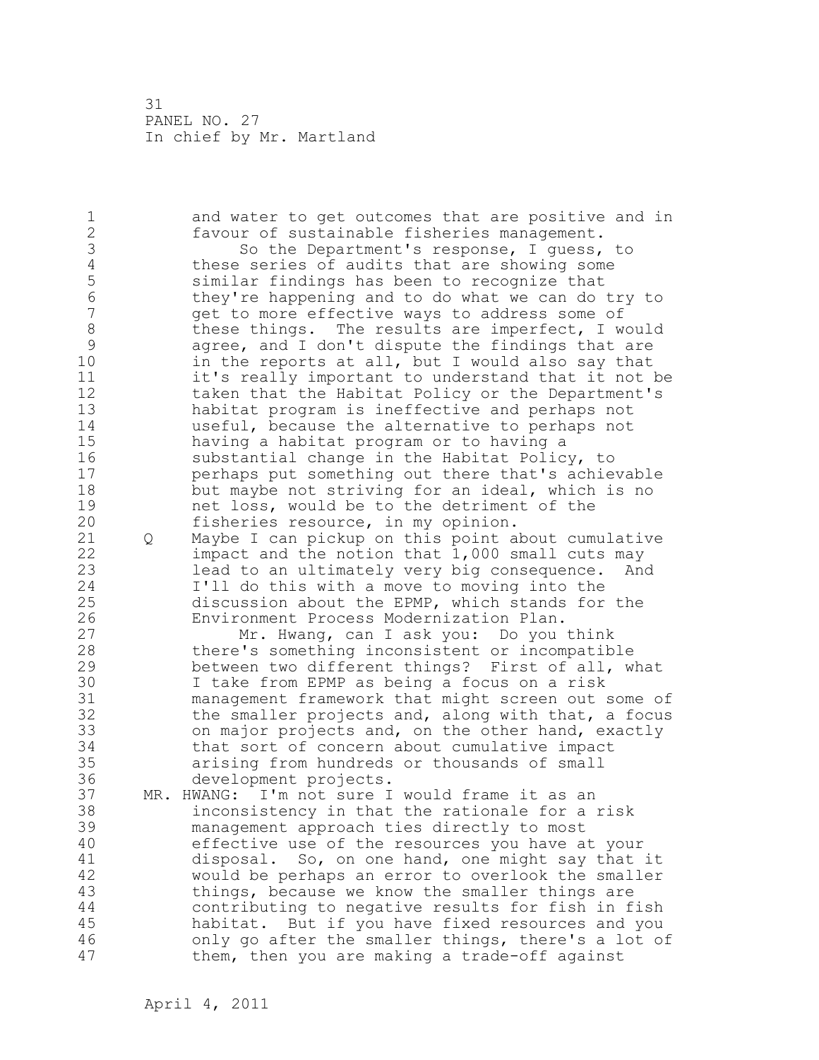and water to get outcomes that are positive and in favour of sustainable fisheries management.

So the Department's response, I guess, to these series of audits that are showing some similar findings has been to recognize that they're happening and to do what we can do try to get to more effective ways to address some of these things. The results are imperfect, I would agree, and I don't dispute the findings that are in the reports at all, but I would also say that it's really important to understand that it not be taken that the Habitat Policy or the Department's habitat program is ineffective and perhaps not useful, because the alternative to perhaps not having a habitat program or to having a substantial change in the Habitat Policy, to perhaps put something out there that's achievable but maybe not striving for an ideal, which is no net loss, would be to the detriment of the fisheries resource, in my opinion.

Q Maybe I can pickup on this point about cumulative impact and the notion that 1,000 small cuts may lead to an ultimately very big consequence. And I'll do this with a move to moving into the discussion about the EPMP, which stands for the Environment Process Modernization Plan.

Mr. Hwang, can I ask you: Do you think there's something inconsistent or incompatible between two different things? First of all, what I take from EPMP as being a focus on a risk management framework that might screen out some of the smaller projects and, along with that, a focus on major projects and, on the other hand, exactly that sort of concern about cumulative impact arising from hundreds or thousands of small development projects.

MR. HWANG: I'm not sure I would frame it as an inconsistency in that the rationale for a risk management approach ties directly to most effective use of the resources you have at your disposal. So, on one hand, one might say that it would be perhaps an error to overlook the smaller things, because we know the smaller things are contributing to negative results for fish in fish habitat. But if you have fixed resources and you only go after the smaller things, there's a lot of them, then you are making a trade-off against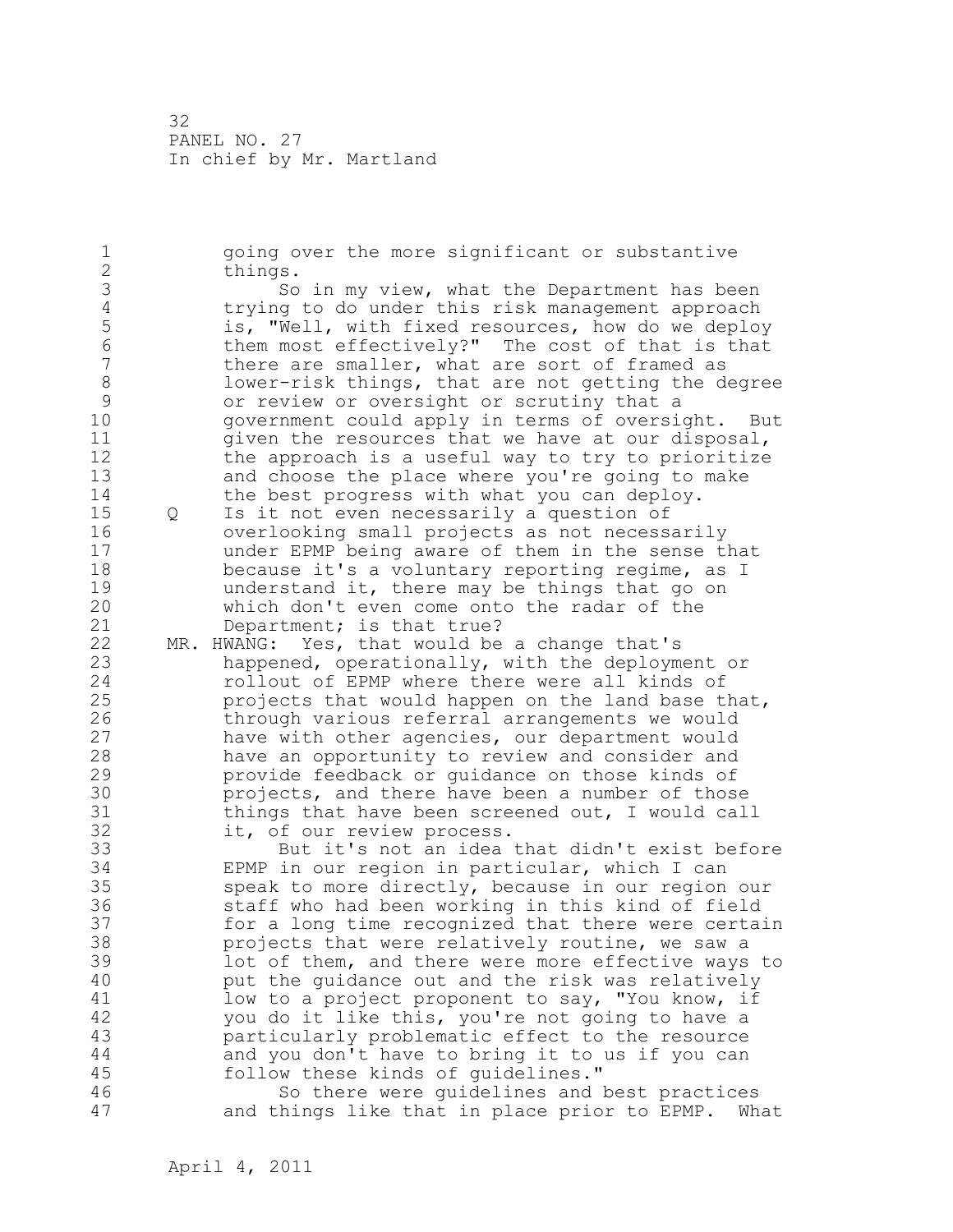going over the more significant or substantive things.

So in my view, what the Department has been trying to do under this risk management approach is, "Well, with fixed resources, how do we deploy them most effectively?" The cost of that is that there are smaller, what are sort of framed as lower-risk things, that are not getting the degree or review or oversight or scrutiny that a government could apply in terms of oversight. But given the resources that we have at our disposal, the approach is a useful way to try to prioritize and choose the place where you're going to make the best progress with what you can deploy.

Q Is it not even necessarily a question of overlooking small projects as not necessarily under EPMP being aware of them in the sense that because it's a voluntary reporting regime, as I understand it, there may be things that go on which don't even come onto the radar of the Department; is that true?

MR. HWANG: Yes, that would be a change that's happened, operationally, with the deployment or rollout of EPMP where there were all kinds of projects that would happen on the land base that, through various referral arrangements we would have with other agencies, our department would have an opportunity to review and consider and provide feedback or guidance on those kinds of projects, and there have been a number of those things that have been screened out, I would call it, of our review process.

But it's not an idea that didn't exist before EPMP in our region in particular, which I can speak to more directly, because in our region our staff who had been working in this kind of field for a long time recognized that there were certain projects that were relatively routine, we saw a lot of them, and there were more effective ways to put the guidance out and the risk was relatively low to a project proponent to say, "You know, if you do it like this, you're not going to have a particularly problematic effect to the resource and you don't have to bring it to us if you can follow these kinds of guidelines."

So there were guidelines and best practices and things like that in place prior to EPMP. What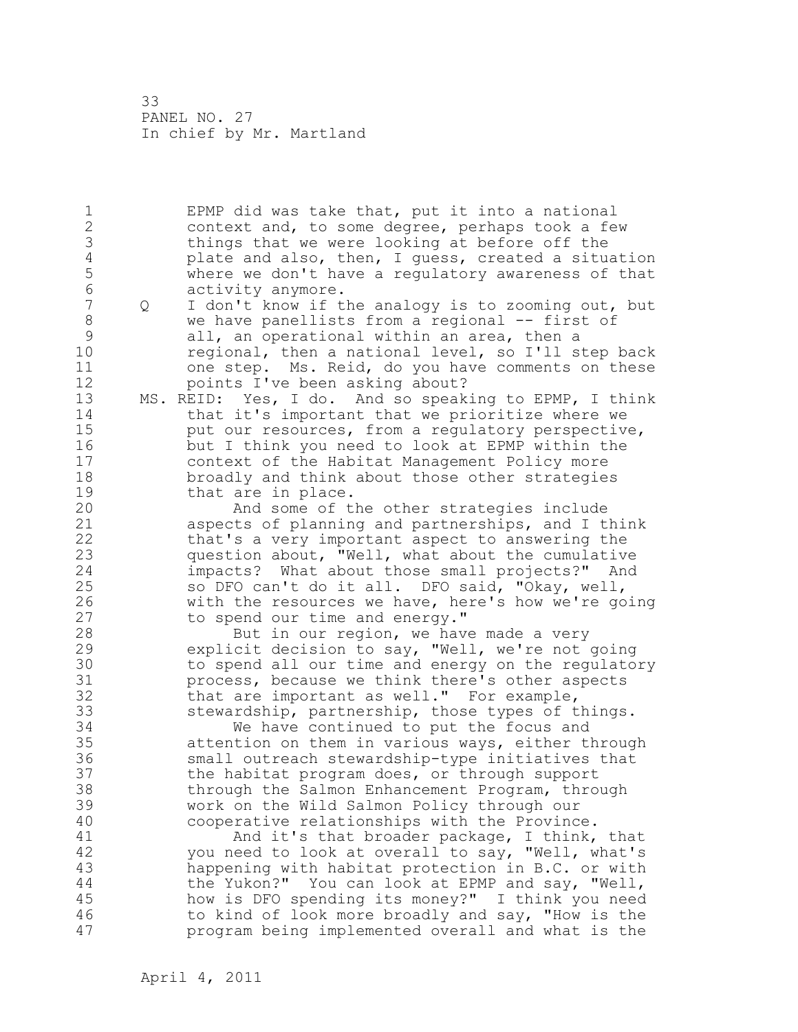EPMP did was take that, put it into a national context and, to some degree, perhaps took a few things that we were looking at before off the plate and also, then, I guess, created a situation where we don't have a regulatory awareness of that activity anymore.

Q I don't know if the analogy is to zooming out, but we have panellists from a regional -- first of all, an operational within an area, then a regional, then a national level, so I'll step back one step. Ms. Reid, do you have comments on these points I've been asking about?

MS. REID: Yes, I do. And so speaking to EPMP, I think that it's important that we prioritize where we put our resources, from a regulatory perspective, but I think you need to look at EPMP within the context of the Habitat Management Policy more broadly and think about those other strategies that are in place.

And some of the other strategies include aspects of planning and partnerships, and I think that's a very important aspect to answering the question about, "Well, what about the cumulative impacts? What about those small projects?" And so DFO can't do it all. DFO said, "Okay, well, with the resources we have, here's how we're going to spend our time and energy."

But in our region, we have made a very explicit decision to say, "Well, we're not going to spend all our time and energy on the regulatory process, because we think there's other aspects that are important as well." For example, stewardship, partnership, those types of things.

We have continued to put the focus and attention on them in various ways, either through small outreach stewardship-type initiatives that the habitat program does, or through support through the Salmon Enhancement Program, through work on the Wild Salmon Policy through our cooperative relationships with the Province.

And it's that broader package, I think, that you need to look at overall to say, "Well, what's happening with habitat protection in B.C. or with the Yukon?" You can look at EPMP and say, "Well, how is DFO spending its money?" I think you need to kind of look more broadly and say, "How is the program being implemented overall and what is the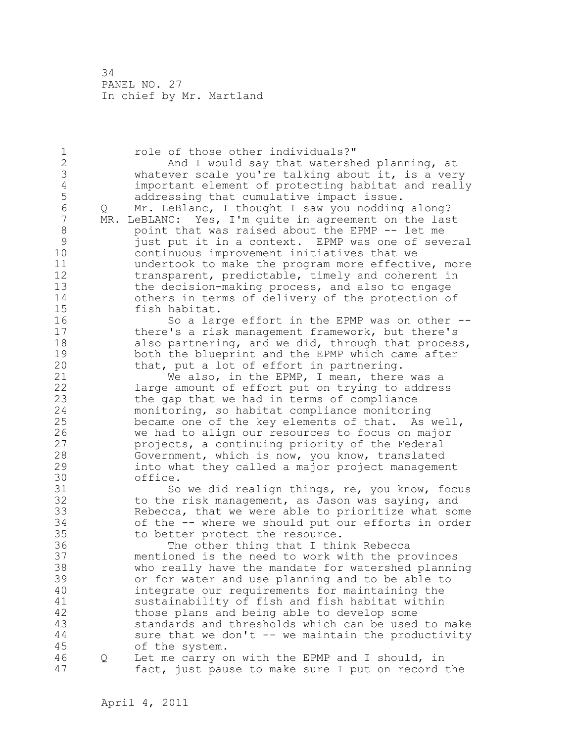role of those other individuals?"

And I would say that watershed planning, at whatever scale you're talking about it, is a very important element of protecting habitat and really addressing that cumulative impact issue.

Q Mr. LeBlanc, I thought I saw you nodding along?

MR. LeBLANC: Yes, I'm quite in agreement on the last point that was raised about the EPMP -- let me just put it in a context. EPMP was one of several continuous improvement initiatives that we undertook to make the program more effective, more transparent, predictable, timely and coherent in the decision-making process, and also to engage others in terms of delivery of the protection of fish habitat.

So a large effort in the EPMP was on other -- there's a risk management framework, but there's also partnering, and we did, through that process, both the blueprint and the EPMP which came after that, put a lot of effort in partnering.

We also, in the EPMP, I mean, there was a large amount of effort put on trying to address the gap that we had in terms of compliance monitoring, so habitat compliance monitoring became one of the key elements of that. As well, we had to align our resources to focus on major projects, a continuing priority of the Federal Government, which is now, you know, translated into what they called a major project management office.

So we did realign things, re, you know, focus to the risk management, as Jason was saying, and Rebecca, that we were able to prioritize what some of the -- where we should put our efforts in order to better protect the resource.

The other thing that I think Rebecca mentioned is the need to work with the provinces who really have the mandate for watershed planning or for water and use planning and to be able to integrate our requirements for maintaining the sustainability of fish and fish habitat within those plans and being able to develop some standards and thresholds which can be used to make sure that we don't -- we maintain the productivity of the system.

Q Let me carry on with the EPMP and I should, in fact, just pause to make sure I put on record the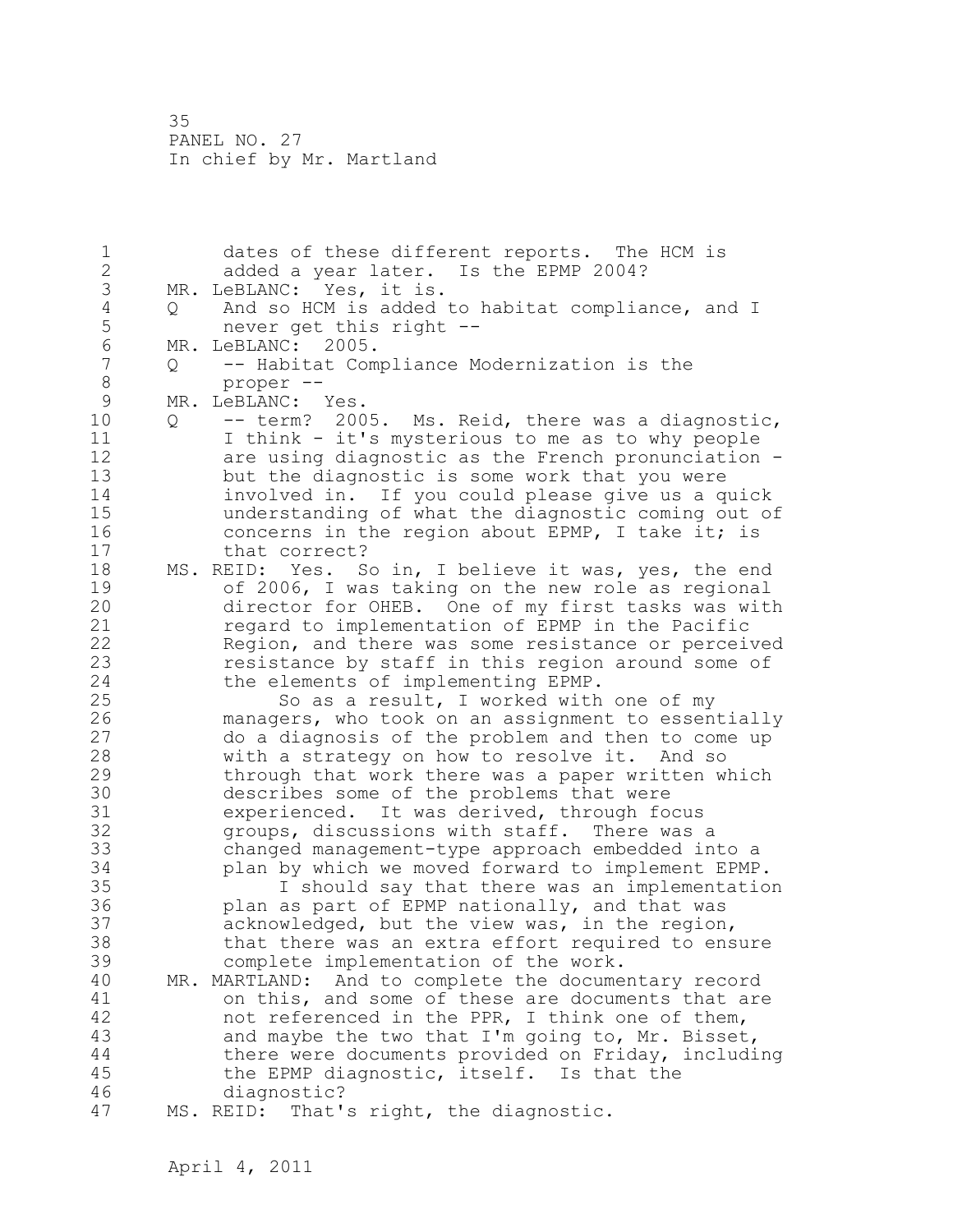dates of these different reports. The HCM is added a year later. Is the EPMP 2004?

MR. LeBLANC: Yes, it is.

Q And so HCM is added to habitat compliance, and I never get this right --

MR. LeBLANC: 2005.

Q -- Habitat Compliance Modernization is the proper --

MR. LeBLANC: Yes.

Q -- term? 2005. Ms. Reid, there was a diagnostic, I think - it's mysterious to me as to why people are using diagnostic as the French pronunciation - but the diagnostic is some work that you were involved in. If you could please give us a quick understanding of what the diagnostic coming out of concerns in the region about EPMP, I take it; is that correct?

MS. REID: Yes. So in, I believe it was, yes, the end of 2006, I was taking on the new role as regional director for OHEB. One of my first tasks was with regard to implementation of EPMP in the Pacific Region, and there was some resistance or perceived resistance by staff in this region around some of the elements of implementing EPMP.

So as a result, I worked with one of my managers, who took on an assignment to essentially do a diagnosis of the problem and then to come up with a strategy on how to resolve it. And so through that work there was a paper written which describes some of the problems that were experienced. It was derived, through focus groups, discussions with staff. There was a changed management-type approach embedded into a plan by which we moved forward to implement EPMP.

I should say that there was an implementation plan as part of EPMP nationally, and that was acknowledged, but the view was, in the region, that there was an extra effort required to ensure complete implementation of the work.

MR. MARTLAND: And to complete the documentary record on this, and some of these are documents that are not referenced in the PPR, I think one of them, and maybe the two that I'm going to, Mr. Bisset, there were documents provided on Friday, including the EPMP diagnostic, itself. Is that the diagnostic?

MS. REID: That's right, the diagnostic.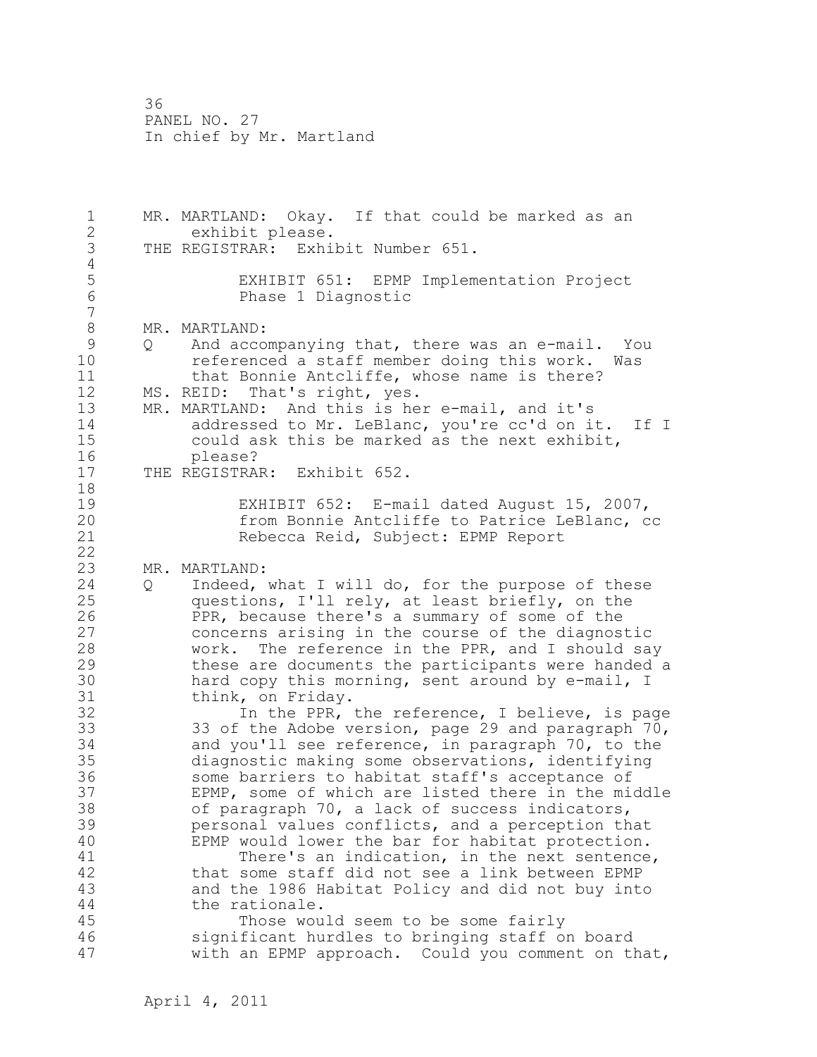MR. MARTLAND: Okay. If that could be marked as an exhibit please.

THE REGISTRAR: Exhibit Number 651.

EXHIBIT 651: EPMP Implementation Project Phase 1 Diagnostic

MR. MARTLAND:

Q And accompanying that, there was an e-mail. You referenced a staff member doing this work. Was that Bonnie Antcliffe, whose name is there?

MS. REID: That's right, yes.

MR. MARTLAND: And this is her e-mail, and it's addressed to Mr. LeBlanc, you're cc'd on it. If I could ask this be marked as the next exhibit, please?

THE REGISTRAR: Exhibit 652.

EXHIBIT 652: E-mail dated August 15, 2007, from Bonnie Antcliffe to Patrice LeBlanc, cc Rebecca Reid, Subject: EPMP Report

MR. MARTLAND:

Q Indeed, what I will do, for the purpose of these questions, I'll rely, at least briefly, on the PPR, because there's a summary of some of the concerns arising in the course of the diagnostic work. The reference in the PPR, and I should say these are documents the participants were handed a hard copy this morning, sent around by e-mail, I think, on Friday.

In the PPR, the reference, I believe, is page 33 of the Adobe version, page 29 and paragraph 70, and you'll see reference, in paragraph 70, to the diagnostic making some observations, identifying some barriers to habitat staff's acceptance of EPMP, some of which are listed there in the middle of paragraph 70, a lack of success indicators, personal values conflicts, and a perception that EPMP would lower the bar for habitat protection.

There's an indication, in the next sentence, that some staff did not see a link between EPMP and the 1986 Habitat Policy and did not buy into the rationale.

Those would seem to be some fairly significant hurdles to bringing staff on board with an EPMP approach. Could you comment on that,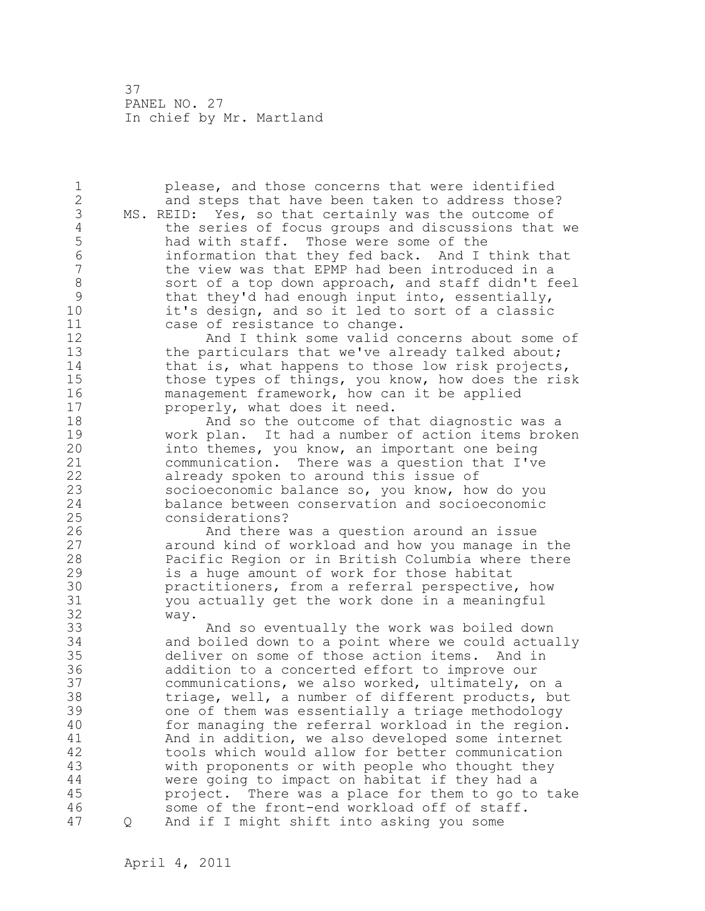please, and those concerns that were identified and steps that have been taken to address those?

MS. REID: Yes, so that certainly was the outcome of the series of focus groups and discussions that we had with staff. Those were some of the information that they fed back. And I think that the view was that EPMP had been introduced in a sort of a top down approach, and staff didn't feel that they'd had enough input into, essentially, it's design, and so it led to sort of a classic case of resistance to change.

And I think some valid concerns about some of the particulars that we've already talked about; that is, what happens to those low risk projects, those types of things, you know, how does the risk management framework, how can it be applied properly, what does it need.

And so the outcome of that diagnostic was a work plan. It had a number of action items broken into themes, you know, an important one being communication. There was a question that I've already spoken to around this issue of socioeconomic balance so, you know, how do you balance between conservation and socioeconomic considerations?

And there was a question around an issue around kind of workload and how you manage in the Pacific Region or in British Columbia where there is a huge amount of work for those habitat practitioners, from a referral perspective, how you actually get the work done in a meaningful way.

And so eventually the work was boiled down and boiled down to a point where we could actually deliver on some of those action items. And in addition to a concerted effort to improve our communications, we also worked, ultimately, on a triage, well, a number of different products, but one of them was essentially a triage methodology for managing the referral workload in the region. And in addition, we also developed some internet tools which would allow for better communication with proponents or with people who thought they were going to impact on habitat if they had a project. There was a place for them to go to take some of the front-end workload off of staff.

Q And if I might shift into asking you some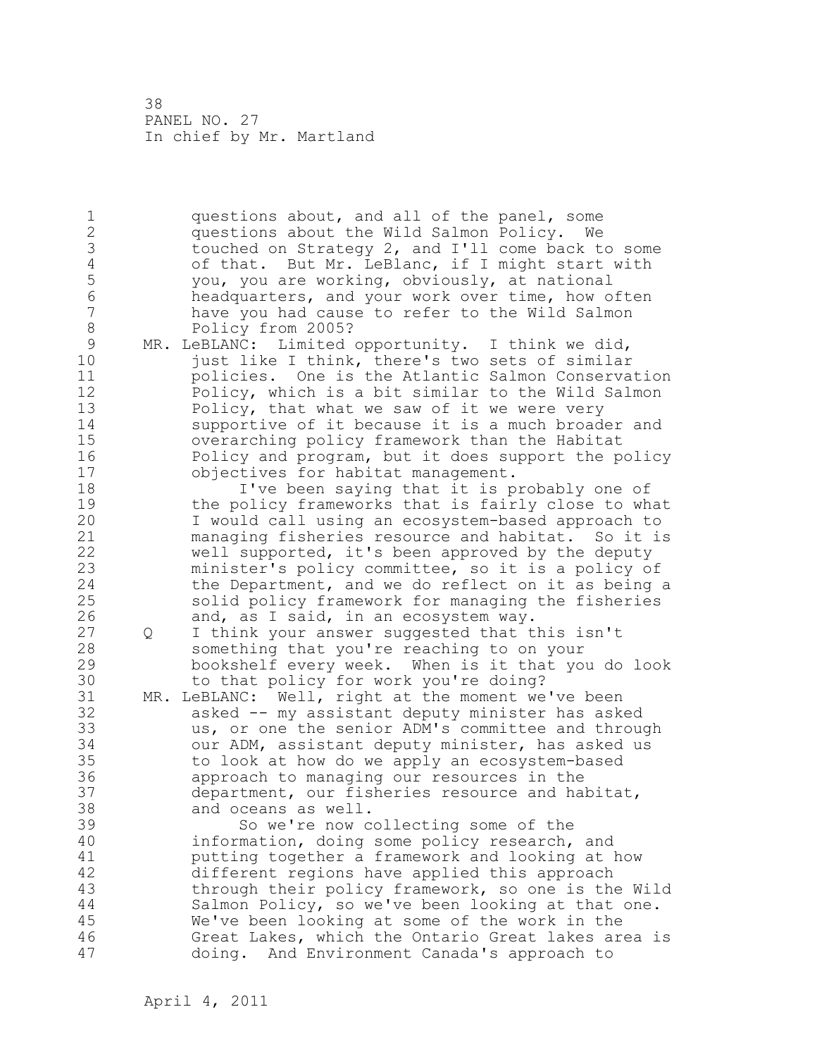questions about, and all of the panel, some questions about the Wild Salmon Policy. We touched on Strategy 2, and I'll come back to some of that. But Mr. LeBlanc, if I might start with you, you are working, obviously, at national headquarters, and your work over time, how often have you had cause to refer to the Wild Salmon Policy from 2005?

MR. LeBLANC: Limited opportunity. I think we did, just like I think, there's two sets of similar policies. One is the Atlantic Salmon Conservation Policy, which is a bit similar to the Wild Salmon Policy, that what we saw of it we were very supportive of it because it is a much broader and overarching policy framework than the Habitat Policy and program, but it does support the policy objectives for habitat management.

I've been saying that it is probably one of the policy frameworks that is fairly close to what I would call using an ecosystem-based approach to managing fisheries resource and habitat. So it is well supported, it's been approved by the deputy minister's policy committee, so it is a policy of the Department, and we do reflect on it as being a solid policy framework for managing the fisheries and, as I said, in an ecosystem way.

Q I think your answer suggested that this isn't something that you're reaching to on your bookshelf every week. When is it that you do look to that policy for work you're doing?

MR. LeBLANC: Well, right at the moment we've been asked -- my assistant deputy minister has asked us, or one the senior ADM's committee and through our ADM, assistant deputy minister, has asked us to look at how do we apply an ecosystem-based approach to managing our resources in the department, our fisheries resource and habitat, and oceans as well.

So we're now collecting some of the information, doing some policy research, and putting together a framework and looking at how different regions have applied this approach through their policy framework, so one is the Wild Salmon Policy, so we've been looking at that one. We've been looking at some of the work in the Great Lakes, which the Ontario Great lakes area is doing. And Environment Canada's approach to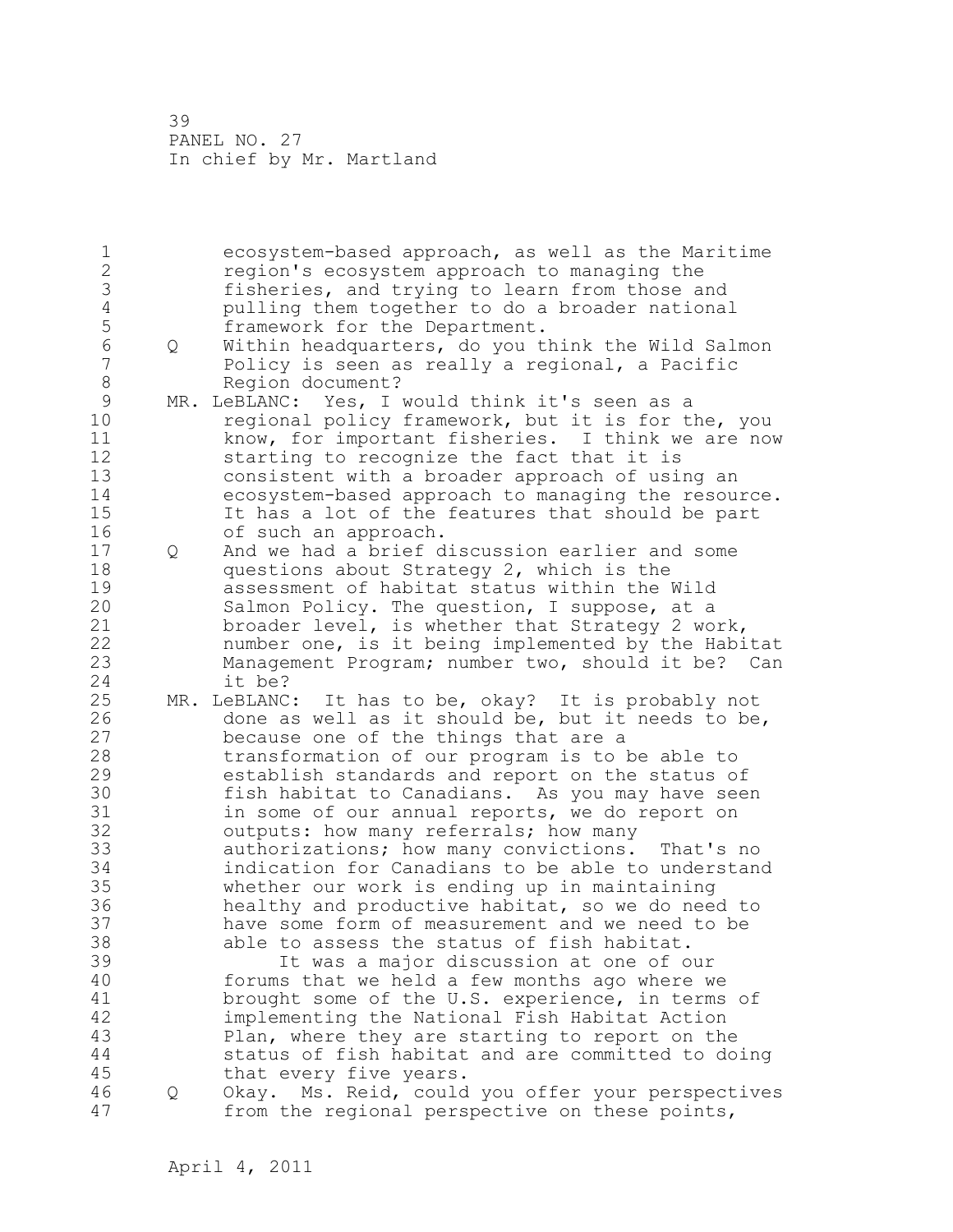ecosystem-based approach, as well as the Maritime region's ecosystem approach to managing the fisheries, and trying to learn from those and pulling them together to do a broader national framework for the Department.

Q Within headquarters, do you think the Wild Salmon Policy is seen as really a regional, a Pacific Region document?

MR. LeBLANC: Yes, I would think it's seen as a regional policy framework, but it is for the, you know, for important fisheries. I think we are now starting to recognize the fact that it is consistent with a broader approach of using an ecosystem-based approach to managing the resource. It has a lot of the features that should be part of such an approach.

Q And we had a brief discussion earlier and some questions about Strategy 2, which is the assessment of habitat status within the Wild Salmon Policy. The question, I suppose, at a broader level, is whether that Strategy 2 work, number one, is it being implemented by the Habitat Management Program; number two, should it be? Can it be?

MR. LeBLANC: It has to be, okay? It is probably not done as well as it should be, but it needs to be, because one of the things that are a transformation of our program is to be able to establish standards and report on the status of fish habitat to Canadians. As you may have seen in some of our annual reports, we do report on outputs: how many referrals; how many authorizations; how many convictions. That's no indication for Canadians to be able to understand whether our work is ending up in maintaining healthy and productive habitat, so we do need to have some form of measurement and we need to be able to assess the status of fish habitat.

It was a major discussion at one of our forums that we held a few months ago where we brought some of the U.S. experience, in terms of implementing the National Fish Habitat Action Plan, where they are starting to report on the status of fish habitat and are committed to doing that every five years.

Q Okay. Ms. Reid, could you offer your perspectives from the regional perspective on these points,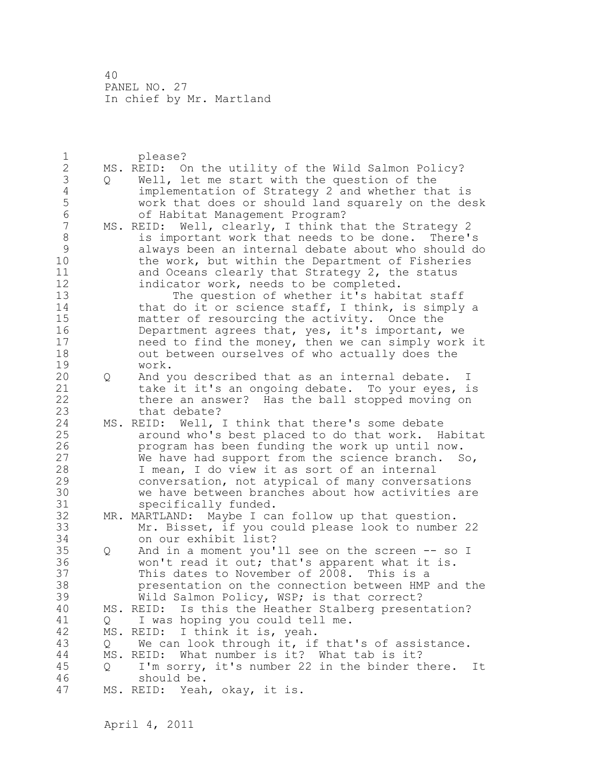please?

MS. REID: On the utility of the Wild Salmon Policy?

Q Well, let me start with the question of the implementation of Strategy 2 and whether that is work that does or should land squarely on the desk of Habitat Management Program?

MS. REID: Well, clearly, I think that the Strategy 2 is important work that needs to be done. There's always been an internal debate about who should do the work, but within the Department of Fisheries and Oceans clearly that Strategy 2, the status indicator work, needs to be completed.

The question of whether it's habitat staff that do it or science staff, I think, is simply a matter of resourcing the activity. Once the Department agrees that, yes, it's important, we need to find the money, then we can simply work it out between ourselves of who actually does the work.

Q And you described that as an internal debate. I take it it's an ongoing debate. To your eyes, is there an answer? Has the ball stopped moving on that debate?

MS. REID: Well, I think that there's some debate around who's best placed to do that work. Habitat program has been funding the work up until now. We have had support from the science branch. So, I mean, I do view it as sort of an internal conversation, not atypical of many conversations we have between branches about how activities are specifically funded.

MR. MARTLAND: Maybe I can follow up that question. Mr. Bisset, if you could please look to number 22 on our exhibit list?

Q And in a moment you'll see on the screen -- so I won't read it out; that's apparent what it is. This dates to November of 2008. This is a presentation on the connection between HMP and the Wild Salmon Policy, WSP; is that correct?

MS. REID: Is this the Heather Stalberg presentation?

Q I was hoping you could tell me.

MS. REID: I think it is, yeah.

Q We can look through it, if that's of assistance.

MS. REID: What number is it? What tab is it?

Q I'm sorry, it's number 22 in the binder there. It should be.

MS. REID: Yeah, okay, it is.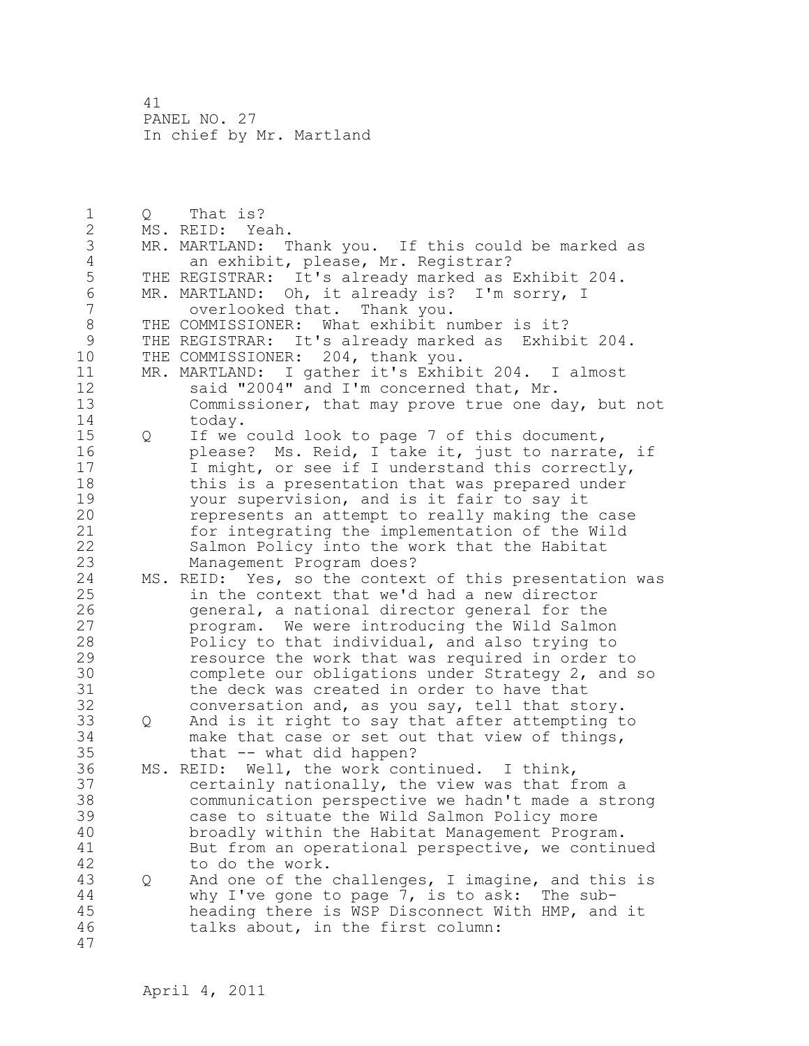Q That is?

MS. REID: Yeah.

MR. MARTLAND: Thank you. If this could be marked as an exhibit, please, Mr. Registrar?

THE REGISTRAR: It's already marked as Exhibit 204.

MR. MARTLAND: Oh, it already is? I'm sorry, I overlooked that. Thank you.

THE COMMISSIONER: What exhibit number is it?

THE REGISTRAR: It's already marked as Exhibit 204.

THE COMMISSIONER: 204, thank you.

MR. MARTLAND: I gather it's Exhibit 204. I almost said "2004" and I'm concerned that, Mr. Commissioner, that may prove true one day, but not today.

Q If we could look to page 7 of this document, please? Ms. Reid, I take it, just to narrate, if I might, or see if I understand this correctly, this is a presentation that was prepared under your supervision, and is it fair to say it represents an attempt to really making the case for integrating the implementation of the Wild Salmon Policy into the work that the Habitat Management Program does?

MS. REID: Yes, so the context of this presentation was in the context that we'd had a new director general, a national director general for the program. We were introducing the Wild Salmon Policy to that individual, and also trying to resource the work that was required in order to complete our obligations under Strategy 2, and so the deck was created in order to have that conversation and, as you say, tell that story.

Q And is it right to say that after attempting to make that case or set out that view of things, that -- what did happen?

MS. REID: Well, the work continued. I think, certainly nationally, the view was that from a communication perspective we hadn't made a strong case to situate the Wild Salmon Policy more broadly within the Habitat Management Program. But from an operational perspective, we continued to do the work.

Q And one of the challenges, I imagine, and this is why I've gone to page 7, is to ask: The sub-heading there is WSP Disconnect With HMP, and it talks about, in the first column: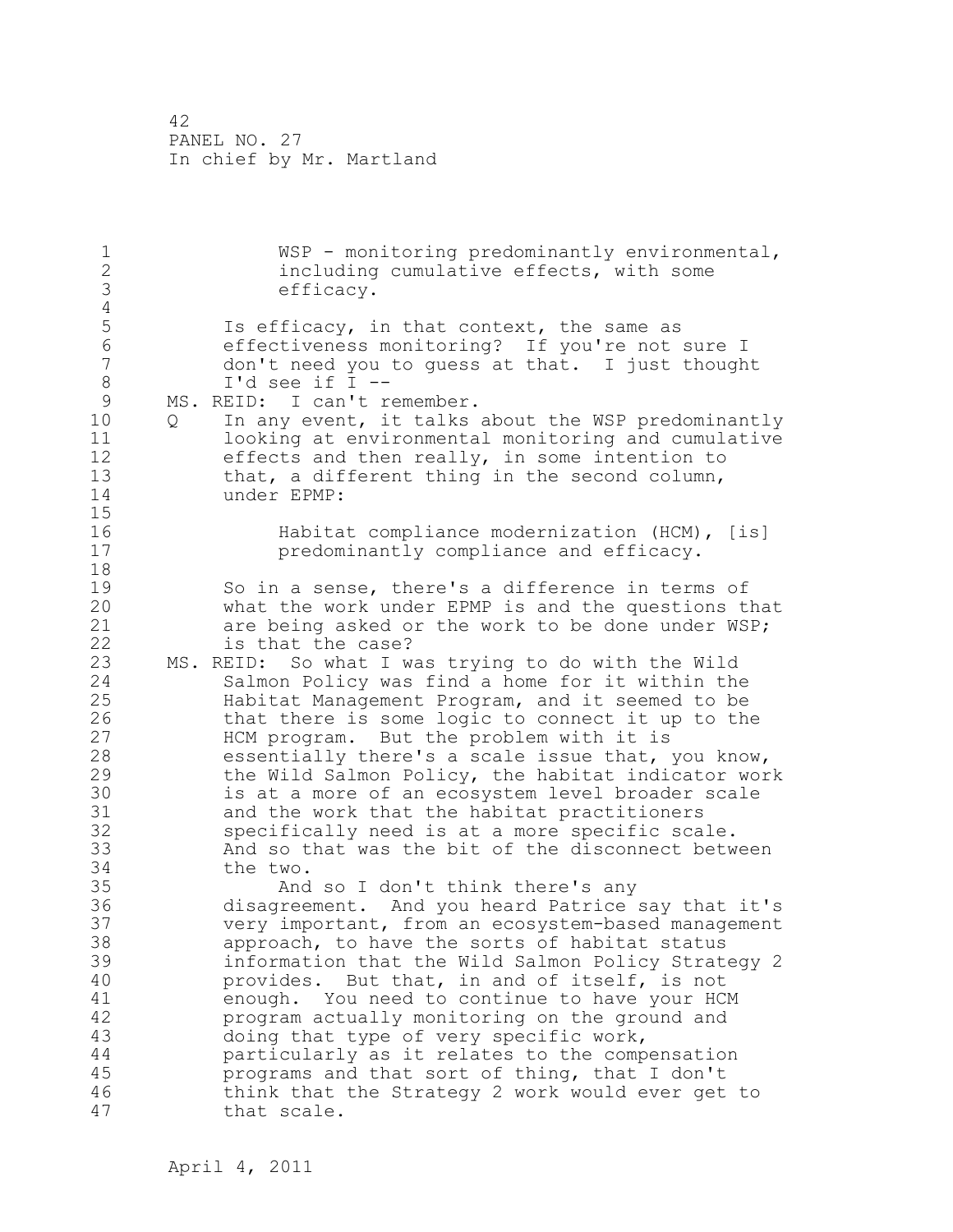> WSP - monitoring predominantly environmental, including cumulative effects, with some efficacy.

Is efficacy, in that context, the same as effectiveness monitoring? If you're not sure I don't need you to guess at that. I just thought I'd see if I --

MS. REID: I can't remember.

Q In any event, it talks about the WSP predominantly looking at environmental monitoring and cumulative effects and then really, in some intention to that, a different thing in the second column, under EPMP:

> Habitat compliance modernization (HCM), [is] predominantly compliance and efficacy.

So in a sense, there's a difference in terms of what the work under EPMP is and the questions that are being asked or the work to be done under WSP; is that the case?

MS. REID: So what I was trying to do with the Wild Salmon Policy was find a home for it within the Habitat Management Program, and it seemed to be that there is some logic to connect it up to the HCM program. But the problem with it is essentially there's a scale issue that, you know, the Wild Salmon Policy, the habitat indicator work is at a more of an ecosystem level broader scale and the work that the habitat practitioners specifically need is at a more specific scale. And so that was the bit of the disconnect between the two.

And so I don't think there's any disagreement. And you heard Patrice say that it's very important, from an ecosystem-based management approach, to have the sorts of habitat status information that the Wild Salmon Policy Strategy 2 provides. But that, in and of itself, is not enough. You need to continue to have your HCM program actually monitoring on the ground and doing that type of very specific work, particularly as it relates to the compensation programs and that sort of thing, that I don't think that the Strategy 2 work would ever get to that scale.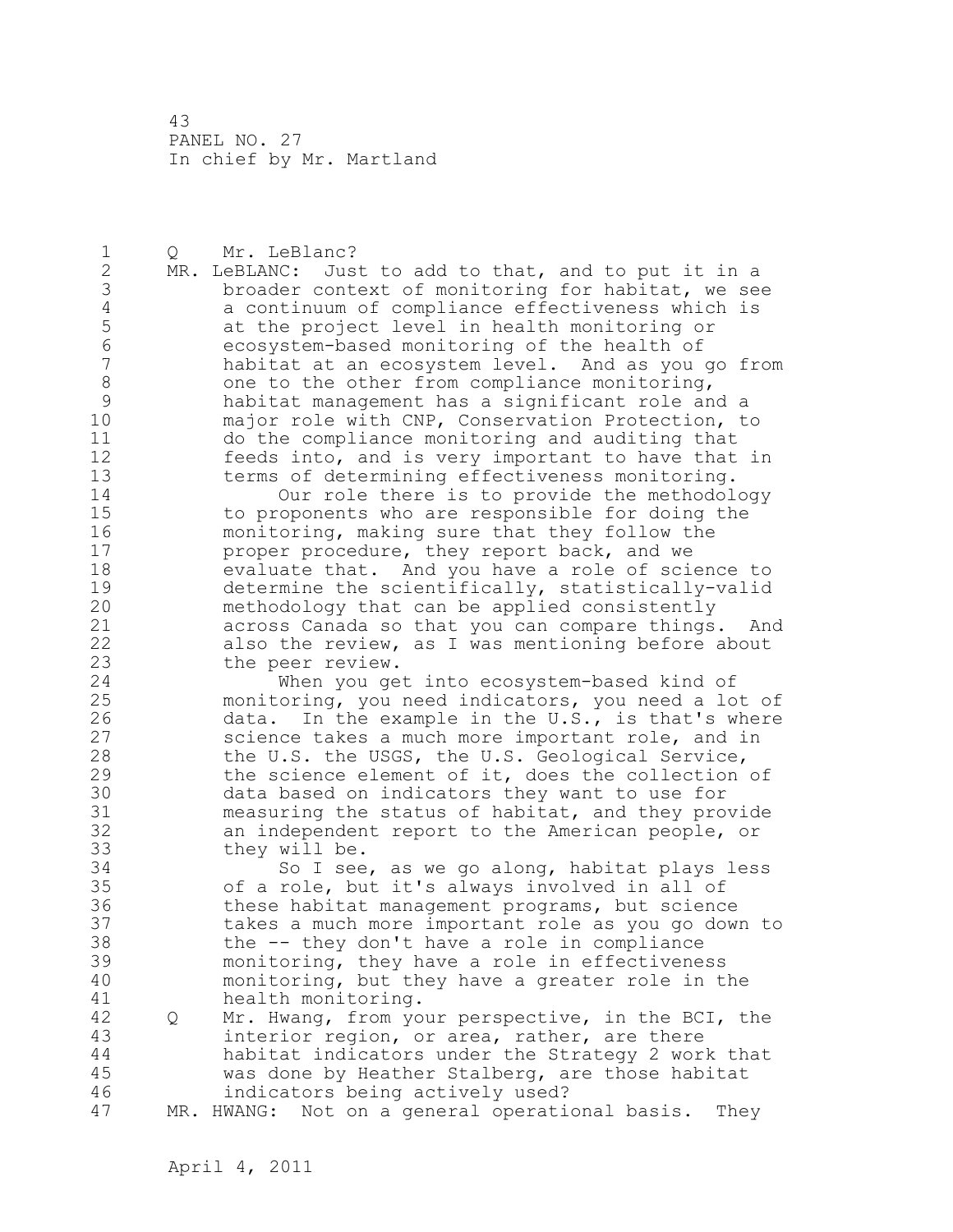Q Mr. LeBlanc?

MR. LeBLANC: Just to add to that, and to put it in a broader context of monitoring for habitat, we see a continuum of compliance effectiveness which is at the project level in health monitoring or ecosystem-based monitoring of the health of habitat at an ecosystem level. And as you go from one to the other from compliance monitoring, habitat management has a significant role and a major role with CNP, Conservation Protection, to do the compliance monitoring and auditing that feeds into, and is very important to have that in terms of determining effectiveness monitoring.

Our role there is to provide the methodology to proponents who are responsible for doing the monitoring, making sure that they follow the proper procedure, they report back, and we evaluate that. And you have a role of science to determine the scientifically, statistically-valid methodology that can be applied consistently across Canada so that you can compare things. And also the review, as I was mentioning before about the peer review.

When you get into ecosystem-based kind of monitoring, you need indicators, you need a lot of data. In the example in the U.S., is that's where science takes a much more important role, and in the U.S. the USGS, the U.S. Geological Service, the science element of it, does the collection of data based on indicators they want to use for measuring the status of habitat, and they provide an independent report to the American people, or they will be.

So I see, as we go along, habitat plays less of a role, but it's always involved in all of these habitat management programs, but science takes a much more important role as you go down to the -- they don't have a role in compliance monitoring, they have a role in effectiveness monitoring, but they have a greater role in the health monitoring.

Q Mr. Hwang, from your perspective, in the BCI, the interior region, or area, rather, are there habitat indicators under the Strategy 2 work that was done by Heather Stalberg, are those habitat indicators being actively used?

MR. HWANG: Not on a general operational basis. They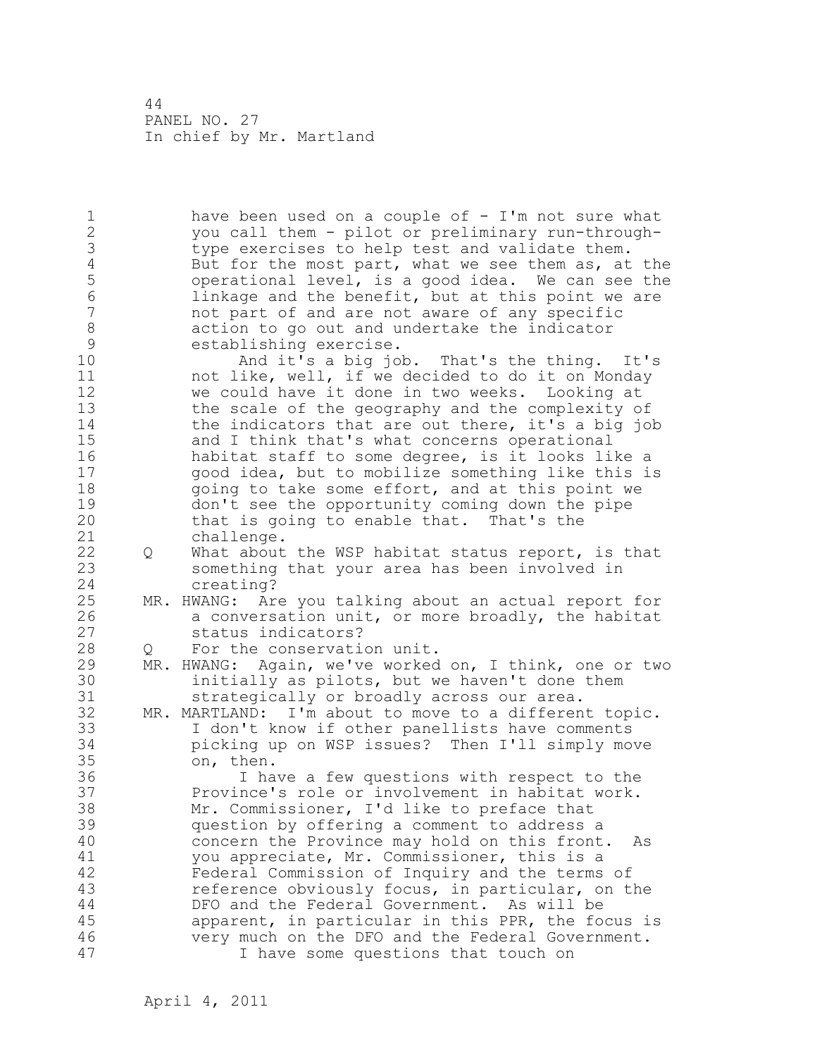have been used on a couple of - I'm not sure what you call them - pilot or preliminary run-through-type exercises to help test and validate them. But for the most part, what we see them as, at the operational level, is a good idea. We can see the linkage and the benefit, but at this point we are not part of and are not aware of any specific action to go out and undertake the indicator establishing exercise.

And it's a big job. That's the thing. It's not like, well, if we decided to do it on Monday we could have it done in two weeks. Looking at the scale of the geography and the complexity of the indicators that are out there, it's a big job and I think that's what concerns operational habitat staff to some degree, is it looks like a good idea, but to mobilize something like this is going to take some effort, and at this point we don't see the opportunity coming down the pipe that is going to enable that. That's the challenge.

Q What about the WSP habitat status report, is that something that your area has been involved in creating?

MR. HWANG: Are you talking about an actual report for a conversation unit, or more broadly, the habitat status indicators?

Q For the conservation unit.

MR. HWANG: Again, we've worked on, I think, one or two initially as pilots, but we haven't done them strategically or broadly across our area.

MR. MARTLAND: I'm about to move to a different topic. I don't know if other panellists have comments picking up on WSP issues? Then I'll simply move on, then.

I have a few questions with respect to the Province's role or involvement in habitat work. Mr. Commissioner, I'd like to preface that question by offering a comment to address a concern the Province may hold on this front. As you appreciate, Mr. Commissioner, this is a Federal Commission of Inquiry and the terms of reference obviously focus, in particular, on the DFO and the Federal Government. As will be apparent, in particular in this PPR, the focus is very much on the DFO and the Federal Government.

I have some questions that touch on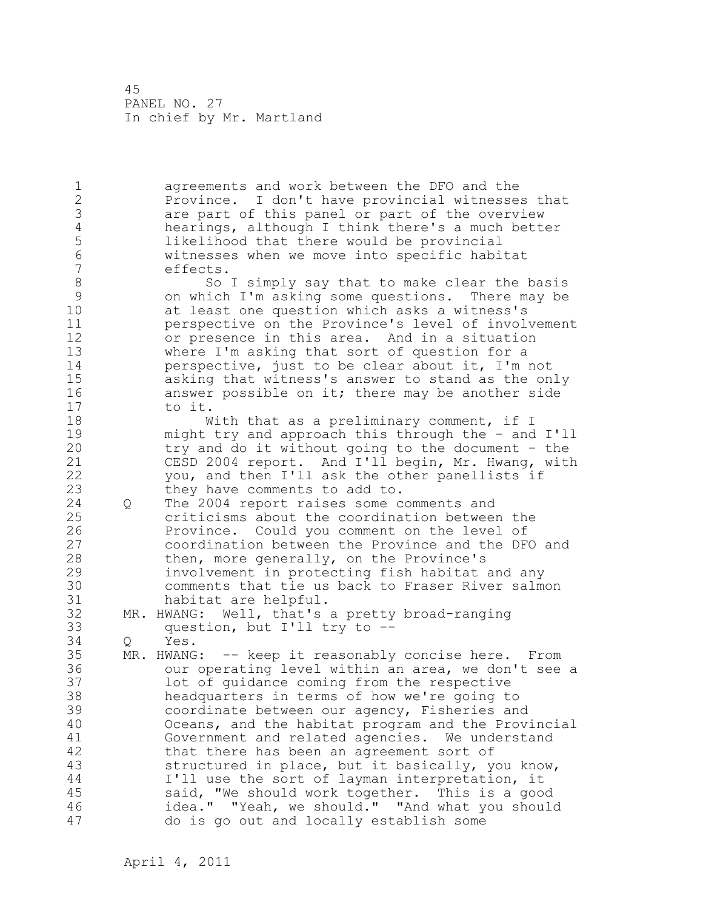agreements and work between the DFO and the Province. I don't have provincial witnesses that are part of this panel or part of the overview hearings, although I think there's a much better likelihood that there would be provincial witnesses when we move into specific habitat effects.

So I simply say that to make clear the basis on which I'm asking some questions. There may be at least one question which asks a witness's perspective on the Province's level of involvement or presence in this area. And in a situation where I'm asking that sort of question for a perspective, just to be clear about it, I'm not asking that witness's answer to stand as the only answer possible on it; there may be another side to it.

With that as a preliminary comment, if I might try and approach this through the - and I'll try and do it without going to the document - the CESD 2004 report. And I'll begin, Mr. Hwang, with you, and then I'll ask the other panellists if they have comments to add to.

Q The 2004 report raises some comments and criticisms about the coordination between the Province. Could you comment on the level of coordination between the Province and the DFO and then, more generally, on the Province's involvement in protecting fish habitat and any comments that tie us back to Fraser River salmon habitat are helpful.

MR. HWANG: Well, that's a pretty broad-ranging question, but I'll try to --

Q Yes.

MR. HWANG: -- keep it reasonably concise here. From our operating level within an area, we don't see a lot of guidance coming from the respective headquarters in terms of how we're going to coordinate between our agency, Fisheries and Oceans, and the habitat program and the Provincial Government and related agencies. We understand that there has been an agreement sort of structured in place, but it basically, you know, I'll use the sort of layman interpretation, it said, "We should work together. This is a good idea." "Yeah, we should." "And what you should do is go out and locally establish some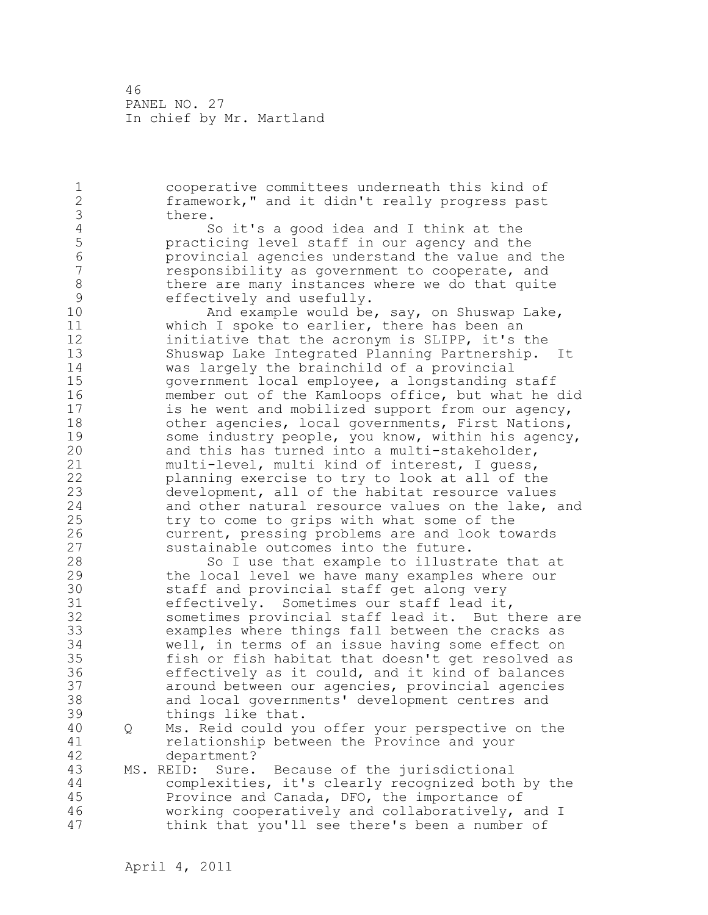cooperative committees underneath this kind of framework," and it didn't really progress past there.

So it's a good idea and I think at the practicing level staff in our agency and the provincial agencies understand the value and the responsibility as government to cooperate, and there are many instances where we do that quite effectively and usefully.

And example would be, say, on Shuswap Lake, which I spoke to earlier, there has been an initiative that the acronym is SLIPP, it's the Shuswap Lake Integrated Planning Partnership. It was largely the brainchild of a provincial government local employee, a longstanding staff member out of the Kamloops office, but what he did is he went and mobilized support from our agency, other agencies, local governments, First Nations, some industry people, you know, within his agency, and this has turned into a multi-stakeholder, multi-level, multi kind of interest, I guess, planning exercise to try to look at all of the development, all of the habitat resource values and other natural resource values on the lake, and try to come to grips with what some of the current, pressing problems are and look towards sustainable outcomes into the future.

So I use that example to illustrate that at the local level we have many examples where our staff and provincial staff get along very effectively. Sometimes our staff lead it, sometimes provincial staff lead it. But there are examples where things fall between the cracks as well, in terms of an issue having some effect on fish or fish habitat that doesn't get resolved as effectively as it could, and it kind of balances around between our agencies, provincial agencies and local governments' development centres and things like that.

Q Ms. Reid could you offer your perspective on the relationship between the Province and your department?

MS. REID: Sure. Because of the jurisdictional complexities, it's clearly recognized both by the Province and Canada, DFO, the importance of working cooperatively and collaboratively, and I think that you'll see there's been a number of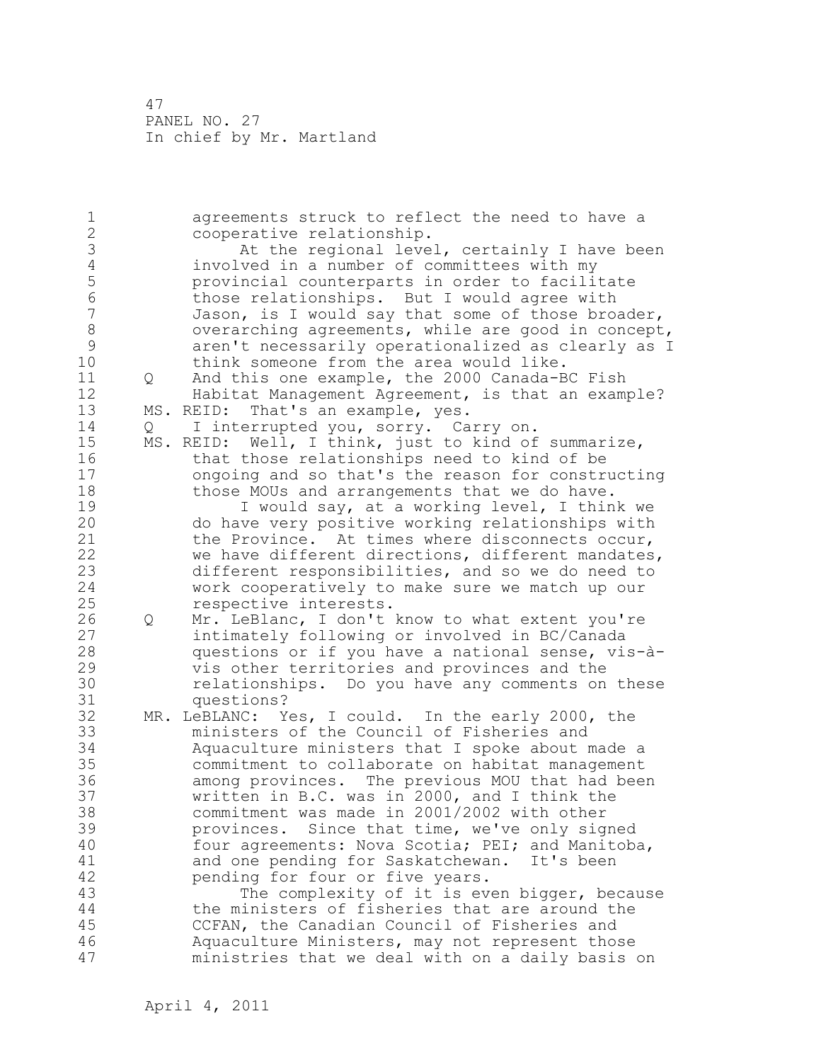agreements struck to reflect the need to have a cooperative relationship.

At the regional level, certainly I have been involved in a number of committees with my provincial counterparts in order to facilitate those relationships. But I would agree with Jason, is I would say that some of those broader, overarching agreements, while are good in concept, aren't necessarily operationalized as clearly as I think someone from the area would like.

Q And this one example, the 2000 Canada-BC Fish Habitat Management Agreement, is that an example?

MS. REID: That's an example, yes.

Q I interrupted you, sorry. Carry on.

MS. REID: Well, I think, just to kind of summarize, that those relationships need to kind of be ongoing and so that's the reason for constructing those MOUs and arrangements that we do have.

I would say, at a working level, I think we do have very positive working relationships with the Province. At times where disconnects occur, we have different directions, different mandates, different responsibilities, and so we do need to work cooperatively to make sure we match up our respective interests.

Q Mr. LeBlanc, I don't know to what extent you're intimately following or involved in BC/Canada questions or if you have a national sense, vis-à-vis other territories and provinces and the relationships. Do you have any comments on these questions?

MR. LeBLANC: Yes, I could. In the early 2000, the ministers of the Council of Fisheries and Aquaculture ministers that I spoke about made a commitment to collaborate on habitat management among provinces. The previous MOU that had been written in B.C. was in 2000, and I think the commitment was made in 2001/2002 with other provinces. Since that time, we've only signed four agreements: Nova Scotia; PEI; and Manitoba, and one pending for Saskatchewan. It's been pending for four or five years.

The complexity of it is even bigger, because the ministers of fisheries that are around the CCFAN, the Canadian Council of Fisheries and Aquaculture Ministers, may not represent those ministries that we deal with on a daily basis on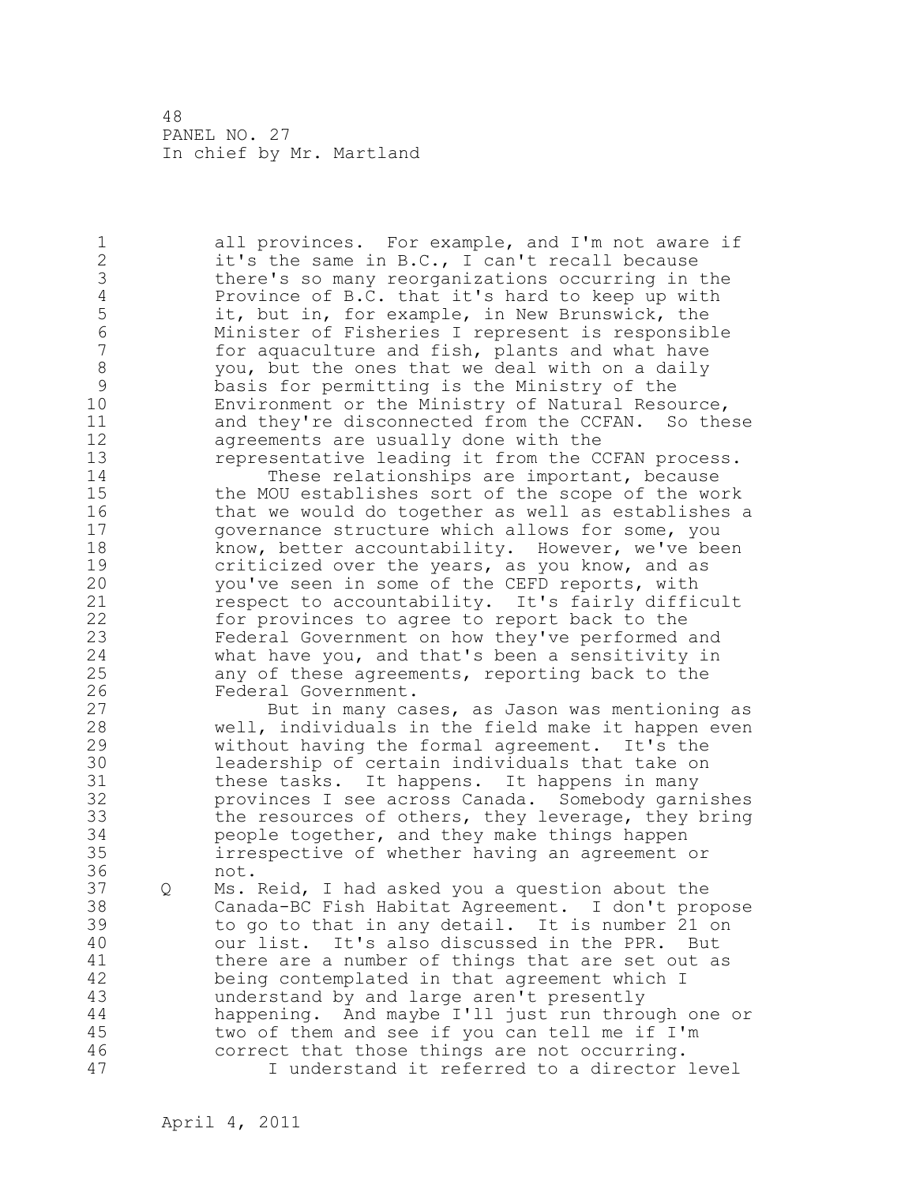all provinces. For example, and I'm not aware if it's the same in B.C., I can't recall because there's so many reorganizations occurring in the Province of B.C. that it's hard to keep up with it, but in, for example, in New Brunswick, the Minister of Fisheries I represent is responsible for aquaculture and fish, plants and what have you, but the ones that we deal with on a daily basis for permitting is the Ministry of the Environment or the Ministry of Natural Resource, and they're disconnected from the CCFAN. So these agreements are usually done with the representative leading it from the CCFAN process.

These relationships are important, because the MOU establishes sort of the scope of the work that we would do together as well as establishes a governance structure which allows for some, you know, better accountability. However, we've been criticized over the years, as you know, and as you've seen in some of the CEFD reports, with respect to accountability. It's fairly difficult for provinces to agree to report back to the Federal Government on how they've performed and what have you, and that's been a sensitivity in any of these agreements, reporting back to the Federal Government.

But in many cases, as Jason was mentioning as well, individuals in the field make it happen even without having the formal agreement. It's the leadership of certain individuals that take on these tasks. It happens. It happens in many provinces I see across Canada. Somebody garnishes the resources of others, they leverage, they bring people together, and they make things happen irrespective of whether having an agreement or not.

Q Ms. Reid, I had asked you a question about the Canada-BC Fish Habitat Agreement. I don't propose to go to that in any detail. It is number 21 on our list. It's also discussed in the PPR. But there are a number of things that are set out as being contemplated in that agreement which I understand by and large aren't presently happening. And maybe I'll just run through one or two of them and see if you can tell me if I'm correct that those things are not occurring.

I understand it referred to a director level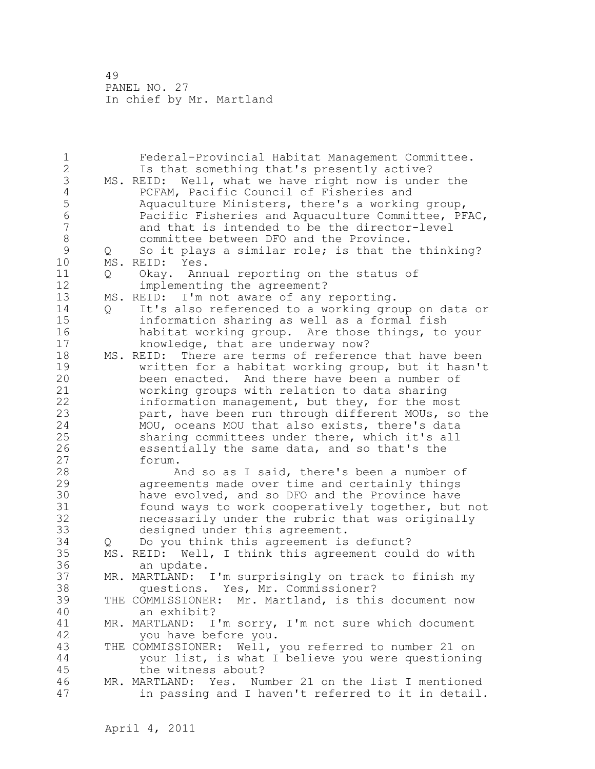Federal-Provincial Habitat Management Committee.
Is that something that's presently active?

MS. REID: Well, what we have right now is under the PCFAM, Pacific Council of Fisheries and Aquaculture Ministers, there's a working group, Pacific Fisheries and Aquaculture Committee, PFAC, and that is intended to be the director-level committee between DFO and the Province.

Q So it plays a similar role; is that the thinking?

MS. REID: Yes.

Q Okay. Annual reporting on the status of implementing the agreement?

MS. REID: I'm not aware of any reporting.

Q It's also referenced to a working group on data or information sharing as well as a formal fish habitat working group. Are those things, to your knowledge, that are underway now?

MS. REID: There are terms of reference that have been written for a habitat working group, but it hasn't been enacted. And there have been a number of working groups with relation to data sharing information management, but they, for the most part, have been run through different MOUs, so the MOU, oceans MOU that also exists, there's data sharing committees under there, which it's all essentially the same data, and so that's the forum.

And so as I said, there's been a number of agreements made over time and certainly things have evolved, and so DFO and the Province have found ways to work cooperatively together, but not necessarily under the rubric that was originally designed under this agreement.

Q Do you think this agreement is defunct?

MS. REID: Well, I think this agreement could do with an update.

MR. MARTLAND: I'm surprisingly on track to finish my questions. Yes, Mr. Commissioner?

THE COMMISSIONER: Mr. Martland, is this document now an exhibit?

MR. MARTLAND: I'm sorry, I'm not sure which document you have before you.

THE COMMISSIONER: Well, you referred to number 21 on your list, is what I believe you were questioning the witness about?

MR. MARTLAND: Yes. Number 21 on the list I mentioned in passing and I haven't referred to it in detail.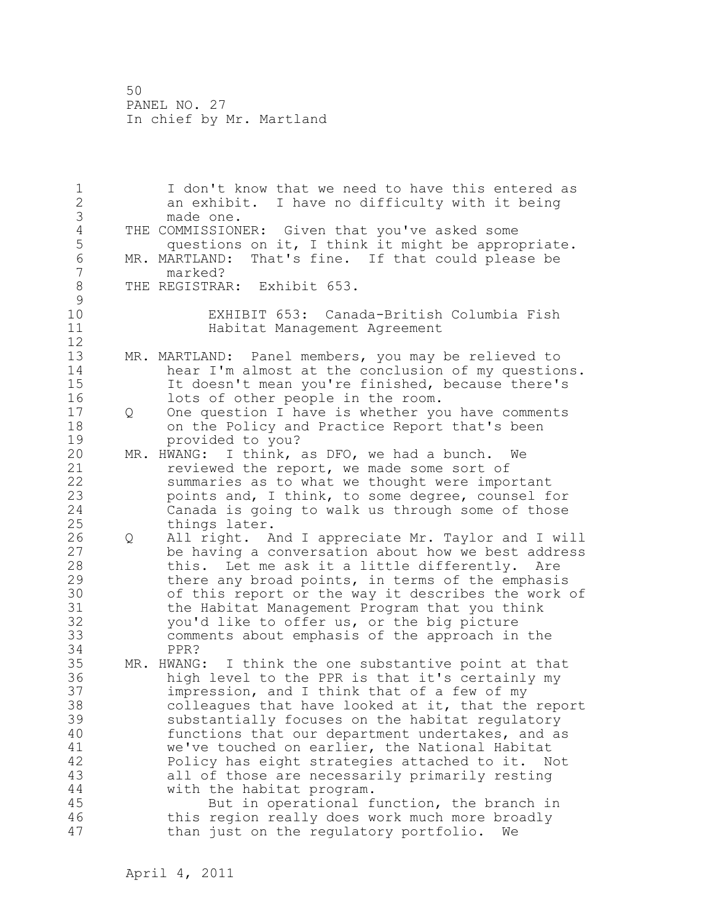I don't know that we need to have this entered as an exhibit. I have no difficulty with it being made one.

THE COMMISSIONER: Given that you've asked some questions on it, I think it might be appropriate.

MR. MARTLAND: That's fine. If that could please be marked?

THE REGISTRAR: Exhibit 653.

EXHIBIT 653: Canada-British Columbia Fish Habitat Management Agreement

MR. MARTLAND: Panel members, you may be relieved to hear I'm almost at the conclusion of my questions. It doesn't mean you're finished, because there's lots of other people in the room.

Q One question I have is whether you have comments on the Policy and Practice Report that's been provided to you?

MR. HWANG: I think, as DFO, we had a bunch. We reviewed the report, we made some sort of summaries as to what we thought were important points and, I think, to some degree, counsel for Canada is going to walk us through some of those things later.

Q All right. And I appreciate Mr. Taylor and I will be having a conversation about how we best address this. Let me ask it a little differently. Are there any broad points, in terms of the emphasis of this report or the way it describes the work of the Habitat Management Program that you think you'd like to offer us, or the big picture comments about emphasis of the approach in the PPR?

MR. HWANG: I think the one substantive point at that high level to the PPR is that it's certainly my impression, and I think that of a few of my colleagues that have looked at it, that the report substantially focuses on the habitat regulatory functions that our department undertakes, and as we've touched on earlier, the National Habitat Policy has eight strategies attached to it. Not all of those are necessarily primarily resting with the habitat program.

But in operational function, the branch in this region really does work much more broadly than just on the regulatory portfolio. We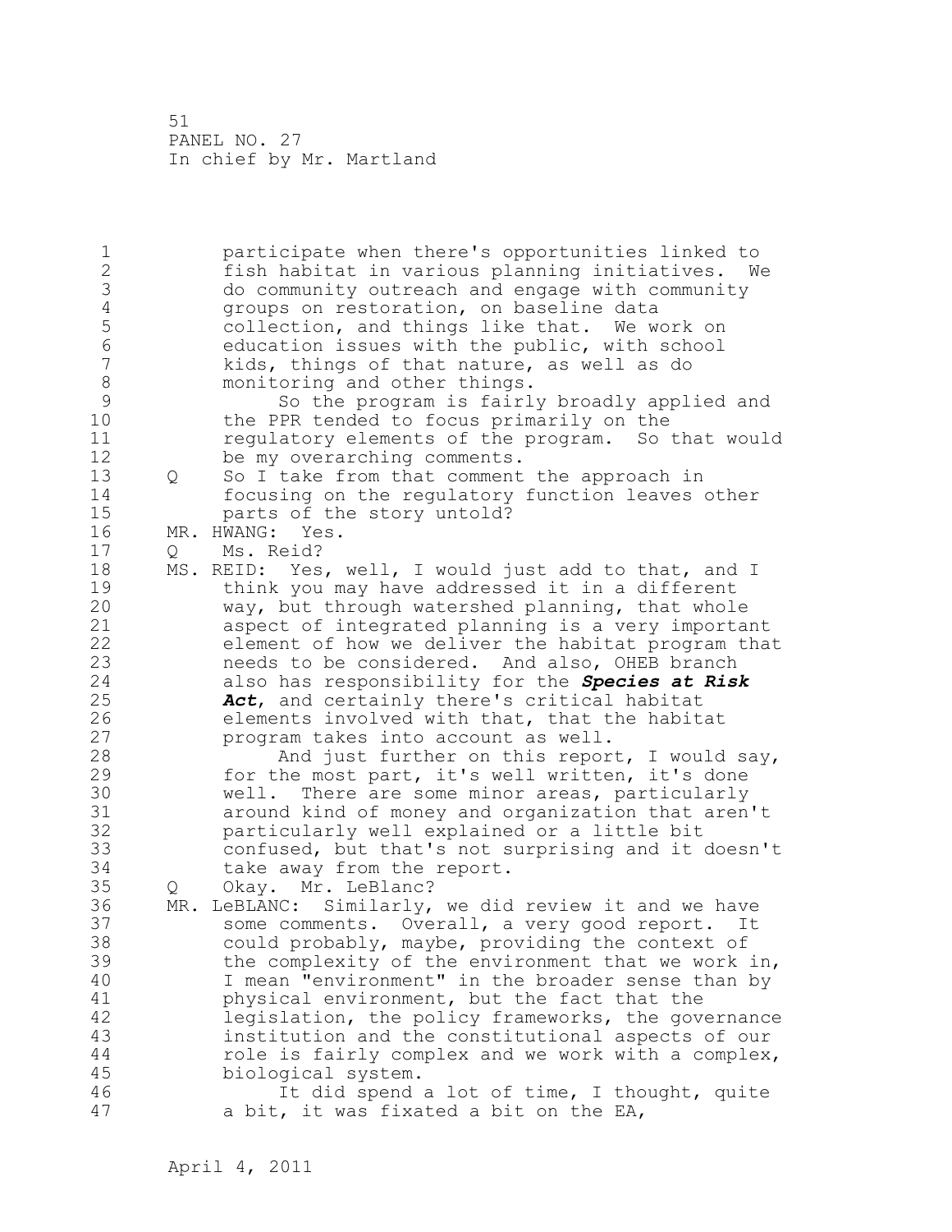participate when there's opportunities linked to fish habitat in various planning initiatives. We do community outreach and engage with community groups on restoration, on baseline data collection, and things like that. We work on education issues with the public, with school kids, things of that nature, as well as do monitoring and other things.

So the program is fairly broadly applied and the PPR tended to focus primarily on the regulatory elements of the program. So that would be my overarching comments.

Q So I take from that comment the approach in focusing on the regulatory function leaves other parts of the story untold?

MR. HWANG: Yes.

Q Ms. Reid?

MS. REID: Yes, well, I would just add to that, and I think you may have addressed it in a different way, but through watershed planning, that whole aspect of integrated planning is a very important element of how we deliver the habitat program that needs to be considered. And also, OHEB branch also has responsibility for the ***Species at Risk Act***, and certainly there's critical habitat elements involved with that, that the habitat program takes into account as well.

And just further on this report, I would say, for the most part, it's well written, it's done well. There are some minor areas, particularly around kind of money and organization that aren't particularly well explained or a little bit confused, but that's not surprising and it doesn't take away from the report.

Q Okay. Mr. LeBlanc?

MR. LeBLANC: Similarly, we did review it and we have some comments. Overall, a very good report. It could probably, maybe, providing the context of the complexity of the environment that we work in, I mean "environment" in the broader sense than by physical environment, but the fact that the legislation, the policy frameworks, the governance institution and the constitutional aspects of our role is fairly complex and we work with a complex, biological system.

It did spend a lot of time, I thought, quite a bit, it was fixated a bit on the EA,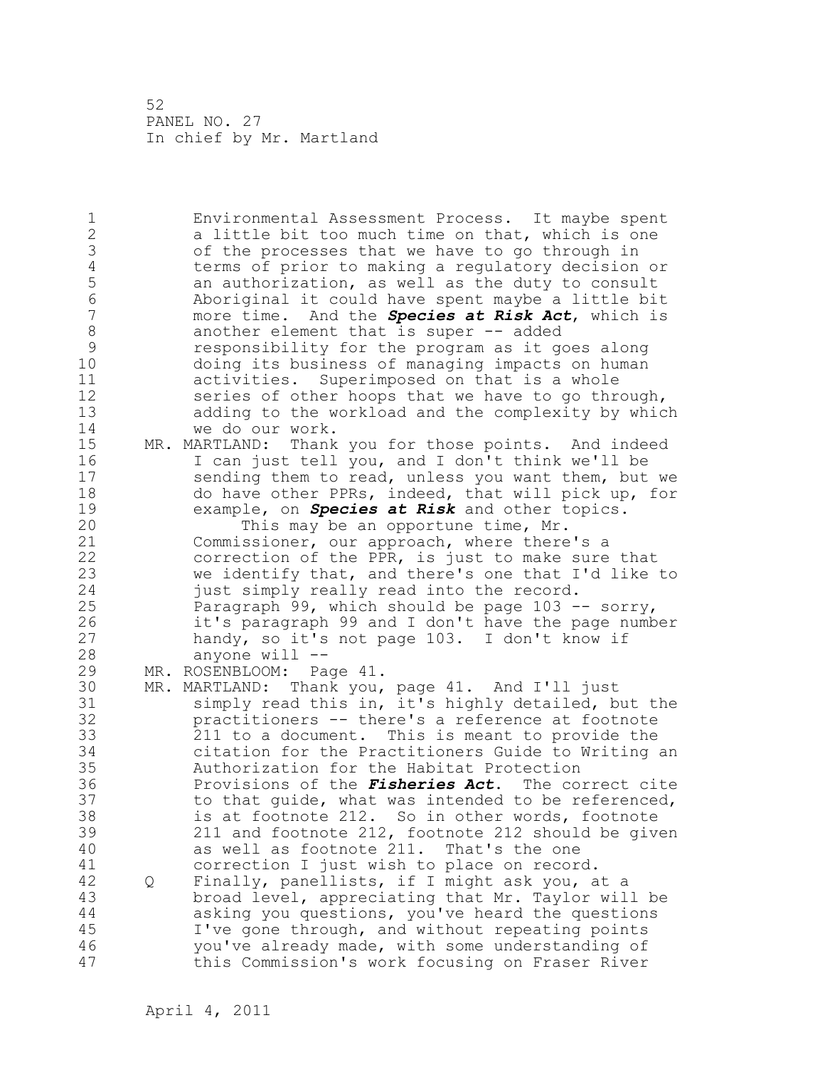Environmental Assessment Process. It maybe spent a little bit too much time on that, which is one of the processes that we have to go through in terms of prior to making a regulatory decision or an authorization, as well as the duty to consult Aboriginal it could have spent maybe a little bit more time. And the ***Species at Risk Act***, which is another element that is super -- added responsibility for the program as it goes along doing its business of managing impacts on human activities. Superimposed on that is a whole series of other hoops that we have to go through, adding to the workload and the complexity by which we do our work.

MR. MARTLAND: Thank you for those points. And indeed I can just tell you, and I don't think we'll be sending them to read, unless you want them, but we do have other PPRs, indeed, that will pick up, for example, on ***Species at Risk*** and other topics.

This may be an opportune time, Mr. Commissioner, our approach, where there's a correction of the PPR, is just to make sure that we identify that, and there's one that I'd like to just simply really read into the record. Paragraph 99, which should be page 103 -- sorry, it's paragraph 99 and I don't have the page number handy, so it's not page 103. I don't know if anyone will --

MR. ROSENBLOOM: Page 41.

MR. MARTLAND: Thank you, page 41. And I'll just simply read this in, it's highly detailed, but the practitioners -- there's a reference at footnote 211 to a document. This is meant to provide the citation for the Practitioners Guide to Writing an Authorization for the Habitat Protection Provisions of the ***Fisheries Act***. The correct cite to that guide, what was intended to be referenced, is at footnote 212. So in other words, footnote 211 and footnote 212, footnote 212 should be given as well as footnote 211. That's the one correction I just wish to place on record.

Q Finally, panellists, if I might ask you, at a broad level, appreciating that Mr. Taylor will be asking you questions, you've heard the questions I've gone through, and without repeating points you've already made, with some understanding of this Commission's work focusing on Fraser River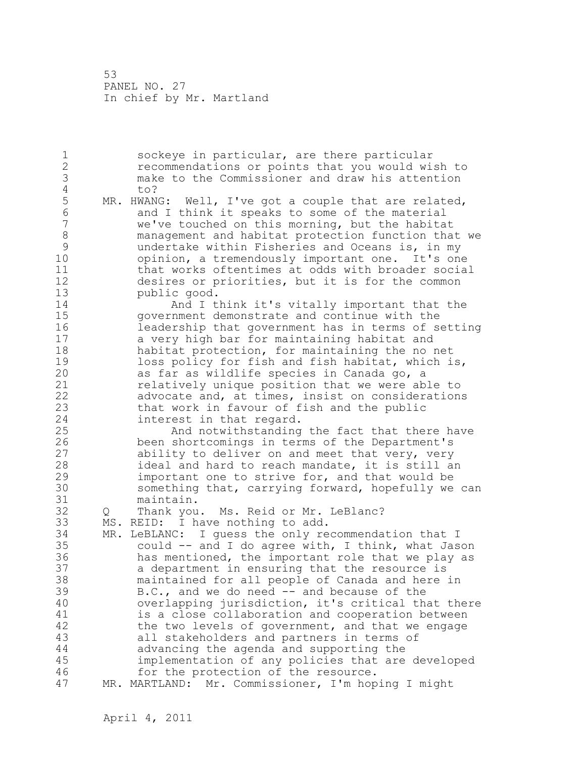sockeye in particular, are there particular recommendations or points that you would wish to make to the Commissioner and draw his attention to?

MR. HWANG: Well, I've got a couple that are related, and I think it speaks to some of the material we've touched on this morning, but the habitat management and habitat protection function that we undertake within Fisheries and Oceans is, in my opinion, a tremendously important one. It's one that works oftentimes at odds with broader social desires or priorities, but it is for the common public good.

And I think it's vitally important that the government demonstrate and continue with the leadership that government has in terms of setting a very high bar for maintaining habitat and habitat protection, for maintaining the no net loss policy for fish and fish habitat, which is, as far as wildlife species in Canada go, a relatively unique position that we were able to advocate and, at times, insist on considerations that work in favour of fish and the public interest in that regard.

And notwithstanding the fact that there have been shortcomings in terms of the Department's ability to deliver on and meet that very, very ideal and hard to reach mandate, it is still an important one to strive for, and that would be something that, carrying forward, hopefully we can maintain.

Q Thank you. Ms. Reid or Mr. LeBlanc?

MS. REID: I have nothing to add.

MR. LeBLANC: I guess the only recommendation that I could -- and I do agree with, I think, what Jason has mentioned, the important role that we play as a department in ensuring that the resource is maintained for all people of Canada and here in B.C., and we do need -- and because of the overlapping jurisdiction, it's critical that there is a close collaboration and cooperation between the two levels of government, and that we engage all stakeholders and partners in terms of advancing the agenda and supporting the implementation of any policies that are developed for the protection of the resource.

MR. MARTLAND: Mr. Commissioner, I'm hoping I might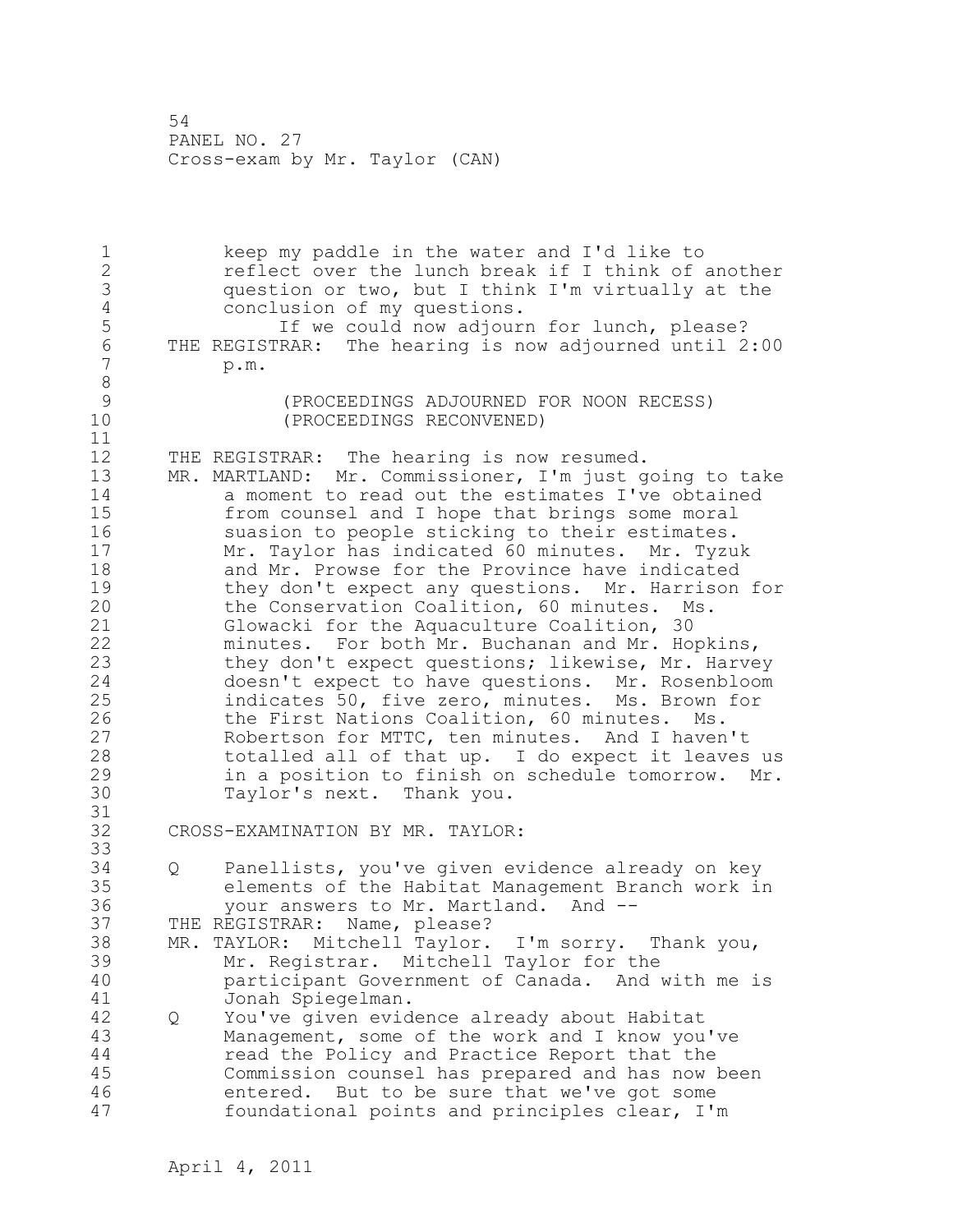keep my paddle in the water and I'd like to reflect over the lunch break if I think of another question or two, but I think I'm virtually at the conclusion of my questions.

If we could now adjourn for lunch, please?

THE REGISTRAR: The hearing is now adjourned until 2:00 p.m.

(PROCEEDINGS ADJOURNED FOR NOON RECESS)
(PROCEEDINGS RECONVENED)

THE REGISTRAR: The hearing is now resumed.

MR. MARTLAND: Mr. Commissioner, I'm just going to take a moment to read out the estimates I've obtained from counsel and I hope that brings some moral suasion to people sticking to their estimates. Mr. Taylor has indicated 60 minutes. Mr. Tyzuk and Mr. Prowse for the Province have indicated they don't expect any questions. Mr. Harrison for the Conservation Coalition, 60 minutes. Ms. Glowacki for the Aquaculture Coalition, 30 minutes. For both Mr. Buchanan and Mr. Hopkins, they don't expect questions; likewise, Mr. Harvey doesn't expect to have questions. Mr. Rosenbloom indicates 50, five zero, minutes. Ms. Brown for the First Nations Coalition, 60 minutes. Ms. Robertson for MTTC, ten minutes. And I haven't totalled all of that up. I do expect it leaves us in a position to finish on schedule tomorrow. Mr. Taylor's next. Thank you.

CROSS-EXAMINATION BY MR. TAYLOR:

Q Panellists, you've given evidence already on key elements of the Habitat Management Branch work in your answers to Mr. Martland. And --

THE REGISTRAR: Name, please?

MR. TAYLOR: Mitchell Taylor. I'm sorry. Thank you, Mr. Registrar. Mitchell Taylor for the participant Government of Canada. And with me is Jonah Spiegelman.

Q You've given evidence already about Habitat Management, some of the work and I know you've read the Policy and Practice Report that the Commission counsel has prepared and has now been entered. But to be sure that we've got some foundational points and principles clear, I'm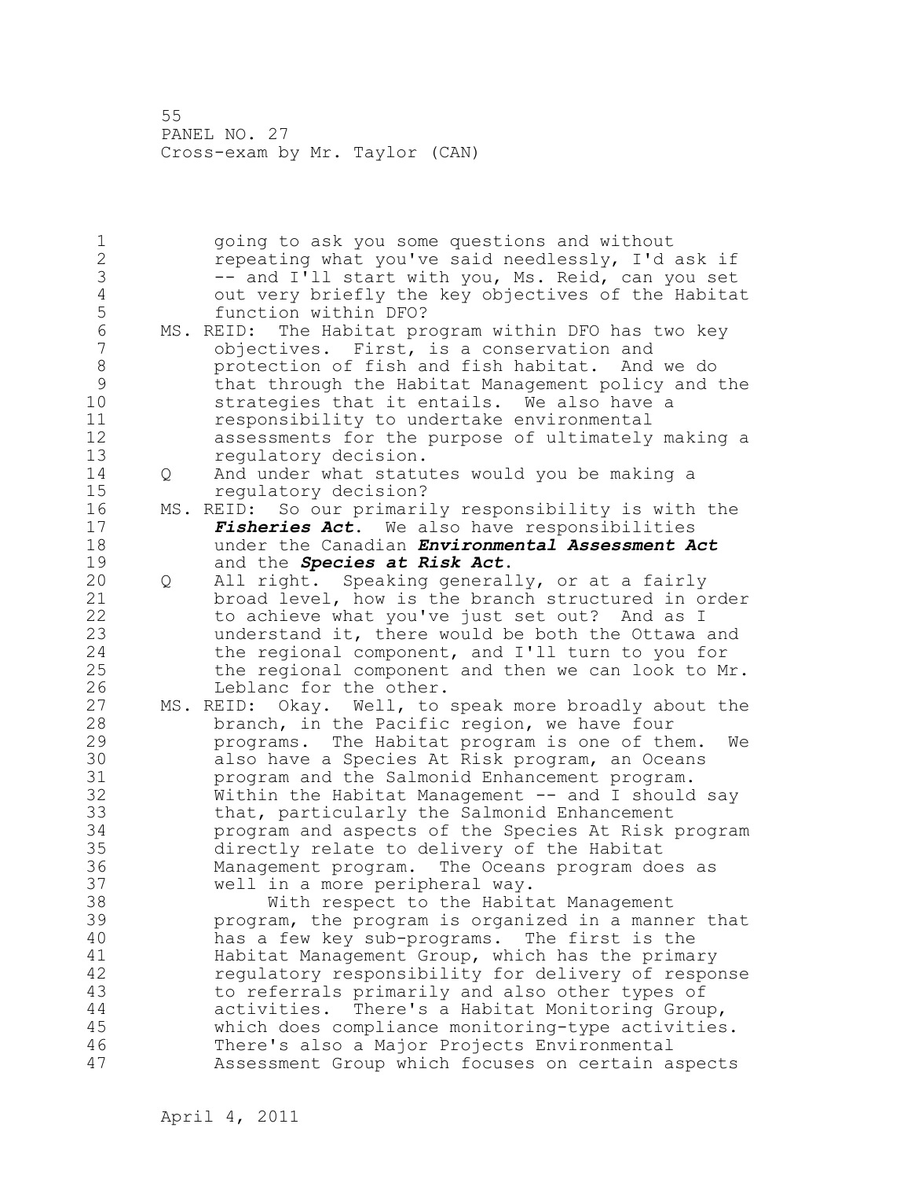going to ask you some questions and without repeating what you've said needlessly, I'd ask if -- and I'll start with you, Ms. Reid, can you set out very briefly the key objectives of the Habitat function within DFO?

MS. REID: The Habitat program within DFO has two key objectives. First, is a conservation and protection of fish and fish habitat. And we do that through the Habitat Management policy and the strategies that it entails. We also have a responsibility to undertake environmental assessments for the purpose of ultimately making a regulatory decision.

Q And under what statutes would you be making a regulatory decision?

MS. REID: So our primarily responsibility is with the ***Fisheries Act***. We also have responsibilities under the Canadian ***Environmental Assessment Act*** and the ***Species at Risk Act***.

Q All right. Speaking generally, or at a fairly broad level, how is the branch structured in order to achieve what you've just set out? And as I understand it, there would be both the Ottawa and the regional component, and I'll turn to you for the regional component and then we can look to Mr. Leblanc for the other.

MS. REID: Okay. Well, to speak more broadly about the branch, in the Pacific region, we have four programs. The Habitat program is one of them. We also have a Species At Risk program, an Oceans program and the Salmonid Enhancement program. Within the Habitat Management -- and I should say that, particularly the Salmonid Enhancement program and aspects of the Species At Risk program directly relate to delivery of the Habitat Management program. The Oceans program does as well in a more peripheral way.

With respect to the Habitat Management program, the program is organized in a manner that has a few key sub-programs. The first is the Habitat Management Group, which has the primary regulatory responsibility for delivery of response to referrals primarily and also other types of activities. There's a Habitat Monitoring Group, which does compliance monitoring-type activities. There's also a Major Projects Environmental Assessment Group which focuses on certain aspects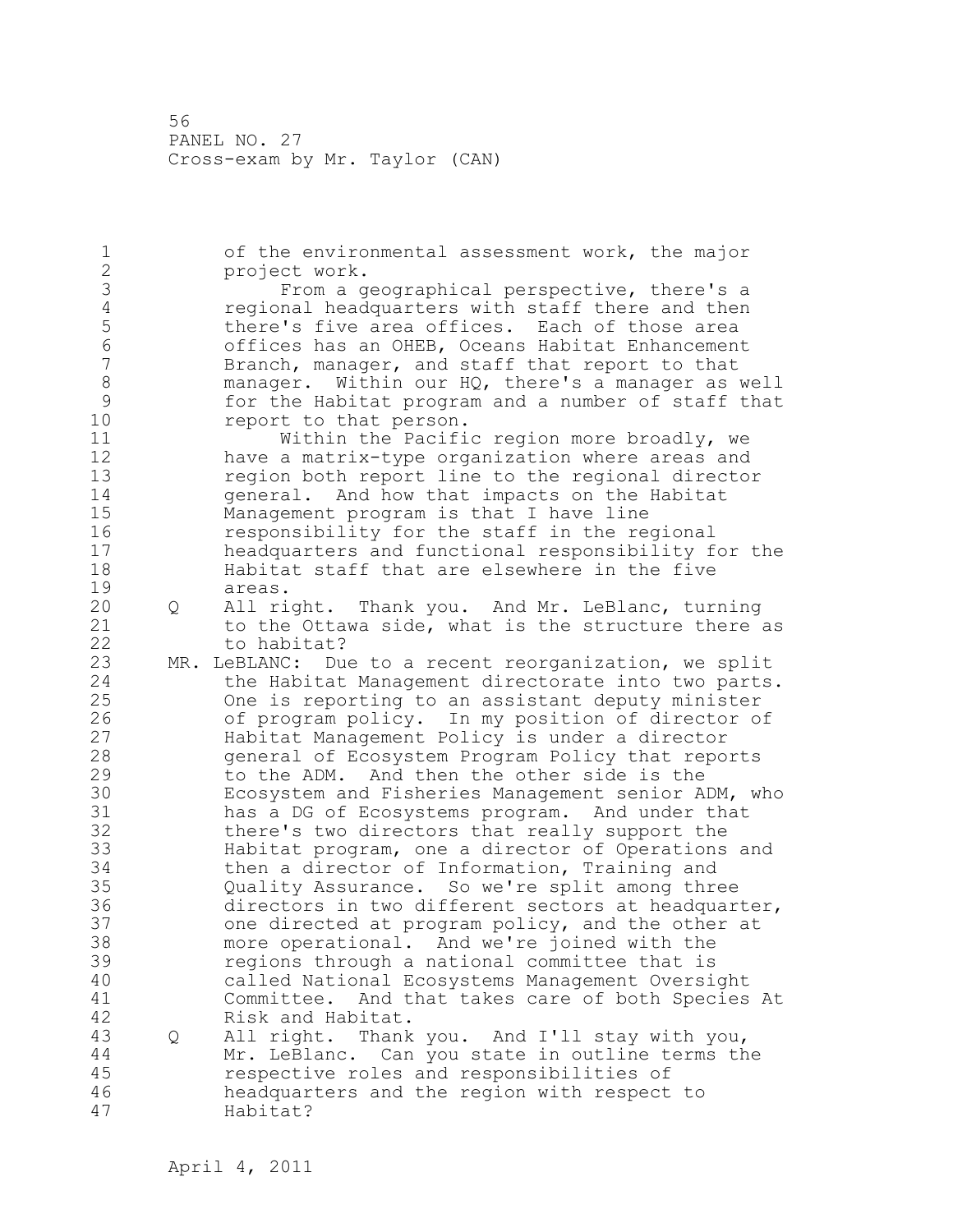of the environmental assessment work, the major project work.

From a geographical perspective, there's a regional headquarters with staff there and then there's five area offices. Each of those area offices has an OHEB, Oceans Habitat Enhancement Branch, manager, and staff that report to that manager. Within our HQ, there's a manager as well for the Habitat program and a number of staff that report to that person.

Within the Pacific region more broadly, we have a matrix-type organization where areas and region both report line to the regional director general. And how that impacts on the Habitat Management program is that I have line responsibility for the staff in the regional headquarters and functional responsibility for the Habitat staff that are elsewhere in the five areas.

Q All right. Thank you. And Mr. LeBlanc, turning to the Ottawa side, what is the structure there as to habitat?

MR. LeBLANC: Due to a recent reorganization, we split the Habitat Management directorate into two parts. One is reporting to an assistant deputy minister of program policy. In my position of director of Habitat Management Policy is under a director general of Ecosystem Program Policy that reports to the ADM. And then the other side is the Ecosystem and Fisheries Management senior ADM, who has a DG of Ecosystems program. And under that there's two directors that really support the Habitat program, one a director of Operations and then a director of Information, Training and Quality Assurance. So we're split among three directors in two different sectors at headquarter, one directed at program policy, and the other at more operational. And we're joined with the regions through a national committee that is called National Ecosystems Management Oversight Committee. And that takes care of both Species At Risk and Habitat.

Q All right. Thank you. And I'll stay with you, Mr. LeBlanc. Can you state in outline terms the respective roles and responsibilities of headquarters and the region with respect to Habitat?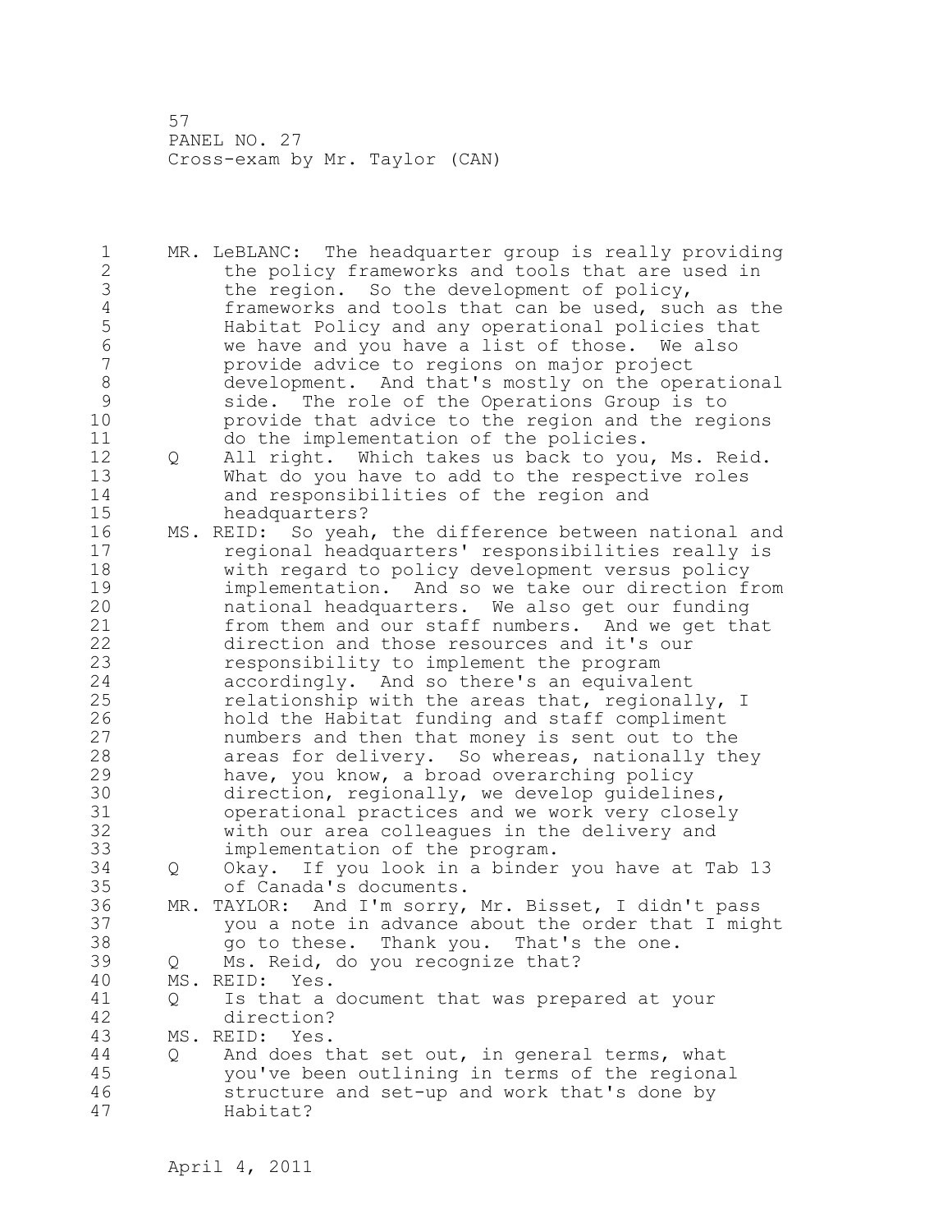MR. LeBLANC: The headquarter group is really providing the policy frameworks and tools that are used in the region. So the development of policy, frameworks and tools that can be used, such as the Habitat Policy and any operational policies that we have and you have a list of those. We also provide advice to regions on major project development. And that's mostly on the operational side. The role of the Operations Group is to provide that advice to the region and the regions do the implementation of the policies.

Q All right. Which takes us back to you, Ms. Reid. What do you have to add to the respective roles and responsibilities of the region and headquarters?

MS. REID: So yeah, the difference between national and regional headquarters' responsibilities really is with regard to policy development versus policy implementation. And so we take our direction from national headquarters. We also get our funding from them and our staff numbers. And we get that direction and those resources and it's our responsibility to implement the program accordingly. And so there's an equivalent relationship with the areas that, regionally, I hold the Habitat funding and staff compliment numbers and then that money is sent out to the areas for delivery. So whereas, nationally they have, you know, a broad overarching policy direction, regionally, we develop guidelines, operational practices and we work very closely with our area colleagues in the delivery and implementation of the program.

Q Okay. If you look in a binder you have at Tab 13 of Canada's documents.

MR. TAYLOR: And I'm sorry, Mr. Bisset, I didn't pass you a note in advance about the order that I might go to these. Thank you. That's the one.

Q Ms. Reid, do you recognize that?

MS. REID: Yes.

Q Is that a document that was prepared at your direction?

MS. REID: Yes.

Q And does that set out, in general terms, what you've been outlining in terms of the regional structure and set-up and work that's done by Habitat?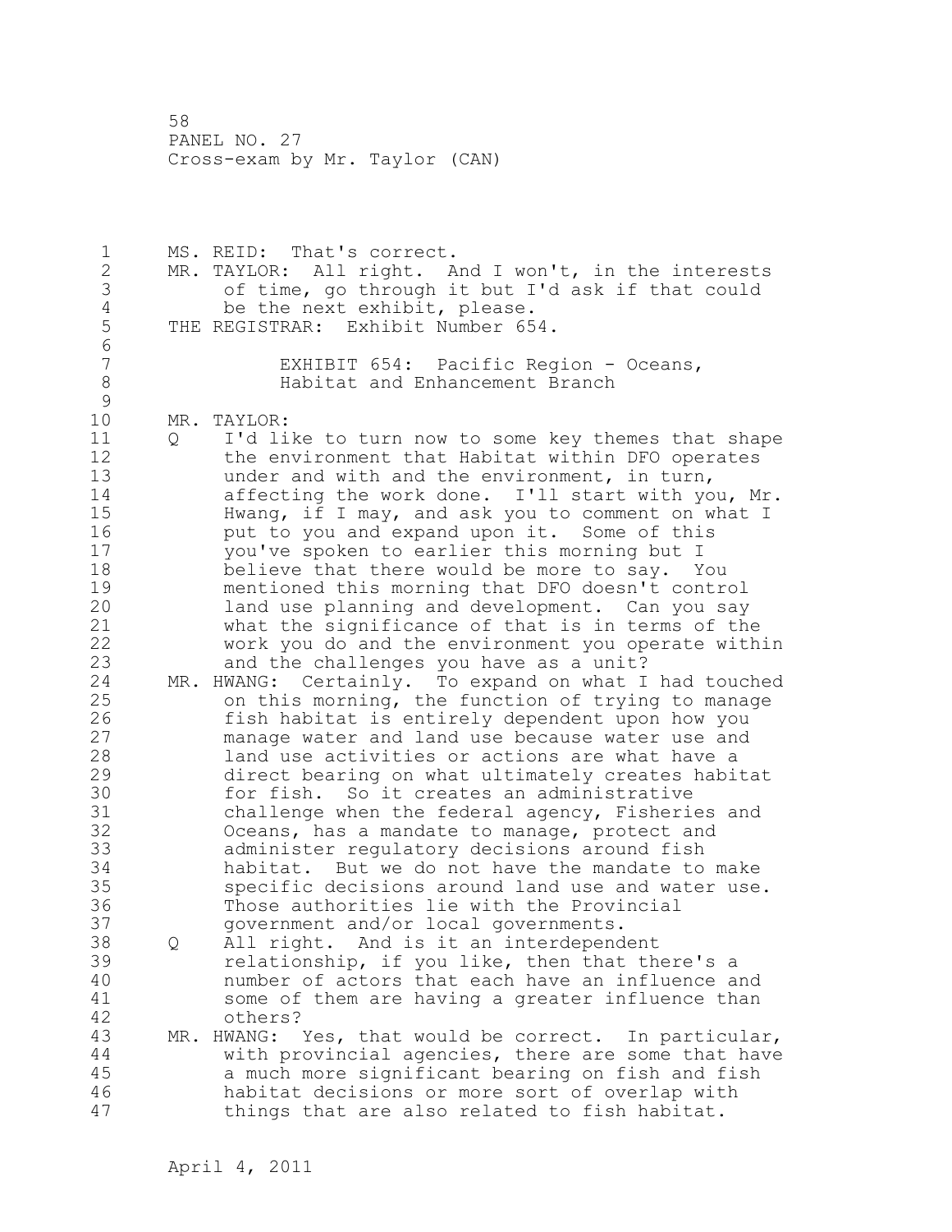MS. REID: That's correct.

MR. TAYLOR: All right. And I won't, in the interests of time, go through it but I'd ask if that could be the next exhibit, please.

THE REGISTRAR: Exhibit Number 654.

EXHIBIT 654: Pacific Region - Oceans, Habitat and Enhancement Branch

MR. TAYLOR:

Q I'd like to turn now to some key themes that shape the environment that Habitat within DFO operates under and with and the environment, in turn, affecting the work done. I'll start with you, Mr. Hwang, if I may, and ask you to comment on what I put to you and expand upon it. Some of this you've spoken to earlier this morning but I believe that there would be more to say. You mentioned this morning that DFO doesn't control land use planning and development. Can you say what the significance of that is in terms of the work you do and the environment you operate within and the challenges you have as a unit?

MR. HWANG: Certainly. To expand on what I had touched on this morning, the function of trying to manage fish habitat is entirely dependent upon how you manage water and land use because water use and land use activities or actions are what have a direct bearing on what ultimately creates habitat for fish. So it creates an administrative challenge when the federal agency, Fisheries and Oceans, has a mandate to manage, protect and administer regulatory decisions around fish habitat. But we do not have the mandate to make specific decisions around land use and water use. Those authorities lie with the Provincial government and/or local governments.

Q All right. And is it an interdependent relationship, if you like, then that there's a number of actors that each have an influence and some of them are having a greater influence than others?

MR. HWANG: Yes, that would be correct. In particular, with provincial agencies, there are some that have a much more significant bearing on fish and fish habitat decisions or more sort of overlap with things that are also related to fish habitat.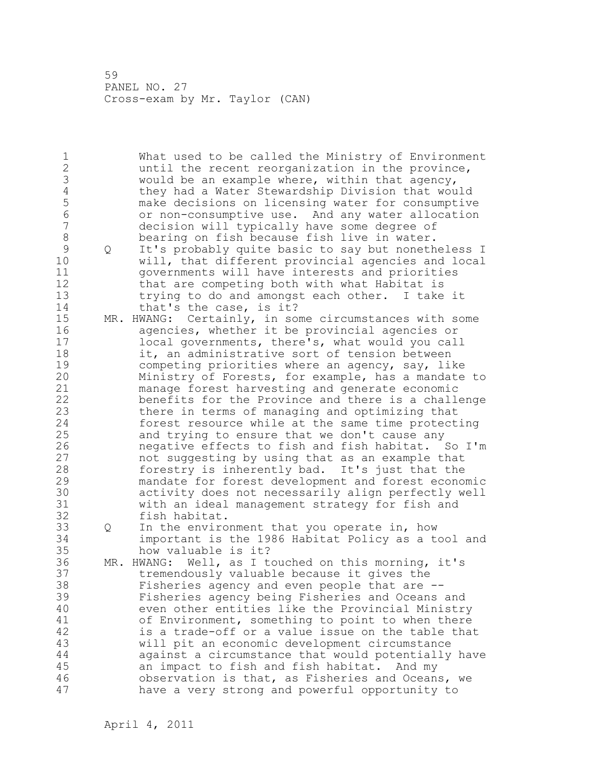What used to be called the Ministry of Environment until the recent reorganization in the province, would be an example where, within that agency, they had a Water Stewardship Division that would make decisions on licensing water for consumptive or non-consumptive use. And any water allocation decision will typically have some degree of bearing on fish because fish live in water.

Q It's probably quite basic to say but nonetheless I will, that different provincial agencies and local governments will have interests and priorities that are competing both with what Habitat is trying to do and amongst each other. I take it that's the case, is it?

MR. HWANG: Certainly, in some circumstances with some agencies, whether it be provincial agencies or local governments, there's, what would you call it, an administrative sort of tension between competing priorities where an agency, say, like Ministry of Forests, for example, has a mandate to manage forest harvesting and generate economic benefits for the Province and there is a challenge there in terms of managing and optimizing that forest resource while at the same time protecting and trying to ensure that we don't cause any negative effects to fish and fish habitat. So I'm not suggesting by using that as an example that forestry is inherently bad. It's just that the mandate for forest development and forest economic activity does not necessarily align perfectly well with an ideal management strategy for fish and fish habitat.

Q In the environment that you operate in, how important is the 1986 Habitat Policy as a tool and how valuable is it?

MR. HWANG: Well, as I touched on this morning, it's tremendously valuable because it gives the Fisheries agency and even people that are -- Fisheries agency being Fisheries and Oceans and even other entities like the Provincial Ministry of Environment, something to point to when there is a trade-off or a value issue on the table that will pit an economic development circumstance against a circumstance that would potentially have an impact to fish and fish habitat. And my observation is that, as Fisheries and Oceans, we have a very strong and powerful opportunity to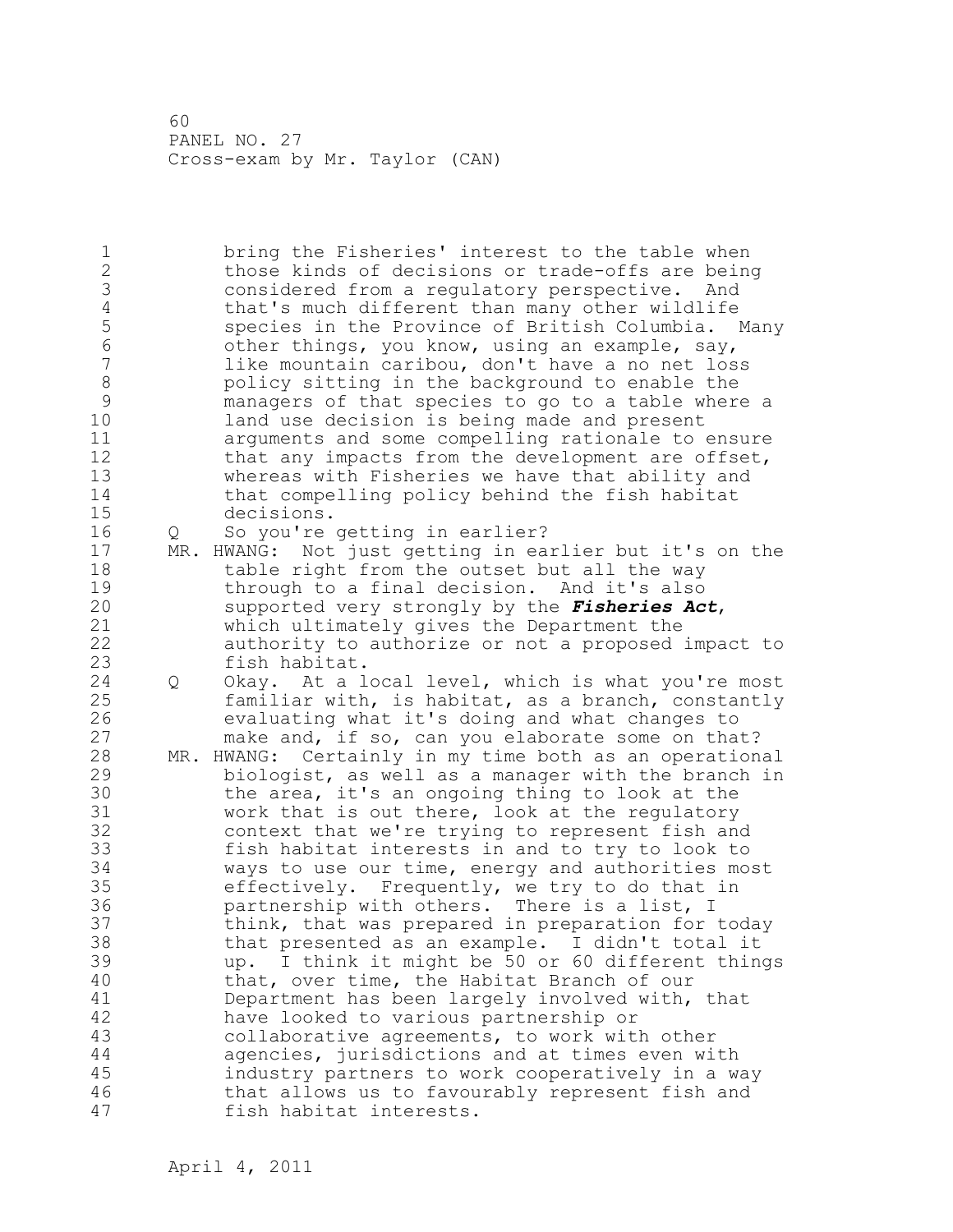bring the Fisheries' interest to the table when those kinds of decisions or trade-offs are being considered from a regulatory perspective. And that's much different than many other wildlife species in the Province of British Columbia. Many other things, you know, using an example, say, like mountain caribou, don't have a no net loss policy sitting in the background to enable the managers of that species to go to a table where a land use decision is being made and present arguments and some compelling rationale to ensure that any impacts from the development are offset, whereas with Fisheries we have that ability and that compelling policy behind the fish habitat decisions.

Q So you're getting in earlier?

MR. HWANG: Not just getting in earlier but it's on the table right from the outset but all the way through to a final decision. And it's also supported very strongly by the ***Fisheries Act***, which ultimately gives the Department the authority to authorize or not a proposed impact to fish habitat.

Q Okay. At a local level, which is what you're most familiar with, is habitat, as a branch, constantly evaluating what it's doing and what changes to make and, if so, can you elaborate some on that?

MR. HWANG: Certainly in my time both as an operational biologist, as well as a manager with the branch in the area, it's an ongoing thing to look at the work that is out there, look at the regulatory context that we're trying to represent fish and fish habitat interests in and to try to look to ways to use our time, energy and authorities most effectively. Frequently, we try to do that in partnership with others. There is a list, I think, that was prepared in preparation for today that presented as an example. I didn't total it up. I think it might be 50 or 60 different things that, over time, the Habitat Branch of our Department has been largely involved with, that have looked to various partnership or collaborative agreements, to work with other agencies, jurisdictions and at times even with industry partners to work cooperatively in a way that allows us to favourably represent fish and fish habitat interests.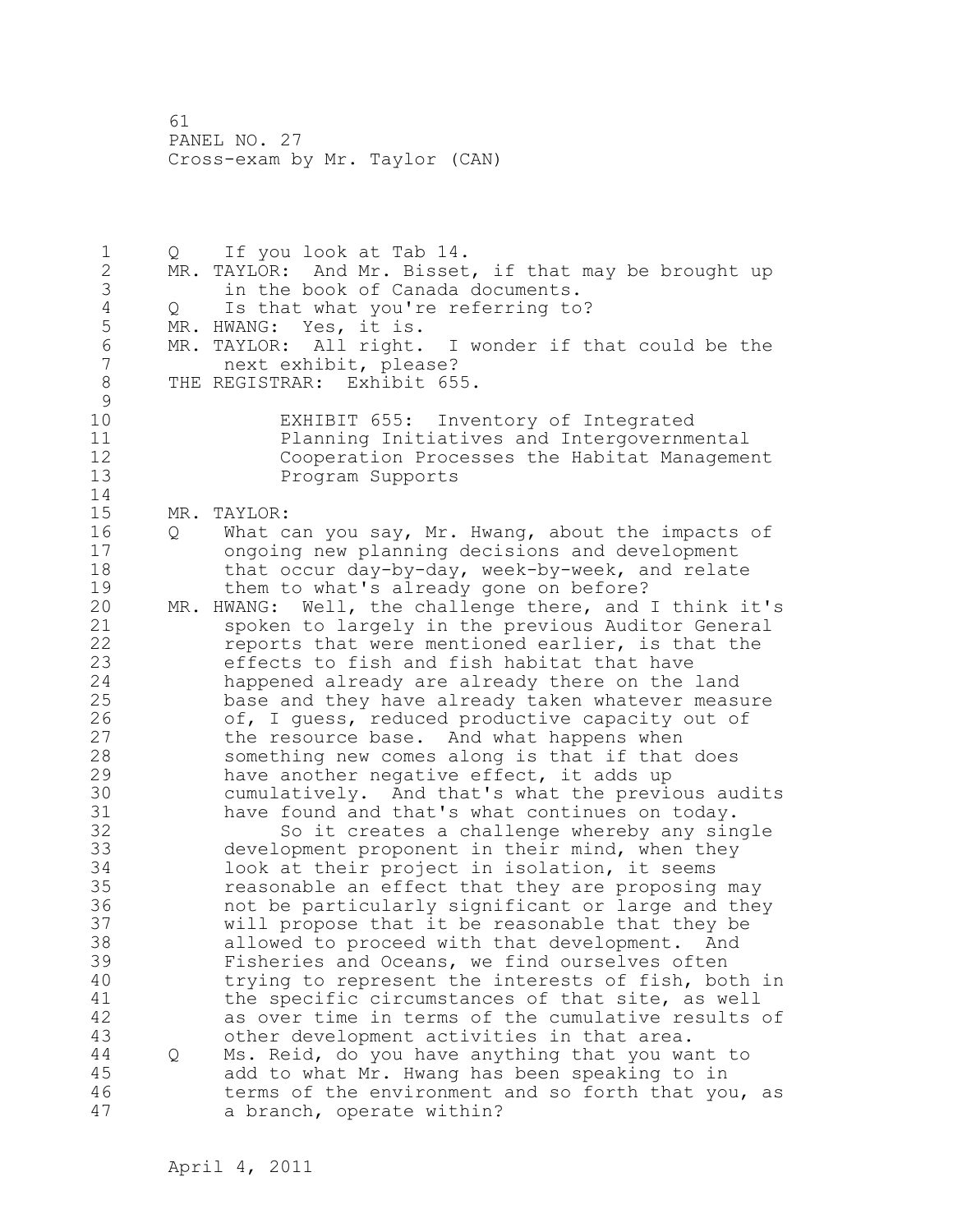Q If you look at Tab 14.

MR. TAYLOR: And Mr. Bisset, if that may be brought up in the book of Canada documents.

Q Is that what you're referring to?

MR. HWANG: Yes, it is.

MR. TAYLOR: All right. I wonder if that could be the next exhibit, please?

THE REGISTRAR: Exhibit 655.

EXHIBIT 655: Inventory of Integrated Planning Initiatives and Intergovernmental Cooperation Processes the Habitat Management Program Supports

MR. TAYLOR:

Q What can you say, Mr. Hwang, about the impacts of ongoing new planning decisions and development that occur day-by-day, week-by-week, and relate them to what's already gone on before?

MR. HWANG: Well, the challenge there, and I think it's spoken to largely in the previous Auditor General reports that were mentioned earlier, is that the effects to fish and fish habitat that have happened already are already there on the land base and they have already taken whatever measure of, I guess, reduced productive capacity out of the resource base. And what happens when something new comes along is that if that does have another negative effect, it adds up cumulatively. And that's what the previous audits have found and that's what continues on today.

So it creates a challenge whereby any single development proponent in their mind, when they look at their project in isolation, it seems reasonable an effect that they are proposing may not be particularly significant or large and they will propose that it be reasonable that they be allowed to proceed with that development. And Fisheries and Oceans, we find ourselves often trying to represent the interests of fish, both in the specific circumstances of that site, as well as over time in terms of the cumulative results of other development activities in that area.

Q Ms. Reid, do you have anything that you want to add to what Mr. Hwang has been speaking to in terms of the environment and so forth that you, as a branch, operate within?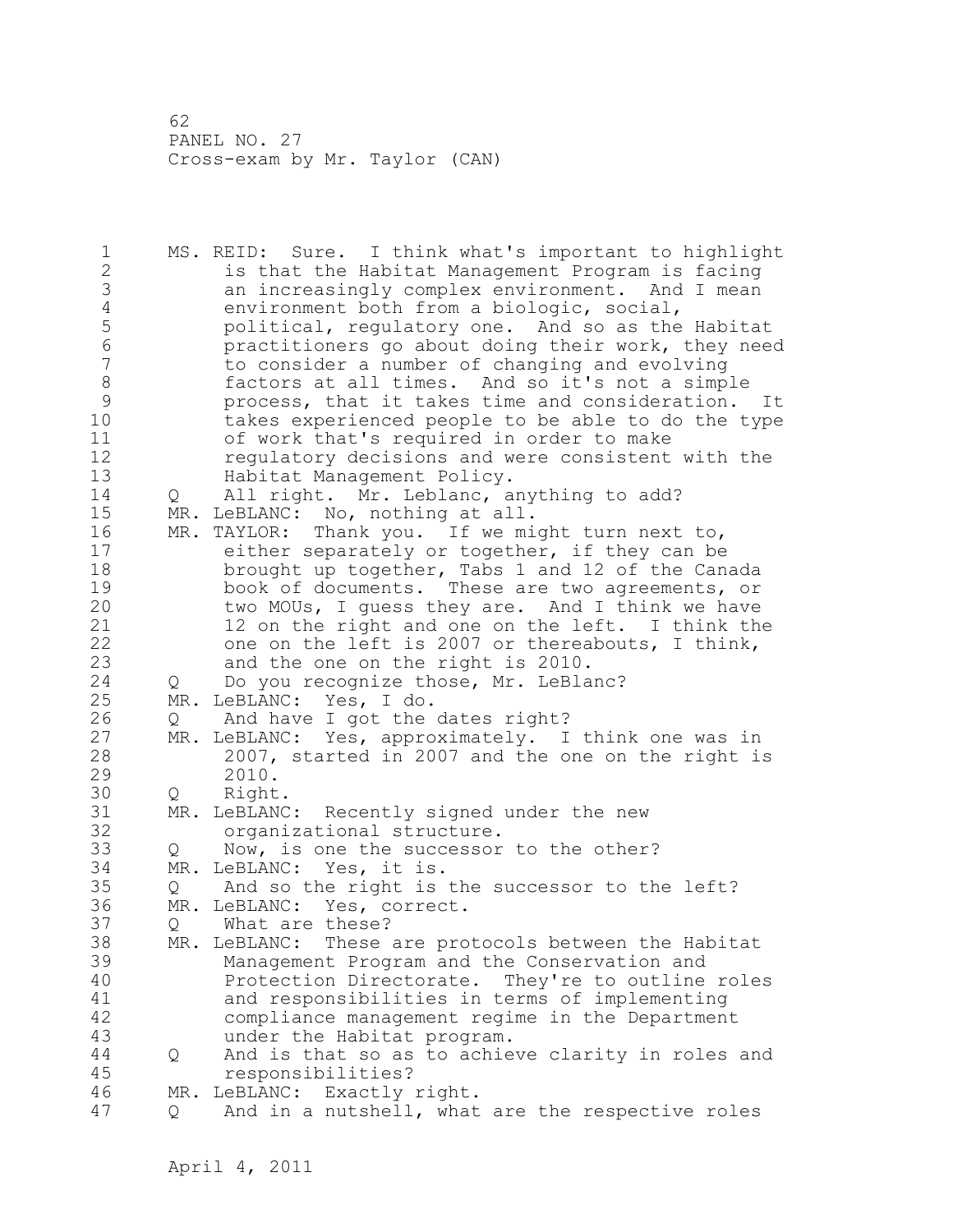MS. REID: Sure. I think what's important to highlight is that the Habitat Management Program is facing an increasingly complex environment. And I mean environment both from a biologic, social, political, regulatory one. And so as the Habitat practitioners go about doing their work, they need to consider a number of changing and evolving factors at all times. And so it's not a simple process, that it takes time and consideration. It takes experienced people to be able to do the type of work that's required in order to make regulatory decisions and were consistent with the Habitat Management Policy.

Q All right. Mr. Leblanc, anything to add?

MR. LeBLANC: No, nothing at all.

MR. TAYLOR: Thank you. If we might turn next to, either separately or together, if they can be brought up together, Tabs 1 and 12 of the Canada book of documents. These are two agreements, or two MOUs, I guess they are. And I think we have 12 on the right and one on the left. I think the one on the left is 2007 or thereabouts, I think, and the one on the right is 2010.

Q Do you recognize those, Mr. LeBlanc?

MR. LeBLANC: Yes, I do.

Q And have I got the dates right?

MR. LeBLANC: Yes, approximately. I think one was in 2007, started in 2007 and the one on the right is 2010.

Q Right.

MR. LeBLANC: Recently signed under the new organizational structure.

Q Now, is one the successor to the other?

MR. LeBLANC: Yes, it is.

Q And so the right is the successor to the left?

MR. LeBLANC: Yes, correct.

Q What are these?

MR. LeBLANC: These are protocols between the Habitat Management Program and the Conservation and Protection Directorate. They're to outline roles and responsibilities in terms of implementing compliance management regime in the Department under the Habitat program.

Q And is that so as to achieve clarity in roles and responsibilities?

MR. LeBLANC: Exactly right.

Q And in a nutshell, what are the respective roles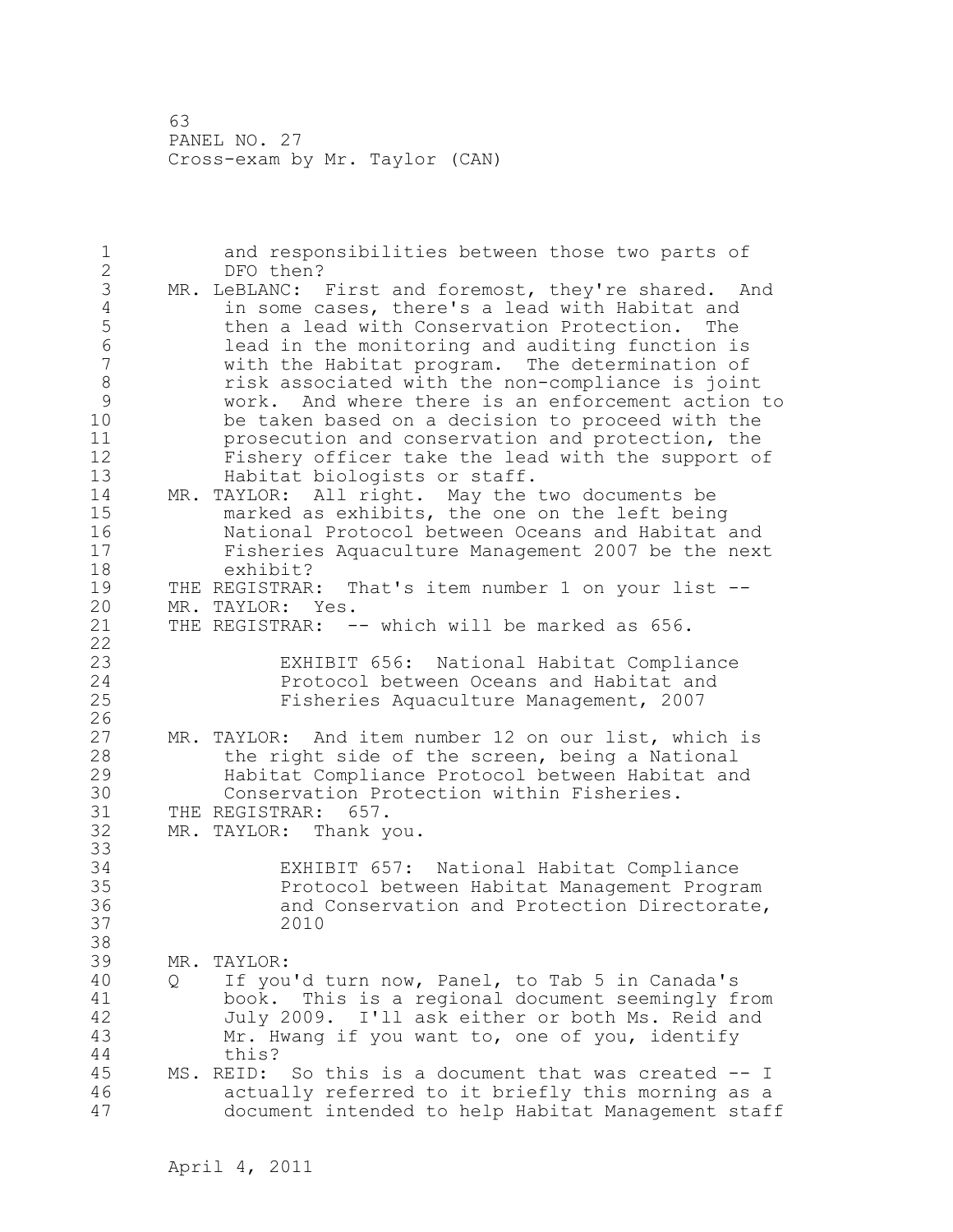and responsibilities between those two parts of DFO then?

MR. LeBLANC: First and foremost, they're shared. And in some cases, there's a lead with Habitat and then a lead with Conservation Protection. The lead in the monitoring and auditing function is with the Habitat program. The determination of risk associated with the non-compliance is joint work. And where there is an enforcement action to be taken based on a decision to proceed with the prosecution and conservation and protection, the Fishery officer take the lead with the support of Habitat biologists or staff.

MR. TAYLOR: All right. May the two documents be marked as exhibits, the one on the left being National Protocol between Oceans and Habitat and Fisheries Aquaculture Management 2007 be the next exhibit?

THE REGISTRAR: That's item number 1 on your list --

MR. TAYLOR: Yes.

THE REGISTRAR: -- which will be marked as 656.

EXHIBIT 656: National Habitat Compliance Protocol between Oceans and Habitat and Fisheries Aquaculture Management, 2007

MR. TAYLOR: And item number 12 on our list, which is the right side of the screen, being a National Habitat Compliance Protocol between Habitat and Conservation Protection within Fisheries.

THE REGISTRAR: 657.

MR. TAYLOR: Thank you.

EXHIBIT 657: National Habitat Compliance Protocol between Habitat Management Program and Conservation and Protection Directorate, 2010

MR. TAYLOR:

Q If you'd turn now, Panel, to Tab 5 in Canada's book. This is a regional document seemingly from July 2009. I'll ask either or both Ms. Reid and Mr. Hwang if you want to, one of you, identify this?

MS. REID: So this is a document that was created -- I actually referred to it briefly this morning as a document intended to help Habitat Management staff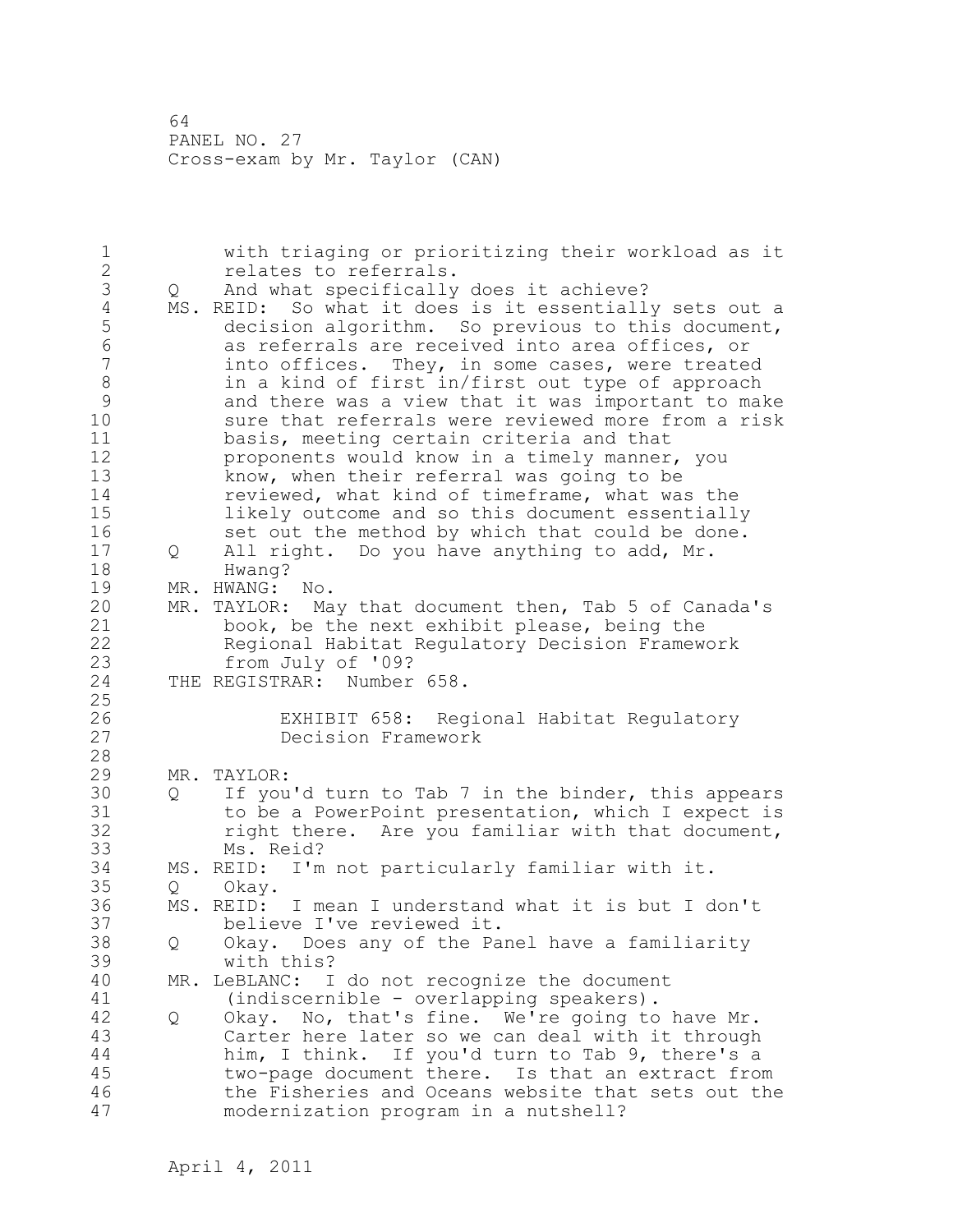with triaging or prioritizing their workload as it relates to referrals.

Q And what specifically does it achieve?

MS. REID: So what it does is it essentially sets out a decision algorithm. So previous to this document, as referrals are received into area offices, or into offices. They, in some cases, were treated in a kind of first in/first out type of approach and there was a view that it was important to make sure that referrals were reviewed more from a risk basis, meeting certain criteria and that proponents would know in a timely manner, you know, when their referral was going to be reviewed, what kind of timeframe, what was the likely outcome and so this document essentially set out the method by which that could be done.

Q All right. Do you have anything to add, Mr. Hwang?

MR. HWANG: No.

MR. TAYLOR: May that document then, Tab 5 of Canada's book, be the next exhibit please, being the Regional Habitat Regulatory Decision Framework from July of '09?

THE REGISTRAR: Number 658.

EXHIBIT 658: Regional Habitat Regulatory Decision Framework

MR. TAYLOR:

Q If you'd turn to Tab 7 in the binder, this appears to be a PowerPoint presentation, which I expect is right there. Are you familiar with that document, Ms. Reid?

MS. REID: I'm not particularly familiar with it.

Q Okay.

MS. REID: I mean I understand what it is but I don't believe I've reviewed it.

Q Okay. Does any of the Panel have a familiarity with this?

MR. LeBLANC: I do not recognize the document (indiscernible - overlapping speakers).

Q Okay. No, that's fine. We're going to have Mr. Carter here later so we can deal with it through him, I think. If you'd turn to Tab 9, there's a two-page document there. Is that an extract from the Fisheries and Oceans website that sets out the modernization program in a nutshell?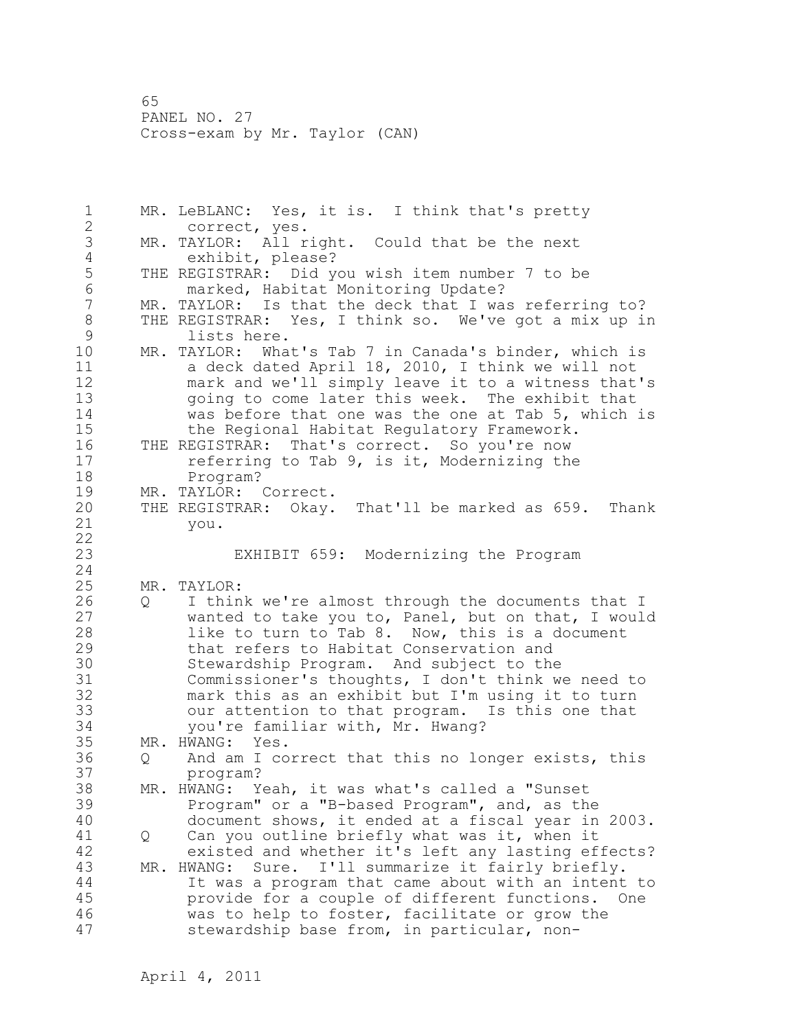MR. LeBLANC: Yes, it is. I think that's pretty correct, yes.

MR. TAYLOR: All right. Could that be the next exhibit, please?

THE REGISTRAR: Did you wish item number 7 to be marked, Habitat Monitoring Update?

MR. TAYLOR: Is that the deck that I was referring to?

THE REGISTRAR: Yes, I think so. We've got a mix up in lists here.

MR. TAYLOR: What's Tab 7 in Canada's binder, which is a deck dated April 18, 2010, I think we will not mark and we'll simply leave it to a witness that's going to come later this week. The exhibit that was before that one was the one at Tab 5, which is the Regional Habitat Regulatory Framework.

THE REGISTRAR: That's correct. So you're now referring to Tab 9, is it, Modernizing the Program?

MR. TAYLOR: Correct.

THE REGISTRAR: Okay. That'll be marked as 659. Thank you.

EXHIBIT 659: Modernizing the Program

MR. TAYLOR:

Q I think we're almost through the documents that I wanted to take you to, Panel, but on that, I would like to turn to Tab 8. Now, this is a document that refers to Habitat Conservation and Stewardship Program. And subject to the Commissioner's thoughts, I don't think we need to mark this as an exhibit but I'm using it to turn our attention to that program. Is this one that you're familiar with, Mr. Hwang?

MR. HWANG: Yes.

Q And am I correct that this no longer exists, this program?

MR. HWANG: Yeah, it was what's called a "Sunset Program" or a "B-based Program", and, as the document shows, it ended at a fiscal year in 2003.

Q Can you outline briefly what was it, when it existed and whether it's left any lasting effects?

MR. HWANG: Sure. I'll summarize it fairly briefly. It was a program that came about with an intent to provide for a couple of different functions. One was to help to foster, facilitate or grow the stewardship base from, in particular, non-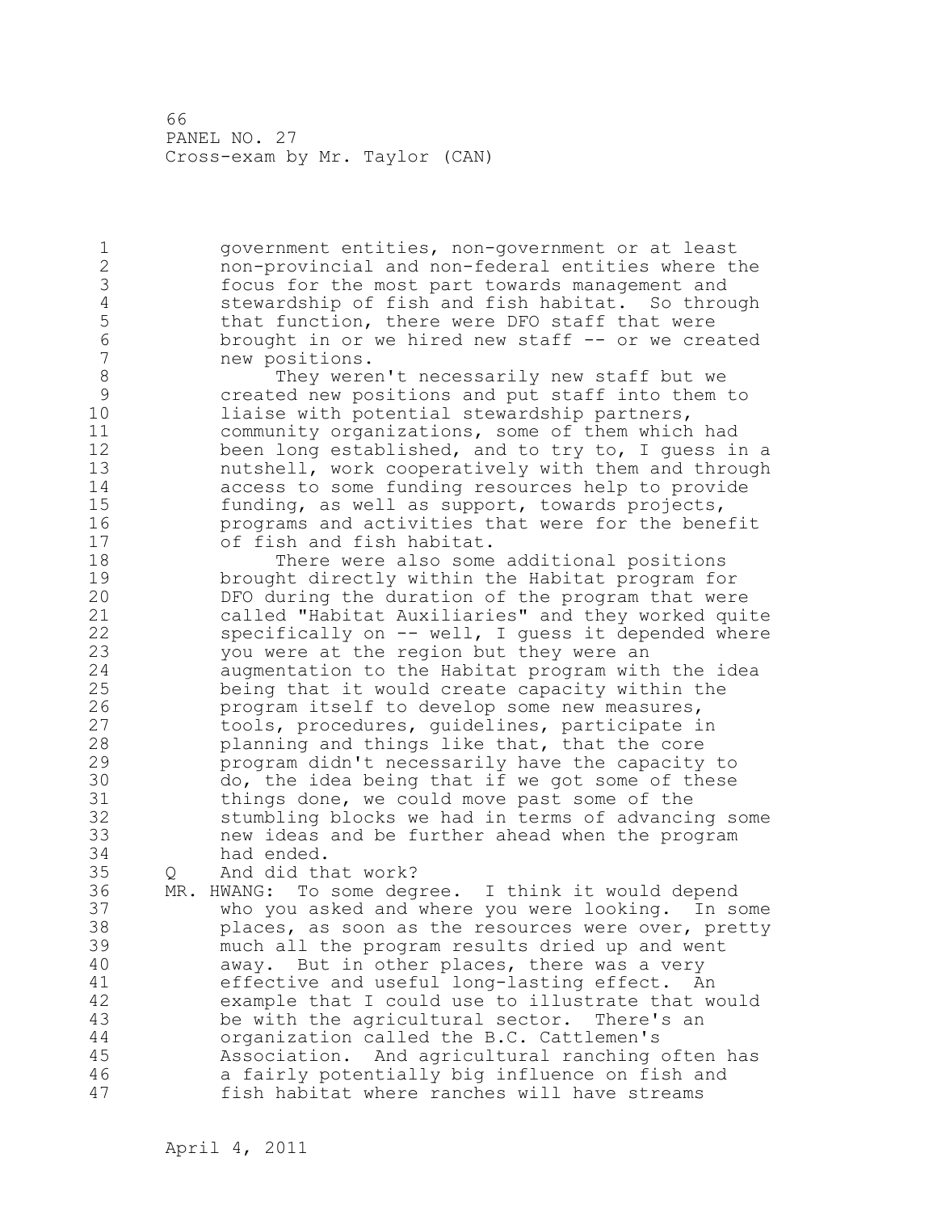government entities, non-government or at least non-provincial and non-federal entities where the focus for the most part towards management and stewardship of fish and fish habitat. So through that function, there were DFO staff that were brought in or we hired new staff -- or we created new positions.

They weren't necessarily new staff but we created new positions and put staff into them to liaise with potential stewardship partners, community organizations, some of them which had been long established, and to try to, I guess in a nutshell, work cooperatively with them and through access to some funding resources help to provide funding, as well as support, towards projects, programs and activities that were for the benefit of fish and fish habitat.

There were also some additional positions brought directly within the Habitat program for DFO during the duration of the program that were called "Habitat Auxiliaries" and they worked quite specifically on -- well, I guess it depended where you were at the region but they were an augmentation to the Habitat program with the idea being that it would create capacity within the program itself to develop some new measures, tools, procedures, guidelines, participate in planning and things like that, that the core program didn't necessarily have the capacity to do, the idea being that if we got some of these things done, we could move past some of the stumbling blocks we had in terms of advancing some new ideas and be further ahead when the program had ended.

Q And did that work?

MR. HWANG: To some degree. I think it would depend who you asked and where you were looking. In some places, as soon as the resources were over, pretty much all the program results dried up and went away. But in other places, there was a very effective and useful long-lasting effect. An example that I could use to illustrate that would be with the agricultural sector. There's an organization called the B.C. Cattlemen's Association. And agricultural ranching often has a fairly potentially big influence on fish and fish habitat where ranches will have streams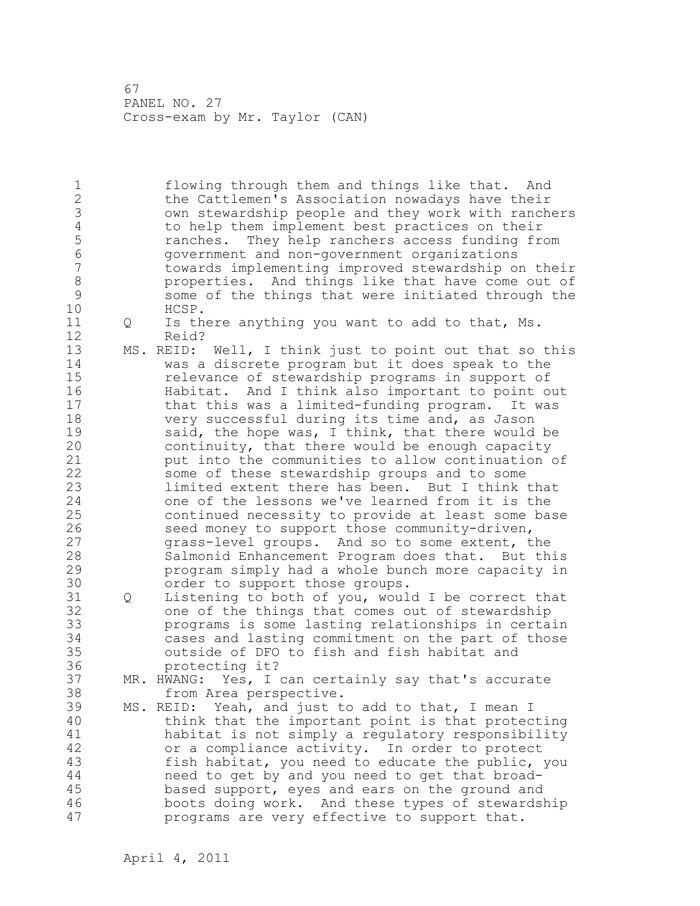flowing through them and things like that. And the Cattlemen's Association nowadays have their own stewardship people and they work with ranchers to help them implement best practices on their ranches. They help ranchers access funding from government and non-government organizations towards implementing improved stewardship on their properties. And things like that have come out of some of the things that were initiated through the HCSP.

Q Is there anything you want to add to that, Ms. Reid?

MS. REID: Well, I think just to point out that so this was a discrete program but it does speak to the relevance of stewardship programs in support of Habitat. And I think also important to point out that this was a limited-funding program. It was very successful during its time and, as Jason said, the hope was, I think, that there would be continuity, that there would be enough capacity put into the communities to allow continuation of some of these stewardship groups and to some limited extent there has been. But I think that one of the lessons we've learned from it is the continued necessity to provide at least some base seed money to support those community-driven, grass-level groups. And so to some extent, the Salmonid Enhancement Program does that. But this program simply had a whole bunch more capacity in order to support those groups.

Q Listening to both of you, would I be correct that one of the things that comes out of stewardship programs is some lasting relationships in certain cases and lasting commitment on the part of those outside of DFO to fish and fish habitat and protecting it?

MR. HWANG: Yes, I can certainly say that's accurate from Area perspective.

MS. REID: Yeah, and just to add to that, I mean I think that the important point is that protecting habitat is not simply a regulatory responsibility or a compliance activity. In order to protect fish habitat, you need to educate the public, you need to get by and you need to get that broad-based support, eyes and ears on the ground and boots doing work. And these types of stewardship programs are very effective to support that.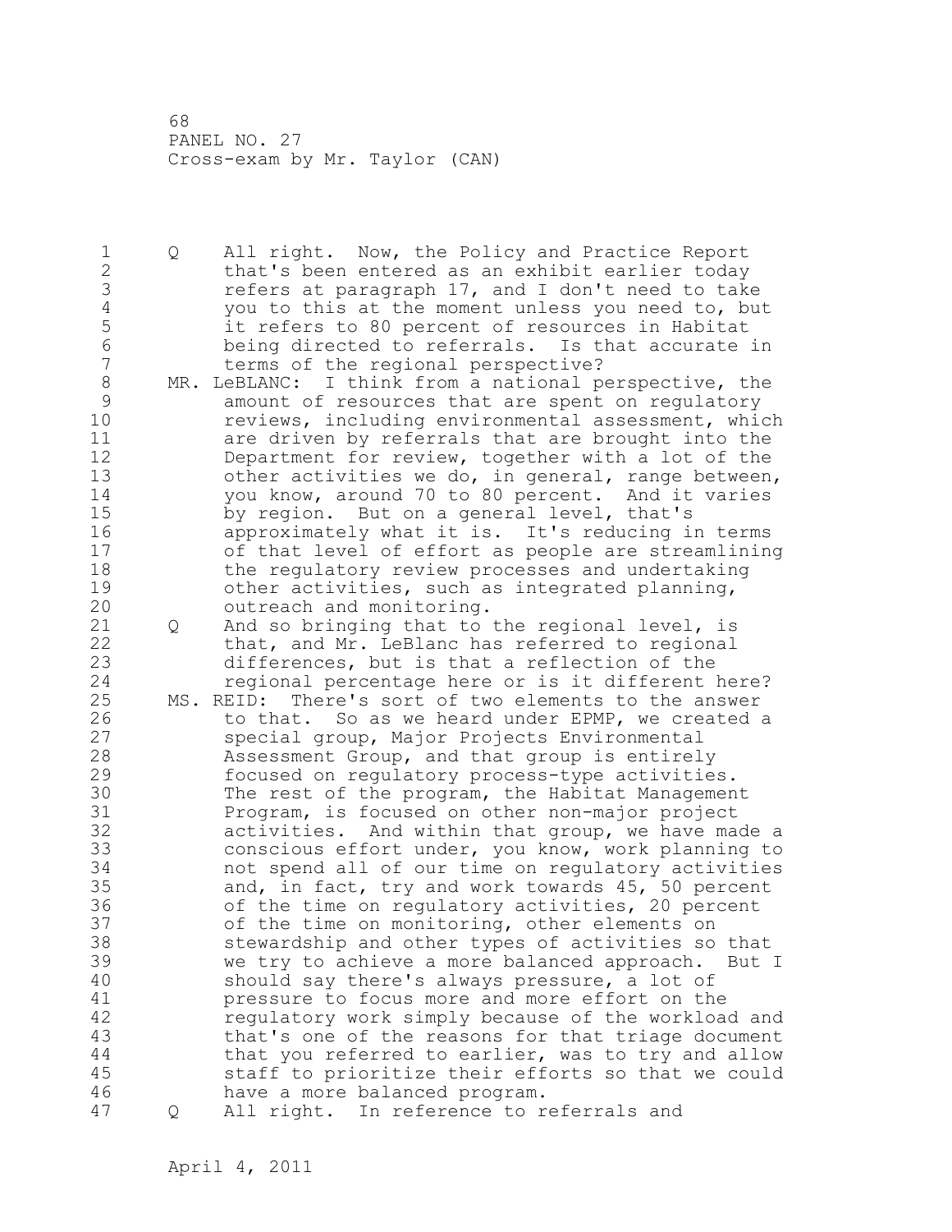Q All right. Now, the Policy and Practice Report that's been entered as an exhibit earlier today refers at paragraph 17, and I don't need to take you to this at the moment unless you need to, but it refers to 80 percent of resources in Habitat being directed to referrals. Is that accurate in terms of the regional perspective?

MR. LeBLANC: I think from a national perspective, the amount of resources that are spent on regulatory reviews, including environmental assessment, which are driven by referrals that are brought into the Department for review, together with a lot of the other activities we do, in general, range between, you know, around 70 to 80 percent. And it varies by region. But on a general level, that's approximately what it is. It's reducing in terms of that level of effort as people are streamlining the regulatory review processes and undertaking other activities, such as integrated planning, outreach and monitoring.

Q And so bringing that to the regional level, is that, and Mr. LeBlanc has referred to regional differences, but is that a reflection of the regional percentage here or is it different here?

MS. REID: There's sort of two elements to the answer to that. So as we heard under EPMP, we created a special group, Major Projects Environmental Assessment Group, and that group is entirely focused on regulatory process-type activities. The rest of the program, the Habitat Management Program, is focused on other non-major project activities. And within that group, we have made a conscious effort under, you know, work planning to not spend all of our time on regulatory activities and, in fact, try and work towards 45, 50 percent of the time on regulatory activities, 20 percent of the time on monitoring, other elements on stewardship and other types of activities so that we try to achieve a more balanced approach. But I should say there's always pressure, a lot of pressure to focus more and more effort on the regulatory work simply because of the workload and that's one of the reasons for that triage document that you referred to earlier, was to try and allow staff to prioritize their efforts so that we could have a more balanced program.

Q All right. In reference to referrals and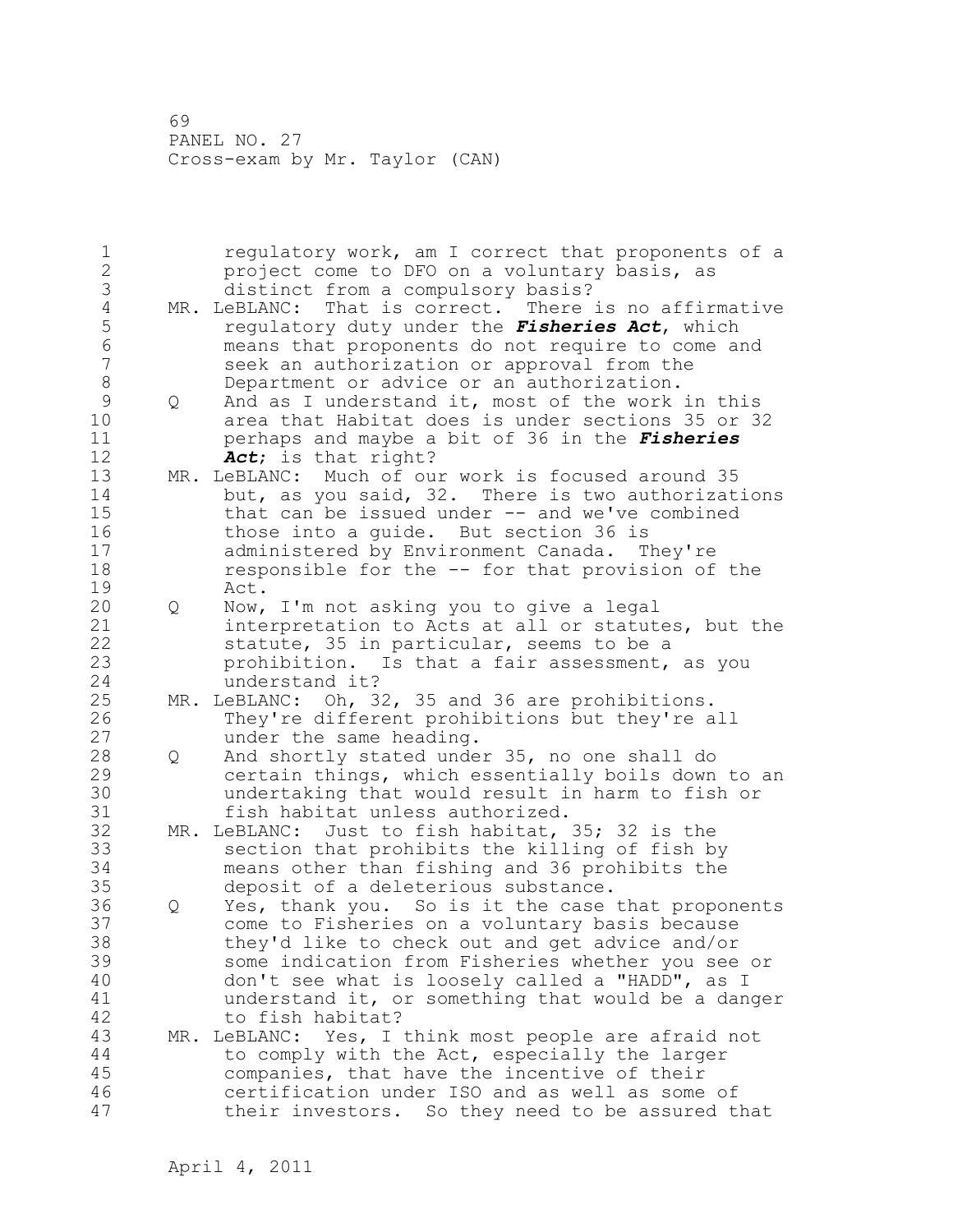regulatory work, am I correct that proponents of a project come to DFO on a voluntary basis, as distinct from a compulsory basis?

MR. LeBLANC: That is correct. There is no affirmative regulatory duty under the ***Fisheries Act***, which means that proponents do not require to come and seek an authorization or approval from the Department or advice or an authorization.

Q And as I understand it, most of the work in this area that Habitat does is under sections 35 or 32 perhaps and maybe a bit of 36 in the ***Fisheries Act***; is that right?

MR. LeBLANC: Much of our work is focused around 35 but, as you said, 32. There is two authorizations that can be issued under -- and we've combined those into a guide. But section 36 is administered by Environment Canada. They're responsible for the -- for that provision of the Act.

Q Now, I'm not asking you to give a legal interpretation to Acts at all or statutes, but the statute, 35 in particular, seems to be a prohibition. Is that a fair assessment, as you understand it?

MR. LeBLANC: Oh, 32, 35 and 36 are prohibitions. They're different prohibitions but they're all under the same heading.

Q And shortly stated under 35, no one shall do certain things, which essentially boils down to an undertaking that would result in harm to fish or fish habitat unless authorized.

MR. LeBLANC: Just to fish habitat, 35; 32 is the section that prohibits the killing of fish by means other than fishing and 36 prohibits the deposit of a deleterious substance.

Q Yes, thank you. So is it the case that proponents come to Fisheries on a voluntary basis because they'd like to check out and get advice and/or some indication from Fisheries whether you see or don't see what is loosely called a "HADD", as I understand it, or something that would be a danger to fish habitat?

MR. LeBLANC: Yes, I think most people are afraid not to comply with the Act, especially the larger companies, that have the incentive of their certification under ISO and as well as some of their investors. So they need to be assured that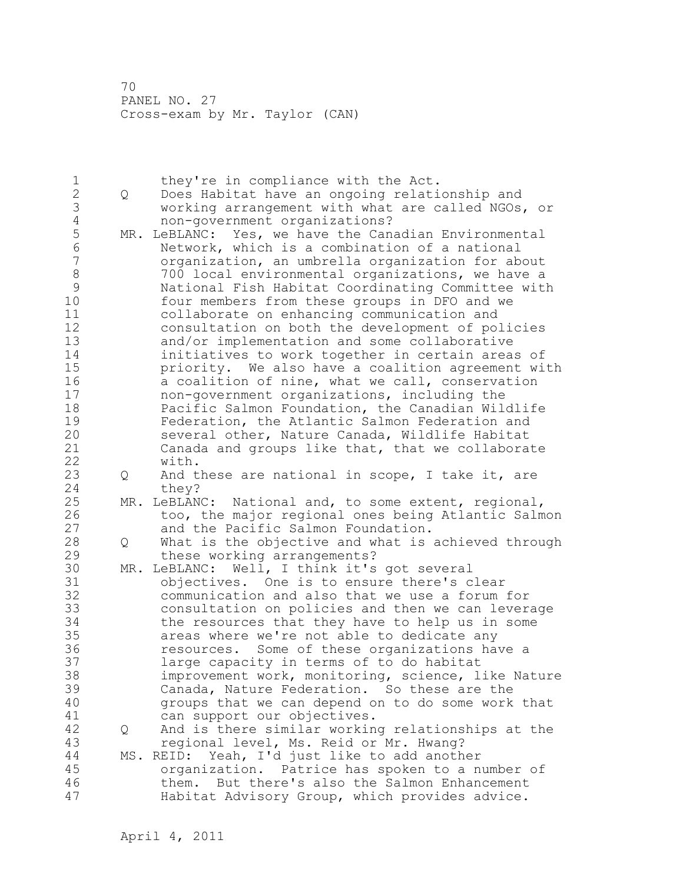they're in compliance with the Act.

Q Does Habitat have an ongoing relationship and working arrangement with what are called NGOs, or non-government organizations?

MR. LeBLANC: Yes, we have the Canadian Environmental Network, which is a combination of a national organization, an umbrella organization for about 700 local environmental organizations, we have a National Fish Habitat Coordinating Committee with four members from these groups in DFO and we collaborate on enhancing communication and consultation on both the development of policies and/or implementation and some collaborative initiatives to work together in certain areas of priority. We also have a coalition agreement with a coalition of nine, what we call, conservation non-government organizations, including the Pacific Salmon Foundation, the Canadian Wildlife Federation, the Atlantic Salmon Federation and several other, Nature Canada, Wildlife Habitat Canada and groups like that, that we collaborate with.

Q And these are national in scope, I take it, are they?

MR. LeBLANC: National and, to some extent, regional, too, the major regional ones being Atlantic Salmon and the Pacific Salmon Foundation.

Q What is the objective and what is achieved through these working arrangements?

MR. LeBLANC: Well, I think it's got several objectives. One is to ensure there's clear communication and also that we use a forum for consultation on policies and then we can leverage the resources that they have to help us in some areas where we're not able to dedicate any resources. Some of these organizations have a large capacity in terms of to do habitat improvement work, monitoring, science, like Nature Canada, Nature Federation. So these are the groups that we can depend on to do some work that can support our objectives.

Q And is there similar working relationships at the regional level, Ms. Reid or Mr. Hwang?

MS. REID: Yeah, I'd just like to add another organization. Patrice has spoken to a number of them. But there's also the Salmon Enhancement Habitat Advisory Group, which provides advice.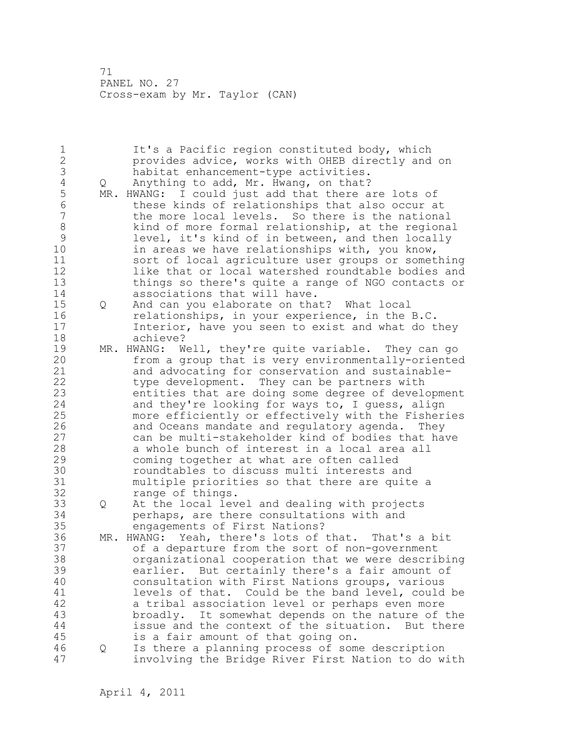It's a Pacific region constituted body, which provides advice, works with OHEB directly and on habitat enhancement-type activities.

Q Anything to add, Mr. Hwang, on that?

MR. HWANG: I could just add that there are lots of these kinds of relationships that also occur at the more local levels. So there is the national kind of more formal relationship, at the regional level, it's kind of in between, and then locally in areas we have relationships with, you know, sort of local agriculture user groups or something like that or local watershed roundtable bodies and things so there's quite a range of NGO contacts or associations that will have.

Q And can you elaborate on that? What local relationships, in your experience, in the B.C. Interior, have you seen to exist and what do they achieve?

MR. HWANG: Well, they're quite variable. They can go from a group that is very environmentally-oriented and advocating for conservation and sustainable-type development. They can be partners with entities that are doing some degree of development and they're looking for ways to, I guess, align more efficiently or effectively with the Fisheries and Oceans mandate and regulatory agenda. They can be multi-stakeholder kind of bodies that have a whole bunch of interest in a local area all coming together at what are often called roundtables to discuss multi interests and multiple priorities so that there are quite a range of things.

Q At the local level and dealing with projects perhaps, are there consultations with and engagements of First Nations?

MR. HWANG: Yeah, there's lots of that. That's a bit of a departure from the sort of non-government organizational cooperation that we were describing earlier. But certainly there's a fair amount of consultation with First Nations groups, various levels of that. Could be the band level, could be a tribal association level or perhaps even more broadly. It somewhat depends on the nature of the issue and the context of the situation. But there is a fair amount of that going on.

Q Is there a planning process of some description involving the Bridge River First Nation to do with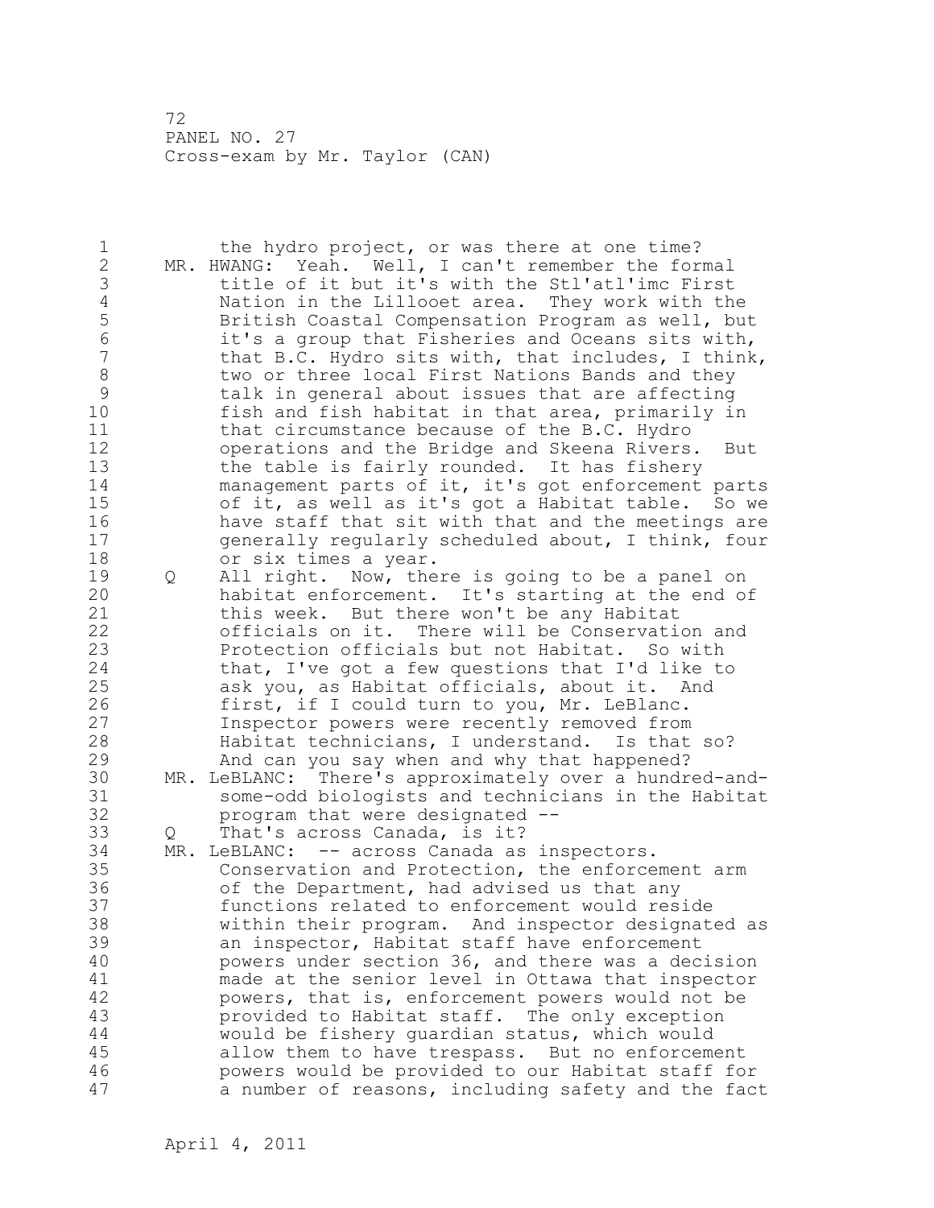the hydro project, or was there at one time?

MR. HWANG: Yeah. Well, I can't remember the formal title of it but it's with the Stl'atl'imc First Nation in the Lillooet area. They work with the British Coastal Compensation Program as well, but it's a group that Fisheries and Oceans sits with, that B.C. Hydro sits with, that includes, I think, two or three local First Nations Bands and they talk in general about issues that are affecting fish and fish habitat in that area, primarily in that circumstance because of the B.C. Hydro operations and the Bridge and Skeena Rivers. But the table is fairly rounded. It has fishery management parts of it, it's got enforcement parts of it, as well as it's got a Habitat table. So we have staff that sit with that and the meetings are generally regularly scheduled about, I think, four or six times a year.

Q All right. Now, there is going to be a panel on habitat enforcement. It's starting at the end of this week. But there won't be any Habitat officials on it. There will be Conservation and Protection officials but not Habitat. So with that, I've got a few questions that I'd like to ask you, as Habitat officials, about it. And first, if I could turn to you, Mr. LeBlanc. Inspector powers were recently removed from Habitat technicians, I understand. Is that so? And can you say when and why that happened?

MR. LeBLANC: There's approximately over a hundred-and-some-odd biologists and technicians in the Habitat program that were designated --

Q That's across Canada, is it?

MR. LeBLANC: -- across Canada as inspectors. Conservation and Protection, the enforcement arm of the Department, had advised us that any functions related to enforcement would reside within their program. And inspector designated as an inspector, Habitat staff have enforcement powers under section 36, and there was a decision made at the senior level in Ottawa that inspector powers, that is, enforcement powers would not be provided to Habitat staff. The only exception would be fishery guardian status, which would allow them to have trespass. But no enforcement powers would be provided to our Habitat staff for a number of reasons, including safety and the fact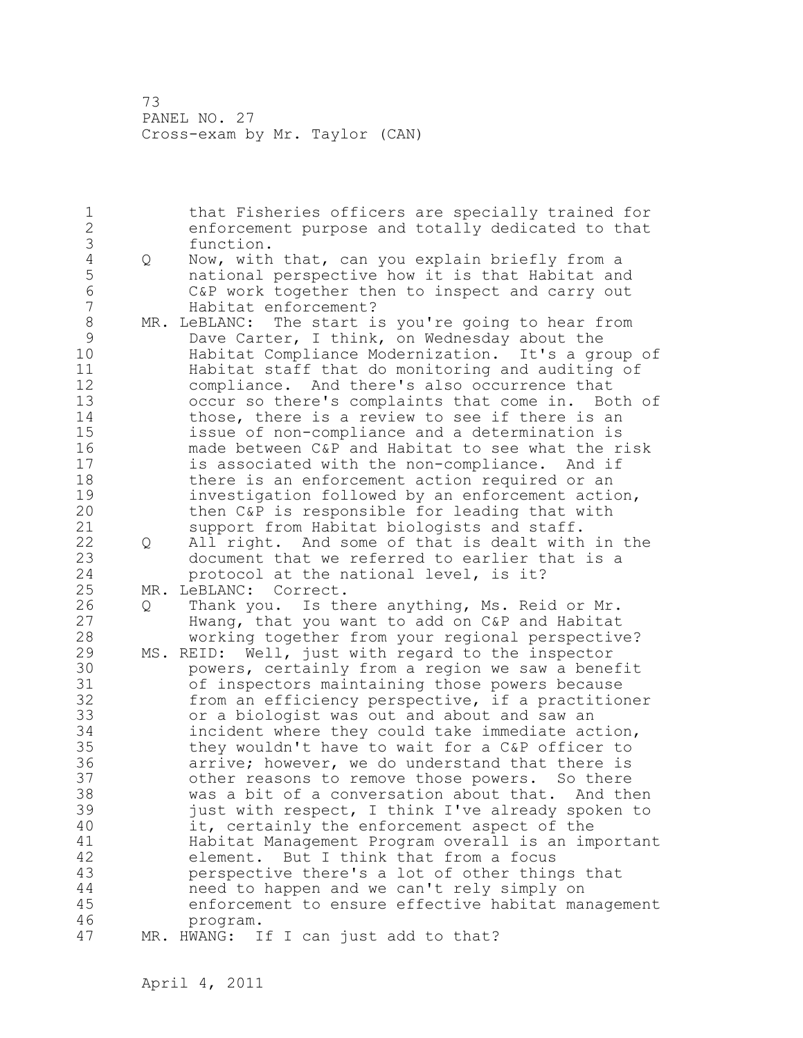that Fisheries officers are specially trained for enforcement purpose and totally dedicated to that function.

Q Now, with that, can you explain briefly from a national perspective how it is that Habitat and C&P work together then to inspect and carry out Habitat enforcement?

MR. LeBLANC: The start is you're going to hear from Dave Carter, I think, on Wednesday about the Habitat Compliance Modernization. It's a group of Habitat staff that do monitoring and auditing of compliance. And there's also occurrence that occur so there's complaints that come in. Both of those, there is a review to see if there is an issue of non-compliance and a determination is made between C&P and Habitat to see what the risk is associated with the non-compliance. And if there is an enforcement action required or an investigation followed by an enforcement action, then C&P is responsible for leading that with support from Habitat biologists and staff.

Q All right. And some of that is dealt with in the document that we referred to earlier that is a protocol at the national level, is it?

MR. LeBLANC: Correct.

Q Thank you. Is there anything, Ms. Reid or Mr. Hwang, that you want to add on C&P and Habitat working together from your regional perspective?

MS. REID: Well, just with regard to the inspector powers, certainly from a region we saw a benefit of inspectors maintaining those powers because from an efficiency perspective, if a practitioner or a biologist was out and about and saw an incident where they could take immediate action, they wouldn't have to wait for a C&P officer to arrive; however, we do understand that there is other reasons to remove those powers. So there was a bit of a conversation about that. And then just with respect, I think I've already spoken to it, certainly the enforcement aspect of the Habitat Management Program overall is an important element. But I think that from a focus perspective there's a lot of other things that need to happen and we can't rely simply on enforcement to ensure effective habitat management program.

MR. HWANG: If I can just add to that?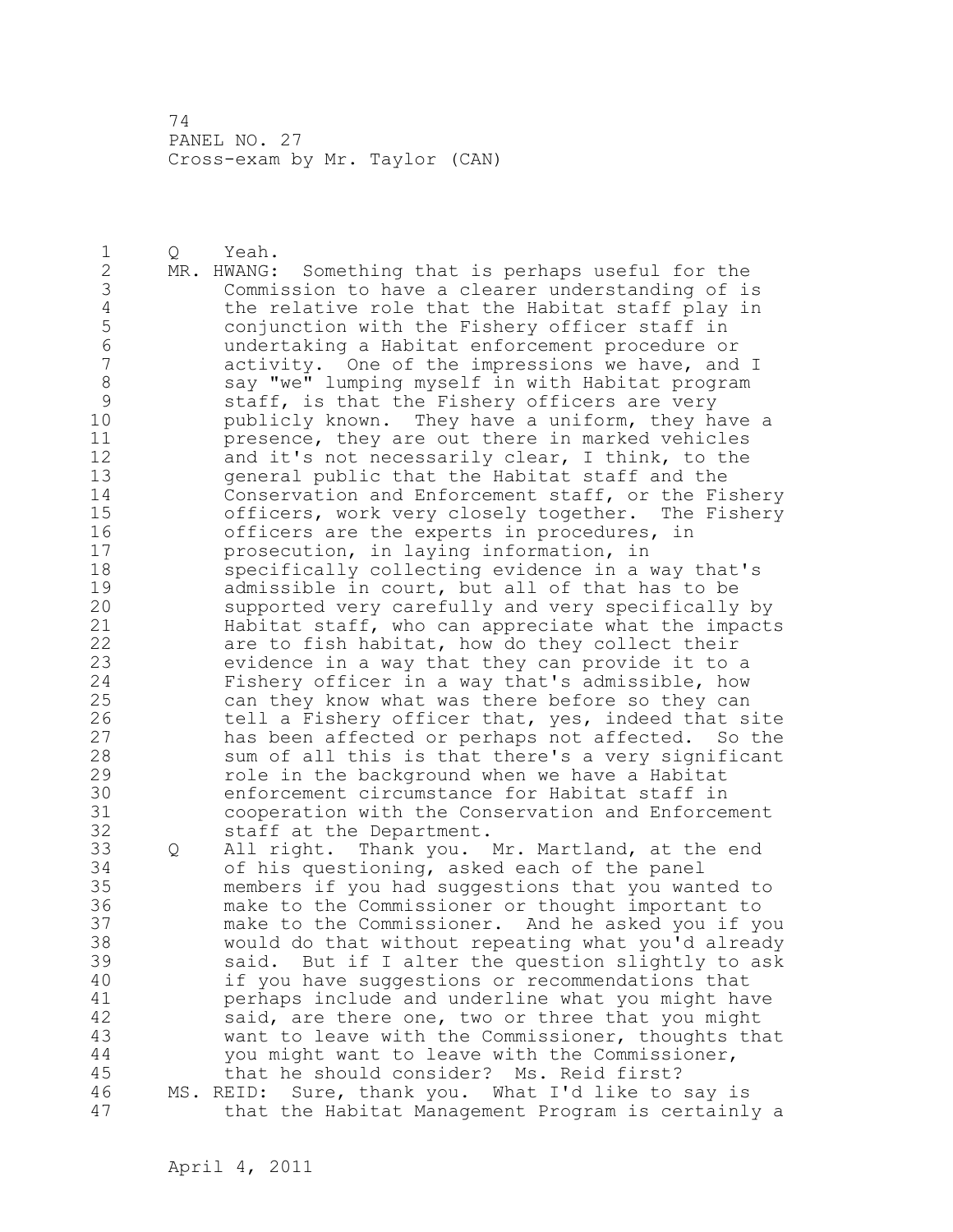Q Yeah.

MR. HWANG: Something that is perhaps useful for the Commission to have a clearer understanding of is the relative role that the Habitat staff play in conjunction with the Fishery officer staff in undertaking a Habitat enforcement procedure or activity. One of the impressions we have, and I say "we" lumping myself in with Habitat program staff, is that the Fishery officers are very publicly known. They have a uniform, they have a presence, they are out there in marked vehicles and it's not necessarily clear, I think, to the general public that the Habitat staff and the Conservation and Enforcement staff, or the Fishery officers, work very closely together. The Fishery officers are the experts in procedures, in prosecution, in laying information, in specifically collecting evidence in a way that's admissible in court, but all of that has to be supported very carefully and very specifically by Habitat staff, who can appreciate what the impacts are to fish habitat, how do they collect their evidence in a way that they can provide it to a Fishery officer in a way that's admissible, how can they know what was there before so they can tell a Fishery officer that, yes, indeed that site has been affected or perhaps not affected. So the sum of all this is that there's a very significant role in the background when we have a Habitat enforcement circumstance for Habitat staff in cooperation with the Conservation and Enforcement staff at the Department.

Q All right. Thank you. Mr. Martland, at the end of his questioning, asked each of the panel members if you had suggestions that you wanted to make to the Commissioner or thought important to make to the Commissioner. And he asked you if you would do that without repeating what you'd already said. But if I alter the question slightly to ask if you have suggestions or recommendations that perhaps include and underline what you might have said, are there one, two or three that you might want to leave with the Commissioner, thoughts that you might want to leave with the Commissioner, that he should consider? Ms. Reid first?

MS. REID: Sure, thank you. What I'd like to say is that the Habitat Management Program is certainly a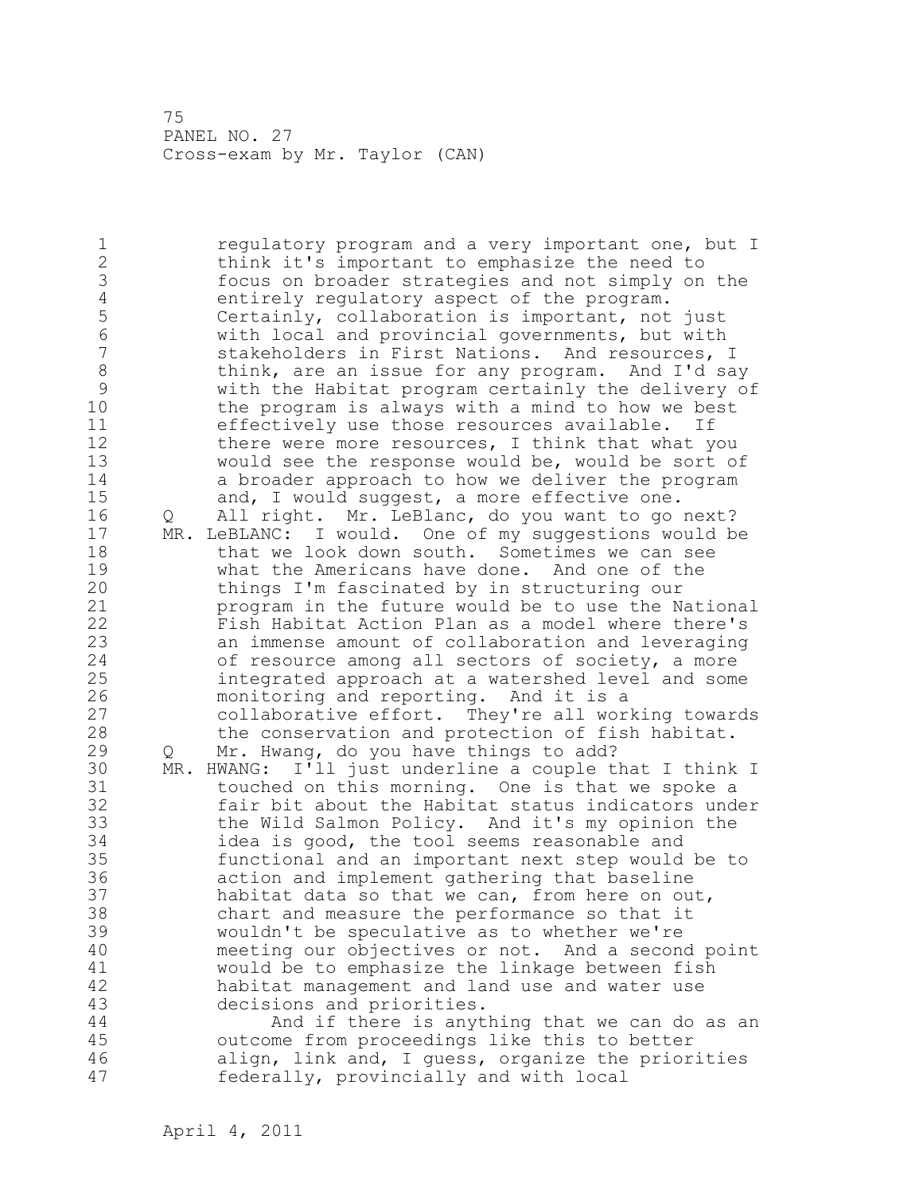regulatory program and a very important one, but I think it's important to emphasize the need to focus on broader strategies and not simply on the entirely regulatory aspect of the program. Certainly, collaboration is important, not just with local and provincial governments, but with stakeholders in First Nations. And resources, I think, are an issue for any program. And I'd say with the Habitat program certainly the delivery of the program is always with a mind to how we best effectively use those resources available. If there were more resources, I think that what you would see the response would be, would be sort of a broader approach to how we deliver the program and, I would suggest, a more effective one.

Q All right. Mr. LeBlanc, do you want to go next?

MR. LeBLANC: I would. One of my suggestions would be that we look down south. Sometimes we can see what the Americans have done. And one of the things I'm fascinated by in structuring our program in the future would be to use the National Fish Habitat Action Plan as a model where there's an immense amount of collaboration and leveraging of resource among all sectors of society, a more integrated approach at a watershed level and some monitoring and reporting. And it is a collaborative effort. They're all working towards the conservation and protection of fish habitat.

Q Mr. Hwang, do you have things to add?

MR. HWANG: I'll just underline a couple that I think I touched on this morning. One is that we spoke a fair bit about the Habitat status indicators under the Wild Salmon Policy. And it's my opinion the idea is good, the tool seems reasonable and functional and an important next step would be to action and implement gathering that baseline habitat data so that we can, from here on out, chart and measure the performance so that it wouldn't be speculative as to whether we're meeting our objectives or not. And a second point would be to emphasize the linkage between fish habitat management and land use and water use decisions and priorities.

And if there is anything that we can do as an outcome from proceedings like this to better align, link and, I guess, organize the priorities federally, provincially and with local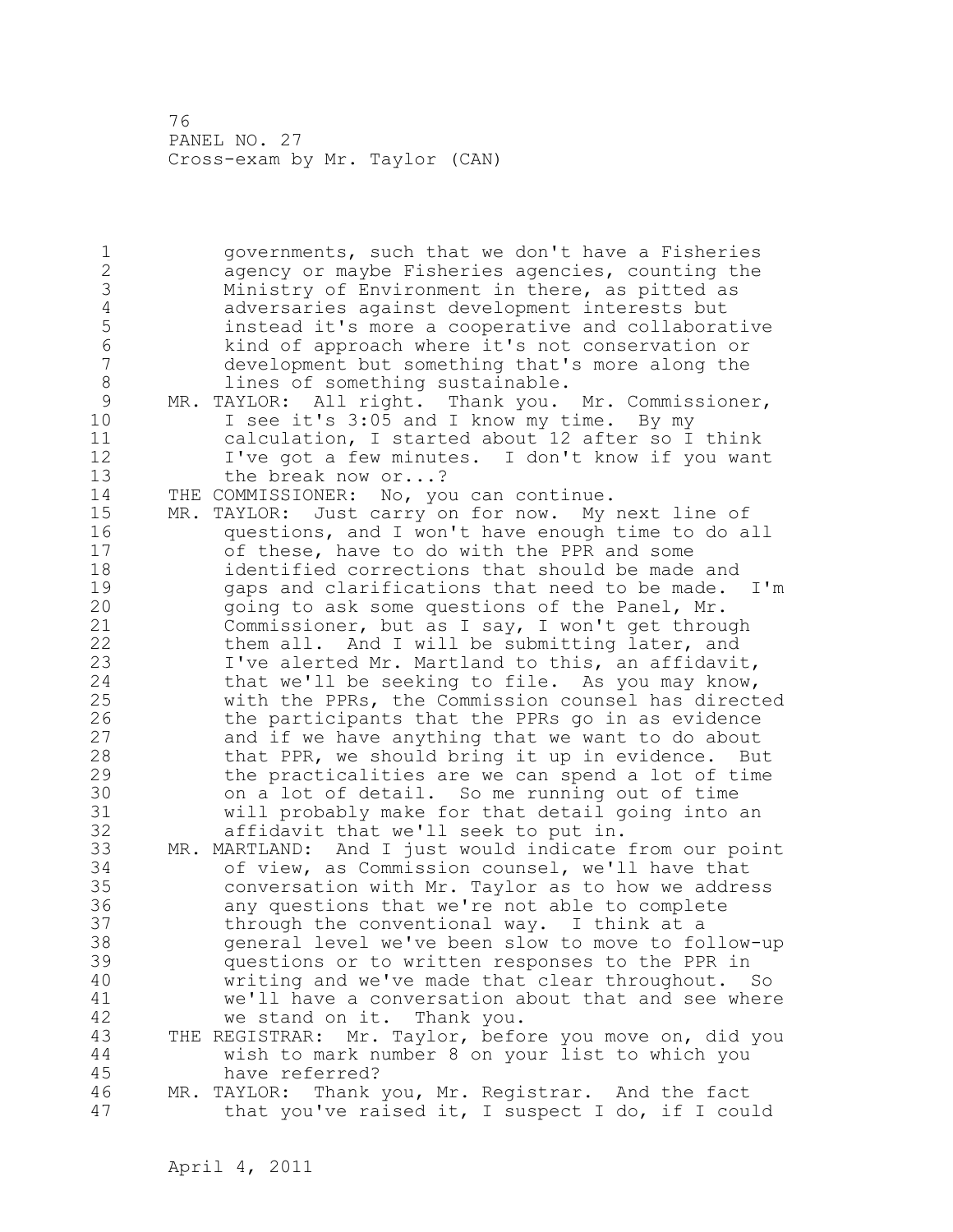governments, such that we don't have a Fisheries agency or maybe Fisheries agencies, counting the Ministry of Environment in there, as pitted as adversaries against development interests but instead it's more a cooperative and collaborative kind of approach where it's not conservation or development but something that's more along the lines of something sustainable.

MR. TAYLOR: All right. Thank you. Mr. Commissioner, I see it's 3:05 and I know my time. By my calculation, I started about 12 after so I think I've got a few minutes. I don't know if you want the break now or...?

THE COMMISSIONER: No, you can continue.

MR. TAYLOR: Just carry on for now. My next line of questions, and I won't have enough time to do all of these, have to do with the PPR and some identified corrections that should be made and gaps and clarifications that need to be made. I'm going to ask some questions of the Panel, Mr. Commissioner, but as I say, I won't get through them all. And I will be submitting later, and I've alerted Mr. Martland to this, an affidavit, that we'll be seeking to file. As you may know, with the PPRs, the Commission counsel has directed the participants that the PPRs go in as evidence and if we have anything that we want to do about that PPR, we should bring it up in evidence. But the practicalities are we can spend a lot of time on a lot of detail. So me running out of time will probably make for that detail going into an affidavit that we'll seek to put in.

MR. MARTLAND: And I just would indicate from our point of view, as Commission counsel, we'll have that conversation with Mr. Taylor as to how we address any questions that we're not able to complete through the conventional way. I think at a general level we've been slow to move to follow-up questions or to written responses to the PPR in writing and we've made that clear throughout. So we'll have a conversation about that and see where we stand on it. Thank you.

THE REGISTRAR: Mr. Taylor, before you move on, did you wish to mark number 8 on your list to which you have referred?

MR. TAYLOR: Thank you, Mr. Registrar. And the fact that you've raised it, I suspect I do, if I could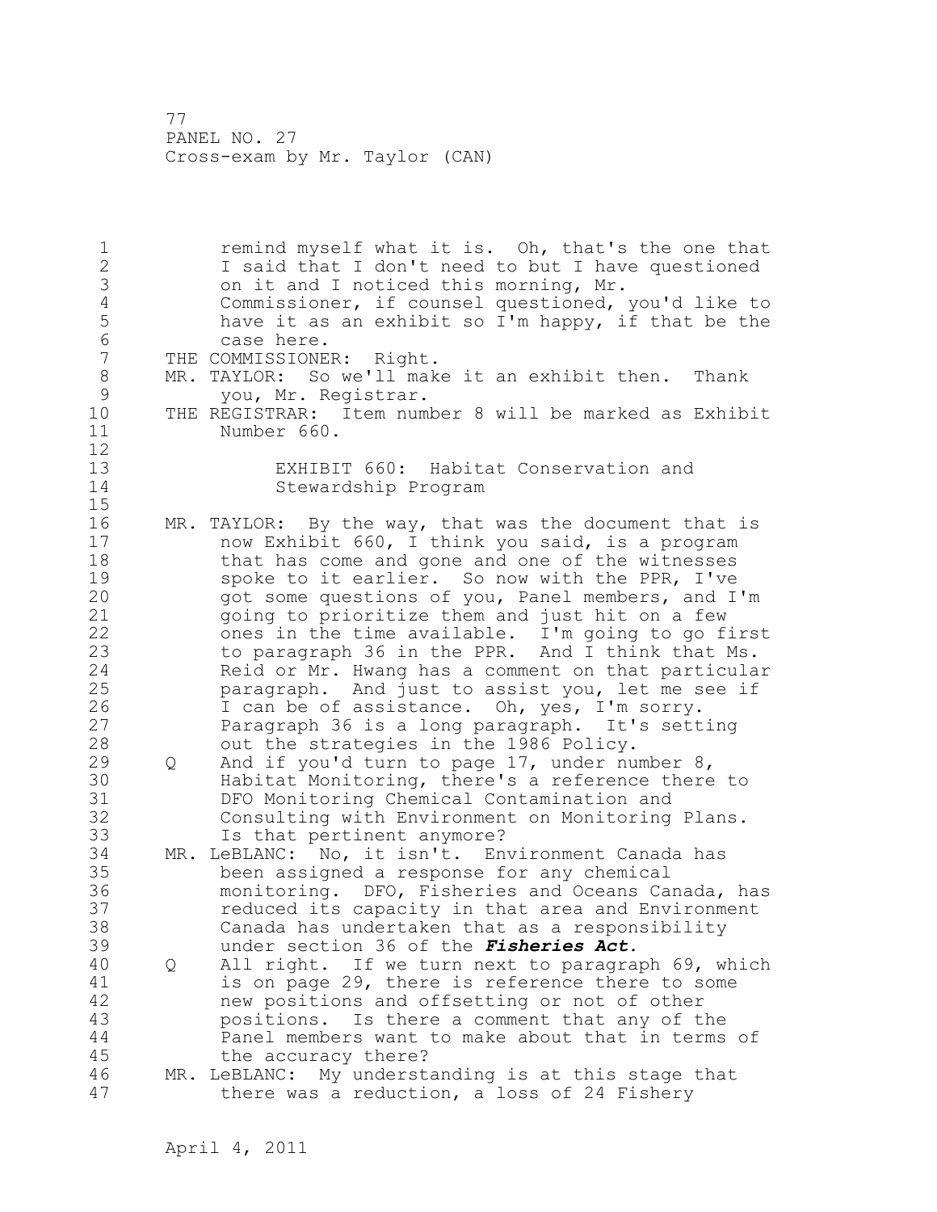remind myself what it is. Oh, that's the one that I said that I don't need to but I have questioned on it and I noticed this morning, Mr. Commissioner, if counsel questioned, you'd like to have it as an exhibit so I'm happy, if that be the case here.

THE COMMISSIONER: Right.

MR. TAYLOR: So we'll make it an exhibit then. Thank you, Mr. Registrar.

THE REGISTRAR: Item number 8 will be marked as Exhibit Number 660.

EXHIBIT 660: Habitat Conservation and Stewardship Program

MR. TAYLOR: By the way, that was the document that is now Exhibit 660, I think you said, is a program that has come and gone and one of the witnesses spoke to it earlier. So now with the PPR, I've got some questions of you, Panel members, and I'm going to prioritize them and just hit on a few ones in the time available. I'm going to go first to paragraph 36 in the PPR. And I think that Ms. Reid or Mr. Hwang has a comment on that particular paragraph. And just to assist you, let me see if I can be of assistance. Oh, yes, I'm sorry. Paragraph 36 is a long paragraph. It's setting out the strategies in the 1986 Policy.

Q And if you'd turn to page 17, under number 8, Habitat Monitoring, there's a reference there to DFO Monitoring Chemical Contamination and Consulting with Environment on Monitoring Plans. Is that pertinent anymore?

MR. LeBLANC: No, it isn't. Environment Canada has been assigned a response for any chemical monitoring. DFO, Fisheries and Oceans Canada, has reduced its capacity in that area and Environment Canada has undertaken that as a responsibility under section 36 of the ***Fisheries Act***.

Q All right. If we turn next to paragraph 69, which is on page 29, there is reference there to some new positions and offsetting or not of other positions. Is there a comment that any of the Panel members want to make about that in terms of the accuracy there?

MR. LeBLANC: My understanding is at this stage that there was a reduction, a loss of 24 Fishery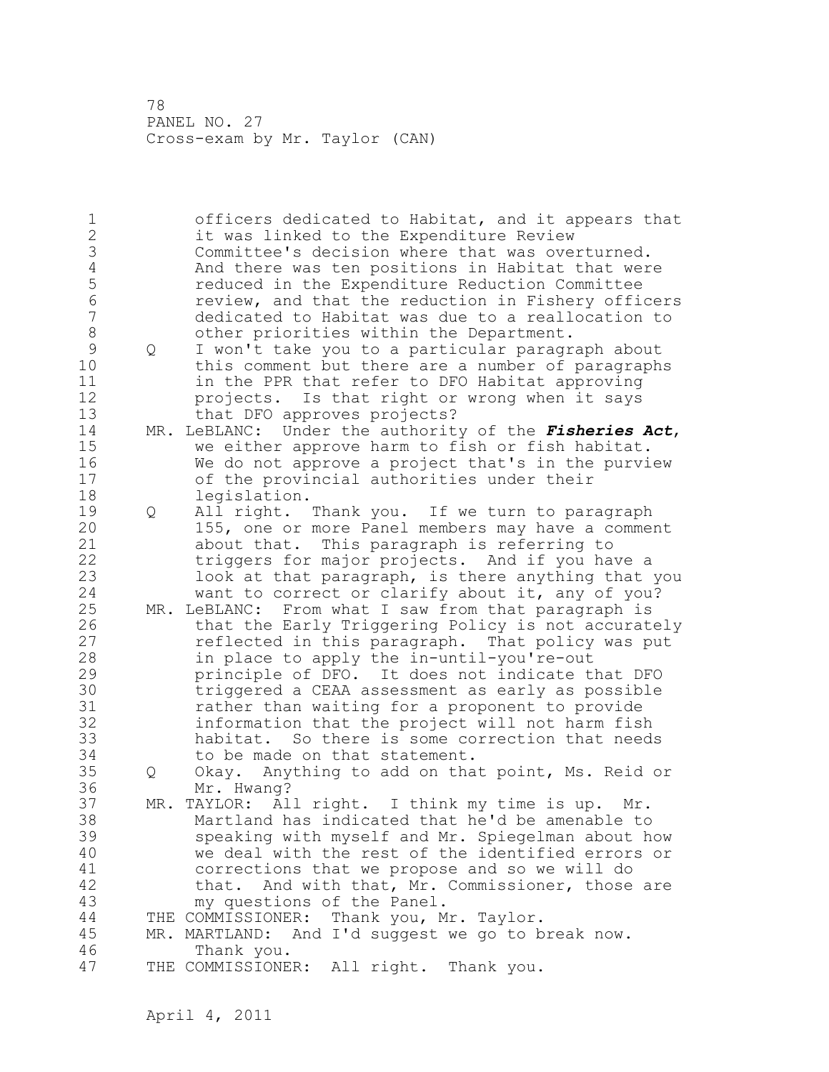officers dedicated to Habitat, and it appears that it was linked to the Expenditure Review Committee's decision where that was overturned. And there was ten positions in Habitat that were reduced in the Expenditure Reduction Committee review, and that the reduction in Fishery officers dedicated to Habitat was due to a reallocation to other priorities within the Department.

Q I won't take you to a particular paragraph about this comment but there are a number of paragraphs in the PPR that refer to DFO Habitat approving projects. Is that right or wrong when it says that DFO approves projects?

MR. LeBLANC: Under the authority of the ***Fisheries Act***, we either approve harm to fish or fish habitat. We do not approve a project that's in the purview of the provincial authorities under their legislation.

Q All right. Thank you. If we turn to paragraph 155, one or more Panel members may have a comment about that. This paragraph is referring to triggers for major projects. And if you have a look at that paragraph, is there anything that you want to correct or clarify about it, any of you?

MR. LeBLANC: From what I saw from that paragraph is that the Early Triggering Policy is not accurately reflected in this paragraph. That policy was put in place to apply the in-until-you're-out principle of DFO. It does not indicate that DFO triggered a CEAA assessment as early as possible rather than waiting for a proponent to provide information that the project will not harm fish habitat. So there is some correction that needs to be made on that statement.

Q Okay. Anything to add on that point, Ms. Reid or Mr. Hwang?

MR. TAYLOR: All right. I think my time is up. Mr. Martland has indicated that he'd be amenable to speaking with myself and Mr. Spiegelman about how we deal with the rest of the identified errors or corrections that we propose and so we will do that. And with that, Mr. Commissioner, those are my questions of the Panel.

THE COMMISSIONER: Thank you, Mr. Taylor.

MR. MARTLAND: And I'd suggest we go to break now. Thank you.

THE COMMISSIONER: All right. Thank you.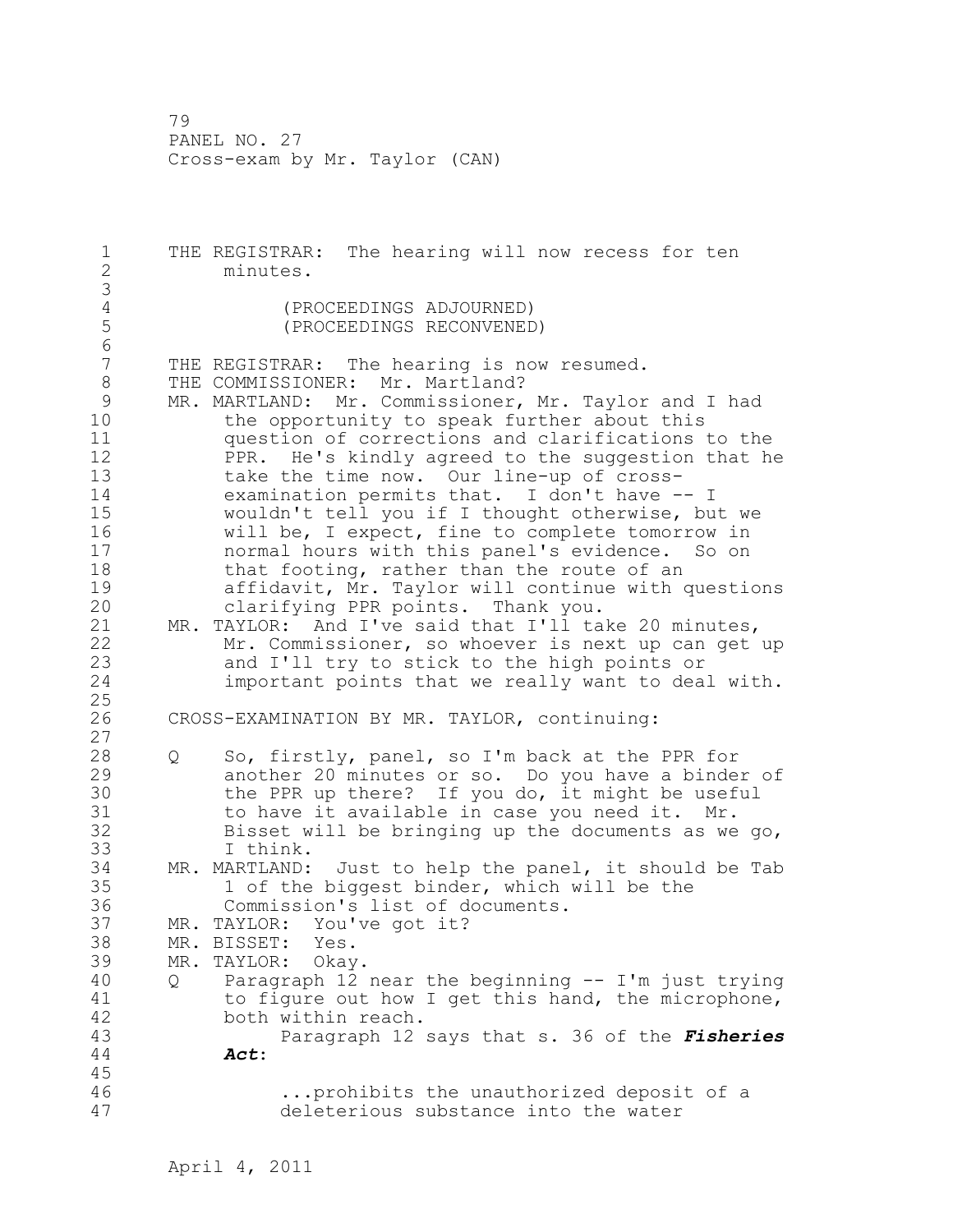THE REGISTRAR: The hearing will now recess for ten minutes.

(PROCEEDINGS ADJOURNED)
(PROCEEDINGS RECONVENED)

THE REGISTRAR: The hearing is now resumed.
THE COMMISSIONER: Mr. Martland?
MR. MARTLAND: Mr. Commissioner, Mr. Taylor and I had the opportunity to speak further about this question of corrections and clarifications to the PPR. He's kindly agreed to the suggestion that he take the time now. Our line-up of cross-examination permits that. I don't have -- I wouldn't tell you if I thought otherwise, but we will be, I expect, fine to complete tomorrow in normal hours with this panel's evidence. So on that footing, rather than the route of an affidavit, Mr. Taylor will continue with questions clarifying PPR points. Thank you.
MR. TAYLOR: And I've said that I'll take 20 minutes, Mr. Commissioner, so whoever is next up can get up and I'll try to stick to the high points or important points that we really want to deal with.

CROSS-EXAMINATION BY MR. TAYLOR, continuing:

Q So, firstly, panel, so I'm back at the PPR for another 20 minutes or so. Do you have a binder of the PPR up there? If you do, it might be useful to have it available in case you need it. Mr. Bisset will be bringing up the documents as we go, I think.
MR. MARTLAND: Just to help the panel, it should be Tab 1 of the biggest binder, which will be the Commission's list of documents.
MR. TAYLOR: You've got it?
MR. BISSET: Yes.
MR. TAYLOR: Okay.
Q Paragraph 12 near the beginning -- I'm just trying to figure out how I get this hand, the microphone, both within reach.

Paragraph 12 says that s. 36 of the ***Fisheries Act***:

> ...prohibits the unauthorized deposit of a deleterious substance into the water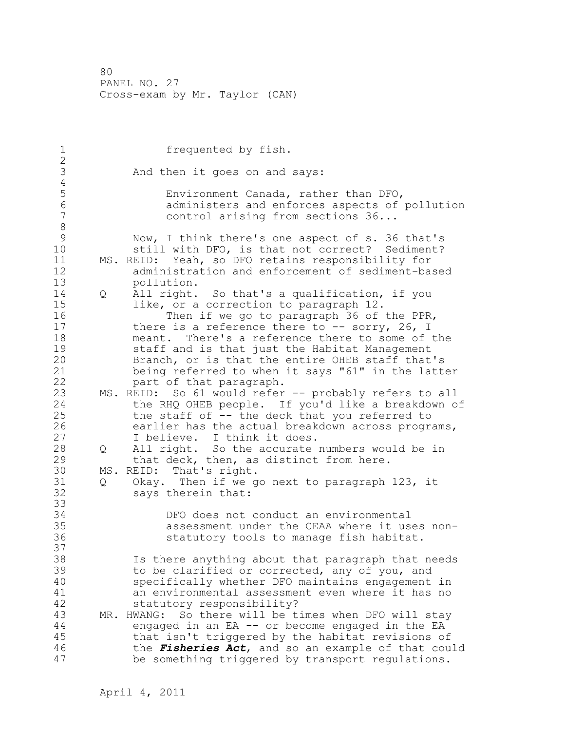frequented by fish.

And then it goes on and says:

> Environment Canada, rather than DFO, administers and enforces aspects of pollution control arising from sections 36...

Now, I think there's one aspect of s. 36 that's still with DFO, is that not correct? Sediment?

MS. REID: Yeah, so DFO retains responsibility for administration and enforcement of sediment-based pollution.

Q All right. So that's a qualification, if you like, or a correction to paragraph 12.

Then if we go to paragraph 36 of the PPR, there is a reference there to -- sorry, 26, I meant. There's a reference there to some of the staff and is that just the Habitat Management Branch, or is that the entire OHEB staff that's being referred to when it says "61" in the latter part of that paragraph.

MS. REID: So 61 would refer -- probably refers to all the RHQ OHEB people. If you'd like a breakdown of the staff of -- the deck that you referred to earlier has the actual breakdown across programs, I believe. I think it does.

Q All right. So the accurate numbers would be in that deck, then, as distinct from here.

MS. REID: That's right.

Q Okay. Then if we go next to paragraph 123, it says therein that:

> DFO does not conduct an environmental assessment under the CEAA where it uses non-statutory tools to manage fish habitat.

Is there anything about that paragraph that needs to be clarified or corrected, any of you, and specifically whether DFO maintains engagement in an environmental assessment even where it has no statutory responsibility?

MR. HWANG: So there will be times when DFO will stay engaged in an EA -- or become engaged in the EA that isn't triggered by the habitat revisions of the ***Fisheries Act***, and so an example of that could be something triggered by transport regulations.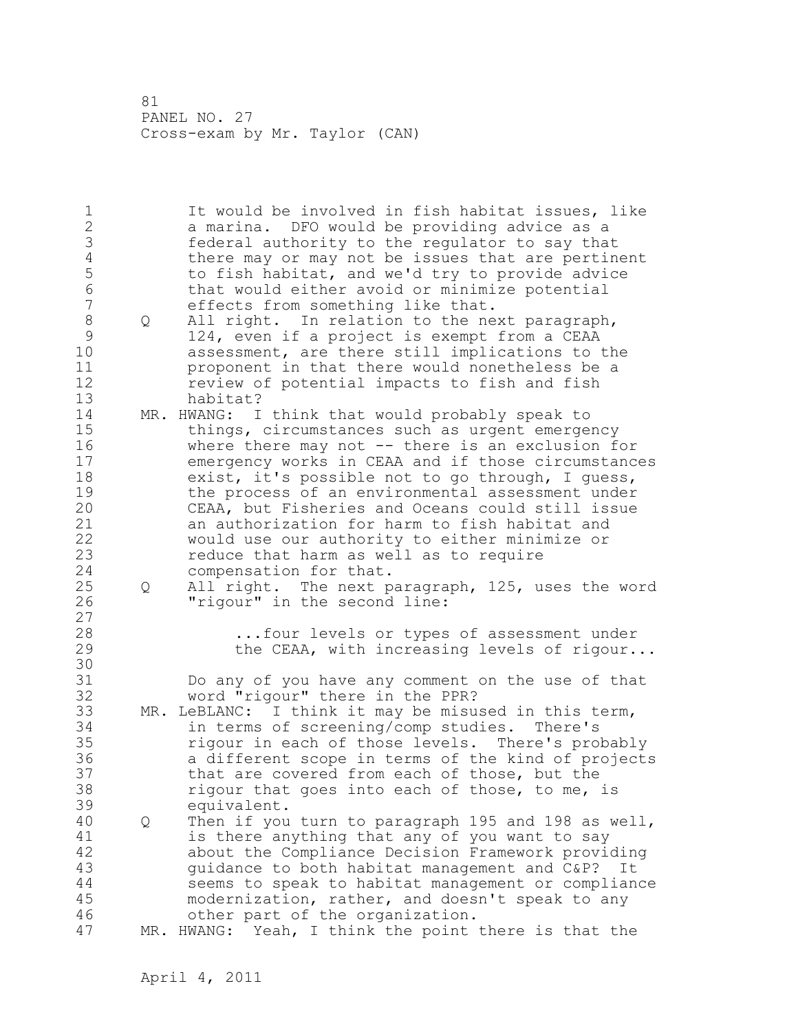It would be involved in fish habitat issues, like a marina. DFO would be providing advice as a federal authority to the regulator to say that there may or may not be issues that are pertinent to fish habitat, and we'd try to provide advice that would either avoid or minimize potential effects from something like that.

Q All right. In relation to the next paragraph, 124, even if a project is exempt from a CEAA assessment, are there still implications to the proponent in that there would nonetheless be a review of potential impacts to fish and fish habitat?

MR. HWANG: I think that would probably speak to things, circumstances such as urgent emergency where there may not -- there is an exclusion for emergency works in CEAA and if those circumstances exist, it's possible not to go through, I guess, the process of an environmental assessment under CEAA, but Fisheries and Oceans could still issue an authorization for harm to fish habitat and would use our authority to either minimize or reduce that harm as well as to require compensation for that.

Q All right. The next paragraph, 125, uses the word "rigour" in the second line:

> ...four levels or types of assessment under the CEAA, with increasing levels of rigour...

Do any of you have any comment on the use of that word "rigour" there in the PPR?

MR. LeBLANC: I think it may be misused in this term, in terms of screening/comp studies. There's rigour in each of those levels. There's probably a different scope in terms of the kind of projects that are covered from each of those, but the rigour that goes into each of those, to me, is equivalent.

Q Then if you turn to paragraph 195 and 198 as well, is there anything that any of you want to say about the Compliance Decision Framework providing guidance to both habitat management and C&P? It seems to speak to habitat management or compliance modernization, rather, and doesn't speak to any other part of the organization.

MR. HWANG: Yeah, I think the point there is that the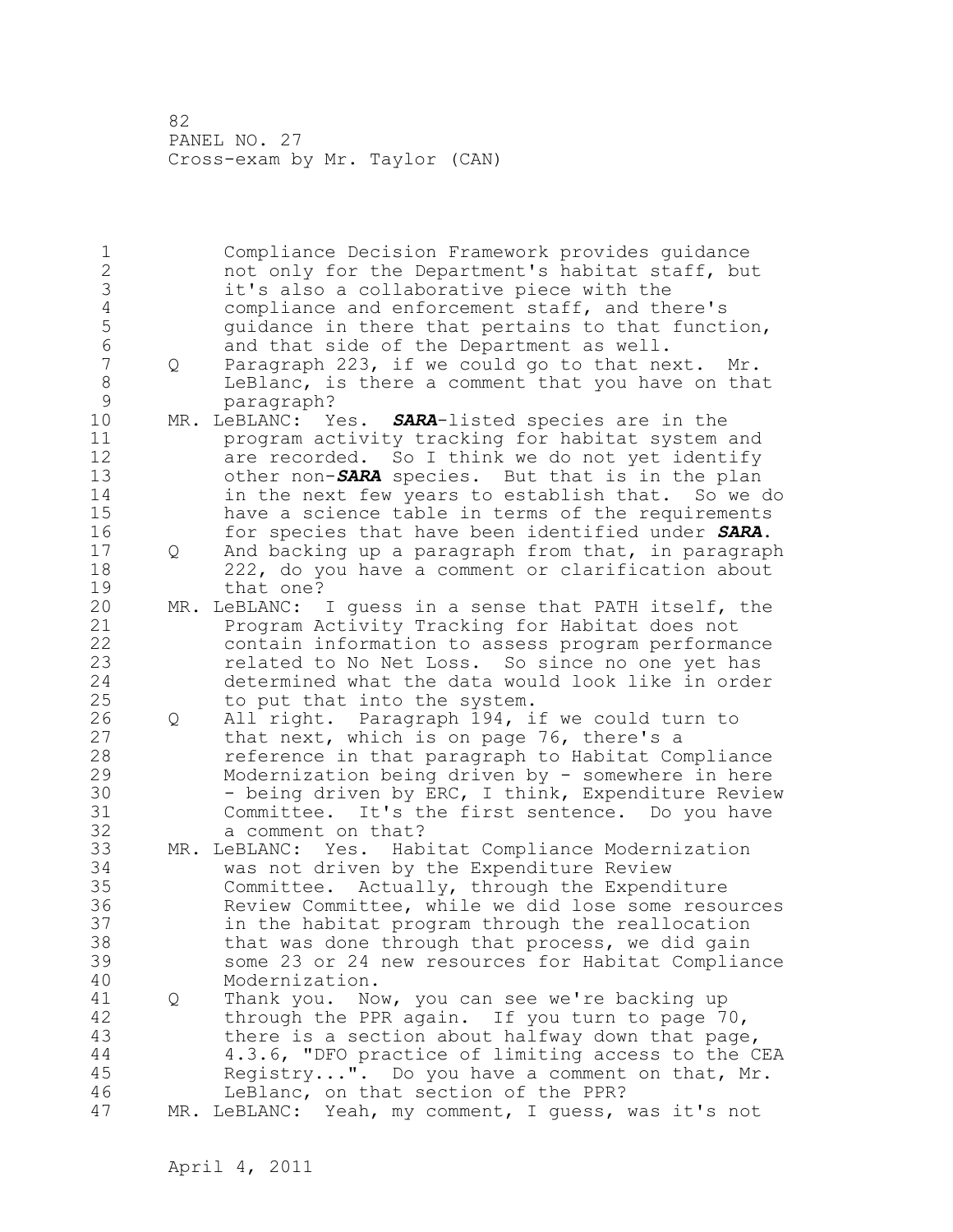Compliance Decision Framework provides guidance not only for the Department's habitat staff, but it's also a collaborative piece with the compliance and enforcement staff, and there's guidance in there that pertains to that function, and that side of the Department as well.

Q Paragraph 223, if we could go to that next. Mr. LeBlanc, is there a comment that you have on that paragraph?

MR. LeBLANC: Yes. ***SARA***-listed species are in the program activity tracking for habitat system and are recorded. So I think we do not yet identify other non-***SARA*** species. But that is in the plan in the next few years to establish that. So we do have a science table in terms of the requirements for species that have been identified under ***SARA***.

Q And backing up a paragraph from that, in paragraph 222, do you have a comment or clarification about that one?

MR. LeBLANC: I guess in a sense that PATH itself, the Program Activity Tracking for Habitat does not contain information to assess program performance related to No Net Loss. So since no one yet has determined what the data would look like in order to put that into the system.

Q All right. Paragraph 194, if we could turn to that next, which is on page 76, there's a reference in that paragraph to Habitat Compliance Modernization being driven by - somewhere in here - being driven by ERC, I think, Expenditure Review Committee. It's the first sentence. Do you have a comment on that?

MR. LeBLANC: Yes. Habitat Compliance Modernization was not driven by the Expenditure Review Committee. Actually, through the Expenditure Review Committee, while we did lose some resources in the habitat program through the reallocation that was done through that process, we did gain some 23 or 24 new resources for Habitat Compliance Modernization.

Q Thank you. Now, you can see we're backing up through the PPR again. If you turn to page 70, there is a section about halfway down that page, 4.3.6, "DFO practice of limiting access to the CEA Registry...". Do you have a comment on that, Mr. LeBlanc, on that section of the PPR?

MR. LeBLANC: Yeah, my comment, I guess, was it's not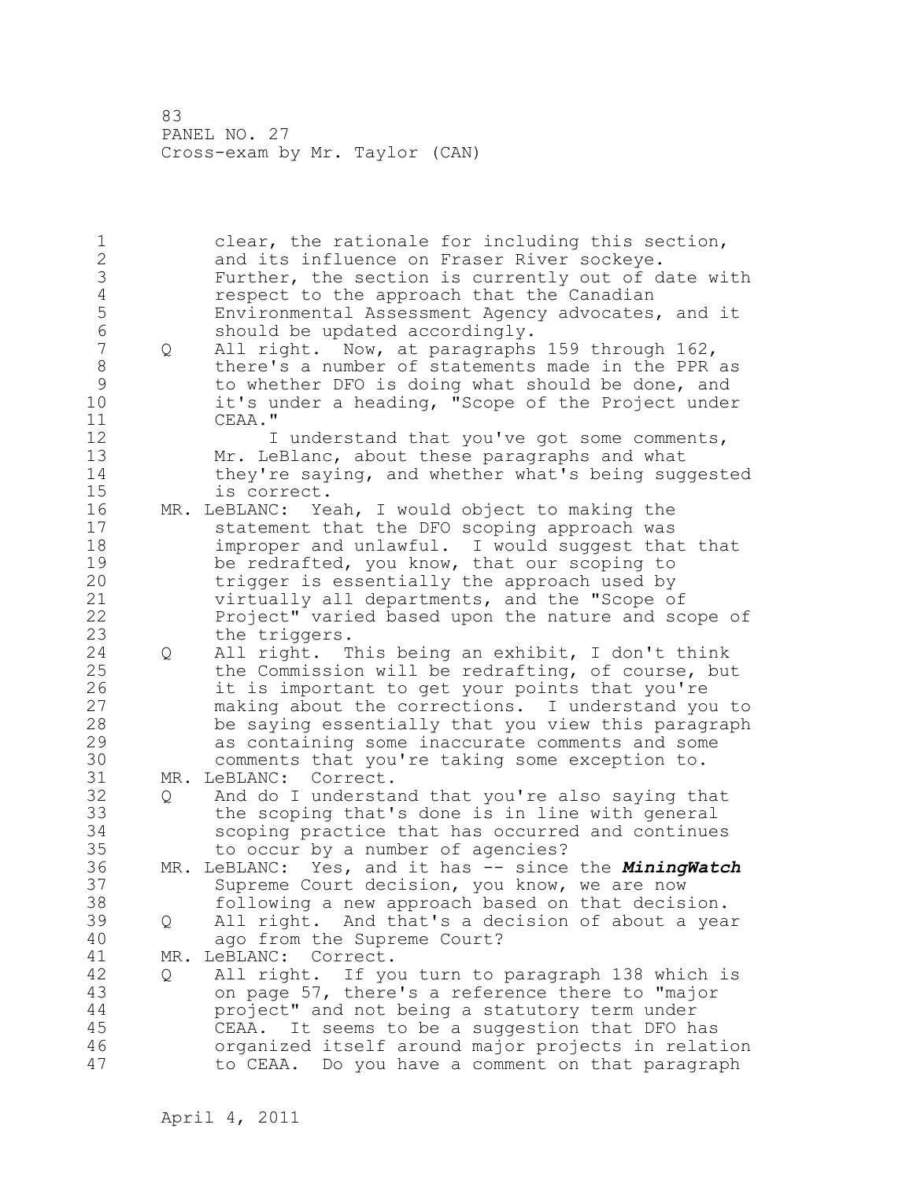clear, the rationale for including this section, and its influence on Fraser River sockeye. Further, the section is currently out of date with respect to the approach that the Canadian Environmental Assessment Agency advocates, and it should be updated accordingly.

Q All right. Now, at paragraphs 159 through 162, there's a number of statements made in the PPR as to whether DFO is doing what should be done, and it's under a heading, "Scope of the Project under CEAA."

I understand that you've got some comments, Mr. LeBlanc, about these paragraphs and what they're saying, and whether what's being suggested is correct.

MR. LeBLANC: Yeah, I would object to making the statement that the DFO scoping approach was improper and unlawful. I would suggest that that be redrafted, you know, that our scoping to trigger is essentially the approach used by virtually all departments, and the "Scope of Project" varied based upon the nature and scope of the triggers.

Q All right. This being an exhibit, I don't think the Commission will be redrafting, of course, but it is important to get your points that you're making about the corrections. I understand you to be saying essentially that you view this paragraph as containing some inaccurate comments and some comments that you're taking some exception to.

MR. LeBLANC: Correct.

Q And do I understand that you're also saying that the scoping that's done is in line with general scoping practice that has occurred and continues to occur by a number of agencies?

MR. LeBLANC: Yes, and it has -- since the ***MiningWatch*** Supreme Court decision, you know, we are now following a new approach based on that decision.

Q All right. And that's a decision of about a year ago from the Supreme Court?

MR. LeBLANC: Correct.

Q All right. If you turn to paragraph 138 which is on page 57, there's a reference there to "major project" and not being a statutory term under CEAA. It seems to be a suggestion that DFO has organized itself around major projects in relation to CEAA. Do you have a comment on that paragraph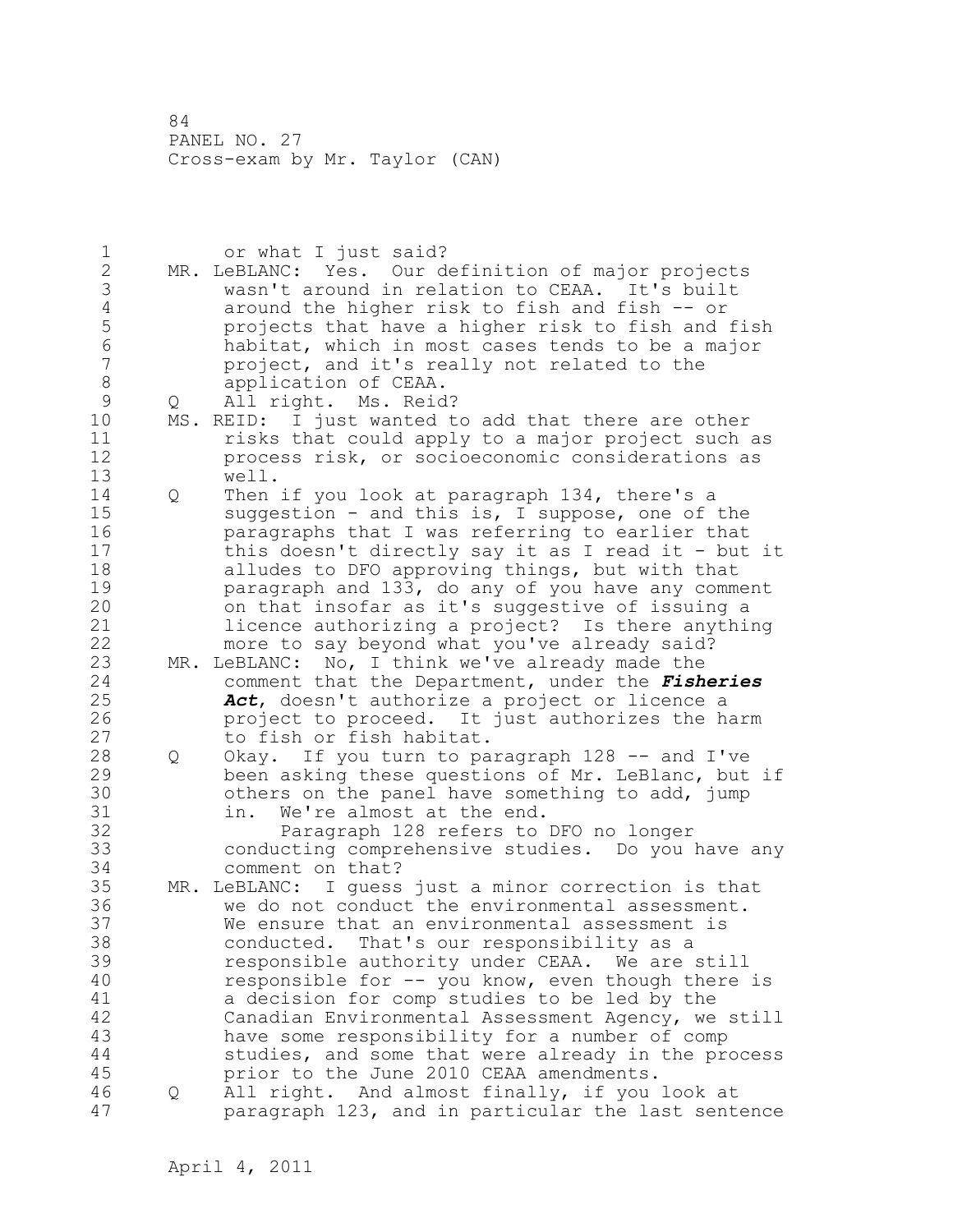or what I just said?

MR. LeBLANC: Yes. Our definition of major projects wasn't around in relation to CEAA. It's built around the higher risk to fish and fish -- or projects that have a higher risk to fish and fish habitat, which in most cases tends to be a major project, and it's really not related to the application of CEAA.

Q All right. Ms. Reid?

MS. REID: I just wanted to add that there are other risks that could apply to a major project such as process risk, or socioeconomic considerations as well.

Q Then if you look at paragraph 134, there's a suggestion - and this is, I suppose, one of the paragraphs that I was referring to earlier that this doesn't directly say it as I read it - but it alludes to DFO approving things, but with that paragraph and 133, do any of you have any comment on that insofar as it's suggestive of issuing a licence authorizing a project? Is there anything more to say beyond what you've already said?

MR. LeBLANC: No, I think we've already made the comment that the Department, under the ***Fisheries Act***, doesn't authorize a project or licence a project to proceed. It just authorizes the harm to fish or fish habitat.

Q Okay. If you turn to paragraph 128 -- and I've been asking these questions of Mr. LeBlanc, but if others on the panel have something to add, jump in. We're almost at the end.

Paragraph 128 refers to DFO no longer conducting comprehensive studies. Do you have any comment on that?

MR. LeBLANC: I guess just a minor correction is that we do not conduct the environmental assessment. We ensure that an environmental assessment is conducted. That's our responsibility as a responsible authority under CEAA. We are still responsible for -- you know, even though there is a decision for comp studies to be led by the Canadian Environmental Assessment Agency, we still have some responsibility for a number of comp studies, and some that were already in the process prior to the June 2010 CEAA amendments.

Q All right. And almost finally, if you look at paragraph 123, and in particular the last sentence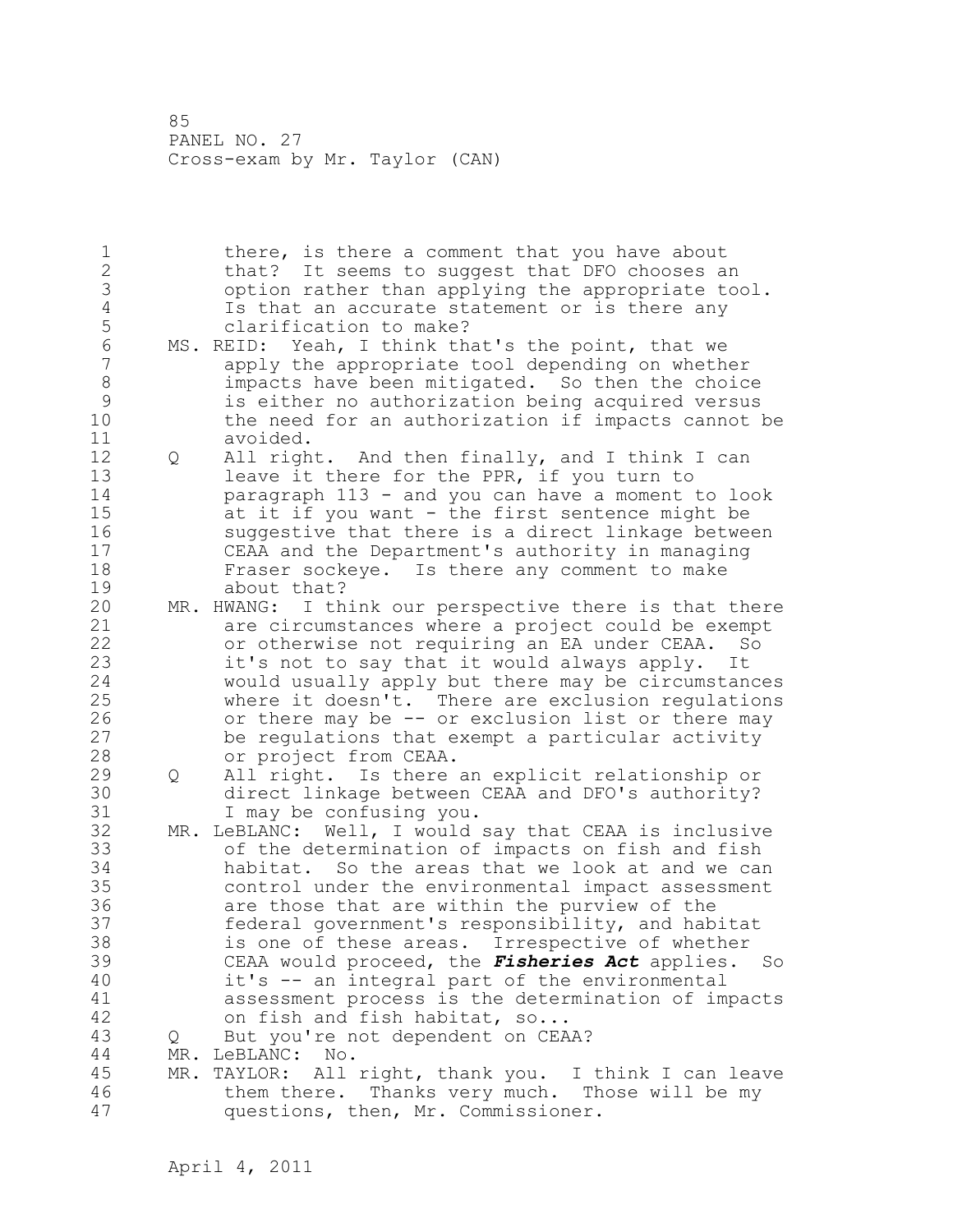there, is there a comment that you have about that? It seems to suggest that DFO chooses an option rather than applying the appropriate tool. Is that an accurate statement or is there any clarification to make?

MS. REID: Yeah, I think that's the point, that we apply the appropriate tool depending on whether impacts have been mitigated. So then the choice is either no authorization being acquired versus the need for an authorization if impacts cannot be avoided.

Q All right. And then finally, and I think I can leave it there for the PPR, if you turn to paragraph 113 - and you can have a moment to look at it if you want - the first sentence might be suggestive that there is a direct linkage between CEAA and the Department's authority in managing Fraser sockeye. Is there any comment to make about that?

MR. HWANG: I think our perspective there is that there are circumstances where a project could be exempt or otherwise not requiring an EA under CEAA. So it's not to say that it would always apply. It would usually apply but there may be circumstances where it doesn't. There are exclusion regulations or there may be -- or exclusion list or there may be regulations that exempt a particular activity or project from CEAA.

Q All right. Is there an explicit relationship or direct linkage between CEAA and DFO's authority? I may be confusing you.

MR. LeBLANC: Well, I would say that CEAA is inclusive of the determination of impacts on fish and fish habitat. So the areas that we look at and we can control under the environmental impact assessment are those that are within the purview of the federal government's responsibility, and habitat is one of these areas. Irrespective of whether CEAA would proceed, the ***Fisheries Act*** applies. So it's -- an integral part of the environmental assessment process is the determination of impacts on fish and fish habitat, so...

Q But you're not dependent on CEAA?

MR. LeBLANC: No.

MR. TAYLOR: All right, thank you. I think I can leave them there. Thanks very much. Those will be my questions, then, Mr. Commissioner.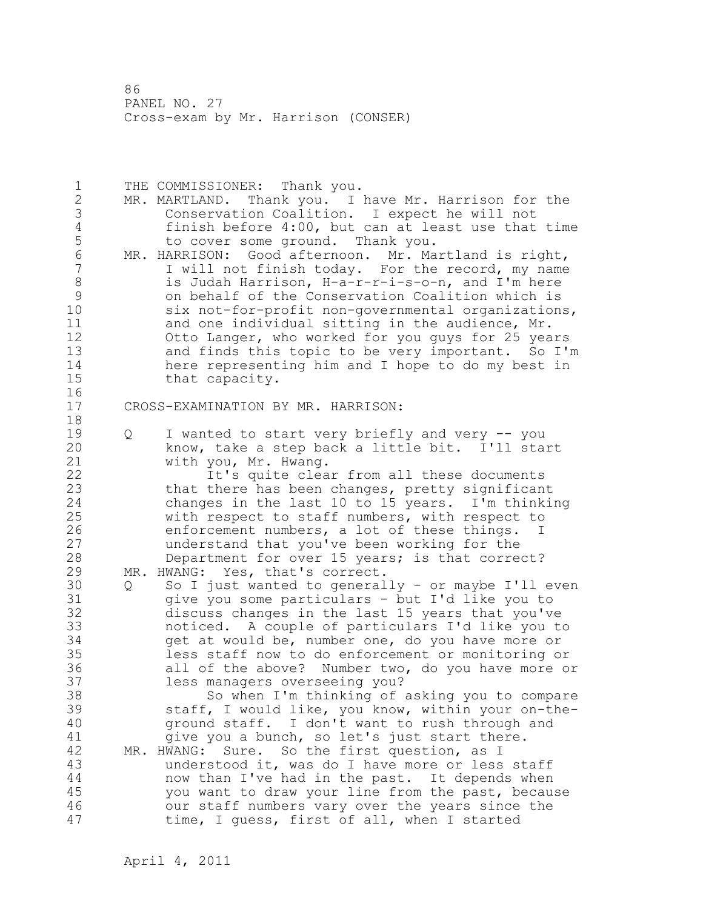THE COMMISSIONER: Thank you.

MR. MARTLAND. Thank you. I have Mr. Harrison for the Conservation Coalition. I expect he will not finish before 4:00, but can at least use that time to cover some ground. Thank you.

MR. HARRISON: Good afternoon. Mr. Martland is right, I will not finish today. For the record, my name is Judah Harrison, H-a-r-r-i-s-o-n, and I'm here on behalf of the Conservation Coalition which is six not-for-profit non-governmental organizations, and one individual sitting in the audience, Mr. Otto Langer, who worked for you guys for 25 years and finds this topic to be very important. So I'm here representing him and I hope to do my best in that capacity.

## CROSS-EXAMINATION BY MR. HARRISON:

Q I wanted to start very briefly and very -- you know, take a step back a little bit. I'll start with you, Mr. Hwang.

It's quite clear from all these documents that there has been changes, pretty significant changes in the last 10 to 15 years. I'm thinking with respect to staff numbers, with respect to enforcement numbers, a lot of these things. I understand that you've been working for the Department for over 15 years; is that correct?

MR. HWANG: Yes, that's correct.

Q So I just wanted to generally - or maybe I'll even give you some particulars - but I'd like you to discuss changes in the last 15 years that you've noticed. A couple of particulars I'd like you to get at would be, number one, do you have more or less staff now to do enforcement or monitoring or all of the above? Number two, do you have more or less managers overseeing you?

So when I'm thinking of asking you to compare staff, I would like, you know, within your on-the-ground staff. I don't want to rush through and give you a bunch, so let's just start there.

MR. HWANG: Sure. So the first question, as I understood it, was do I have more or less staff now than I've had in the past. It depends when you want to draw your line from the past, because our staff numbers vary over the years since the time, I guess, first of all, when I started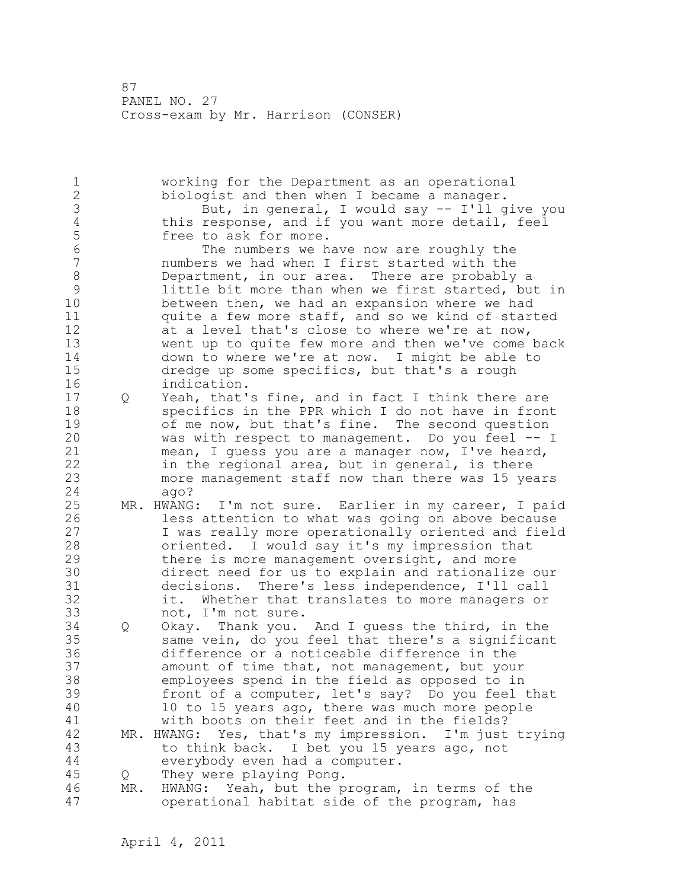working for the Department as an operational biologist and then when I became a manager.

But, in general, I would say -- I'll give you this response, and if you want more detail, feel free to ask for more.

The numbers we have now are roughly the numbers we had when I first started with the Department, in our area. There are probably a little bit more than when we first started, but in between then, we had an expansion where we had quite a few more staff, and so we kind of started at a level that's close to where we're at now, went up to quite few more and then we've come back down to where we're at now. I might be able to dredge up some specifics, but that's a rough indication.

Q Yeah, that's fine, and in fact I think there are specifics in the PPR which I do not have in front of me now, but that's fine. The second question was with respect to management. Do you feel -- I mean, I guess you are a manager now, I've heard, in the regional area, but in general, is there more management staff now than there was 15 years ago?

MR. HWANG: I'm not sure. Earlier in my career, I paid less attention to what was going on above because I was really more operationally oriented and field oriented. I would say it's my impression that there is more management oversight, and more direct need for us to explain and rationalize our decisions. There's less independence, I'll call it. Whether that translates to more managers or not, I'm not sure.

Q Okay. Thank you. And I guess the third, in the same vein, do you feel that there's a significant difference or a noticeable difference in the amount of time that, not management, but your employees spend in the field as opposed to in front of a computer, let's say? Do you feel that 10 to 15 years ago, there was much more people with boots on their feet and in the fields?

MR. HWANG: Yes, that's my impression. I'm just trying to think back. I bet you 15 years ago, not everybody even had a computer.

Q They were playing Pong.

MR. HWANG: Yeah, but the program, in terms of the operational habitat side of the program, has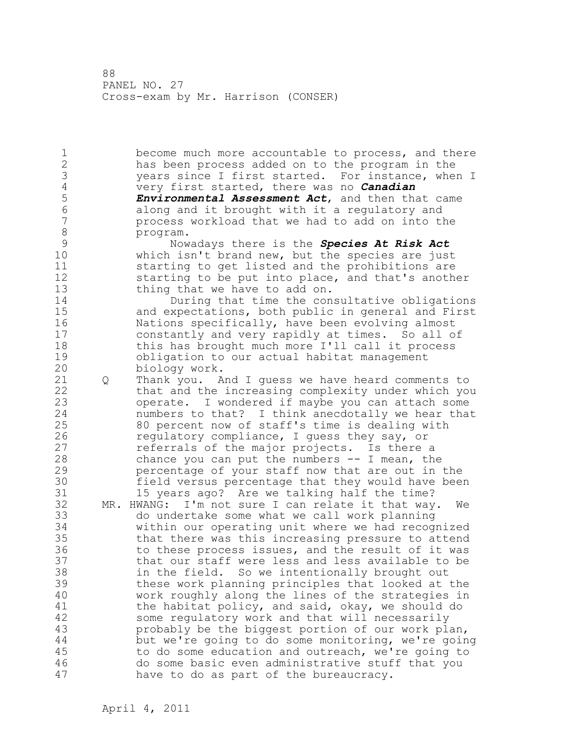become much more accountable to process, and there has been process added on to the program in the years since I first started. For instance, when I very first started, there was no ***Canadian Environmental Assessment Act***, and then that came along and it brought with it a regulatory and process workload that we had to add on into the program.

Nowadays there is the ***Species At Risk Act*** which isn't brand new, but the species are just starting to get listed and the prohibitions are starting to be put into place, and that's another thing that we have to add on.

During that time the consultative obligations and expectations, both public in general and First Nations specifically, have been evolving almost constantly and very rapidly at times. So all of this has brought much more I'll call it process obligation to our actual habitat management biology work.

Q Thank you. And I guess we have heard comments to that and the increasing complexity under which you operate. I wondered if maybe you can attach some numbers to that? I think anecdotally we hear that 80 percent now of staff's time is dealing with regulatory compliance, I guess they say, or referrals of the major projects. Is there a chance you can put the numbers -- I mean, the percentage of your staff now that are out in the field versus percentage that they would have been 15 years ago? Are we talking half the time?

MR. HWANG: I'm not sure I can relate it that way. We do undertake some what we call work planning within our operating unit where we had recognized that there was this increasing pressure to attend to these process issues, and the result of it was that our staff were less and less available to be in the field. So we intentionally brought out these work planning principles that looked at the work roughly along the lines of the strategies in the habitat policy, and said, okay, we should do some regulatory work and that will necessarily probably be the biggest portion of our work plan, but we're going to do some monitoring, we're going to do some education and outreach, we're going to do some basic even administrative stuff that you have to do as part of the bureaucracy.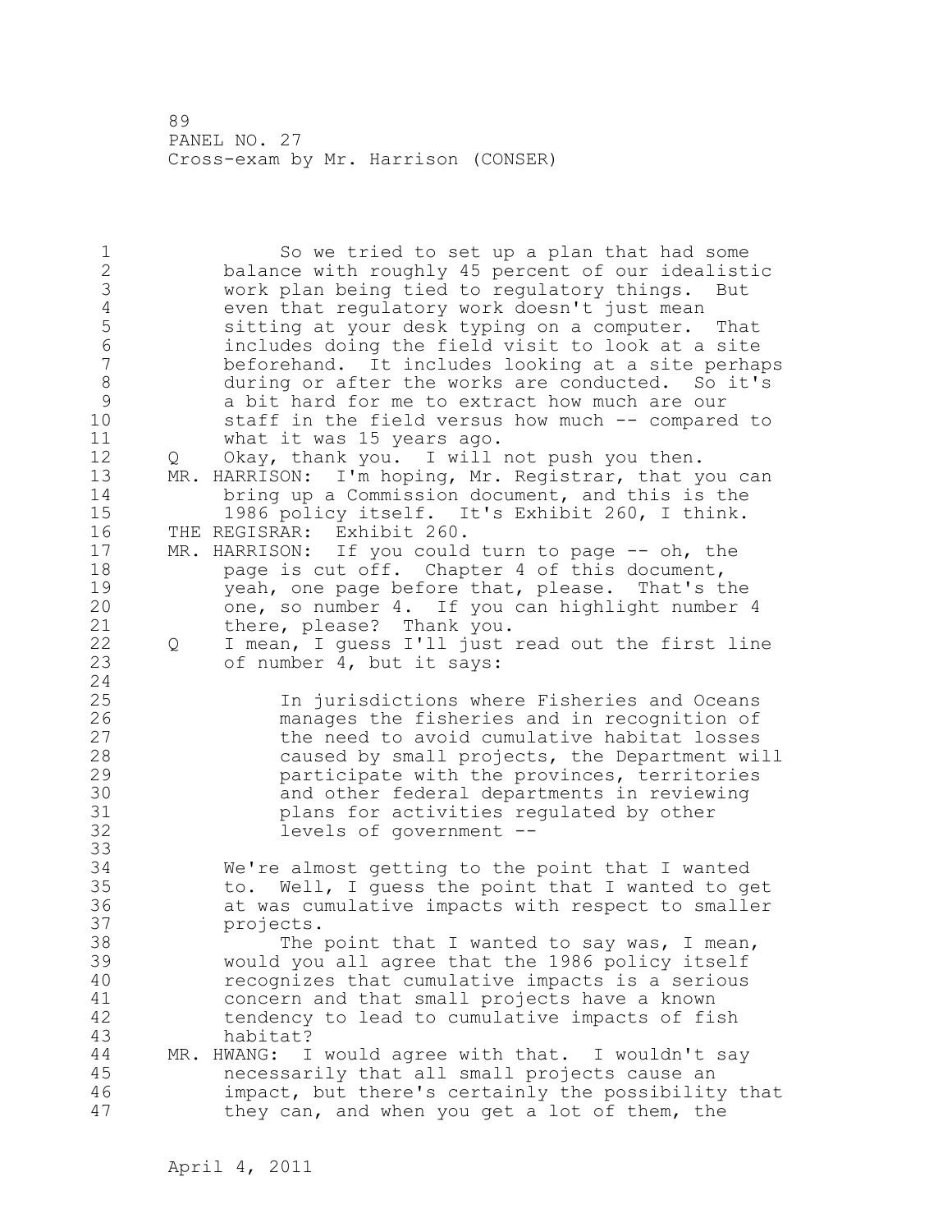So we tried to set up a plan that had some balance with roughly 45 percent of our idealistic work plan being tied to regulatory things. But even that regulatory work doesn't just mean sitting at your desk typing on a computer. That includes doing the field visit to look at a site beforehand. It includes looking at a site perhaps during or after the works are conducted. So it's a bit hard for me to extract how much are our staff in the field versus how much -- compared to what it was 15 years ago.

Q Okay, thank you. I will not push you then.

MR. HARRISON: I'm hoping, Mr. Registrar, that you can bring up a Commission document, and this is the 1986 policy itself. It's Exhibit 260, I think.

THE REGISRAR: Exhibit 260.

MR. HARRISON: If you could turn to page -- oh, the page is cut off. Chapter 4 of this document, yeah, one page before that, please. That's the one, so number 4. If you can highlight number 4 there, please? Thank you.

Q I mean, I guess I'll just read out the first line of number 4, but it says:

> In jurisdictions where Fisheries and Oceans manages the fisheries and in recognition of the need to avoid cumulative habitat losses caused by small projects, the Department will participate with the provinces, territories and other federal departments in reviewing plans for activities regulated by other levels of government --

We're almost getting to the point that I wanted to. Well, I guess the point that I wanted to get at was cumulative impacts with respect to smaller projects.

The point that I wanted to say was, I mean, would you all agree that the 1986 policy itself recognizes that cumulative impacts is a serious concern and that small projects have a known tendency to lead to cumulative impacts of fish habitat?

MR. HWANG: I would agree with that. I wouldn't say necessarily that all small projects cause an impact, but there's certainly the possibility that they can, and when you get a lot of them, the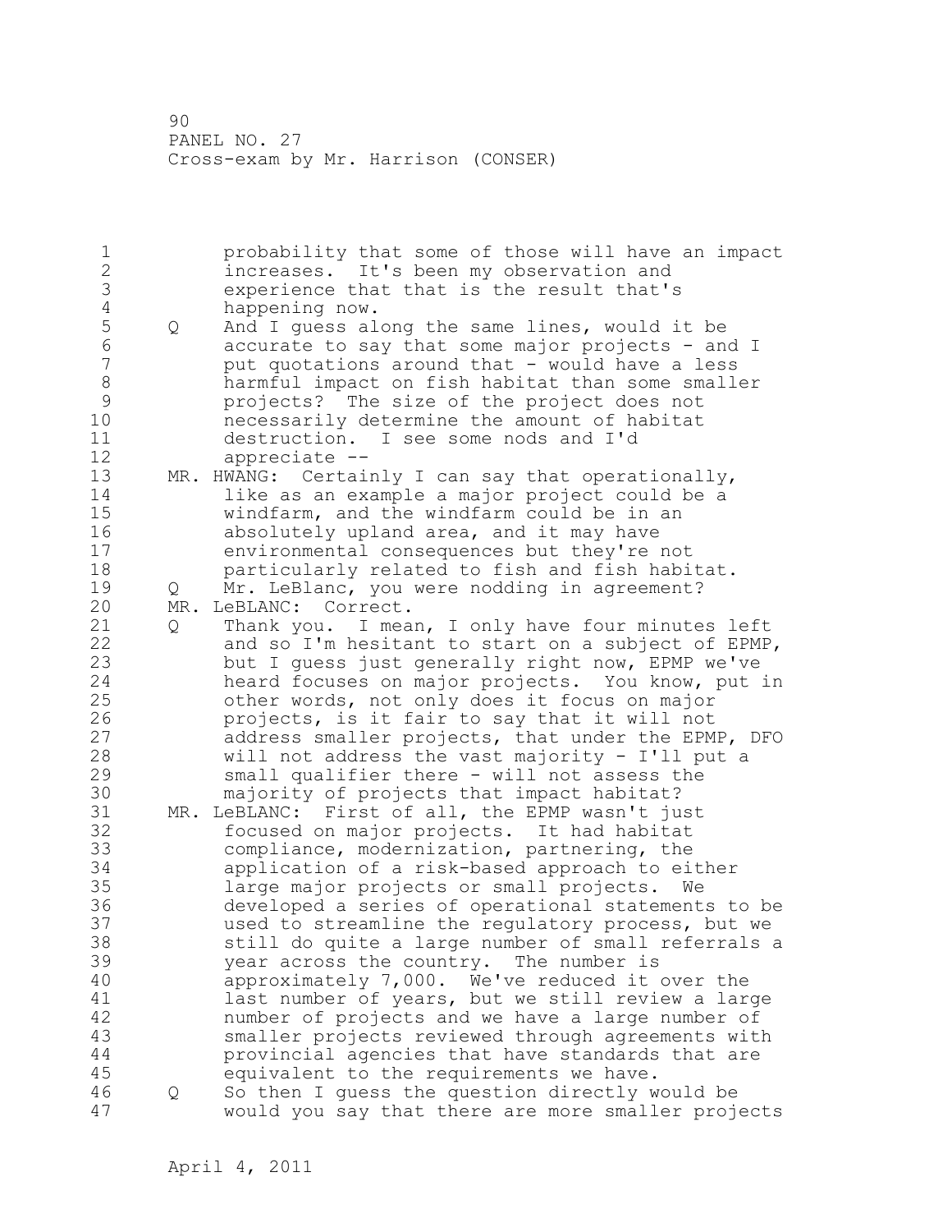probability that some of those will have an impact increases. It's been my observation and experience that that is the result that's happening now.

Q And I guess along the same lines, would it be accurate to say that some major projects - and I put quotations around that - would have a less harmful impact on fish habitat than some smaller projects? The size of the project does not necessarily determine the amount of habitat destruction. I see some nods and I'd appreciate --

MR. HWANG: Certainly I can say that operationally, like as an example a major project could be a windfarm, and the windfarm could be in an absolutely upland area, and it may have environmental consequences but they're not particularly related to fish and fish habitat.

Q Mr. LeBlanc, you were nodding in agreement?

MR. LeBLANC: Correct.

Q Thank you. I mean, I only have four minutes left and so I'm hesitant to start on a subject of EPMP, but I guess just generally right now, EPMP we've heard focuses on major projects. You know, put in other words, not only does it focus on major projects, is it fair to say that it will not address smaller projects, that under the EPMP, DFO will not address the vast majority - I'll put a small qualifier there - will not assess the majority of projects that impact habitat?

MR. LeBLANC: First of all, the EPMP wasn't just focused on major projects. It had habitat compliance, modernization, partnering, the application of a risk-based approach to either large major projects or small projects. We developed a series of operational statements to be used to streamline the regulatory process, but we still do quite a large number of small referrals a year across the country. The number is approximately 7,000. We've reduced it over the last number of years, but we still review a large number of projects and we have a large number of smaller projects reviewed through agreements with provincial agencies that have standards that are equivalent to the requirements we have.

Q So then I guess the question directly would be would you say that there are more smaller projects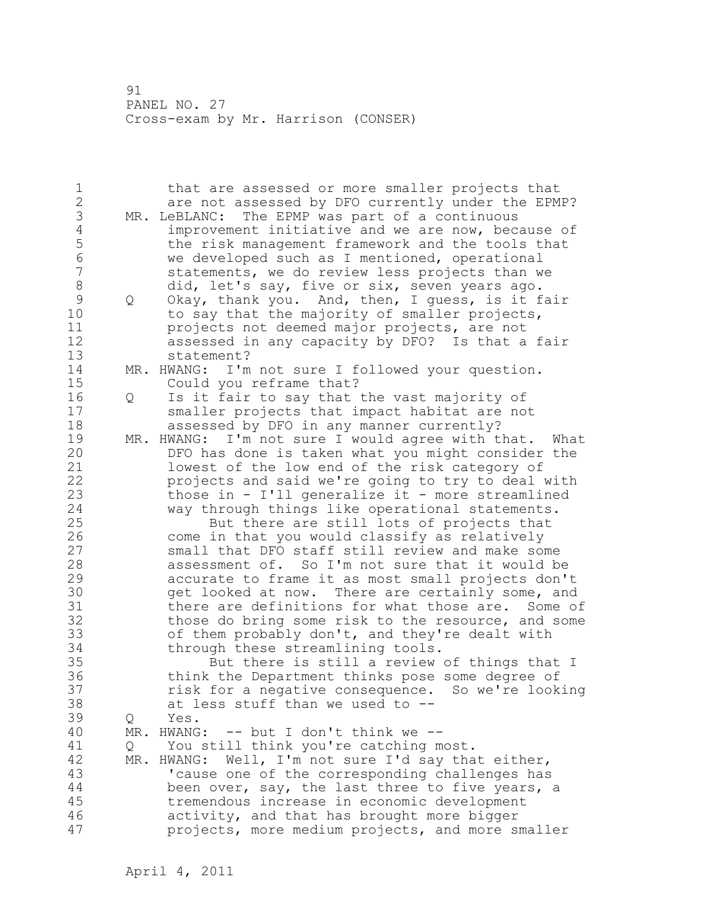that are assessed or more smaller projects that are not assessed by DFO currently under the EPMP?

MR. LeBLANC: The EPMP was part of a continuous improvement initiative and we are now, because of the risk management framework and the tools that we developed such as I mentioned, operational statements, we do review less projects than we did, let's say, five or six, seven years ago.

Q Okay, thank you. And, then, I guess, is it fair to say that the majority of smaller projects, projects not deemed major projects, are not assessed in any capacity by DFO? Is that a fair statement?

MR. HWANG: I'm not sure I followed your question. Could you reframe that?

Q Is it fair to say that the vast majority of smaller projects that impact habitat are not assessed by DFO in any manner currently?

MR. HWANG: I'm not sure I would agree with that. What DFO has done is taken what you might consider the lowest of the low end of the risk category of projects and said we're going to try to deal with those in - I'll generalize it - more streamlined way through things like operational statements.

But there are still lots of projects that come in that you would classify as relatively small that DFO staff still review and make some assessment of. So I'm not sure that it would be accurate to frame it as most small projects don't get looked at now. There are certainly some, and there are definitions for what those are. Some of those do bring some risk to the resource, and some of them probably don't, and they're dealt with through these streamlining tools.

But there is still a review of things that I think the Department thinks pose some degree of risk for a negative consequence. So we're looking at less stuff than we used to --

Q Yes.

MR. HWANG: -- but I don't think we --

Q You still think you're catching most.

MR. HWANG: Well, I'm not sure I'd say that either, 'cause one of the corresponding challenges has been over, say, the last three to five years, a tremendous increase in economic development activity, and that has brought more bigger projects, more medium projects, and more smaller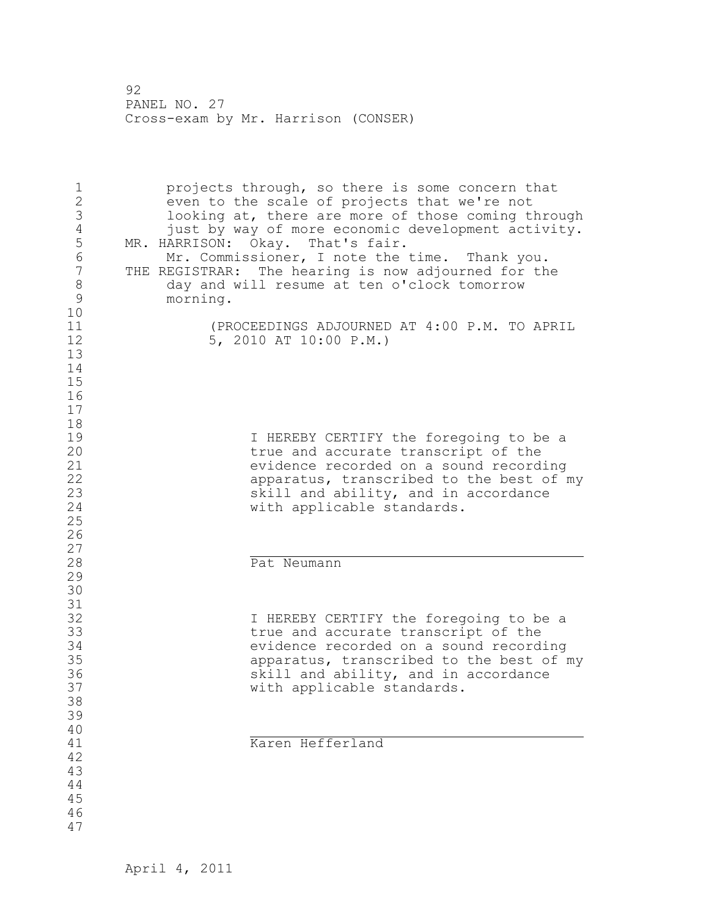projects through, so there is some concern that even to the scale of projects that we're not looking at, there are more of those coming through just by way of more economic development activity.

MR. HARRISON: Okay. That's fair.

Mr. Commissioner, I note the time. Thank you.

THE REGISTRAR: The hearing is now adjourned for the day and will resume at ten o'clock tomorrow morning.

(PROCEEDINGS ADJOURNED AT 4:00 P.M. TO APRIL 5, 2010 AT 10:00 P.M.)

I HEREBY CERTIFY the foregoing to be a true and accurate transcript of the evidence recorded on a sound recording apparatus, transcribed to the best of my skill and ability, and in accordance with applicable standards.

Pat Neumann

I HEREBY CERTIFY the foregoing to be a true and accurate transcript of the evidence recorded on a sound recording apparatus, transcribed to the best of my skill and ability, and in accordance with applicable standards.

Karen Hefferland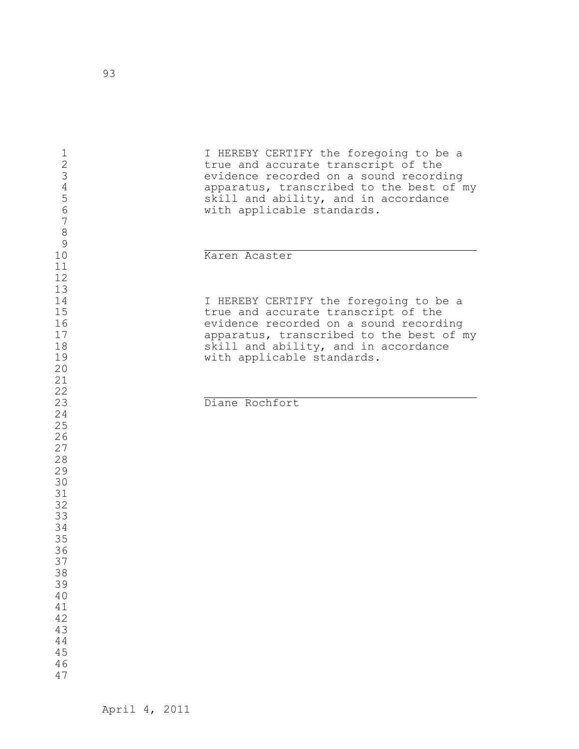I HEREBY CERTIFY the foregoing to be a true and accurate transcript of the evidence recorded on a sound recording apparatus, transcribed to the best of my skill and ability, and in accordance with applicable standards.

\_\_\_\_\_\_\_\_\_\_\_\_\_\_\_\_\_\_\_\_\_\_\_\_\_\_\_\_\_\_\_\_\_\_\_\_\_\_\_\_

Karen Acaster

I HEREBY CERTIFY the foregoing to be a true and accurate transcript of the evidence recorded on a sound recording apparatus, transcribed to the best of my skill and ability, and in accordance with applicable standards.

\_\_\_\_\_\_\_\_\_\_\_\_\_\_\_\_\_\_\_\_\_\_\_\_\_\_\_\_\_\_\_\_\_\_\_\_\_\_\_\_

Diane Rochfort